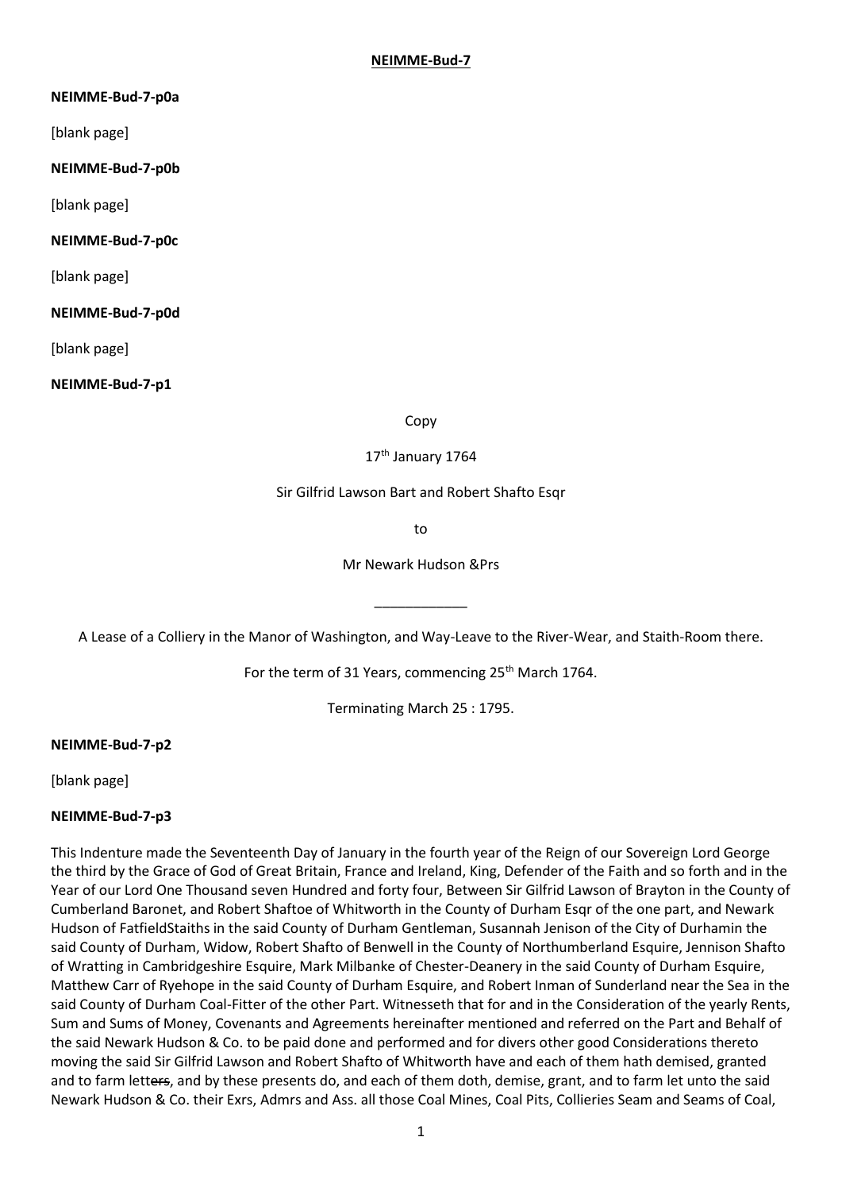**NEIMME-Bud-7**

**NEIMME-Bud-7-p0a**

[blank page]

**NEIMME-Bud-7-p0b**

[blank page]

**NEIMME-Bud-7-p0c**

[blank page]

**NEIMME-Bud-7-p0d**

[blank page]

**NEIMME-Bud-7-p1**

Copy

17th January 1764

Sir Gilfrid Lawson Bart and Robert Shafto Esqr

to

Mr Newark Hudson &Prs

____________

A Lease of a Colliery in the Manor of Washington, and Way-Leave to the River-Wear, and Staith-Room there.

For the term of 31 Years, commencing 25th March 1764.

Terminating March 25 : 1795.

**NEIMME-Bud-7-p2**

[blank page]

**NEIMME-Bud-7-p3**

This Indenture made the Seventeenth Day of January in the fourth year of the Reign of our Sovereign Lord George the third by the Grace of God of Great Britain, France and Ireland, King, Defender of the Faith and so forth and in the Year of our Lord One Thousand seven Hundred and forty four, Between Sir Gilfrid Lawson of Brayton in the County of Cumberland Baronet, and Robert Shaftoe of Whitworth in the County of Durham Esqr of the one part, and Newark Hudson of FatfieldStaiths in the said County of Durham Gentleman, Susannah Jenison of the City of Durhamin the said County of Durham, Widow, Robert Shafto of Benwell in the County of Northumberland Esquire, Jennison Shafto of Wratting in Cambridgeshire Esquire, Mark Milbanke of Chester-Deanery in the said County of Durham Esquire, Matthew Carr of Ryehope in the said County of Durham Esquire, and Robert Inman of Sunderland near the Sea in the said County of Durham Coal-Fitter of the other Part. Witnesseth that for and in the Consideration of the yearly Rents, Sum and Sums of Money, Covenants and Agreements hereinafter mentioned and referred on the Part and Behalf of the said Newark Hudson & Co. to be paid done and performed and for divers other good Considerations thereto moving the said Sir Gilfrid Lawson and Robert Shafto of Whitworth have and each of them hath demised, granted and to farm let~~ters~~, and by these presents do, and each of them doth, demise, grant, and to farm let unto the said Newark Hudson & Co. their Exrs, Admrs and Ass. all those Coal Mines, Coal Pits, Collieries Seam and Seams of Coal,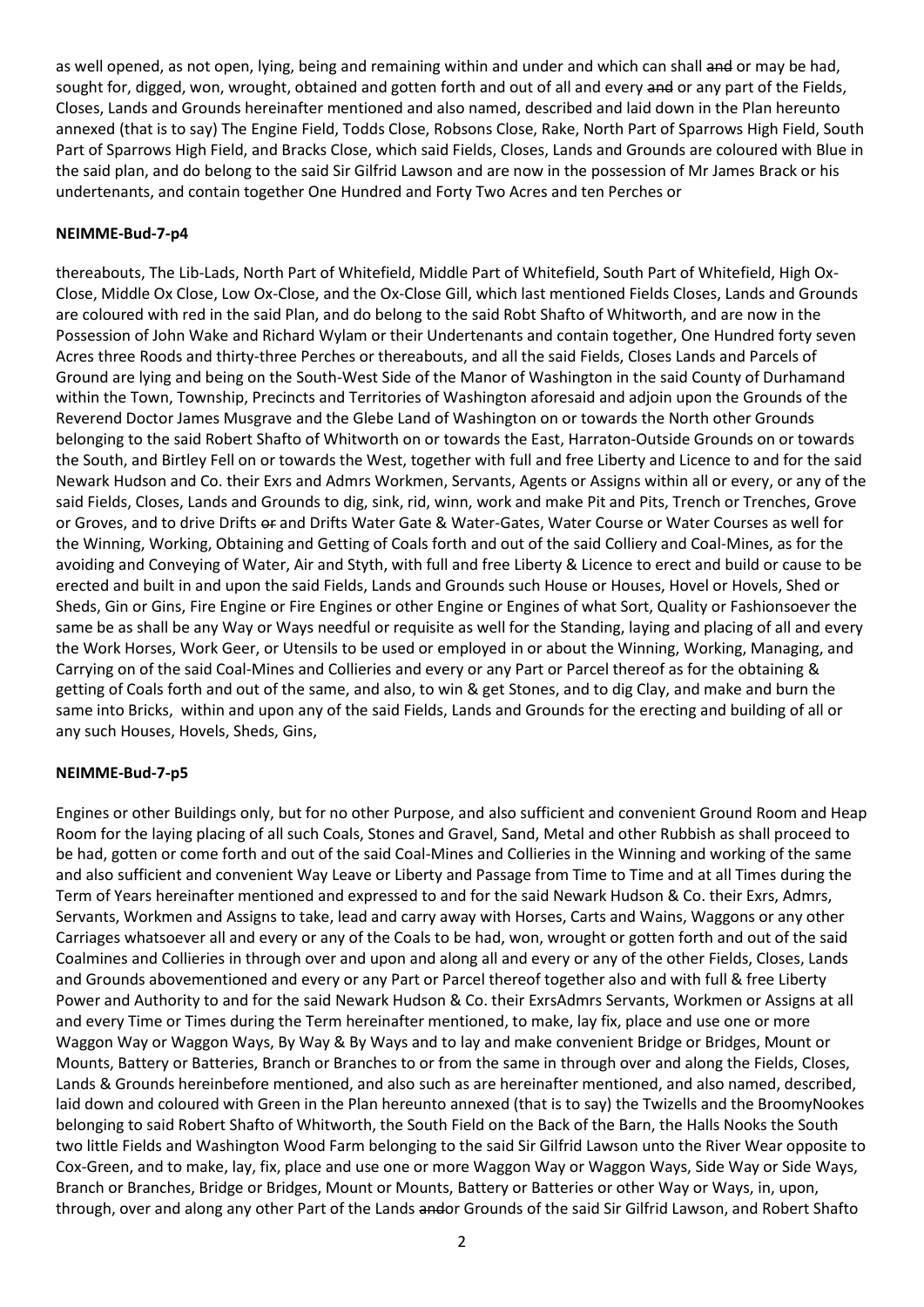as well opened, as not open, lying, being and remaining within and under and which can shall ~~and~~ or may be had, sought for, digged, won, wrought, obtained and gotten forth and out of all and every ~~and~~ or any part of the Fields, Closes, Lands and Grounds hereinafter mentioned and also named, described and laid down in the Plan hereunto annexed (that is to say) The Engine Field, Todds Close, Robsons Close, Rake, North Part of Sparrows High Field, South Part of Sparrows High Field, and Bracks Close, which said Fields, Closes, Lands and Grounds are coloured with Blue in the said plan, and do belong to the said Sir Gilfrid Lawson and are now in the possession of Mr James Brack or his undertenants, and contain together One Hundred and Forty Two Acres and ten Perches or

**NEIMME-Bud-7-p4**

thereabouts, The Lib-Lads, North Part of Whitefield, Middle Part of Whitefield, South Part of Whitefield, High Ox-Close, Middle Ox Close, Low Ox-Close, and the Ox-Close Gill, which last mentioned Fields Closes, Lands and Grounds are coloured with red in the said Plan, and do belong to the said Robt Shafto of Whitworth, and are now in the Possession of John Wake and Richard Wylam or their Undertenants and contain together, One Hundred forty seven Acres three Roods and thirty-three Perches or thereabouts, and all the said Fields, Closes Lands and Parcels of Ground are lying and being on the South-West Side of the Manor of Washington in the said County of Durhamand within the Town, Township, Precincts and Territories of Washington aforesaid and adjoin upon the Grounds of the Reverend Doctor James Musgrave and the Glebe Land of Washington on or towards the North other Grounds belonging to the said Robert Shafto of Whitworth on or towards the East, Harraton-Outside Grounds on or towards the South, and Birtley Fell on or towards the West, together with full and free Liberty and Licence to and for the said Newark Hudson and Co. their Exrs and Admrs Workmen, Servants, Agents or Assigns within all or every, or any of the said Fields, Closes, Lands and Grounds to dig, sink, rid, winn, work and make Pit and Pits, Trench or Trenches, Grove or Groves, and to drive Drifts ~~or~~ and Drifts Water Gate & Water-Gates, Water Course or Water Courses as well for the Winning, Working, Obtaining and Getting of Coals forth and out of the said Colliery and Coal-Mines, as for the avoiding and Conveying of Water, Air and Styth, with full and free Liberty & Licence to erect and build or cause to be erected and built in and upon the said Fields, Lands and Grounds such House or Houses, Hovel or Hovels, Shed or Sheds, Gin or Gins, Fire Engine or Fire Engines or other Engine or Engines of what Sort, Quality or Fashionsoever the same be as shall be any Way or Ways needful or requisite as well for the Standing, laying and placing of all and every the Work Horses, Work Geer, or Utensils to be used or employed in or about the Winning, Working, Managing, and Carrying on of the said Coal-Mines and Collieries and every or any Part or Parcel thereof as for the obtaining & getting of Coals forth and out of the same, and also, to win & get Stones, and to dig Clay, and make and burn the same into Bricks, within and upon any of the said Fields, Lands and Grounds for the erecting and building of all or any such Houses, Hovels, Sheds, Gins,

**NEIMME-Bud-7-p5**

Engines or other Buildings only, but for no other Purpose, and also sufficient and convenient Ground Room and Heap Room for the laying placing of all such Coals, Stones and Gravel, Sand, Metal and other Rubbish as shall proceed to be had, gotten or come forth and out of the said Coal-Mines and Collieries in the Winning and working of the same and also sufficient and convenient Way Leave or Liberty and Passage from Time to Time and at all Times during the Term of Years hereinafter mentioned and expressed to and for the said Newark Hudson & Co. their Exrs, Admrs, Servants, Workmen and Assigns to take, lead and carry away with Horses, Carts and Wains, Waggons or any other Carriages whatsoever all and every or any of the Coals to be had, won, wrought or gotten forth and out of the said Coalmines and Collieries in through over and upon and along all and every or any of the other Fields, Closes, Lands and Grounds abovementioned and every or any Part or Parcel thereof together also and with full & free Liberty Power and Authority to and for the said Newark Hudson & Co. their ExrsAdmrs Servants, Workmen or Assigns at all and every Time or Times during the Term hereinafter mentioned, to make, lay fix, place and use one or more Waggon Way or Waggon Ways, By Way & By Ways and to lay and make convenient Bridge or Bridges, Mount or Mounts, Battery or Batteries, Branch or Branches to or from the same in through over and along the Fields, Closes, Lands & Grounds hereinbefore mentioned, and also such as are hereinafter mentioned, and also named, described, laid down and coloured with Green in the Plan hereunto annexed (that is to say) the Twizells and the BroomyNookes belonging to said Robert Shafto of Whitworth, the South Field on the Back of the Barn, the Halls Nooks the South two little Fields and Washington Wood Farm belonging to the said Sir Gilfrid Lawson unto the River Wear opposite to Cox-Green, and to make, lay, fix, place and use one or more Waggon Way or Waggon Ways, Side Way or Side Ways, Branch or Branches, Bridge or Bridges, Mount or Mounts, Battery or Batteries or other Way or Ways, in, upon, through, over and along any other Part of the Lands ~~and~~or Grounds of the said Sir Gilfrid Lawson, and Robert Shafto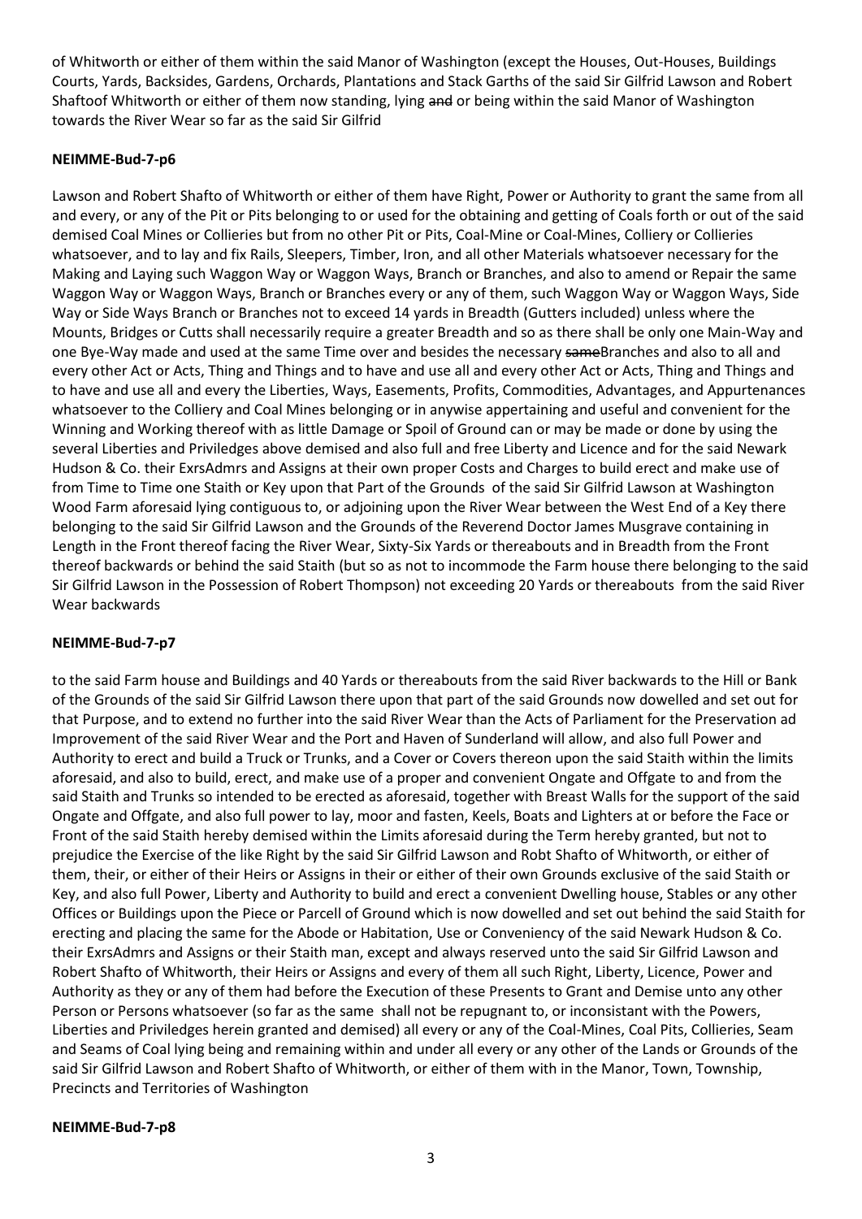of Whitworth or either of them within the said Manor of Washington (except the Houses, Out-Houses, Buildings Courts, Yards, Backsides, Gardens, Orchards, Plantations and Stack Garths of the said Sir Gilfrid Lawson and Robert Shaftoof Whitworth or either of them now standing, lying ~~and~~ or being within the said Manor of Washington towards the River Wear so far as the said Sir Gilfrid

**NEIMME-Bud-7-p6**

Lawson and Robert Shafto of Whitworth or either of them have Right, Power or Authority to grant the same from all and every, or any of the Pit or Pits belonging to or used for the obtaining and getting of Coals forth or out of the said demised Coal Mines or Collieries but from no other Pit or Pits, Coal-Mine or Coal-Mines, Colliery or Collieries whatsoever, and to lay and fix Rails, Sleepers, Timber, Iron, and all other Materials whatsoever necessary for the Making and Laying such Waggon Way or Waggon Ways, Branch or Branches, and also to amend or Repair the same Waggon Way or Waggon Ways, Branch or Branches every or any of them, such Waggon Way or Waggon Ways, Side Way or Side Ways Branch or Branches not to exceed 14 yards in Breadth (Gutters included) unless where the Mounts, Bridges or Cutts shall necessarily require a greater Breadth and so as there shall be only one Main-Way and one Bye-Way made and used at the same Time over and besides the necessary ~~same~~Branches and also to all and every other Act or Acts, Thing and Things and to have and use all and every other Act or Acts, Thing and Things and to have and use all and every the Liberties, Ways, Easements, Profits, Commodities, Advantages, and Appurtenances whatsoever to the Colliery and Coal Mines belonging or in anywise appertaining and useful and convenient for the Winning and Working thereof with as little Damage or Spoil of Ground can or may be made or done by using the several Liberties and Priviledges above demised and also full and free Liberty and Licence and for the said Newark Hudson & Co. their ExrsAdmrs and Assigns at their own proper Costs and Charges to build erect and make use of from Time to Time one Staith or Key upon that Part of the Grounds of the said Sir Gilfrid Lawson at Washington Wood Farm aforesaid lying contiguous to, or adjoining upon the River Wear between the West End of a Key there belonging to the said Sir Gilfrid Lawson and the Grounds of the Reverend Doctor James Musgrave containing in Length in the Front thereof facing the River Wear, Sixty-Six Yards or thereabouts and in Breadth from the Front thereof backwards or behind the said Staith (but so as not to incommode the Farm house there belonging to the said Sir Gilfrid Lawson in the Possession of Robert Thompson) not exceeding 20 Yards or thereabouts from the said River Wear backwards

**NEIMME-Bud-7-p7**

to the said Farm house and Buildings and 40 Yards or thereabouts from the said River backwards to the Hill or Bank of the Grounds of the said Sir Gilfrid Lawson there upon that part of the said Grounds now dowelled and set out for that Purpose, and to extend no further into the said River Wear than the Acts of Parliament for the Preservation ad Improvement of the said River Wear and the Port and Haven of Sunderland will allow, and also full Power and Authority to erect and build a Truck or Trunks, and a Cover or Covers thereon upon the said Staith within the limits aforesaid, and also to build, erect, and make use of a proper and convenient Ongate and Offgate to and from the said Staith and Trunks so intended to be erected as aforesaid, together with Breast Walls for the support of the said Ongate and Offgate, and also full power to lay, moor and fasten, Keels, Boats and Lighters at or before the Face or Front of the said Staith hereby demised within the Limits aforesaid during the Term hereby granted, but not to prejudice the Exercise of the like Right by the said Sir Gilfrid Lawson and Robt Shafto of Whitworth, or either of them, their, or either of their Heirs or Assigns in their or either of their own Grounds exclusive of the said Staith or Key, and also full Power, Liberty and Authority to build and erect a convenient Dwelling house, Stables or any other Offices or Buildings upon the Piece or Parcell of Ground which is now dowelled and set out behind the said Staith for erecting and placing the same for the Abode or Habitation, Use or Conveniency of the said Newark Hudson & Co. their ExrsAdmrs and Assigns or their Staith man, except and always reserved unto the said Sir Gilfrid Lawson and Robert Shafto of Whitworth, their Heirs or Assigns and every of them all such Right, Liberty, Licence, Power and Authority as they or any of them had before the Execution of these Presents to Grant and Demise unto any other Person or Persons whatsoever (so far as the same shall not be repugnant to, or inconsistant with the Powers, Liberties and Priviledges herein granted and demised) all every or any of the Coal-Mines, Coal Pits, Collieries, Seam and Seams of Coal lying being and remaining within and under all every or any other of the Lands or Grounds of the said Sir Gilfrid Lawson and Robert Shafto of Whitworth, or either of them with in the Manor, Town, Township, Precincts and Territories of Washington

**NEIMME-Bud-7-p8**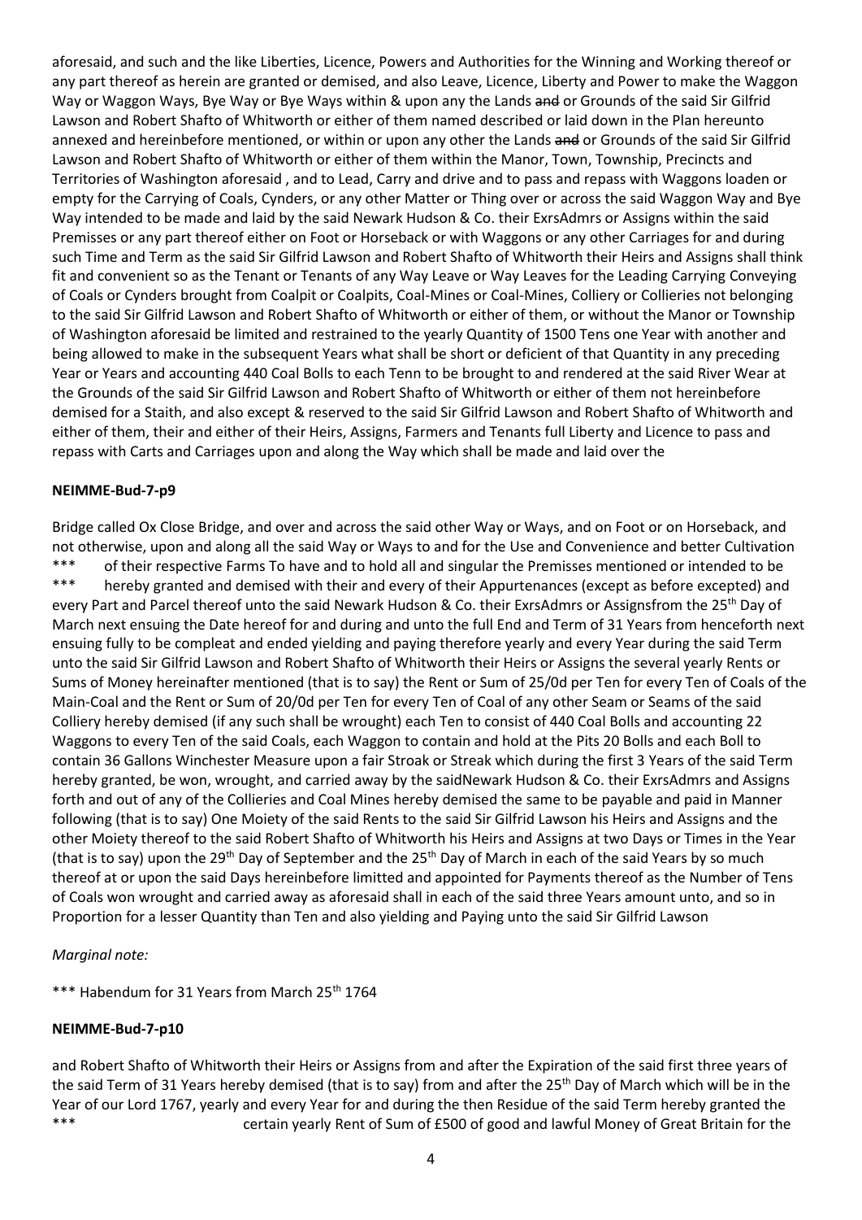aforesaid, and such and the like Liberties, Licence, Powers and Authorities for the Winning and Working thereof or any part thereof as herein are granted or demised, and also Leave, Licence, Liberty and Power to make the Waggon Way or Waggon Ways, Bye Way or Bye Ways within & upon any the Lands ~~and~~ or Grounds of the said Sir Gilfrid Lawson and Robert Shafto of Whitworth or either of them named described or laid down in the Plan hereunto annexed and hereinbefore mentioned, or within or upon any other the Lands ~~and~~ or Grounds of the said Sir Gilfrid Lawson and Robert Shafto of Whitworth or either of them within the Manor, Town, Township, Precincts and Territories of Washington aforesaid , and to Lead, Carry and drive and to pass and repass with Waggons loaden or empty for the Carrying of Coals, Cynders, or any other Matter or Thing over or across the said Waggon Way and Bye Way intended to be made and laid by the said Newark Hudson & Co. their ExrsAdmrs or Assigns within the said Premisses or any part thereof either on Foot or Horseback or with Waggons or any other Carriages for and during such Time and Term as the said Sir Gilfrid Lawson and Robert Shafto of Whitworth their Heirs and Assigns shall think fit and convenient so as the Tenant or Tenants of any Way Leave or Way Leaves for the Leading Carrying Conveying of Coals or Cynders brought from Coalpit or Coalpits, Coal-Mines or Coal-Mines, Colliery or Collieries not belonging to the said Sir Gilfrid Lawson and Robert Shafto of Whitworth or either of them, or without the Manor or Township of Washington aforesaid be limited and restrained to the yearly Quantity of 1500 Tens one Year with another and being allowed to make in the subsequent Years what shall be short or deficient of that Quantity in any preceding Year or Years and accounting 440 Coal Bolls to each Tenn to be brought to and rendered at the said River Wear at the Grounds of the said Sir Gilfrid Lawson and Robert Shafto of Whitworth or either of them not hereinbefore demised for a Staith, and also except & reserved to the said Sir Gilfrid Lawson and Robert Shafto of Whitworth and either of them, their and either of their Heirs, Assigns, Farmers and Tenants full Liberty and Licence to pass and repass with Carts and Carriages upon and along the Way which shall be made and laid over the

**NEIMME-Bud-7-p9**

Bridge called Ox Close Bridge, and over and across the said other Way or Ways, and on Foot or on Horseback, and not otherwise, upon and along all the said Way or Ways to and for the Use and Convenience and better Cultivation
*** of their respective Farms To have and to hold all and singular the Premisses mentioned or intended to be
*** hereby granted and demised with their and every of their Appurtenances (except as before excepted) and every Part and Parcel thereof unto the said Newark Hudson & Co. their ExrsAdmrs or Assignsfrom the 25th Day of March next ensuing the Date hereof for and during and unto the full End and Term of 31 Years from henceforth next ensuing fully to be compleat and ended yielding and paying therefore yearly and every Year during the said Term unto the said Sir Gilfrid Lawson and Robert Shafto of Whitworth their Heirs or Assigns the several yearly Rents or Sums of Money hereinafter mentioned (that is to say) the Rent or Sum of 25/0d per Ten for every Ten of Coals of the Main-Coal and the Rent or Sum of 20/0d per Ten for every Ten of Coal of any other Seam or Seams of the said Colliery hereby demised (if any such shall be wrought) each Ten to consist of 440 Coal Bolls and accounting 22 Waggons to every Ten of the said Coals, each Waggon to contain and hold at the Pits 20 Bolls and each Boll to contain 36 Gallons Winchester Measure upon a fair Stroak or Streak which during the first 3 Years of the said Term hereby granted, be won, wrought, and carried away by the saidNewark Hudson & Co. their ExrsAdmrs and Assigns forth and out of any of the Collieries and Coal Mines hereby demised the same to be payable and paid in Manner following (that is to say) One Moiety of the said Rents to the said Sir Gilfrid Lawson his Heirs and Assigns and the other Moiety thereof to the said Robert Shafto of Whitworth his Heirs and Assigns at two Days or Times in the Year (that is to say) upon the 29th Day of September and the 25th Day of March in each of the said Years by so much thereof at or upon the said Days hereinbefore limitted and appointed for Payments thereof as the Number of Tens of Coals won wrought and carried away as aforesaid shall in each of the said three Years amount unto, and so in Proportion for a lesser Quantity than Ten and also yielding and Paying unto the said Sir Gilfrid Lawson

*Marginal note:*

*** Habendum for 31 Years from March 25th 1764

**NEIMME-Bud-7-p10**

and Robert Shafto of Whitworth their Heirs or Assigns from and after the Expiration of the said first three years of the said Term of 31 Years hereby demised (that is to say) from and after the 25th Day of March which will be in the Year of our Lord 1767, yearly and every Year for and during the then Residue of the said Term hereby granted the
*** certain yearly Rent of Sum of £500 of good and lawful Money of Great Britain for the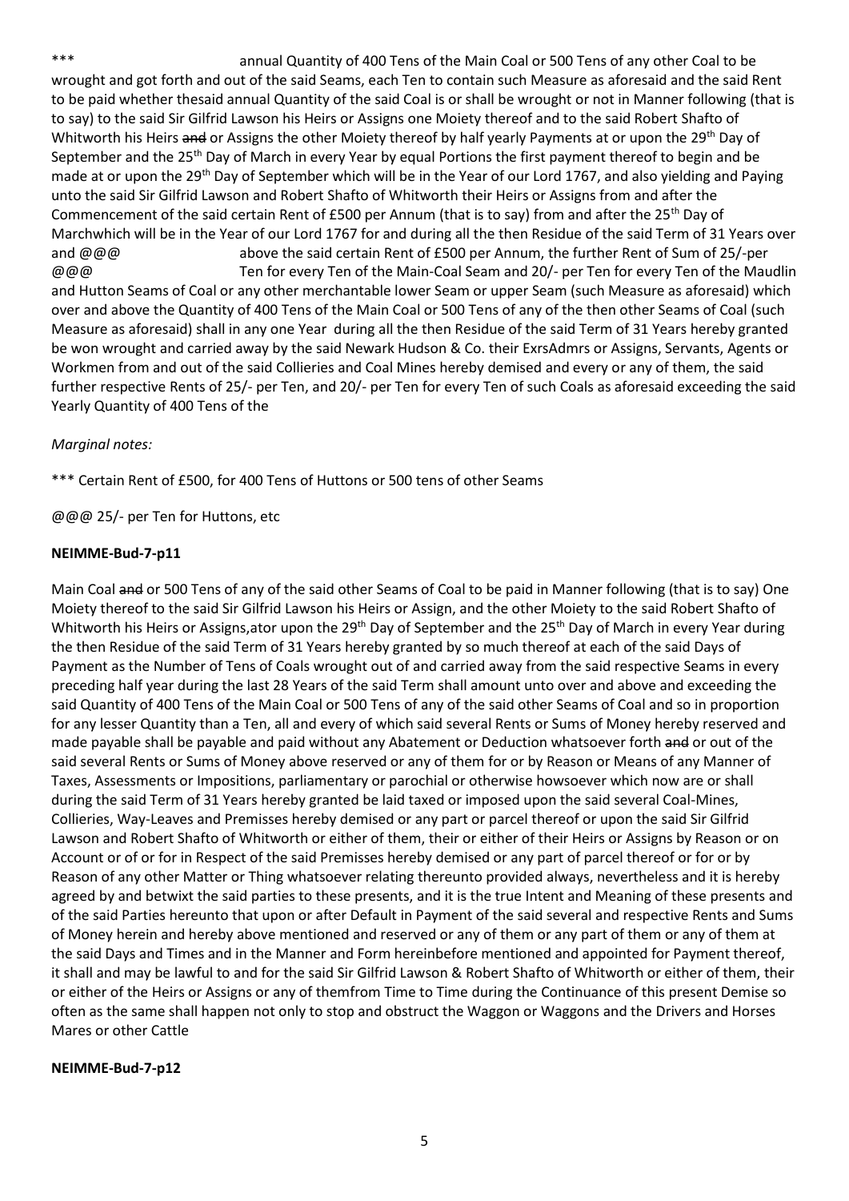\*\*\* annual Quantity of 400 Tens of the Main Coal or 500 Tens of any other Coal to be wrought and got forth and out of the said Seams, each Ten to contain such Measure as aforesaid and the said Rent to be paid whether thesaid annual Quantity of the said Coal is or shall be wrought or not in Manner following (that is to say) to the said Sir Gilfrid Lawson his Heirs or Assigns one Moiety thereof and to the said Robert Shafto of Whitworth his Heirs ~~and~~ or Assigns the other Moiety thereof by half yearly Payments at or upon the 29th Day of September and the 25th Day of March in every Year by equal Portions the first payment thereof to begin and be made at or upon the 29th Day of September which will be in the Year of our Lord 1767, and also yielding and Paying unto the said Sir Gilfrid Lawson and Robert Shafto of Whitworth their Heirs or Assigns from and after the Commencement of the said certain Rent of £500 per Annum (that is to say) from and after the 25th Day of Marchwhich will be in the Year of our Lord 1767 for and during all the then Residue of the said Term of 31 Years over and @@@ above the said certain Rent of £500 per Annum, the further Rent of Sum of 25/-per @@@ Ten for every Ten of the Main-Coal Seam and 20/- per Ten for every Ten of the Maudlin and Hutton Seams of Coal or any other merchantable lower Seam or upper Seam (such Measure as aforesaid) which over and above the Quantity of 400 Tens of the Main Coal or 500 Tens of any of the then other Seams of Coal (such Measure as aforesaid) shall in any one Year during all the then Residue of the said Term of 31 Years hereby granted be won wrought and carried away by the said Newark Hudson & Co. their ExrsAdmrs or Assigns, Servants, Agents or Workmen from and out of the said Collieries and Coal Mines hereby demised and every or any of them, the said further respective Rents of 25/- per Ten, and 20/- per Ten for every Ten of such Coals as aforesaid exceeding the said Yearly Quantity of 400 Tens of the

*Marginal notes:*

\*\*\* Certain Rent of £500, for 400 Tens of Huttons or 500 tens of other Seams

@@@ 25/- per Ten for Huttons, etc

**NEIMME-Bud-7-p11**

Main Coal ~~and~~ or 500 Tens of any of the said other Seams of Coal to be paid in Manner following (that is to say) One Moiety thereof to the said Sir Gilfrid Lawson his Heirs or Assign, and the other Moiety to the said Robert Shafto of Whitworth his Heirs or Assigns,ator upon the 29th Day of September and the 25th Day of March in every Year during the then Residue of the said Term of 31 Years hereby granted by so much thereof at each of the said Days of Payment as the Number of Tens of Coals wrought out of and carried away from the said respective Seams in every preceding half year during the last 28 Years of the said Term shall amount unto over and above and exceeding the said Quantity of 400 Tens of the Main Coal or 500 Tens of any of the said other Seams of Coal and so in proportion for any lesser Quantity than a Ten, all and every of which said several Rents or Sums of Money hereby reserved and made payable shall be payable and paid without any Abatement or Deduction whatsoever forth ~~and~~ or out of the said several Rents or Sums of Money above reserved or any of them for or by Reason or Means of any Manner of Taxes, Assessments or Impositions, parliamentary or parochial or otherwise howsoever which now are or shall during the said Term of 31 Years hereby granted be laid taxed or imposed upon the said several Coal-Mines, Collieries, Way-Leaves and Premisses hereby demised or any part or parcel thereof or upon the said Sir Gilfrid Lawson and Robert Shafto of Whitworth or either of them, their or either of their Heirs or Assigns by Reason or on Account or of or for in Respect of the said Premisses hereby demised or any part of parcel thereof or for or by Reason of any other Matter or Thing whatsoever relating thereunto provided always, nevertheless and it is hereby agreed by and betwixt the said parties to these presents, and it is the true Intent and Meaning of these presents and of the said Parties hereunto that upon or after Default in Payment of the said several and respective Rents and Sums of Money herein and hereby above mentioned and reserved or any of them or any part of them or any of them at the said Days and Times and in the Manner and Form hereinbefore mentioned and appointed for Payment thereof, it shall and may be lawful to and for the said Sir Gilfrid Lawson & Robert Shafto of Whitworth or either of them, their or either of the Heirs or Assigns or any of themfrom Time to Time during the Continuance of this present Demise so often as the same shall happen not only to stop and obstruct the Waggon or Waggons and the Drivers and Horses Mares or other Cattle

**NEIMME-Bud-7-p12**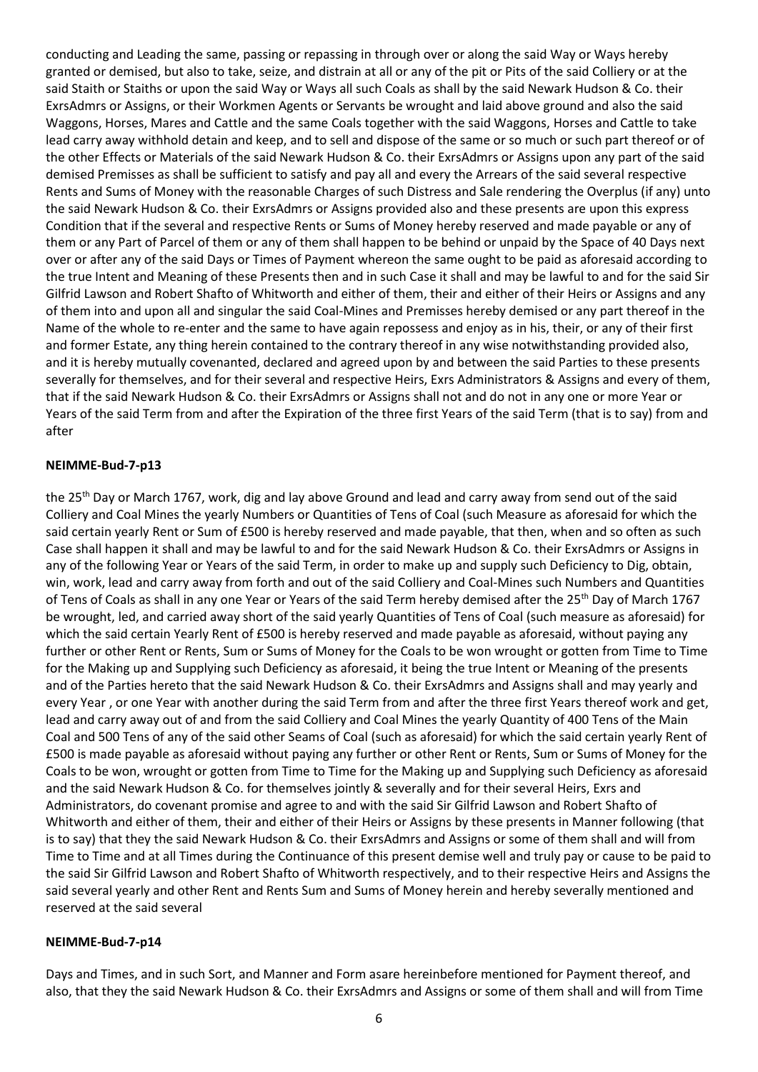conducting and Leading the same, passing or repassing in through over or along the said Way or Ways hereby granted or demised, but also to take, seize, and distrain at all or any of the pit or Pits of the said Colliery or at the said Staith or Staiths or upon the said Way or Ways all such Coals as shall by the said Newark Hudson & Co. their ExrsAdmrs or Assigns, or their Workmen Agents or Servants be wrought and laid above ground and also the said Waggons, Horses, Mares and Cattle and the same Coals together with the said Waggons, Horses and Cattle to take lead carry away withhold detain and keep, and to sell and dispose of the same or so much or such part thereof or of the other Effects or Materials of the said Newark Hudson & Co. their ExrsAdmrs or Assigns upon any part of the said demised Premisses as shall be sufficient to satisfy and pay all and every the Arrears of the said several respective Rents and Sums of Money with the reasonable Charges of such Distress and Sale rendering the Overplus (if any) unto the said Newark Hudson & Co. their ExrsAdmrs or Assigns provided also and these presents are upon this express Condition that if the several and respective Rents or Sums of Money hereby reserved and made payable or any of them or any Part of Parcel of them or any of them shall happen to be behind or unpaid by the Space of 40 Days next over or after any of the said Days or Times of Payment whereon the same ought to be paid as aforesaid according to the true Intent and Meaning of these Presents then and in such Case it shall and may be lawful to and for the said Sir Gilfrid Lawson and Robert Shafto of Whitworth and either of them, their and either of their Heirs or Assigns and any of them into and upon all and singular the said Coal-Mines and Premisses hereby demised or any part thereof in the Name of the whole to re-enter and the same to have again repossess and enjoy as in his, their, or any of their first and former Estate, any thing herein contained to the contrary thereof in any wise notwithstanding provided also, and it is hereby mutually covenanted, declared and agreed upon by and between the said Parties to these presents severally for themselves, and for their several and respective Heirs, Exrs Administrators & Assigns and every of them, that if the said Newark Hudson & Co. their ExrsAdmrs or Assigns shall not and do not in any one or more Year or Years of the said Term from and after the Expiration of the three first Years of the said Term (that is to say) from and after

**NEIMME-Bud-7-p13**

the 25th Day or March 1767, work, dig and lay above Ground and lead and carry away from send out of the said Colliery and Coal Mines the yearly Numbers or Quantities of Tens of Coal (such Measure as aforesaid for which the said certain yearly Rent or Sum of £500 is hereby reserved and made payable, that then, when and so often as such Case shall happen it shall and may be lawful to and for the said Newark Hudson & Co. their ExrsAdmrs or Assigns in any of the following Year or Years of the said Term, in order to make up and supply such Deficiency to Dig, obtain, win, work, lead and carry away from forth and out of the said Colliery and Coal-Mines such Numbers and Quantities of Tens of Coals as shall in any one Year or Years of the said Term hereby demised after the 25th Day of March 1767 be wrought, led, and carried away short of the said yearly Quantities of Tens of Coal (such measure as aforesaid) for which the said certain Yearly Rent of £500 is hereby reserved and made payable as aforesaid, without paying any further or other Rent or Rents, Sum or Sums of Money for the Coals to be won wrought or gotten from Time to Time for the Making up and Supplying such Deficiency as aforesaid, it being the true Intent or Meaning of the presents and of the Parties hereto that the said Newark Hudson & Co. their ExrsAdmrs and Assigns shall and may yearly and every Year , or one Year with another during the said Term from and after the three first Years thereof work and get, lead and carry away out of and from the said Colliery and Coal Mines the yearly Quantity of 400 Tens of the Main Coal and 500 Tens of any of the said other Seams of Coal (such as aforesaid) for which the said certain yearly Rent of £500 is made payable as aforesaid without paying any further or other Rent or Rents, Sum or Sums of Money for the Coals to be won, wrought or gotten from Time to Time for the Making up and Supplying such Deficiency as aforesaid and the said Newark Hudson & Co. for themselves jointly & severally and for their several Heirs, Exrs and Administrators, do covenant promise and agree to and with the said Sir Gilfrid Lawson and Robert Shafto of Whitworth and either of them, their and either of their Heirs or Assigns by these presents in Manner following (that is to say) that they the said Newark Hudson & Co. their ExrsAdmrs and Assigns or some of them shall and will from Time to Time and at all Times during the Continuance of this present demise well and truly pay or cause to be paid to the said Sir Gilfrid Lawson and Robert Shafto of Whitworth respectively, and to their respective Heirs and Assigns the said several yearly and other Rent and Rents Sum and Sums of Money herein and hereby severally mentioned and reserved at the said several

**NEIMME-Bud-7-p14**

Days and Times, and in such Sort, and Manner and Form asare hereinbefore mentioned for Payment thereof, and also, that they the said Newark Hudson & Co. their ExrsAdmrs and Assigns or some of them shall and will from Time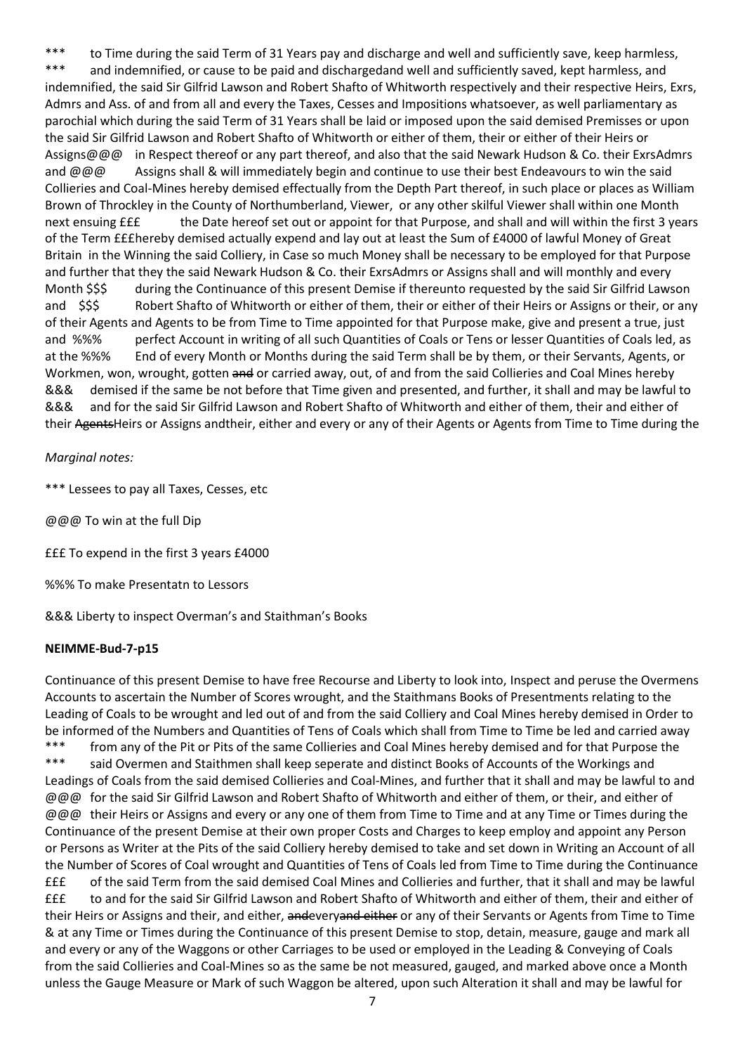\*\*\*	to Time during the said Term of 31 Years pay and discharge and well and sufficiently save, keep harmless,
\*\*\*	and indemnified, or cause to be paid and dischargedand well and sufficiently saved, kept harmless, and indemnified, the said Sir Gilfrid Lawson and Robert Shafto of Whitworth respectively and their respective Heirs, Exrs, Admrs and Ass. of and from all and every the Taxes, Cesses and Impositions whatsoever, as well parliamentary as parochial which during the said Term of 31 Years shall be laid or imposed upon the said demised Premisses or upon the said Sir Gilfrid Lawson and Robert Shafto of Whitworth or either of them, their or either of their Heirs or Assigns@@@	in Respect thereof or any part thereof, and also that the said Newark Hudson & Co. their ExrsAdmrs and @@@	Assigns shall & will immediately begin and continue to use their best Endeavours to win the said Collieries and Coal-Mines hereby demised effectually from the Depth Part thereof, in such place or places as William Brown of Throckley in the County of Northumberland, Viewer, or any other skilful Viewer shall within one Month next ensuing £££	the Date hereof set out or appoint for that Purpose, and shall and will within the first 3 years of the Term £££hereby demised actually expend and lay out at least the Sum of £4000 of lawful Money of Great Britain in the Winning the said Colliery, in Case so much Money shall be necessary to be employed for that Purpose and further that they the said Newark Hudson & Co. their ExrsAdmrs or Assigns shall and will monthly and every Month $$$	during the Continuance of this present Demise if thereunto requested by the said Sir Gilfrid Lawson and $$$	Robert Shafto of Whitworth or either of them, their or either of their Heirs or Assigns or their, or any of their Agents and Agents to be from Time to Time appointed for that Purpose make, give and present a true, just and %%%	perfect Account in writing of all such Quantities of Coals or Tens or lesser Quantities of Coals led, as at the %%%	End of every Month or Months during the said Term shall be by them, or their Servants, Agents, or Workmen, won, wrought, gotten ~~and~~ or carried away, out, of and from the said Collieries and Coal Mines hereby &&&	demised if the same be not before that Time given and presented, and further, it shall and may be lawful to &&&	and for the said Sir Gilfrid Lawson and Robert Shafto of Whitworth and either of them, their and either of their ~~Agents~~Heirs or Assigns andtheir, either and every or any of their Agents or Agents from Time to Time during the

*Marginal notes:*

\*\*\* Lessees to pay all Taxes, Cesses, etc

@@@ To win at the full Dip

£££ To expend in the first 3 years £4000

%%% To make Presentatn to Lessors

&&& Liberty to inspect Overman's and Staithman's Books

**NEIMME-Bud-7-p15**

Continuance of this present Demise to have free Recourse and Liberty to look into, Inspect and peruse the Overmens Accounts to ascertain the Number of Scores wrought, and the Staithmans Books of Presentments relating to the Leading of Coals to be wrought and led out of and from the said Colliery and Coal Mines hereby demised in Order to be informed of the Numbers and Quantities of Tens of Coals which shall from Time to Time be led and carried away
\*\*\*	from any of the Pit or Pits of the same Collieries and Coal Mines hereby demised and for that Purpose the
\*\*\*	said Overmen and Staithmen shall keep seperate and distinct Books of Accounts of the Workings and Leadings of Coals from the said demised Collieries and Coal-Mines, and further that it shall and may be lawful to and @@@	for the said Sir Gilfrid Lawson and Robert Shafto of Whitworth and either of them, or their, and either of @@@	their Heirs or Assigns and every or any one of them from Time to Time and at any Time or Times during the Continuance of the present Demise at their own proper Costs and Charges to keep employ and appoint any Person or Persons as Writer at the Pits of the said Colliery hereby demised to take and set down in Writing an Account of all the Number of Scores of Coal wrought and Quantities of Tens of Coals led from Time to Time during the Continuance £££	of the said Term from the said demised Coal Mines and Collieries and further, that it shall and may be lawful £££	to and for the said Sir Gilfrid Lawson and Robert Shafto of Whitworth and either of them, their and either of their Heirs or Assigns and their, and either, ~~and~~every~~and either~~ or any of their Servants or Agents from Time to Time & at any Time or Times during the Continuance of this present Demise to stop, detain, measure, gauge and mark all and every or any of the Waggons or other Carriages to be used or employed in the Leading & Conveying of Coals from the said Collieries and Coal-Mines so as the same be not measured, gauged, and marked above once a Month unless the Gauge Measure or Mark of such Waggon be altered, upon such Alteration it shall and may be lawful for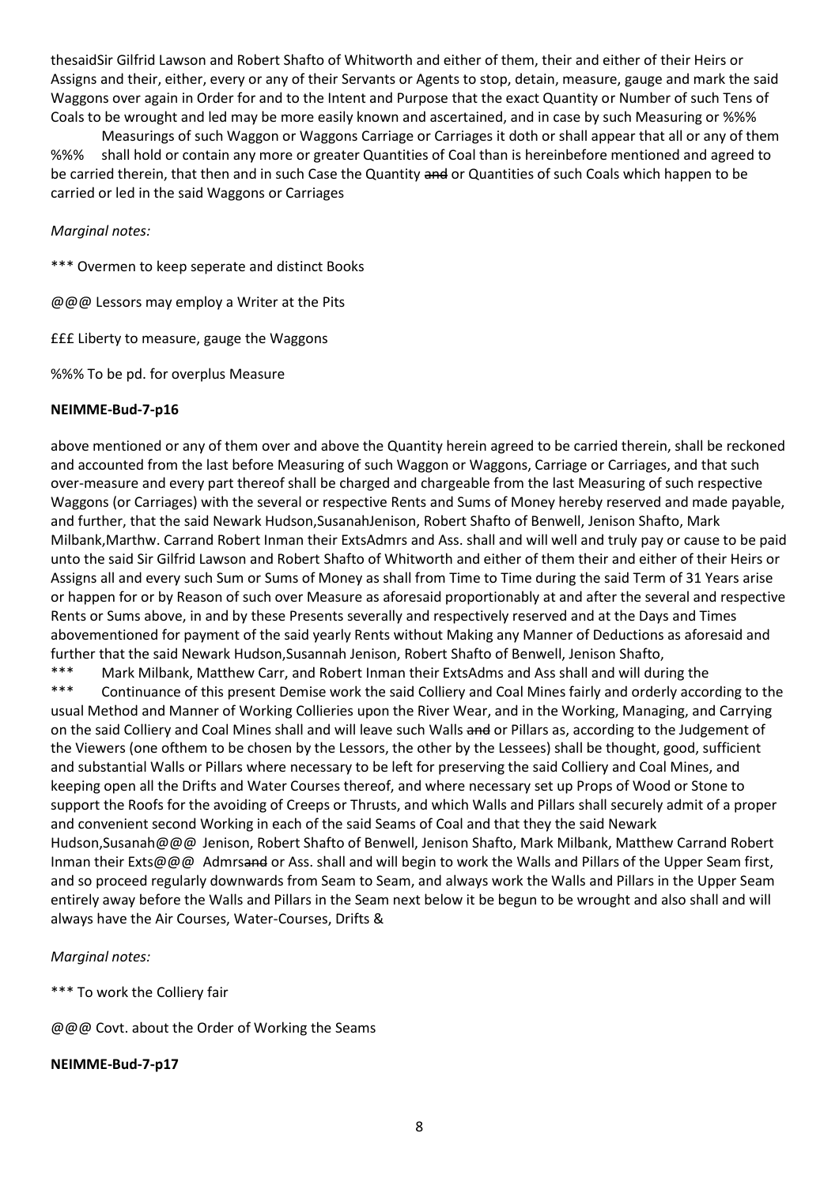thesaidSir Gilfrid Lawson and Robert Shafto of Whitworth and either of them, their and either of their Heirs or Assigns and their, either, every or any of their Servants or Agents to stop, detain, measure, gauge and mark the said Waggons over again in Order for and to the Intent and Purpose that the exact Quantity or Number of such Tens of Coals to be wrought and led may be more easily known and ascertained, and in case by such Measuring or %%%

Measurings of such Waggon or Waggons Carriage or Carriages it doth or shall appear that all or any of them %%% shall hold or contain any more or greater Quantities of Coal than is hereinbefore mentioned and agreed to be carried therein, that then and in such Case the Quantity ~~and~~ or Quantities of such Coals which happen to be carried or led in the said Waggons or Carriages

*Marginal notes:*

*** Overmen to keep seperate and distinct Books

@@@ Lessors may employ a Writer at the Pits

£££ Liberty to measure, gauge the Waggons

%%% To be pd. for overplus Measure

**NEIMME-Bud-7-p16**

above mentioned or any of them over and above the Quantity herein agreed to be carried therein, shall be reckoned and accounted from the last before Measuring of such Waggon or Waggons, Carriage or Carriages, and that such over-measure and every part thereof shall be charged and chargeable from the last Measuring of such respective Waggons (or Carriages) with the several or respective Rents and Sums of Money hereby reserved and made payable, and further, that the said Newark Hudson,SusanahJenison, Robert Shafto of Benwell, Jenison Shafto, Mark Milbank,Marthw. Carrand Robert Inman their ExtsAdmrs and Ass. shall and will well and truly pay or cause to be paid unto the said Sir Gilfrid Lawson and Robert Shafto of Whitworth and either of them their and either of their Heirs or Assigns all and every such Sum or Sums of Money as shall from Time to Time during the said Term of 31 Years arise or happen for or by Reason of such over Measure as aforesaid proportionably at and after the several and respective Rents or Sums above, in and by these Presents severally and respectively reserved and at the Days and Times abovementioned for payment of the said yearly Rents without Making any Manner of Deductions as aforesaid and further that the said Newark Hudson,Susannah Jenison, Robert Shafto of Benwell, Jenison Shafto,

*** Mark Milbank, Matthew Carr, and Robert Inman their ExtsAdms and Ass shall and will during the
*** Continuance of this present Demise work the said Colliery and Coal Mines fairly and orderly according to the usual Method and Manner of Working Collieries upon the River Wear, and in the Working, Managing, and Carrying on the said Colliery and Coal Mines shall and will leave such Walls ~~and~~ or Pillars as, according to the Judgement of the Viewers (one ofthem to be chosen by the Lessors, the other by the Lessees) shall be thought, good, sufficient and substantial Walls or Pillars where necessary to be left for preserving the said Colliery and Coal Mines, and keeping open all the Drifts and Water Courses thereof, and where necessary set up Props of Wood or Stone to support the Roofs for the avoiding of Creeps or Thrusts, and which Walls and Pillars shall securely admit of a proper and convenient second Working in each of the said Seams of Coal and that they the said Newark Hudson,Susanah@@@ Jenison, Robert Shafto of Benwell, Jenison Shafto, Mark Milbank, Matthew Carrand Robert Inman their Exts@@@ Admrs~~and~~ or Ass. shall and will begin to work the Walls and Pillars of the Upper Seam first, and so proceed regularly downwards from Seam to Seam, and always work the Walls and Pillars in the Upper Seam entirely away before the Walls and Pillars in the Seam next below it be begun to be wrought and also shall and will always have the Air Courses, Water-Courses, Drifts &

*Marginal notes:*

*** To work the Colliery fair

@@@ Covt. about the Order of Working the Seams

**NEIMME-Bud-7-p17**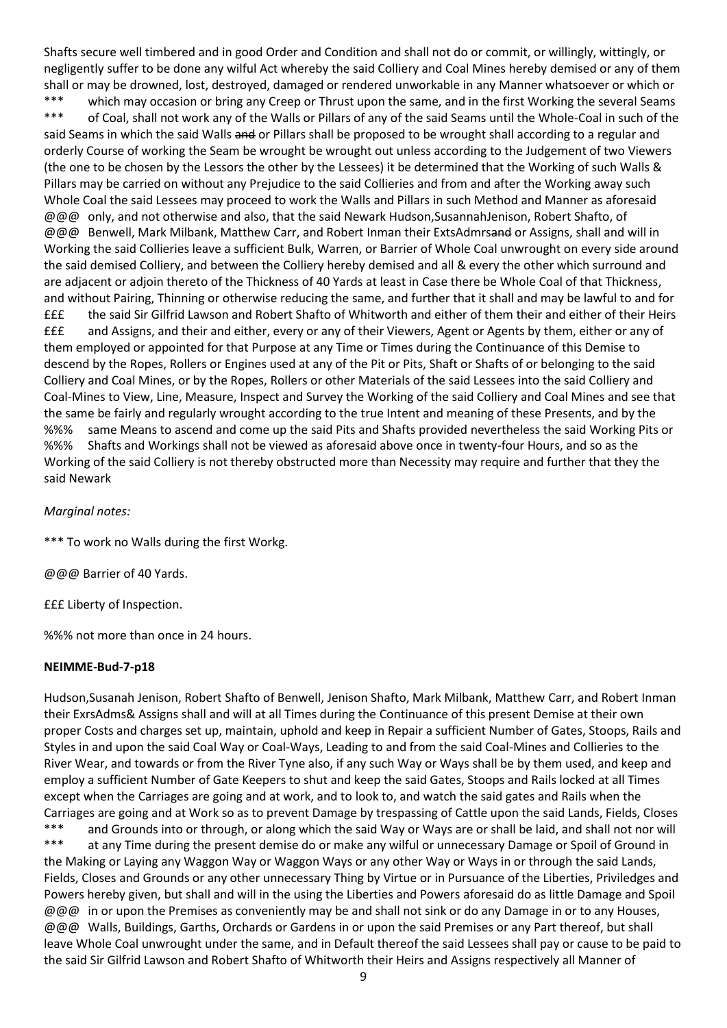Shafts secure well timbered and in good Order and Condition and shall not do or commit, or willingly, wittingly, or negligently suffer to be done any wilful Act whereby the said Colliery and Coal Mines hereby demised or any of them shall or may be drowned, lost, destroyed, damaged or rendered unworkable in any Manner whatsoever or which or
\*\*\* which may occasion or bring any Creep or Thrust upon the same, and in the first Working the several Seams
\*\*\* of Coal, shall not work any of the Walls or Pillars of any of the said Seams until the Whole-Coal in such of the said Seams in which the said Walls ~~and~~ or Pillars shall be proposed to be wrought shall according to a regular and orderly Course of working the Seam be wrought be wrought out unless according to the Judgement of two Viewers (the one to be chosen by the Lessors the other by the Lessees) it be determined that the Working of such Walls & Pillars may be carried on without any Prejudice to the said Collieries and from and after the Working away such Whole Coal the said Lessees may proceed to work the Walls and Pillars in such Method and Manner as aforesaid
@@@ only, and not otherwise and also, that the said Newark Hudson,SusannahJenison, Robert Shafto, of
@@@ Benwell, Mark Milbank, Matthew Carr, and Robert Inman their ExtsAdmrs~~and~~ or Assigns, shall and will in Working the said Collieries leave a sufficient Bulk, Warren, or Barrier of Whole Coal unwrought on every side around the said demised Colliery, and between the Colliery hereby demised and all & every the other which surround and are adjacent or adjoin thereto of the Thickness of 40 Yards at least in Case there be Whole Coal of that Thickness, and without Pairing, Thinning or otherwise reducing the same, and further that it shall and may be lawful to and for
£££ the said Sir Gilfrid Lawson and Robert Shafto of Whitworth and either of them their and either of their Heirs
£££ and Assigns, and their and either, every or any of their Viewers, Agent or Agents by them, either or any of them employed or appointed for that Purpose at any Time or Times during the Continuance of this Demise to descend by the Ropes, Rollers or Engines used at any of the Pit or Pits, Shaft or Shafts of or belonging to the said Colliery and Coal Mines, or by the Ropes, Rollers or other Materials of the said Lessees into the said Colliery and Coal-Mines to View, Line, Measure, Inspect and Survey the Working of the said Colliery and Coal Mines and see that the same be fairly and regularly wrought according to the true Intent and meaning of these Presents, and by the
%%% same Means to ascend and come up the said Pits and Shafts provided nevertheless the said Working Pits or
%%% Shafts and Workings shall not be viewed as aforesaid above once in twenty-four Hours, and so as the Working of the said Colliery is not thereby obstructed more than Necessity may require and further that they the said Newark

*Marginal notes:*

\*\*\* To work no Walls during the first Workg.

@@@ Barrier of 40 Yards.

£££ Liberty of Inspection.

%%% not more than once in 24 hours.

**NEIMME-Bud-7-p18**

Hudson,Susanah Jenison, Robert Shafto of Benwell, Jenison Shafto, Mark Milbank, Matthew Carr, and Robert Inman their ExrsAdms& Assigns shall and will at all Times during the Continuance of this present Demise at their own proper Costs and charges set up, maintain, uphold and keep in Repair a sufficient Number of Gates, Stoops, Rails and Styles in and upon the said Coal Way or Coal-Ways, Leading to and from the said Coal-Mines and Collieries to the River Wear, and towards or from the River Tyne also, if any such Way or Ways shall be by them used, and keep and employ a sufficient Number of Gate Keepers to shut and keep the said Gates, Stoops and Rails locked at all Times except when the Carriages are going and at work, and to look to, and watch the said gates and Rails when the Carriages are going and at Work so as to prevent Damage by trespassing of Cattle upon the said Lands, Fields, Closes
\*\*\* and Grounds into or through, or along which the said Way or Ways are or shall be laid, and shall not nor will
\*\*\* at any Time during the present demise do or make any wilful or unnecessary Damage or Spoil of Ground in the Making or Laying any Waggon Way or Waggon Ways or any other Way or Ways in or through the said Lands, Fields, Closes and Grounds or any other unnecessary Thing by Virtue or in Pursuance of the Liberties, Priviledges and Powers hereby given, but shall and will in the using the Liberties and Powers aforesaid do as little Damage and Spoil
@@@ in or upon the Premises as conveniently may be and shall not sink or do any Damage in or to any Houses,
@@@ Walls, Buildings, Garths, Orchards or Gardens in or upon the said Premises or any Part thereof, but shall leave Whole Coal unwrought under the same, and in Default thereof the said Lessees shall pay or cause to be paid to the said Sir Gilfrid Lawson and Robert Shafto of Whitworth their Heirs and Assigns respectively all Manner of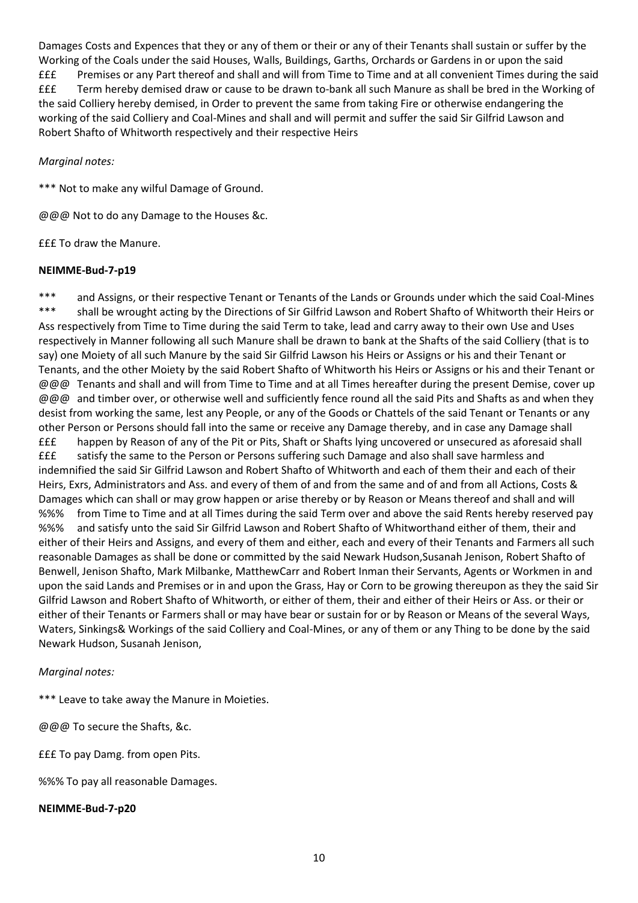Damages Costs and Expences that they or any of them or their or any of their Tenants shall sustain or suffer by the Working of the Coals under the said Houses, Walls, Buildings, Garths, Orchards or Gardens in or upon the said
£££ Premises or any Part thereof and shall and will from Time to Time and at all convenient Times during the said
£££ Term hereby demised draw or cause to be drawn to-bank all such Manure as shall be bred in the Working of the said Colliery hereby demised, in Order to prevent the same from taking Fire or otherwise endangering the working of the said Colliery and Coal-Mines and shall and will permit and suffer the said Sir Gilfrid Lawson and Robert Shafto of Whitworth respectively and their respective Heirs

*Marginal notes:*

*** Not to make any wilful Damage of Ground.

@@@ Not to do any Damage to the Houses &c.

£££ To draw the Manure.

**NEIMME-Bud-7-p19**

*** and Assigns, or their respective Tenant or Tenants of the Lands or Grounds under which the said Coal-Mines
*** shall be wrought acting by the Directions of Sir Gilfrid Lawson and Robert Shafto of Whitworth their Heirs or Ass respectively from Time to Time during the said Term to take, lead and carry away to their own Use and Uses respectively in Manner following all such Manure shall be drawn to bank at the Shafts of the said Colliery (that is to say) one Moiety of all such Manure by the said Sir Gilfrid Lawson his Heirs or Assigns or his and their Tenant or Tenants, and the other Moiety by the said Robert Shafto of Whitworth his Heirs or Assigns or his and their Tenant or
@@@ Tenants and shall and will from Time to Time and at all Times hereafter during the present Demise, cover up
@@@ and timber over, or otherwise well and sufficiently fence round all the said Pits and Shafts as and when they desist from working the same, lest any People, or any of the Goods or Chattels of the said Tenant or Tenants or any other Person or Persons should fall into the same or receive any Damage thereby, and in case any Damage shall
£££ happen by Reason of any of the Pit or Pits, Shaft or Shafts lying uncovered or unsecured as aforesaid shall
£££ satisfy the same to the Person or Persons suffering such Damage and also shall save harmless and indemnified the said Sir Gilfrid Lawson and Robert Shafto of Whitworth and each of them their and each of their Heirs, Exrs, Administrators and Ass. and every of them of and from the same and of and from all Actions, Costs & Damages which can shall or may grow happen or arise thereby or by Reason or Means thereof and shall and will
%%% from Time to Time and at all Times during the said Term over and above the said Rents hereby reserved pay
%%% and satisfy unto the said Sir Gilfrid Lawson and Robert Shafto of Whitworthand either of them, their and either of their Heirs and Assigns, and every of them and either, each and every of their Tenants and Farmers all such reasonable Damages as shall be done or committed by the said Newark Hudson,Susanah Jenison, Robert Shafto of Benwell, Jenison Shafto, Mark Milbanke, MatthewCarr and Robert Inman their Servants, Agents or Workmen in and upon the said Lands and Premises or in and upon the Grass, Hay or Corn to be growing thereupon as they the said Sir Gilfrid Lawson and Robert Shafto of Whitworth, or either of them, their and either of their Heirs or Ass. or their or either of their Tenants or Farmers shall or may have bear or sustain for or by Reason or Means of the several Ways, Waters, Sinkings& Workings of the said Colliery and Coal-Mines, or any of them or any Thing to be done by the said Newark Hudson, Susanah Jenison,

*Marginal notes:*

*** Leave to take away the Manure in Moieties.

@@@ To secure the Shafts, &c.

£££ To pay Damg. from open Pits.

%%% To pay all reasonable Damages.

**NEIMME-Bud-7-p20**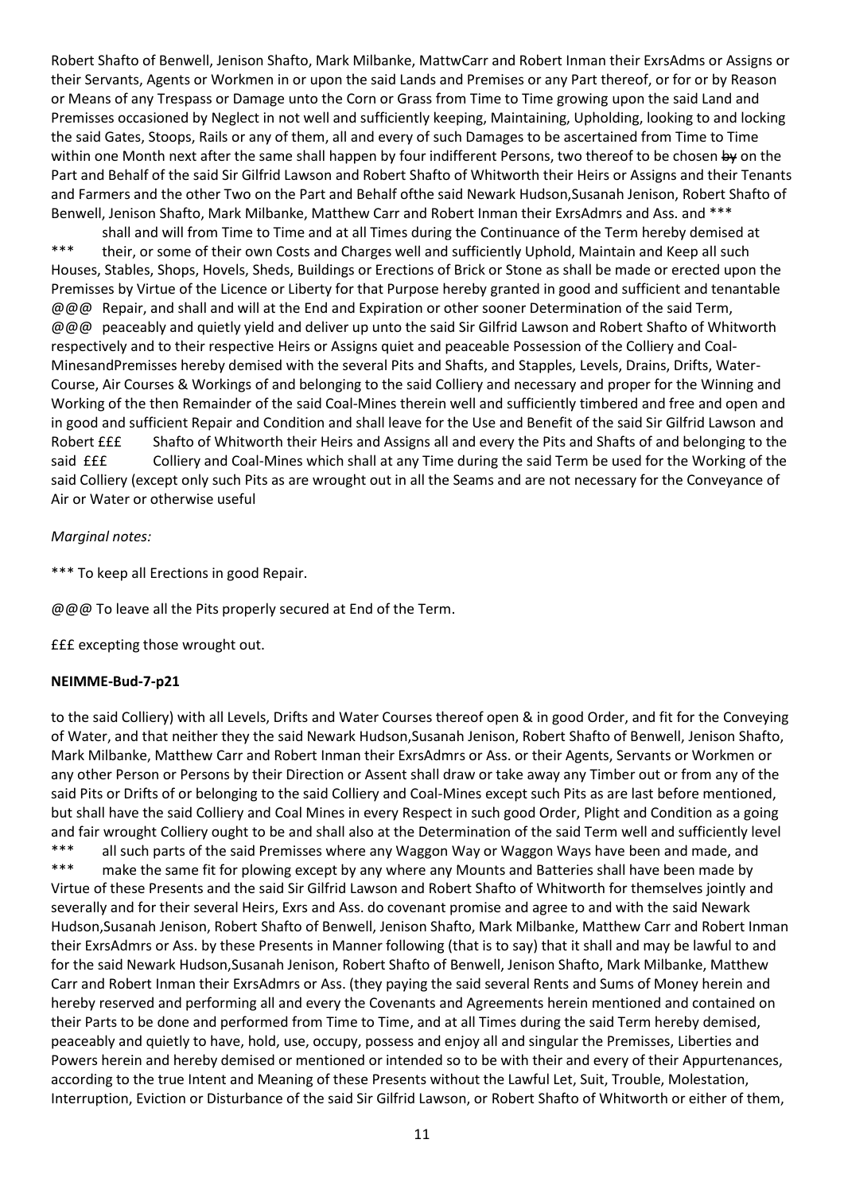Robert Shafto of Benwell, Jenison Shafto, Mark Milbanke, MattwCarr and Robert Inman their ExrsAdms or Assigns or their Servants, Agents or Workmen in or upon the said Lands and Premises or any Part thereof, or for or by Reason or Means of any Trespass or Damage unto the Corn or Grass from Time to Time growing upon the said Land and Premises occasioned by Neglect in not well and sufficiently keeping, Maintaining, Upholding, looking to and locking the said Gates, Stoops, Rails or any of them, all and every of such Damages to be ascertained from Time to Time within one Month next after the same shall happen by four indifferent Persons, two thereof to be chosen ~~by~~ on the Part and Behalf of the said Sir Gilfrid Lawson and Robert Shafto of Whitworth their Heirs or Assigns and their Tenants and Farmers and the other Two on the Part and Behalf ofthe said Newark Hudson,Susanah Jenison, Robert Shafto of Benwell, Jenison Shafto, Mark Milbanke, Matthew Carr and Robert Inman their ExrsAdmrs and Ass. and *** shall and will from Time to Time and at all Times during the Continuance of the Term hereby demised at *** their, or some of their own Costs and Charges well and sufficiently Uphold, Maintain and Keep all such Houses, Stables, Shops, Hovels, Sheds, Buildings or Erections of Brick or Stone as shall be made or erected upon the Premises by Virtue of the Licence or Liberty for that Purpose hereby granted in good and sufficient and tenantable @@@ Repair, and shall and will at the End and Expiration or other sooner Determination of the said Term, @@@ peaceably and quietly yield and deliver up unto the said Sir Gilfrid Lawson and Robert Shafto of Whitworth respectively and to their respective Heirs or Assigns quiet and peaceable Possession of the Colliery and Coal-MinesandPremisses hereby demised with the several Pits and Shafts, and Stapples, Levels, Drains, Drifts, Water-Course, Air Courses & Workings of and belonging to the said Colliery and necessary and proper for the Winning and Working of the then Remainder of the said Coal-Mines therein well and sufficiently timbered and free and open and in good and sufficient Repair and Condition and shall leave for the Use and Benefit of the said Sir Gilfrid Lawson and Robert £££ Shafto of Whitworth their Heirs and Assigns all and every the Pits and Shafts of and belonging to the said £££ Colliery and Coal-Mines which shall at any Time during the said Term be used for the Working of the said Colliery (except only such Pits as are wrought out in all the Seams and are not necessary for the Conveyance of Air or Water or otherwise useful

*Marginal notes:*

*** To keep all Erections in good Repair.

@@@ To leave all the Pits properly secured at End of the Term.

£££ excepting those wrought out.

**NEIMME-Bud-7-p21**

to the said Colliery) with all Levels, Drifts and Water Courses thereof open & in good Order, and fit for the Conveying of Water, and that neither they the said Newark Hudson,Susanah Jenison, Robert Shafto of Benwell, Jenison Shafto, Mark Milbanke, Matthew Carr and Robert Inman their ExrsAdmrs or Ass. or their Agents, Servants or Workmen or any other Person or Persons by their Direction or Assent shall draw or take away any Timber out or from any of the said Pits or Drifts of or belonging to the said Colliery and Coal-Mines except such Pits as are last before mentioned, but shall have the said Colliery and Coal Mines in every Respect in such good Order, Plight and Condition as a going and fair wrought Colliery ought to be and shall also at the Determination of the said Term well and sufficiently level *** all such parts of the said Premisses where any Waggon Way or Waggon Ways have been and made, and *** make the same fit for plowing except by any where any Mounts and Batteries shall have been made by Virtue of these Presents and the said Sir Gilfrid Lawson and Robert Shafto of Whitworth for themselves jointly and severally and for their several Heirs, Exrs and Ass. do covenant promise and agree to and with the said Newark Hudson,Susanah Jenison, Robert Shafto of Benwell, Jenison Shafto, Mark Milbanke, Matthew Carr and Robert Inman their ExrsAdmrs or Ass. by these Presents in Manner following (that is to say) that it shall and may be lawful to and for the said Newark Hudson,Susanah Jenison, Robert Shafto of Benwell, Jenison Shafto, Mark Milbanke, Matthew Carr and Robert Inman their ExrsAdmrs or Ass. (they paying the said several Rents and Sums of Money herein and hereby reserved and performing all and every the Covenants and Agreements herein mentioned and contained on their Parts to be done and performed from Time to Time, and at all Times during the said Term hereby demised, peaceably and quietly to have, hold, use, occupy, possess and enjoy all and singular the Premisses, Liberties and Powers herein and hereby demised or mentioned or intended so to be with their and every of their Appurtenances, according to the true Intent and Meaning of these Presents without the Lawful Let, Suit, Trouble, Molestation, Interruption, Eviction or Disturbance of the said Sir Gilfrid Lawson, or Robert Shafto of Whitworth or either of them,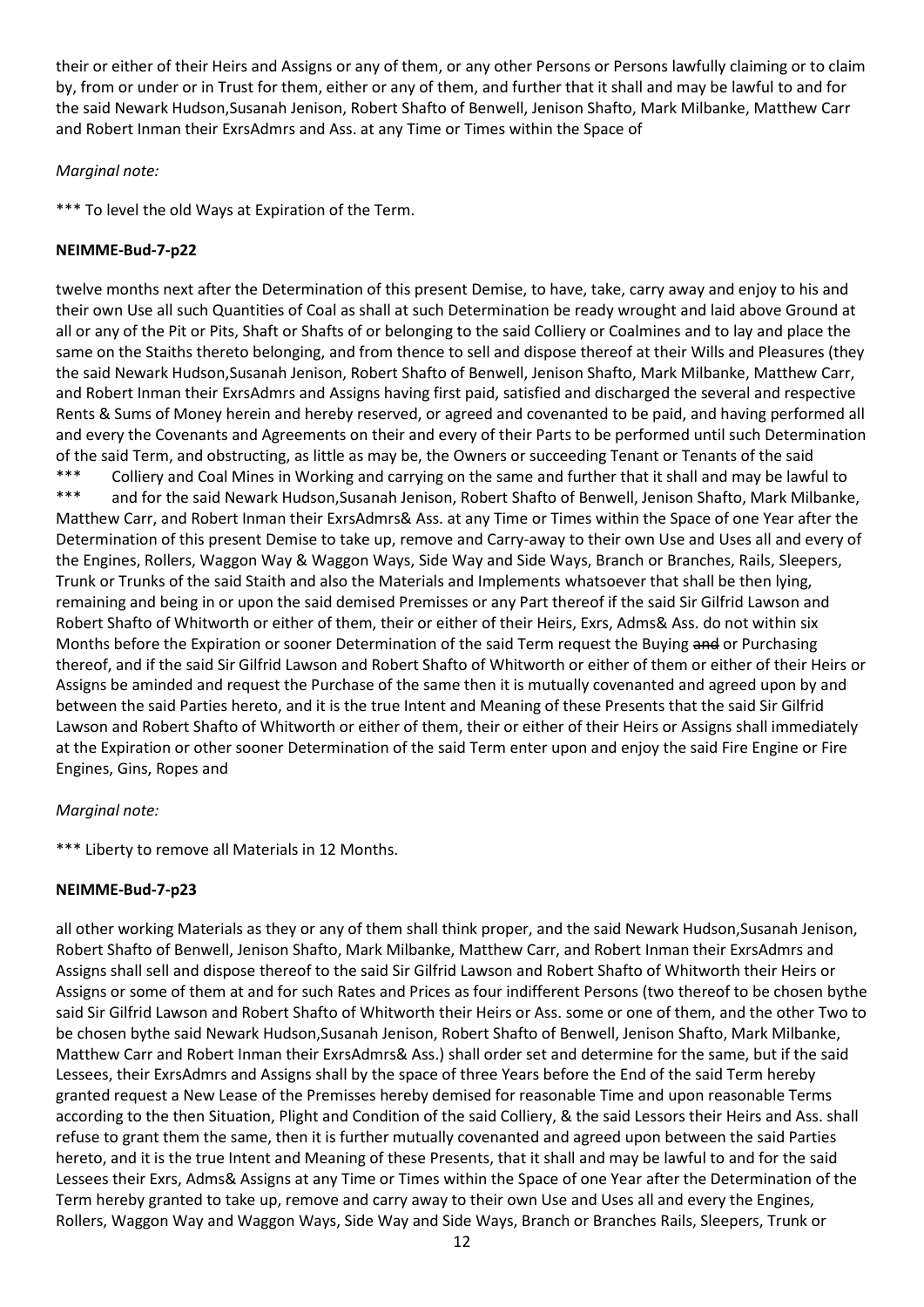their or either of their Heirs and Assigns or any of them, or any other Persons or Persons lawfully claiming or to claim by, from or under or in Trust for them, either or any of them, and further that it shall and may be lawful to and for the said Newark Hudson,Susanah Jenison, Robert Shafto of Benwell, Jenison Shafto, Mark Milbanke, Matthew Carr and Robert Inman their ExrsAdmrs and Ass. at any Time or Times within the Space of

*Marginal note:*

*** To level the old Ways at Expiration of the Term.

**NEIMME-Bud-7-p22**

twelve months next after the Determination of this present Demise, to have, take, carry away and enjoy to his and their own Use all such Quantities of Coal as shall at such Determination be ready wrought and laid above Ground at all or any of the Pit or Pits, Shaft or Shafts of or belonging to the said Colliery or Coalmines and to lay and place the same on the Staiths thereto belonging, and from thence to sell and dispose thereof at their Wills and Pleasures (they the said Newark Hudson,Susanah Jenison, Robert Shafto of Benwell, Jenison Shafto, Mark Milbanke, Matthew Carr, and Robert Inman their ExrsAdmrs and Assigns having first paid, satisfied and discharged the several and respective Rents & Sums of Money herein and hereby reserved, or agreed and covenanted to be paid, and having performed all and every the Covenants and Agreements on their and every of their Parts to be performed until such Determination of the said Term, and obstructing, as little as may be, the Owners or succeeding Tenant or Tenants of the said
*** Colliery and Coal Mines in Working and carrying on the same and further that it shall and may be lawful to
*** and for the said Newark Hudson,Susanah Jenison, Robert Shafto of Benwell, Jenison Shafto, Mark Milbanke, Matthew Carr, and Robert Inman their ExrsAdmrs& Ass. at any Time or Times within the Space of one Year after the Determination of this present Demise to take up, remove and Carry-away to their own Use and Uses all and every of the Engines, Rollers, Waggon Way & Waggon Ways, Side Way and Side Ways, Branch or Branches, Rails, Sleepers, Trunk or Trunks of the said Staith and also the Materials and Implements whatsoever that shall be then lying, remaining and being in or upon the said demised Premisses or any Part thereof if the said Sir Gilfrid Lawson and Robert Shafto of Whitworth or either of them, their or either of their Heirs, Exrs, Adms& Ass. do not within six Months before the Expiration or sooner Determination of the said Term request the Buying ~~and~~ or Purchasing thereof, and if the said Sir Gilfrid Lawson and Robert Shafto of Whitworth or either of them or either of their Heirs or Assigns be aminded and request the Purchase of the same then it is mutually covenanted and agreed upon by and between the said Parties hereto, and it is the true Intent and Meaning of these Presents that the said Sir Gilfrid Lawson and Robert Shafto of Whitworth or either of them, their or either of their Heirs or Assigns shall immediately at the Expiration or other sooner Determination of the said Term enter upon and enjoy the said Fire Engine or Fire Engines, Gins, Ropes and

*Marginal note:*

*** Liberty to remove all Materials in 12 Months.

**NEIMME-Bud-7-p23**

all other working Materials as they or any of them shall think proper, and the said Newark Hudson,Susanah Jenison, Robert Shafto of Benwell, Jenison Shafto, Mark Milbanke, Matthew Carr, and Robert Inman their ExrsAdmrs and Assigns shall sell and dispose thereof to the said Sir Gilfrid Lawson and Robert Shafto of Whitworth their Heirs or Assigns or some of them at and for such Rates and Prices as four indifferent Persons (two thereof to be chosen bythe said Sir Gilfrid Lawson and Robert Shafto of Whitworth their Heirs or Ass. some or one of them, and the other Two to be chosen bythe said Newark Hudson,Susanah Jenison, Robert Shafto of Benwell, Jenison Shafto, Mark Milbanke, Matthew Carr and Robert Inman their ExrsAdmrs& Ass.) shall order set and determine for the same, but if the said Lessees, their ExrsAdmrs and Assigns shall by the space of three Years before the End of the said Term hereby granted request a New Lease of the Premisses hereby demised for reasonable Time and upon reasonable Terms according to the then Situation, Plight and Condition of the said Colliery, & the said Lessors their Heirs and Ass. shall refuse to grant them the same, then it is further mutually covenanted and agreed upon between the said Parties hereto, and it is the true Intent and Meaning of these Presents, that it shall and may be lawful to and for the said Lessees their Exrs, Adms& Assigns at any Time or Times within the Space of one Year after the Determination of the Term hereby granted to take up, remove and carry away to their own Use and Uses all and every the Engines, Rollers, Waggon Way and Waggon Ways, Side Way and Side Ways, Branch or Branches Rails, Sleepers, Trunk or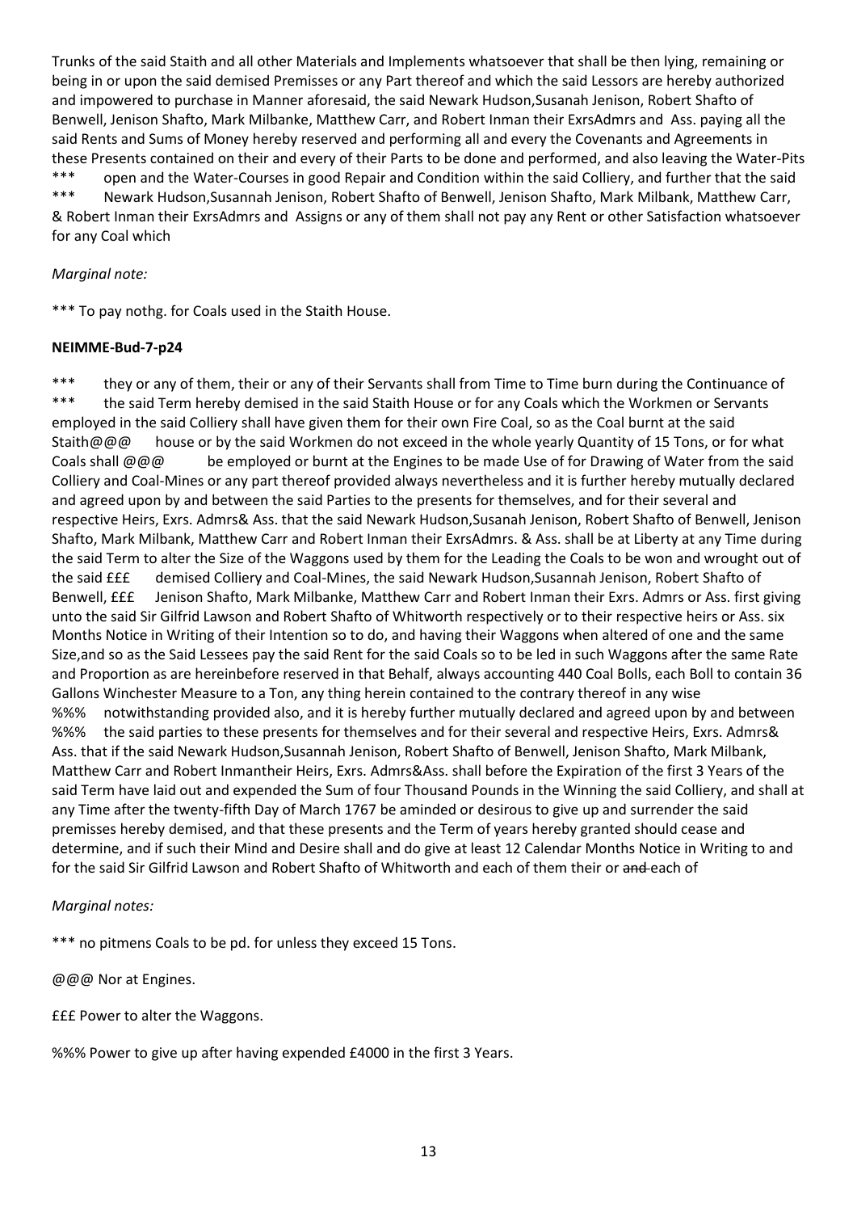Trunks of the said Staith and all other Materials and Implements whatsoever that shall be then lying, remaining or being in or upon the said demised Premisses or any Part thereof and which the said Lessors are hereby authorized and impowered to purchase in Manner aforesaid, the said Newark Hudson,Susanah Jenison, Robert Shafto of Benwell, Jenison Shafto, Mark Milbanke, Matthew Carr, and Robert Inman their ExrsAdmrs and Ass. paying all the said Rents and Sums of Money hereby reserved and performing all and every the Covenants and Agreements in these Presents contained on their and every of their Parts to be done and performed, and also leaving the Water-Pits
*** open and the Water-Courses in good Repair and Condition within the said Colliery, and further that the said
*** Newark Hudson,Susannah Jenison, Robert Shafto of Benwell, Jenison Shafto, Mark Milbank, Matthew Carr, & Robert Inman their ExrsAdmrs and Assigns or any of them shall not pay any Rent or other Satisfaction whatsoever for any Coal which

*Marginal note:*

*** To pay nothg. for Coals used in the Staith House.

**NEIMME-Bud-7-p24**

*** they or any of them, their or any of their Servants shall from Time to Time burn during the Continuance of
*** the said Term hereby demised in the said Staith House or for any Coals which the Workmen or Servants employed in the said Colliery shall have given them for their own Fire Coal, so as the Coal burnt at the said Staith@@@ house or by the said Workmen do not exceed in the whole yearly Quantity of 15 Tons, or for what Coals shall @@@ be employed or burnt at the Engines to be made Use of for Drawing of Water from the said Colliery and Coal-Mines or any part thereof provided always nevertheless and it is further hereby mutually declared and agreed upon by and between the said Parties to the presents for themselves, and for their several and respective Heirs, Exrs. Admrs& Ass. that the said Newark Hudson,Susanah Jenison, Robert Shafto of Benwell, Jenison Shafto, Mark Milbank, Matthew Carr and Robert Inman their ExrsAdmrs. & Ass. shall be at Liberty at any Time during the said Term to alter the Size of the Waggons used by them for the Leading the Coals to be won and wrought out of the said £££ demised Colliery and Coal-Mines, the said Newark Hudson,Susannah Jenison, Robert Shafto of Benwell, £££ Jenison Shafto, Mark Milbanke, Matthew Carr and Robert Inman their Exrs. Admrs or Ass. first giving unto the said Sir Gilfrid Lawson and Robert Shafto of Whitworth respectively or to their respective heirs or Ass. six Months Notice in Writing of their Intention so to do, and having their Waggons when altered of one and the same Size,and so as the Said Lessees pay the said Rent for the said Coals so to be led in such Waggons after the same Rate and Proportion as are hereinbefore reserved in that Behalf, always accounting 440 Coal Bolls, each Boll to contain 36 Gallons Winchester Measure to a Ton, any thing herein contained to the contrary thereof in any wise
%%% notwithstanding provided also, and it is hereby further mutually declared and agreed upon by and between
%%% the said parties to these presents for themselves and for their several and respective Heirs, Exrs. Admrs& Ass. that if the said Newark Hudson,Susannah Jenison, Robert Shafto of Benwell, Jenison Shafto, Mark Milbank, Matthew Carr and Robert Inmantheir Heirs, Exrs. Admrs&Ass. shall before the Expiration of the first 3 Years of the said Term have laid out and expended the Sum of four Thousand Pounds in the Winning the said Colliery, and shall at any Time after the twenty-fifth Day of March 1767 be aminded or desirous to give up and surrender the said premisses hereby demised, and that these presents and the Term of years hereby granted should cease and determine, and if such their Mind and Desire shall and do give at least 12 Calendar Months Notice in Writing to and for the said Sir Gilfrid Lawson and Robert Shafto of Whitworth and each of them their or ~~and~~ each of

*Marginal notes:*

*** no pitmens Coals to be pd. for unless they exceed 15 Tons.

@@@ Nor at Engines.

£££ Power to alter the Waggons.

%%% Power to give up after having expended £4000 in the first 3 Years.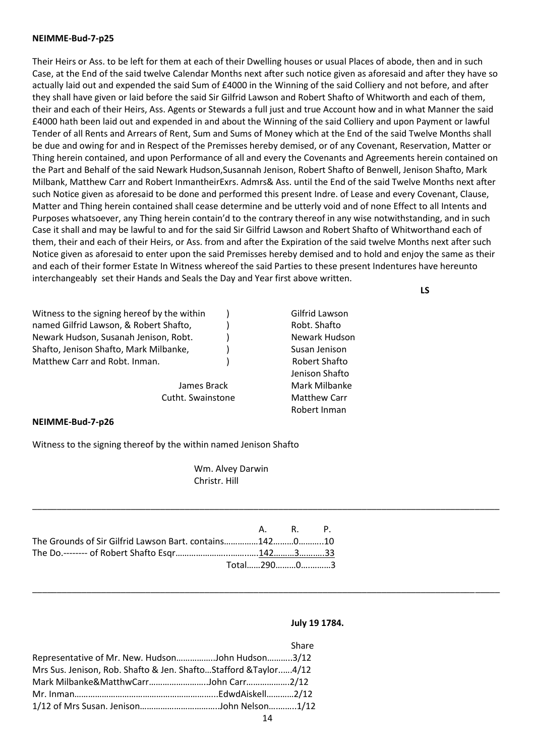**NEIMME-Bud-7-p25**

Their Heirs or Ass. to be left for them at each of their Dwelling houses or usual Places of abode, then and in such Case, at the End of the said twelve Calendar Months next after such notice given as aforesaid and after they have so actually laid out and expended the said Sum of £4000 in the Winning of the said Colliery and not before, and after they shall have given or laid before the said Sir Gilfrid Lawson and Robert Shafto of Whitworth and each of them, their and each of their Heirs, Ass. Agents or Stewards a full just and true Account how and in what Manner the said £4000 hath been laid out and expended in and about the Winning of the said Colliery and upon Payment or lawful Tender of all Rents and Arrears of Rent, Sum and Sums of Money which at the End of the said Twelve Months shall be due and owing for and in Respect of the Premisses hereby demised, or of any Covenant, Reservation, Matter or Thing herein contained, and upon Performance of all and every the Covenants and Agreements herein contained on the Part and Behalf of the said Newark Hudson,Susannah Jenison, Robert Shafto of Benwell, Jenison Shafto, Mark Milbank, Matthew Carr and Robert InmantheirExrs. Admrs& Ass. until the End of the said Twelve Months next after such Notice given as aforesaid to be done and performed this present Indre. of Lease and every Covenant, Clause, Matter and Thing herein contained shall cease determine and be utterly void and of none Effect to all Intents and Purposes whatsoever, any Thing herein contain'd to the contrary thereof in any wise notwithstanding, and in such Case it shall and may be lawful to and for the said Sir Gilfrid Lawson and Robert Shafto of Whitworthand each of them, their and each of their Heirs, or Ass. from and after the Expiration of the said twelve Months next after such Notice given as aforesaid to enter upon the said Premisses hereby demised and to hold and enjoy the same as their and each of their former Estate In Witness whereof the said Parties to these present Indentures have hereunto interchangeably set their Hands and Seals the Day and Year first above written.

**LS**

Witness to the signing hereof by the within named Gilfrid Lawson, & Robert Shafto, Newark Hudson, Susanah Jenison, Robt. Shafto, Jenison Shafto, Mark Milbanke, Matthew Carr and Robt. Inman.

James Brack
Cutht. Swainstone

Gilfrid Lawson
Robt. Shafto
Newark Hudson
Susan Jenison
Robert Shafto
Jenison Shafto
Mark Milbanke
Matthew Carr
Robert Inman

**NEIMME-Bud-7-p26**

Witness to the signing thereof by the within named Jenison Shafto

Wm. Alvey Darwin
Christr. Hill

---

| | A. | R. | P. |
|---|---|---|---|
| The Grounds of Sir Gilfrid Lawson Bart. contains | 142 | 0 | 10 |
| The Do.-------- of Robert Shafto Esqr | 142 | 3 | 33 |
| Total | 290 | 0 | 3 |

---

**July 19 1784.**

| | | Share |
|---|---|---|
| Representative of Mr. New. Hudson | John Hudson | 3/12 |
| Mrs Sus. Jenison, Rob. Shafto & Jen. Shafto | Stafford &Taylor | 4/12 |
| Mark Milbanke&MatthwCarr | John Carr | 2/12 |
| Mr. Inman | EdwdAiskell | 2/12 |
| 1/12 of Mrs Susan. Jenison | John Nelson | 1/12 |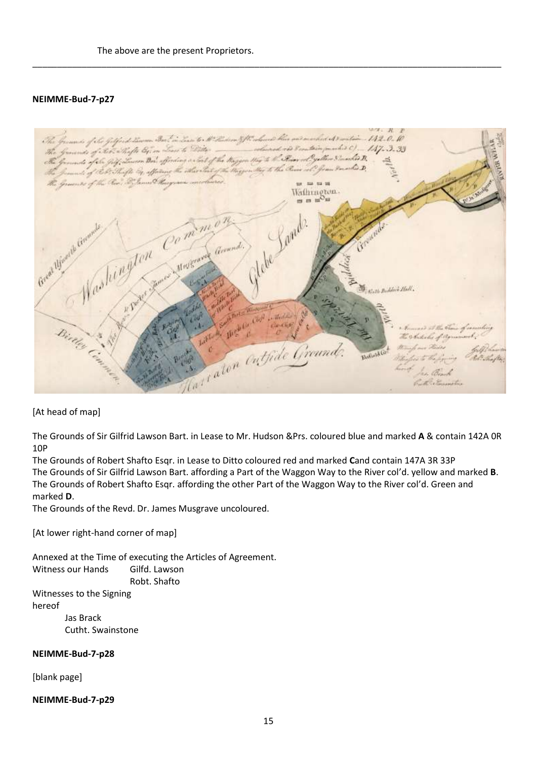The above are the present Proprietors.

---

**NEIMME-Bud-7-p27**

[At head of map]

The Grounds of Sir Gilfrid Lawson Bart. in Lease to Mr. Hudson &Prs. coloured blue and marked **A** & contain 142A 0R 10P

The Grounds of Robert Shafto Esqr. in Lease to Ditto coloured red and marked **C**and contain 147A 3R 33P

The Grounds of Sir Gilfrid Lawson Bart. affording a Part of the Waggon Way to the River col'd. yellow and marked **B**.

The Grounds of Robert Shafto Esqr. affording the other Part of the Waggon Way to the River col'd. Green and marked **D**.

The Grounds of the Revd. Dr. James Musgrave uncoloured.

[At lower right-hand corner of map]

Annexed at the Time of executing the Articles of Agreement.

Witness our Hands Gilfd. Lawson
Robt. Shafto

Witnesses to the Signing hereof

Jas Brack
Cutht. Swainstone

**NEIMME-Bud-7-p28**

[blank page]

**NEIMME-Bud-7-p29**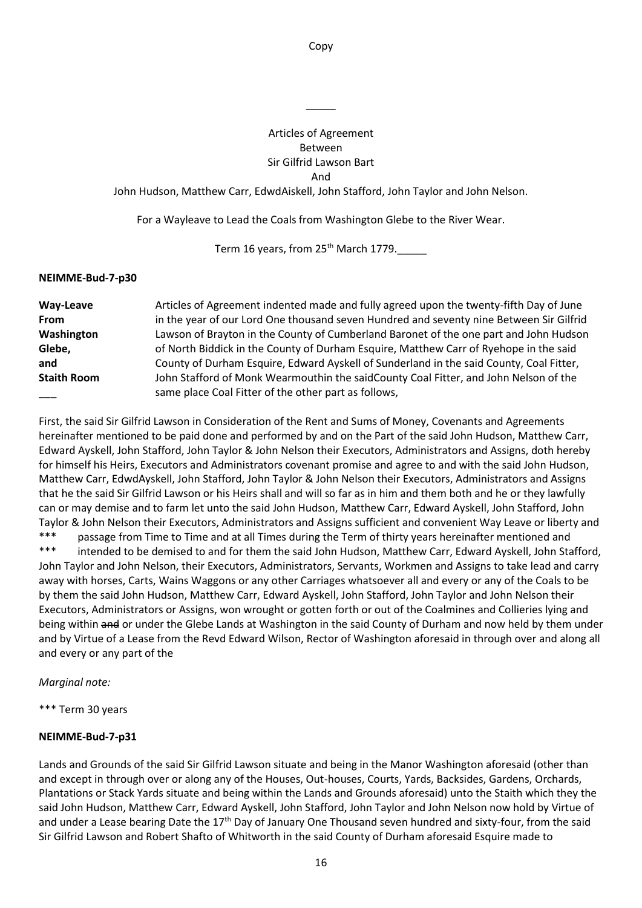Copy

\_\_\_\_\_

Articles of Agreement
Between
Sir Gilfrid Lawson Bart
And
John Hudson, Matthew Carr, EdwdAiskell, John Stafford, John Taylor and John Nelson.

For a Wayleave to Lead the Coals from Washington Glebe to the River Wear.

Term 16 years, from 25th March 1779.\_\_\_\_\_

**NEIMME-Bud-7-p30**

**Way-Leave From Washington Glebe, and Staith Room**
\_\_\_

Articles of Agreement indented made and fully agreed upon the twenty-fifth Day of June in the year of our Lord One thousand seven Hundred and seventy nine Between Sir Gilfrid Lawson of Brayton in the County of Cumberland Baronet of the one part and John Hudson of North Biddick in the County of Durham Esquire, Matthew Carr of Ryehope in the said County of Durham Esquire, Edward Ayskell of Sunderland in the said County, Coal Fitter, John Stafford of Monk Wearmouthin the saidCounty Coal Fitter, and John Nelson of the same place Coal Fitter of the other part as follows,

First, the said Sir Gilfrid Lawson in Consideration of the Rent and Sums of Money, Covenants and Agreements hereinafter mentioned to be paid done and performed by and on the Part of the said John Hudson, Matthew Carr, Edward Ayskell, John Stafford, John Taylor & John Nelson their Executors, Administrators and Assigns, doth hereby for himself his Heirs, Executors and Administrators covenant promise and agree to and with the said John Hudson, Matthew Carr, EdwdAyskell, John Stafford, John Taylor & John Nelson their Executors, Administrators and Assigns that he the said Sir Gilfrid Lawson or his Heirs shall and will so far as in him and them both and he or they lawfully can or may demise and to farm let unto the said John Hudson, Matthew Carr, Edward Ayskell, John Stafford, John Taylor & John Nelson their Executors, Administrators and Assigns sufficient and convenient Way Leave or liberty and *** passage from Time to Time and at all Times during the Term of thirty years hereinafter mentioned and *** intended to be demised to and for them the said John Hudson, Matthew Carr, Edward Ayskell, John Stafford, John Taylor and John Nelson, their Executors, Administrators, Servants, Workmen and Assigns to take lead and carry away with horses, Carts, Wains Waggons or any other Carriages whatsoever all and every or any of the Coals to be by them the said John Hudson, Matthew Carr, Edward Ayskell, John Stafford, John Taylor and John Nelson their Executors, Administrators or Assigns, won wrought or gotten forth or out of the Coalmines and Collieries lying and being within ~~and~~ or under the Glebe Lands at Washington in the said County of Durham and now held by them under and by Virtue of a Lease from the Revd Edward Wilson, Rector of Washington aforesaid in through over and along all and every or any part of the

*Marginal note:*

*** Term 30 years

**NEIMME-Bud-7-p31**

Lands and Grounds of the said Sir Gilfrid Lawson situate and being in the Manor Washington aforesaid (other than and except in through over or along any of the Houses, Out-houses, Courts, Yards, Backsides, Gardens, Orchards, Plantations or Stack Yards situate and being within the Lands and Grounds aforesaid) unto the Staith which they the said John Hudson, Matthew Carr, Edward Ayskell, John Stafford, John Taylor and John Nelson now hold by Virtue of and under a Lease bearing Date the 17th Day of January One Thousand seven hundred and sixty-four, from the said Sir Gilfrid Lawson and Robert Shafto of Whitworth in the said County of Durham aforesaid Esquire made to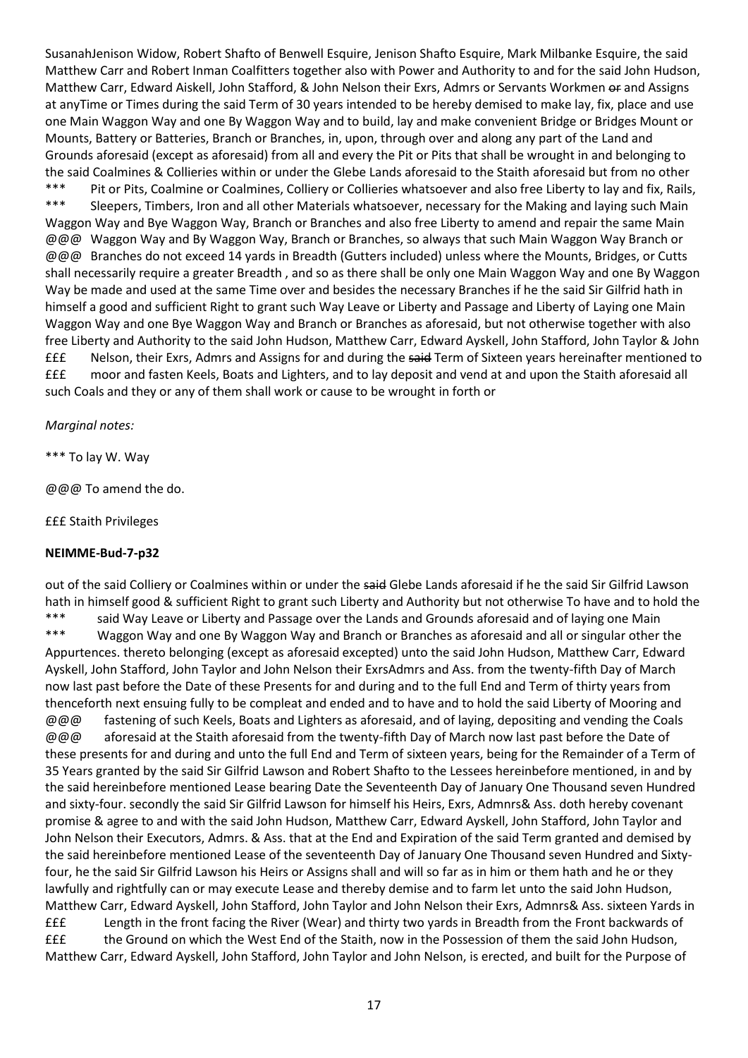SusanahJenison Widow, Robert Shafto of Benwell Esquire, Jenison Shafto Esquire, Mark Milbanke Esquire, the said Matthew Carr and Robert Inman Coalfitters together also with Power and Authority to and for the said John Hudson, Matthew Carr, Edward Aiskell, John Stafford, & John Nelson their Exrs, Admrs or Servants Workmen ~~or~~ and Assigns at anyTime or Times during the said Term of 30 years intended to be hereby demised to make lay, fix, place and use one Main Waggon Way and one By Waggon Way and to build, lay and make convenient Bridge or Bridges Mount or Mounts, Battery or Batteries, Branch or Branches, in, upon, through over and along any part of the Land and Grounds aforesaid (except as aforesaid) from all and every the Pit or Pits that shall be wrought in and belonging to the said Coalmines & Collieries within or under the Glebe Lands aforesaid to the Staith aforesaid but from no other

*** Pit or Pits, Coalmine or Coalmines, Colliery or Collieries whatsoever and also free Liberty to lay and fix, Rails,
*** Sleepers, Timbers, Iron and all other Materials whatsoever, necessary for the Making and laying such Main Waggon Way and Bye Waggon Way, Branch or Branches and also free Liberty to amend and repair the same Main
@@@ Waggon Way and By Waggon Way, Branch or Branches, so always that such Main Waggon Way Branch or
@@@ Branches do not exceed 14 yards in Breadth (Gutters included) unless where the Mounts, Bridges, or Cutts shall necessarily require a greater Breadth , and so as there shall be only one Main Waggon Way and one By Waggon Way be made and used at the same Time over and besides the necessary Branches if he the said Sir Gilfrid hath in himself a good and sufficient Right to grant such Way Leave or Liberty and Passage and Liberty of Laying one Main Waggon Way and one Bye Waggon Way and Branch or Branches as aforesaid, but not otherwise together with also free Liberty and Authority to the said John Hudson, Matthew Carr, Edward Ayskell, John Stafford, John Taylor & John
£££ Nelson, their Exrs, Admrs and Assigns for and during the ~~said~~ Term of Sixteen years hereinafter mentioned to
£££ moor and fasten Keels, Boats and Lighters, and to lay deposit and vend at and upon the Staith aforesaid all such Coals and they or any of them shall work or cause to be wrought in forth or

*Marginal notes:*

*** To lay W. Way

@@@ To amend the do.

£££ Staith Privileges

**NEIMME-Bud-7-p32**

out of the said Colliery or Coalmines within or under the ~~said~~ Glebe Lands aforesaid if he the said Sir Gilfrid Lawson hath in himself good & sufficient Right to grant such Liberty and Authority but not otherwise To have and to hold the

*** said Way Leave or Liberty and Passage over the Lands and Grounds aforesaid and of laying one Main
*** Waggon Way and one By Waggon Way and Branch or Branches as aforesaid and of all or singular other the Appurtences. thereto belonging (except as aforesaid excepted) unto the said John Hudson, Matthew Carr, Edward Ayskell, John Stafford, John Taylor and John Nelson their ExrsAdmrs and Ass. from the twenty-fifth Day of March now last past before the Date of these Presents for and during and to the full End and Term of thirty years from thenceforth next ensuing fully to be compleat and ended and to have and to hold the said Liberty of Mooring and
@@@ fastening of such Keels, Boats and Lighters as aforesaid, and of laying, depositing and vending the Coals
@@@ aforesaid at the Staith aforesaid from the twenty-fifth Day of March now last past before the Date of these presents for and during and unto the full End and Term of sixteen years, being for the Remainder of a Term of 35 Years granted by the said Sir Gilfrid Lawson and Robert Shafto to the Lessees hereinbefore mentioned, in and by the said hereinbefore mentioned Lease bearing Date the Seventeenth Day of January One Thousand seven Hundred and sixty-four. secondly the said Sir Gilfrid Lawson for himself his Heirs, Exrs, Admnrs& Ass. doth hereby covenant promise & agree to and with the said John Hudson, Matthew Carr, Edward Ayskell, John Stafford, John Taylor and John Nelson their Executors, Admrs. & Ass. that at the End and Expiration of the said Term granted and demised by the said hereinbefore mentioned Lease of the seventeenth Day of January One Thousand seven Hundred and Sixty-four, he the said Sir Gilfrid Lawson his Heirs or Assigns shall and will so far as in him or them hath and he or they lawfully and rightfully can or may execute Lease and thereby demise and to farm let unto the said John Hudson, Matthew Carr, Edward Ayskell, John Stafford, John Taylor and John Nelson their Exrs, Admnrs& Ass. sixteen Yards in
£££ Length in the front facing the River (Wear) and thirty two yards in Breadth from the Front backwards of
£££ the Ground on which the West End of the Staith, now in the Possession of them the said John Hudson, Matthew Carr, Edward Ayskell, John Stafford, John Taylor and John Nelson, is erected, and built for the Purpose of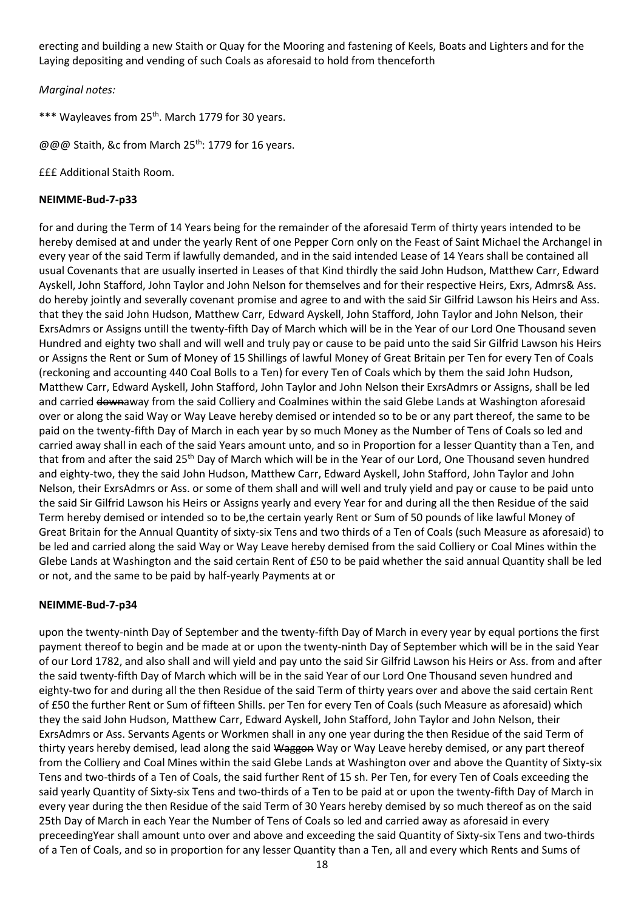erecting and building a new Staith or Quay for the Mooring and fastening of Keels, Boats and Lighters and for the Laying depositing and vending of such Coals as aforesaid to hold from thenceforth

*Marginal notes:*

*** Wayleaves from 25th. March 1779 for 30 years.

@@@ Staith, &c from March 25th: 1779 for 16 years.

£££ Additional Staith Room.

**NEIMME-Bud-7-p33**

for and during the Term of 14 Years being for the remainder of the aforesaid Term of thirty years intended to be hereby demised at and under the yearly Rent of one Pepper Corn only on the Feast of Saint Michael the Archangel in every year of the said Term if lawfully demanded, and in the said intended Lease of 14 Years shall be contained all usual Covenants that are usually inserted in Leases of that Kind thirdly the said John Hudson, Matthew Carr, Edward Ayskell, John Stafford, John Taylor and John Nelson for themselves and for their respective Heirs, Exrs, Admrs& Ass. do hereby jointly and severally covenant promise and agree to and with the said Sir Gilfrid Lawson his Heirs and Ass. that they the said John Hudson, Matthew Carr, Edward Ayskell, John Stafford, John Taylor and John Nelson, their ExrsAdmrs or Assigns untill the twenty-fifth Day of March which will be in the Year of our Lord One Thousand seven Hundred and eighty two shall and will well and truly pay or cause to be paid unto the said Sir Gilfrid Lawson his Heirs or Assigns the Rent or Sum of Money of 15 Shillings of lawful Money of Great Britain per Ten for every Ten of Coals (reckoning and accounting 440 Coal Bolls to a Ten) for every Ten of Coals which by them the said John Hudson, Matthew Carr, Edward Ayskell, John Stafford, John Taylor and John Nelson their ExrsAdmrs or Assigns, shall be led and carried ~~down~~away from the said Colliery and Coalmines within the said Glebe Lands at Washington aforesaid over or along the said Way or Way Leave hereby demised or intended so to be or any part thereof, the same to be paid on the twenty-fifth Day of March in each year by so much Money as the Number of Tens of Coals so led and carried away shall in each of the said Years amount unto, and so in Proportion for a lesser Quantity than a Ten, and that from and after the said 25th Day of March which will be in the Year of our Lord, One Thousand seven hundred and eighty-two, they the said John Hudson, Matthew Carr, Edward Ayskell, John Stafford, John Taylor and John Nelson, their ExrsAdmrs or Ass. or some of them shall and will well and truly yield and pay or cause to be paid unto the said Sir Gilfrid Lawson his Heirs or Assigns yearly and every Year for and during all the then Residue of the said Term hereby demised or intended so to be,the certain yearly Rent or Sum of 50 pounds of like lawful Money of Great Britain for the Annual Quantity of sixty-six Tens and two thirds of a Ten of Coals (such Measure as aforesaid) to be led and carried along the said Way or Way Leave hereby demised from the said Colliery or Coal Mines within the Glebe Lands at Washington and the said certain Rent of £50 to be paid whether the said annual Quantity shall be led or not, and the same to be paid by half-yearly Payments at or

**NEIMME-Bud-7-p34**

upon the twenty-ninth Day of September and the twenty-fifth Day of March in every year by equal portions the first payment thereof to begin and be made at or upon the twenty-ninth Day of September which will be in the said Year of our Lord 1782, and also shall and will yield and pay unto the said Sir Gilfrid Lawson his Heirs or Ass. from and after the said twenty-fifth Day of March which will be in the said Year of our Lord One Thousand seven hundred and eighty-two for and during all the then Residue of the said Term of thirty years over and above the said certain Rent of £50 the further Rent or Sum of fifteen Shills. per Ten for every Ten of Coals (such Measure as aforesaid) which they the said John Hudson, Matthew Carr, Edward Ayskell, John Stafford, John Taylor and John Nelson, their ExrsAdmrs or Ass. Servants Agents or Workmen shall in any one year during the then Residue of the said Term of thirty years hereby demised, lead along the said ~~Waggon~~ Way or Way Leave hereby demised, or any part thereof from the Colliery and Coal Mines within the said Glebe Lands at Washington over and above the Quantity of Sixty-six Tens and two-thirds of a Ten of Coals, the said further Rent of 15 sh. Per Ten, for every Ten of Coals exceeding the said yearly Quantity of Sixty-six Tens and two-thirds of a Ten to be paid at or upon the twenty-fifth Day of March in every year during the then Residue of the said Term of 30 Years hereby demised by so much thereof as on the said 25th Day of March in each Year the Number of Tens of Coals so led and carried away as aforesaid in every preceedingYear shall amount unto over and above and exceeding the said Quantity of Sixty-six Tens and two-thirds of a Ten of Coals, and so in proportion for any lesser Quantity than a Ten, all and every which Rents and Sums of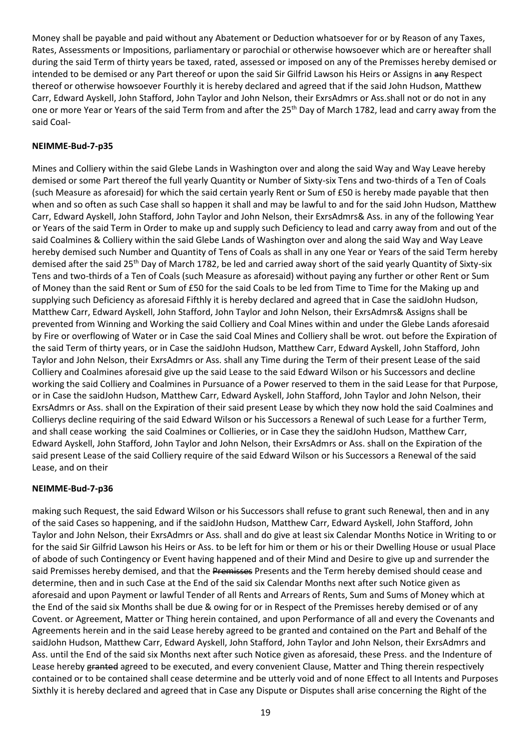Money shall be payable and paid without any Abatement or Deduction whatsoever for or by Reason of any Taxes, Rates, Assessments or Impositions, parliamentary or parochial or otherwise howsoever which are or hereafter shall during the said Term of thirty years be taxed, rated, assessed or imposed on any of the Premisses hereby demised or intended to be demised or any Part thereof or upon the said Sir Gilfrid Lawson his Heirs or Assigns in ~~any~~ Respect thereof or otherwise howsoever Fourthly it is hereby declared and agreed that if the said John Hudson, Matthew Carr, Edward Ayskell, John Stafford, John Taylor and John Nelson, their ExrsAdmrs or Ass.shall not or do not in any one or more Year or Years of the said Term from and after the 25th Day of March 1782, lead and carry away from the said Coal-

**NEIMME-Bud-7-p35**

Mines and Colliery within the said Glebe Lands in Washington over and along the said Way and Way Leave hereby demised or some Part thereof the full yearly Quantity or Number of Sixty-six Tens and two-thirds of a Ten of Coals (such Measure as aforesaid) for which the said certain yearly Rent or Sum of £50 is hereby made payable that then when and so often as such Case shall so happen it shall and may be lawful to and for the said John Hudson, Matthew Carr, Edward Ayskell, John Stafford, John Taylor and John Nelson, their ExrsAdmrs& Ass. in any of the following Year or Years of the said Term in Order to make up and supply such Deficiency to lead and carry away from and out of the said Coalmines & Colliery within the said Glebe Lands of Washington over and along the said Way and Way Leave hereby demised such Number and Quantity of Tens of Coals as shall in any one Year or Years of the said Term hereby demised after the said 25th Day of March 1782, be led and carried away short of the said yearly Quantity of Sixty-six Tens and two-thirds of a Ten of Coals (such Measure as aforesaid) without paying any further or other Rent or Sum of Money than the said Rent or Sum of £50 for the said Coals to be led from Time to Time for the Making up and supplying such Deficiency as aforesaid Fifthly it is hereby declared and agreed that in Case the saidJohn Hudson, Matthew Carr, Edward Ayskell, John Stafford, John Taylor and John Nelson, their ExrsAdmrs& Assigns shall be prevented from Winning and Working the said Colliery and Coal Mines within and under the Glebe Lands aforesaid by Fire or overflowing of Water or in Case the said Coal Mines and Colliery shall be wrot. out before the Expiration of the said Term of thirty years, or in Case the saidJohn Hudson, Matthew Carr, Edward Ayskell, John Stafford, John Taylor and John Nelson, their ExrsAdmrs or Ass. shall any Time during the Term of their present Lease of the said Colliery and Coalmines aforesaid give up the said Lease to the said Edward Wilson or his Successors and decline working the said Colliery and Coalmines in Pursuance of a Power reserved to them in the said Lease for that Purpose, or in Case the saidJohn Hudson, Matthew Carr, Edward Ayskell, John Stafford, John Taylor and John Nelson, their ExrsAdmrs or Ass. shall on the Expiration of their said present Lease by which they now hold the said Coalmines and Collierys decline requiring of the said Edward Wilson or his Successors a Renewal of such Lease for a further Term, and shall cease working the said Coalmines or Collieries, or in Case they the saidJohn Hudson, Matthew Carr, Edward Ayskell, John Stafford, John Taylor and John Nelson, their ExrsAdmrs or Ass. shall on the Expiration of the said present Lease of the said Colliery require of the said Edward Wilson or his Successors a Renewal of the said Lease, and on their

**NEIMME-Bud-7-p36**

making such Request, the said Edward Wilson or his Successors shall refuse to grant such Renewal, then and in any of the said Cases so happening, and if the saidJohn Hudson, Matthew Carr, Edward Ayskell, John Stafford, John Taylor and John Nelson, their ExrsAdmrs or Ass. shall and do give at least six Calendar Months Notice in Writing to or for the said Sir Gilfrid Lawson his Heirs or Ass. to be left for him or them or his or their Dwelling House or usual Place of abode of such Contingency or Event having happened and of their Mind and Desire to give up and surrender the said Premisses hereby demised, and that the ~~Premisses~~ Presents and the Term hereby demised should cease and determine, then and in such Case at the End of the said six Calendar Months next after such Notice given as aforesaid and upon Payment or lawful Tender of all Rents and Arrears of Rents, Sum and Sums of Money which at the End of the said six Months shall be due & owing for or in Respect of the Premisses hereby demised or of any Covent. or Agreement, Matter or Thing herein contained, and upon Performance of all and every the Covenants and Agreements herein and in the said Lease hereby agreed to be granted and contained on the Part and Behalf of the saidJohn Hudson, Matthew Carr, Edward Ayskell, John Stafford, John Taylor and John Nelson, their ExrsAdmrs and Ass. until the End of the said six Months next after such Notice given as aforesaid, these Press. and the Indenture of Lease hereby ~~granted~~ agreed to be executed, and every convenient Clause, Matter and Thing therein respectively contained or to be contained shall cease determine and be utterly void and of none Effect to all Intents and Purposes Sixthly it is hereby declared and agreed that in Case any Dispute or Disputes shall arise concerning the Right of the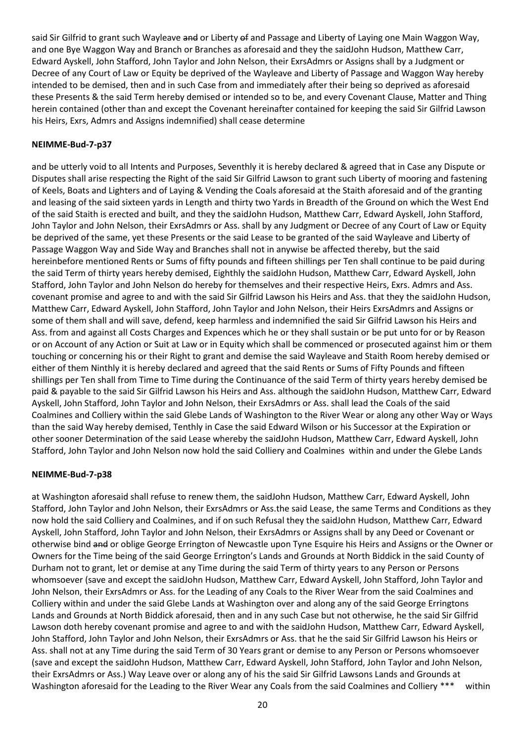said Sir Gilfrid to grant such Wayleave ~~and~~ or Liberty ~~of~~ and Passage and Liberty of Laying one Main Waggon Way, and one Bye Waggon Way and Branch or Branches as aforesaid and they the saidJohn Hudson, Matthew Carr, Edward Ayskell, John Stafford, John Taylor and John Nelson, their ExrsAdmrs or Assigns shall by a Judgment or Decree of any Court of Law or Equity be deprived of the Wayleave and Liberty of Passage and Waggon Way hereby intended to be demised, then and in such Case from and immediately after their being so deprived as aforesaid these Presents & the said Term hereby demised or intended so to be, and every Covenant Clause, Matter and Thing herein contained (other than and except the Covenant hereinafter contained for keeping the said Sir Gilfrid Lawson his Heirs, Exrs, Admrs and Assigns indemnified) shall cease determine

**NEIMME-Bud-7-p37**

and be utterly void to all Intents and Purposes, Seventhly it is hereby declared & agreed that in Case any Dispute or Disputes shall arise respecting the Right of the said Sir Gilfrid Lawson to grant such Liberty of mooring and fastening of Keels, Boats and Lighters and of Laying & Vending the Coals aforesaid at the Staith aforesaid and of the granting and leasing of the said sixteen yards in Length and thirty two Yards in Breadth of the Ground on which the West End of the said Staith is erected and built, and they the saidJohn Hudson, Matthew Carr, Edward Ayskell, John Stafford, John Taylor and John Nelson, their ExrsAdmrs or Ass. shall by any Judgment or Decree of any Court of Law or Equity be deprived of the same, yet these Presents or the said Lease to be granted of the said Wayleave and Liberty of Passage Waggon Way and Side Way and Branches shall not in anywise be affected thereby, but the said hereinbefore mentioned Rents or Sums of fifty pounds and fifteen shillings per Ten shall continue to be paid during the said Term of thirty years hereby demised, Eighthly the saidJohn Hudson, Matthew Carr, Edward Ayskell, John Stafford, John Taylor and John Nelson do hereby for themselves and their respective Heirs, Exrs. Admrs and Ass. covenant promise and agree to and with the said Sir Gilfrid Lawson his Heirs and Ass. that they the saidJohn Hudson, Matthew Carr, Edward Ayskell, John Stafford, John Taylor and John Nelson, their Heirs ExrsAdmrs and Assigns or some of them shall and will save, defend, keep harmless and indemnified the said Sir Gilfrid Lawson his Heirs and Ass. from and against all Costs Charges and Expences which he or they shall sustain or be put unto for or by Reason or on Account of any Action or Suit at Law or in Equity which shall be commenced or prosecuted against him or them touching or concerning his or their Right to grant and demise the said Wayleave and Staith Room hereby demised or either of them Ninthly it is hereby declared and agreed that the said Rents or Sums of Fifty Pounds and fifteen shillings per Ten shall from Time to Time during the Continuance of the said Term of thirty years hereby demised be paid & payable to the said Sir Gilfrid Lawson his Heirs and Ass. although the saidJohn Hudson, Matthew Carr, Edward Ayskell, John Stafford, John Taylor and John Nelson, their ExrsAdmrs or Ass. shall lead the Coals of the said Coalmines and Colliery within the said Glebe Lands of Washington to the River Wear or along any other Way or Ways than the said Way hereby demised, Tenthly in Case the said Edward Wilson or his Successor at the Expiration or other sooner Determination of the said Lease whereby the saidJohn Hudson, Matthew Carr, Edward Ayskell, John Stafford, John Taylor and John Nelson now hold the said Colliery and Coalmines within and under the Glebe Lands

**NEIMME-Bud-7-p38**

at Washington aforesaid shall refuse to renew them, the saidJohn Hudson, Matthew Carr, Edward Ayskell, John Stafford, John Taylor and John Nelson, their ExrsAdmrs or Ass.the said Lease, the same Terms and Conditions as they now hold the said Colliery and Coalmines, and if on such Refusal they the saidJohn Hudson, Matthew Carr, Edward Ayskell, John Stafford, John Taylor and John Nelson, their ExrsAdmrs or Assigns shall by any Deed or Covenant or otherwise bind ~~and~~ or oblige George Errington of Newcastle upon Tyne Esquire his Heirs and Assigns or the Owner or Owners for the Time being of the said George Errington's Lands and Grounds at North Biddick in the said County of Durham not to grant, let or demise at any Time during the said Term of thirty years to any Person or Persons whomsoever (save and except the saidJohn Hudson, Matthew Carr, Edward Ayskell, John Stafford, John Taylor and John Nelson, their ExrsAdmrs or Ass. for the Leading of any Coals to the River Wear from the said Coalmines and Colliery within and under the said Glebe Lands at Washington over and along any of the said George Erringtons Lands and Grounds at North Biddick aforesaid, then and in any such Case but not otherwise, he the said Sir Gilfrid Lawson doth hereby covenant promise and agree to and with the saidJohn Hudson, Matthew Carr, Edward Ayskell, John Stafford, John Taylor and John Nelson, their ExrsAdmrs or Ass. that he the said Sir Gilfrid Lawson his Heirs or Ass. shall not at any Time during the said Term of 30 Years grant or demise to any Person or Persons whomsoever (save and except the saidJohn Hudson, Matthew Carr, Edward Ayskell, John Stafford, John Taylor and John Nelson, their ExrsAdmrs or Ass.) Way Leave over or along any of his the said Sir Gilfrid Lawsons Lands and Grounds at Washington aforesaid for the Leading to the River Wear any Coals from the said Coalmines and Colliery *** within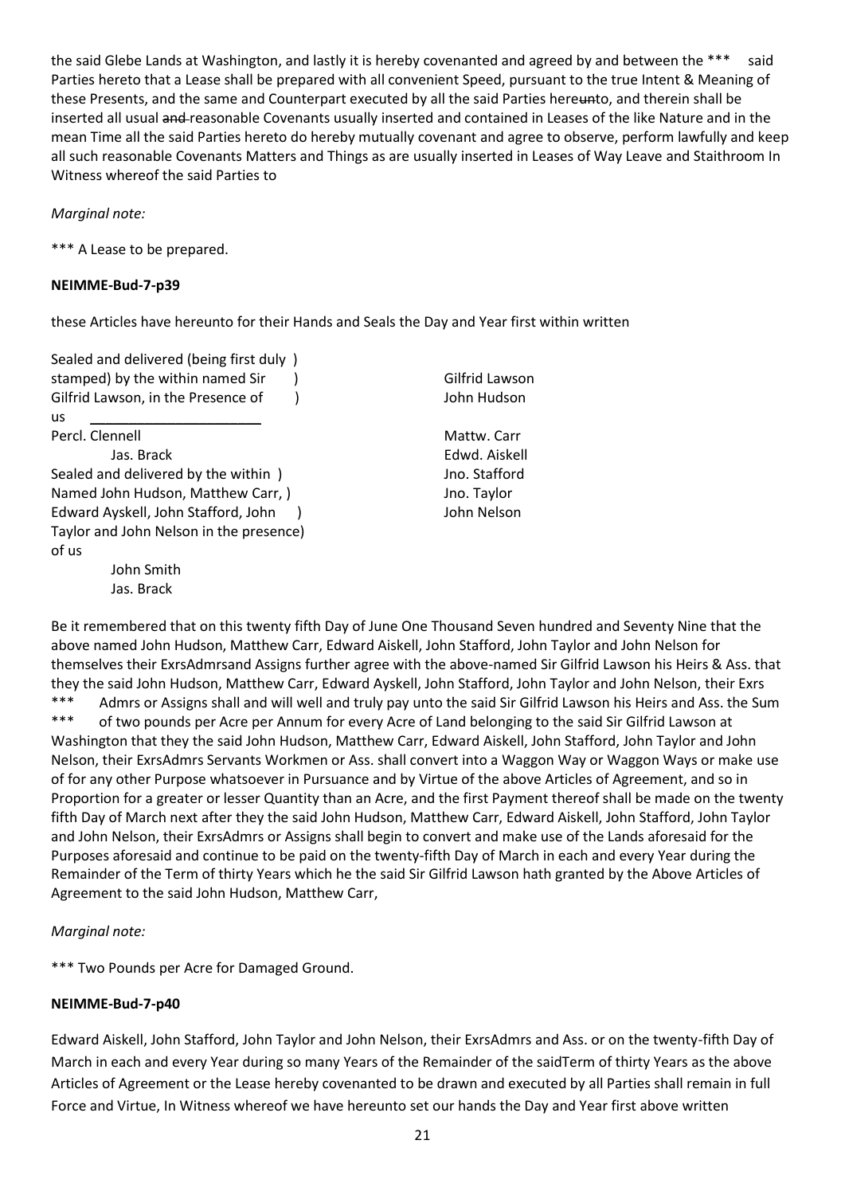the said Glebe Lands at Washington, and lastly it is hereby covenanted and agreed by and between the *** said Parties hereto that a Lease shall be prepared with all convenient Speed, pursuant to the true Intent & Meaning of these Presents, and the same and Counterpart executed by all the said Parties hereunto, and therein shall be inserted all usual ~~and~~ reasonable Covenants usually inserted and contained in Leases of the like Nature and in the mean Time all the said Parties hereto do hereby mutually covenant and agree to observe, perform lawfully and keep all such reasonable Covenants Matters and Things as are usually inserted in Leases of Way Leave and Staithroom In Witness whereof the said Parties to

*Marginal note:*

*** A Lease to be prepared.

**NEIMME-Bud-7-p39**

these Articles have hereunto for their Hands and Seals the Day and Year first within written

Sealed and delivered (being first duly )
stamped) by the within named Sir )
Gilfrid Lawson, in the Presence of )
us

Percl. Clennell
Jas. Brack

Gilfrid Lawson
John Hudson

Sealed and delivered by the within )
Named John Hudson, Matthew Carr, )
Edward Ayskell, John Stafford, John )
Taylor and John Nelson in the presence)
of us

John Smith
Jas. Brack

Mattw. Carr
Edwd. Aiskell
Jno. Stafford
Jno. Taylor
John Nelson

Be it remembered that on this twenty fifth Day of June One Thousand Seven hundred and Seventy Nine that the above named John Hudson, Matthew Carr, Edward Aiskell, John Stafford, John Taylor and John Nelson for themselves their ExrsAdmrsand Assigns further agree with the above-named Sir Gilfrid Lawson his Heirs & Ass. that they the said John Hudson, Matthew Carr, Edward Ayskell, John Stafford, John Taylor and John Nelson, their Exrs *** Admrs or Assigns shall and will well and truly pay unto the said Sir Gilfrid Lawson his Heirs and Ass. the Sum *** of two pounds per Acre per Annum for every Acre of Land belonging to the said Sir Gilfrid Lawson at Washington that they the said John Hudson, Matthew Carr, Edward Aiskell, John Stafford, John Taylor and John Nelson, their ExrsAdmrs Servants Workmen or Ass. shall convert into a Waggon Way or Waggon Ways or make use of for any other Purpose whatsoever in Pursuance and by Virtue of the above Articles of Agreement, and so in Proportion for a greater or lesser Quantity than an Acre, and the first Payment thereof shall be made on the twenty fifth Day of March next after they the said John Hudson, Matthew Carr, Edward Aiskell, John Stafford, John Taylor and John Nelson, their ExrsAdmrs or Assigns shall begin to convert and make use of the Lands aforesaid for the Purposes aforesaid and continue to be paid on the twenty-fifth Day of March in each and every Year during the Remainder of the Term of thirty Years which he the said Sir Gilfrid Lawson hath granted by the Above Articles of Agreement to the said John Hudson, Matthew Carr,

*Marginal note:*

*** Two Pounds per Acre for Damaged Ground.

**NEIMME-Bud-7-p40**

Edward Aiskell, John Stafford, John Taylor and John Nelson, their ExrsAdmrs and Ass. or on the twenty-fifth Day of March in each and every Year during so many Years of the Remainder of the saidTerm of thirty Years as the above Articles of Agreement or the Lease hereby covenanted to be drawn and executed by all Parties shall remain in full Force and Virtue, In Witness whereof we have hereunto set our hands the Day and Year first above written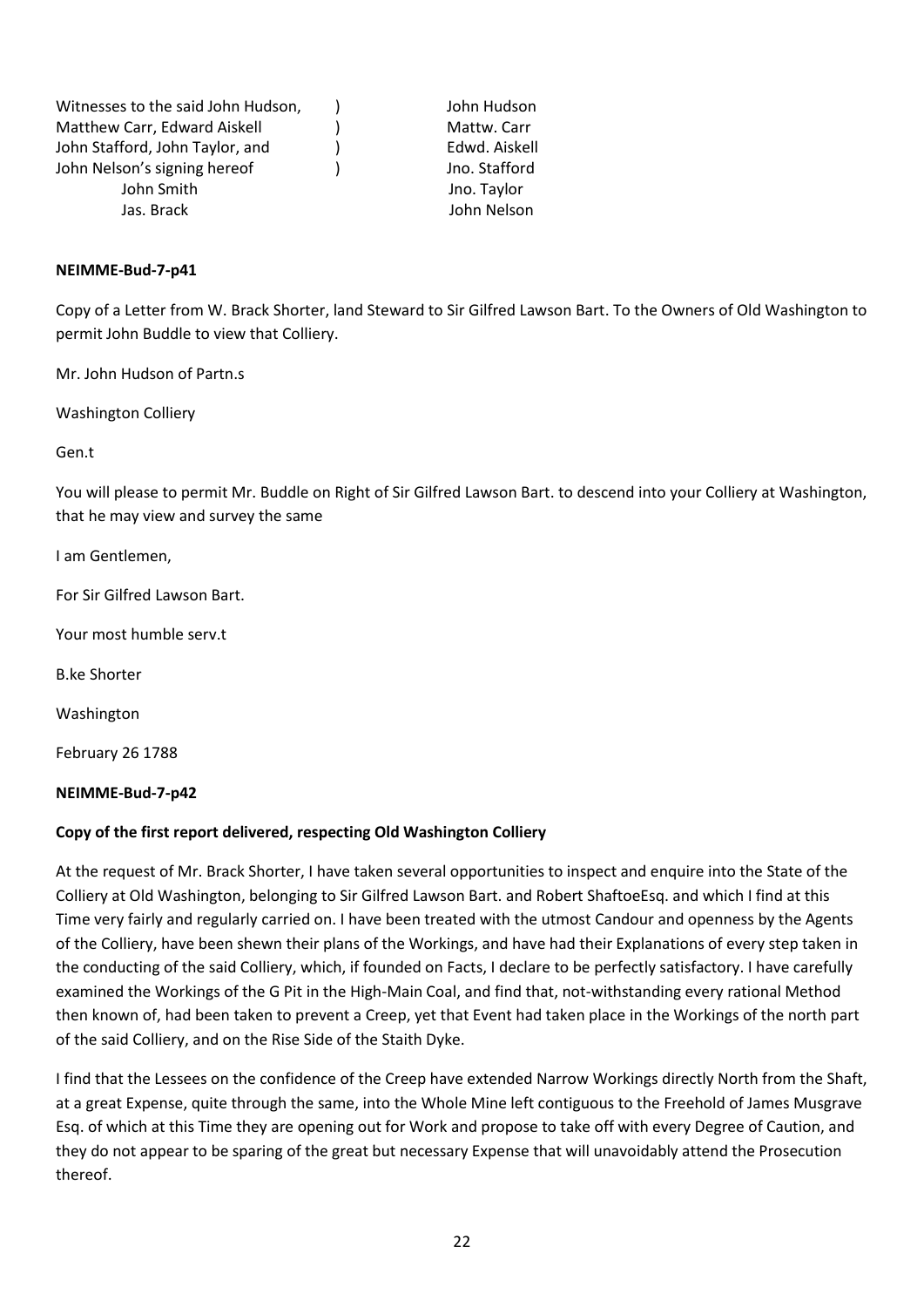| Witnesses to the said John Hudson, | ) | John Hudson |
|---|---|---|
| Matthew Carr, Edward Aiskell | ) | Mattw. Carr |
| John Stafford, John Taylor, and | ) | Edwd. Aiskell |
| John Nelson's signing hereof | ) | Jno. Stafford |
| John Smith | | Jno. Taylor |
| Jas. Brack | | John Nelson |

**NEIMME-Bud-7-p41**

Copy of a Letter from W. Brack Shorter, land Steward to Sir Gilfred Lawson Bart. To the Owners of Old Washington to permit John Buddle to view that Colliery.

Mr. John Hudson of Partn.s

Washington Colliery

Gen.t

You will please to permit Mr. Buddle on Right of Sir Gilfred Lawson Bart. to descend into your Colliery at Washington, that he may view and survey the same

I am Gentlemen,

For Sir Gilfred Lawson Bart.

Your most humble serv.t

B.ke Shorter

Washington

February 26 1788

**NEIMME-Bud-7-p42**

**Copy of the first report delivered, respecting Old Washington Colliery**

At the request of Mr. Brack Shorter, I have taken several opportunities to inspect and enquire into the State of the Colliery at Old Washington, belonging to Sir Gilfred Lawson Bart. and Robert ShaftoeEsq. and which I find at this Time very fairly and regularly carried on. I have been treated with the utmost Candour and openness by the Agents of the Colliery, have been shewn their plans of the Workings, and have had their Explanations of every step taken in the conducting of the said Colliery, which, if founded on Facts, I declare to be perfectly satisfactory. I have carefully examined the Workings of the G Pit in the High-Main Coal, and find that, not-withstanding every rational Method then known of, had been taken to prevent a Creep, yet that Event had taken place in the Workings of the north part of the said Colliery, and on the Rise Side of the Staith Dyke.

I find that the Lessees on the confidence of the Creep have extended Narrow Workings directly North from the Shaft, at a great Expense, quite through the same, into the Whole Mine left contiguous to the Freehold of James Musgrave Esq. of which at this Time they are opening out for Work and propose to take off with every Degree of Caution, and they do not appear to be sparing of the great but necessary Expense that will unavoidably attend the Prosecution thereof.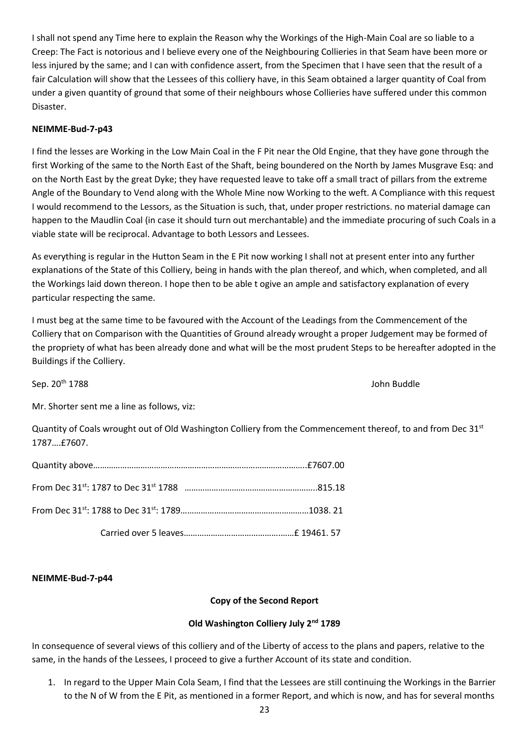I shall not spend any Time here to explain the Reason why the Workings of the High-Main Coal are so liable to a Creep: The Fact is notorious and I believe every one of the Neighbouring Collieries in that Seam have been more or less injured by the same; and I can with confidence assert, from the Specimen that I have seen that the result of a fair Calculation will show that the Lessees of this colliery have, in this Seam obtained a larger quantity of Coal from under a given quantity of ground that some of their neighbours whose Collieries have suffered under this common Disaster.

**NEIMME-Bud-7-p43**

I find the lesses are Working in the Low Main Coal in the F Pit near the Old Engine, that they have gone through the first Working of the same to the North East of the Shaft, being boundered on the North by James Musgrave Esq: and on the North East by the great Dyke; they have requested leave to take off a small tract of pillars from the extreme Angle of the Boundary to Vend along with the Whole Mine now Working to the weft. A Compliance with this request I would recommend to the Lessors, as the Situation is such, that, under proper restrictions. no material damage can happen to the Maudlin Coal (in case it should turn out merchantable) and the immediate procuring of such Coals in a viable state will be reciprocal. Advantage to both Lessors and Lessees.

As everything is regular in the Hutton Seam in the E Pit now working I shall not at present enter into any further explanations of the State of this Colliery, being in hands with the plan thereof, and which, when completed, and all the Workings laid down thereon. I hope then to be able t ogive an ample and satisfactory explanation of every particular respecting the same.

I must beg at the same time to be favoured with the Account of the Leadings from the Commencement of the Colliery that on Comparison with the Quantities of Ground already wrought a proper Judgement may be formed of the propriety of what has been already done and what will be the most prudent Steps to be hereafter adopted in the Buildings if the Colliery.

Sep. 20th 1788 John Buddle

Mr. Shorter sent me a line as follows, viz:

Quantity of Coals wrought out of Old Washington Colliery from the Commencement thereof, to and from Dec 31st 1787….£7607.

Quantity above……………………………………………………………………………………..£7607.00

From Dec 31st: 1787 to Dec 31st 1788 …………………………………………………..815.18

From Dec 31st: 1788 to Dec 31st: 1789…………………………………………………1038. 21

Carried over 5 leaves……………………………………….……£ 19461. 57

**NEIMME-Bud-7-p44**

**Copy of the Second Report**

**Old Washington Colliery July 2nd 1789**

In consequence of several views of this colliery and of the Liberty of access to the plans and papers, relative to the same, in the hands of the Lessees, I proceed to give a further Account of its state and condition.

1. In regard to the Upper Main Cola Seam, I find that the Lessees are still continuing the Workings in the Barrier to the N of W from the E Pit, as mentioned in a former Report, and which is now, and has for several months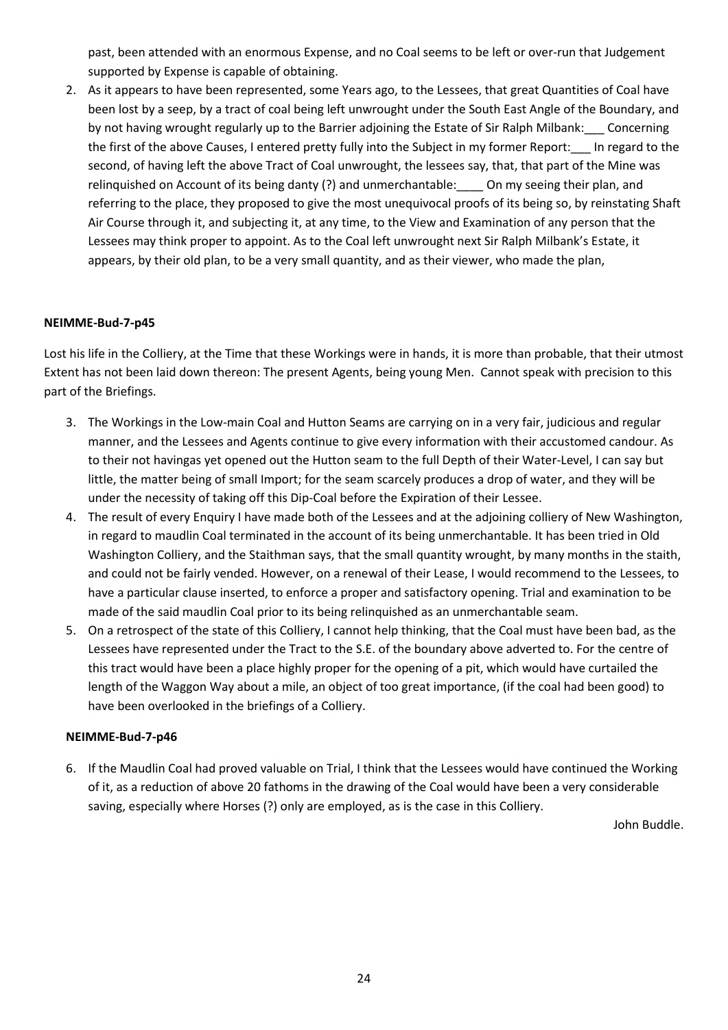past, been attended with an enormous Expense, and no Coal seems to be left or over-run that Judgement supported by Expense is capable of obtaining.

2. As it appears to have been represented, some Years ago, to the Lessees, that great Quantities of Coal have been lost by a seep, by a tract of coal being left unwrought under the South East Angle of the Boundary, and by not having wrought regularly up to the Barrier adjoining the Estate of Sir Ralph Milbank:___ Concerning the first of the above Causes, I entered pretty fully into the Subject in my former Report:___ In regard to the second, of having left the above Tract of Coal unwrought, the lessees say, that, that part of the Mine was relinquished on Account of its being danty (?) and unmerchantable:____ On my seeing their plan, and referring to the place, they proposed to give the most unequivocal proofs of its being so, by reinstating Shaft Air Course through it, and subjecting it, at any time, to the View and Examination of any person that the Lessees may think proper to appoint. As to the Coal left unwrought next Sir Ralph Milbank's Estate, it appears, by their old plan, to be a very small quantity, and as their viewer, who made the plan,

**NEIMME-Bud-7-p45**

Lost his life in the Colliery, at the Time that these Workings were in hands, it is more than probable, that their utmost Extent has not been laid down thereon: The present Agents, being young Men. Cannot speak with precision to this part of the Briefings.

3. The Workings in the Low-main Coal and Hutton Seams are carrying on in a very fair, judicious and regular manner, and the Lessees and Agents continue to give every information with their accustomed candour. As to their not havingas yet opened out the Hutton seam to the full Depth of their Water-Level, I can say but little, the matter being of small Import; for the seam scarcely produces a drop of water, and they will be under the necessity of taking off this Dip-Coal before the Expiration of their Lessee.
4. The result of every Enquiry I have made both of the Lessees and at the adjoining colliery of New Washington, in regard to maudlin Coal terminated in the account of its being unmerchantable. It has been tried in Old Washington Colliery, and the Staithman says, that the small quantity wrought, by many months in the staith, and could not be fairly vended. However, on a renewal of their Lease, I would recommend to the Lessees, to have a particular clause inserted, to enforce a proper and satisfactory opening. Trial and examination to be made of the said maudlin Coal prior to its being relinquished as an unmerchantable seam.
5. On a retrospect of the state of this Colliery, I cannot help thinking, that the Coal must have been bad, as the Lessees have represented under the Tract to the S.E. of the boundary above adverted to. For the centre of this tract would have been a place highly proper for the opening of a pit, which would have curtailed the length of the Waggon Way about a mile, an object of too great importance, (if the coal had been good) to have been overlooked in the briefings of a Colliery.

**NEIMME-Bud-7-p46**

6. If the Maudlin Coal had proved valuable on Trial, I think that the Lessees would have continued the Working of it, as a reduction of above 20 fathoms in the drawing of the Coal would have been a very considerable saving, especially where Horses (?) only are employed, as is the case in this Colliery.

John Buddle.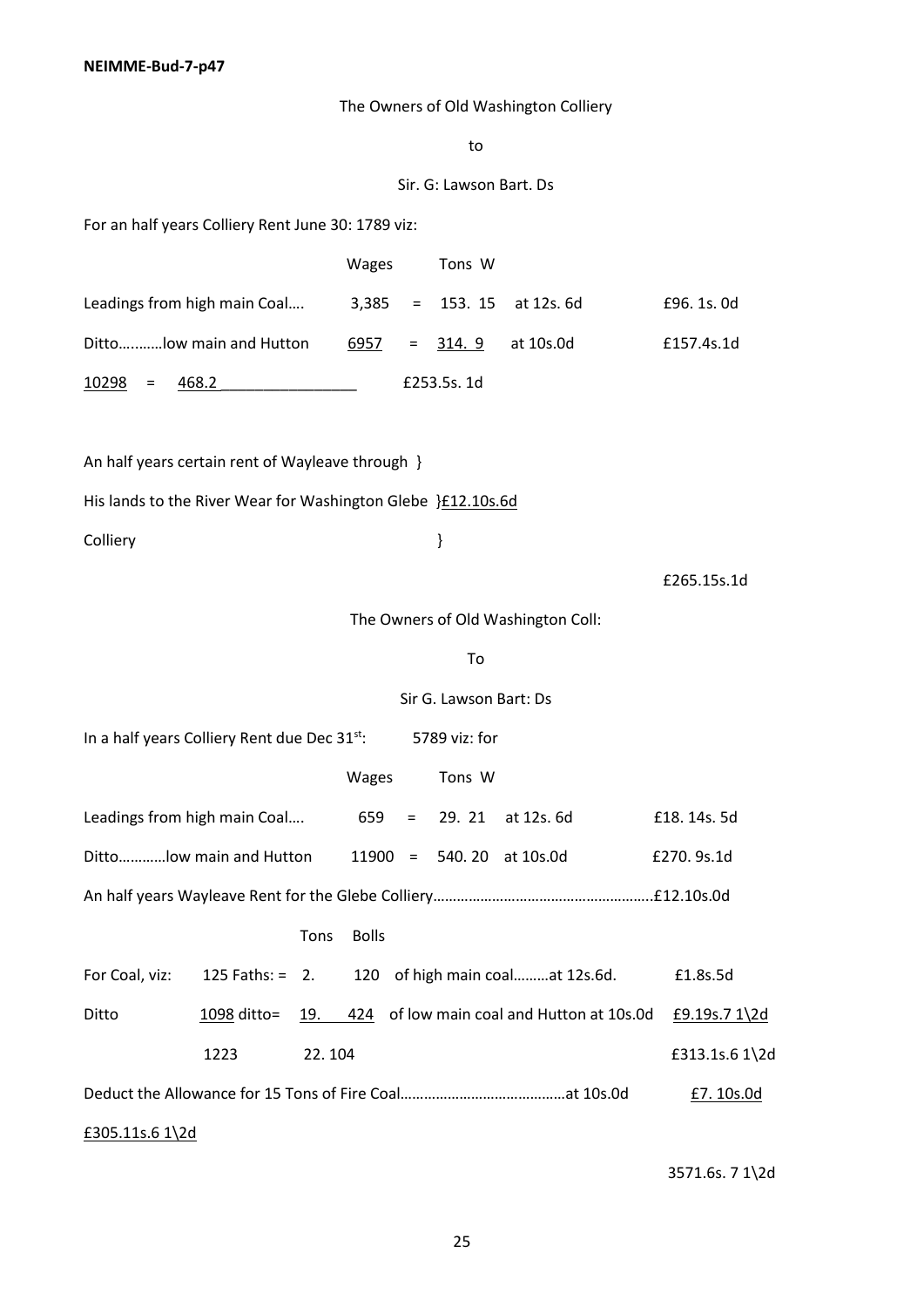**NEIMME-Bud-7-p47**

The Owners of Old Washington Colliery

to

Sir. G: Lawson Bart. Ds

For an half years Colliery Rent June 30: 1789 viz:

| | Wages | | Tons W | | |
|---|---|---|---|---|---|
| Leadings from high main Coal…. | 3,385 | = | 153. 15 | at 12s. 6d | £96. 1s. 0d |
| Ditto….…..low main and Hutton | 6957 | = | 314. 9 | at 10s.0d | £157.4s.1d |
| 10298 = 468.2 | | | | | £253.5s. 1d |

An half years certain rent of Wayleave through }
His lands to the River Wear for Washington Glebe }£12.10s.6d
Colliery }

£265.15s.1d

The Owners of Old Washington Coll:

To

Sir G. Lawson Bart: Ds

In a half years Colliery Rent due Dec 31st: 5789 viz: for

| | Wages | | Tons W | | |
|---|---|---|---|---|---|
| Leadings from high main Coal…. | 659 | = | 29. 21 | at 12s. 6d | £18. 14s. 5d |
| Ditto…………low main and Hutton | 11900 | = | 540. 20 | at 10s.0d | £270. 9s.1d |

An half years Wayleave Rent for the Glebe Colliery……………………………………………….£12.10s.0d

| | | Tons | Bolls | | |
|---|---|---|---|---|---|
| For Coal, viz: | 125 Faths: = | 2. | 120 | of high main coal………at 12s.6d. | £1.8s.5d |
| Ditto | 1098 ditto= | 19. | 424 | of low main coal and Hutton at 10s.0d | £9.19s.7 1\2d |
| | 1223 | 22. 104 | | | £313.1s.6 1\2d |

Deduct the Allowance for 15 Tons of Fire Coal……………………………………at 10s.0d £7. 10s.0d

£305.11s.6 1\2d

3571.6s. 7 1\2d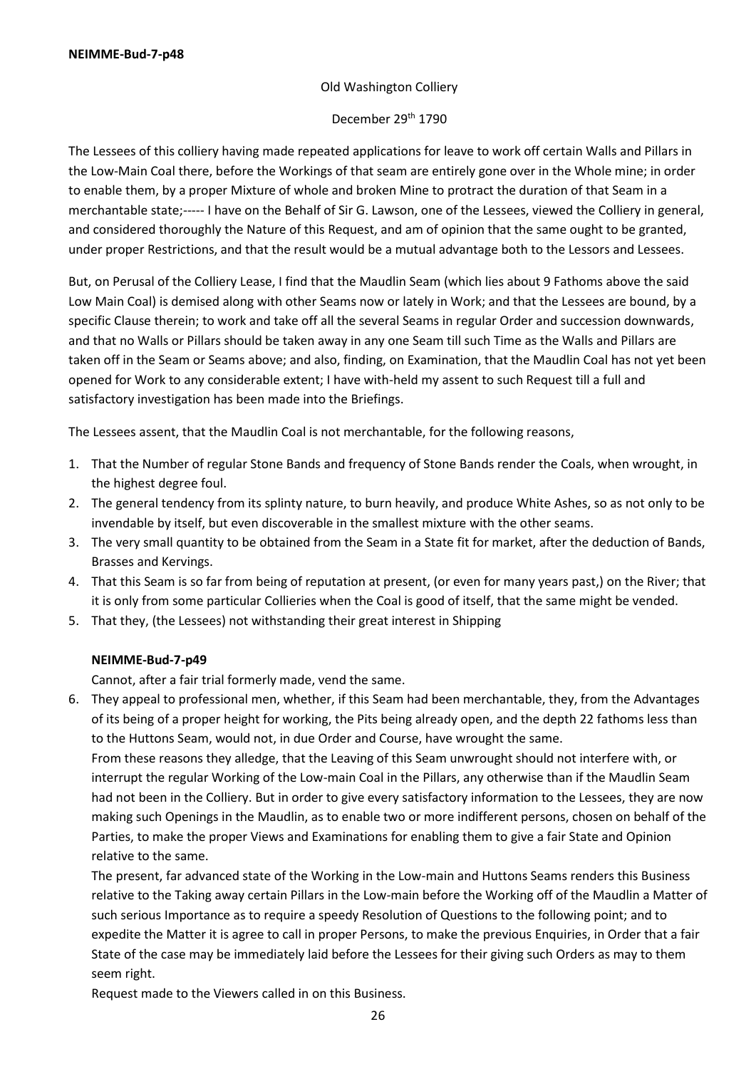**NEIMME-Bud-7-p48**

Old Washington Colliery

December 29th 1790

The Lessees of this colliery having made repeated applications for leave to work off certain Walls and Pillars in the Low-Main Coal there, before the Workings of that seam are entirely gone over in the Whole mine; in order to enable them, by a proper Mixture of whole and broken Mine to protract the duration of that Seam in a merchantable state;----- I have on the Behalf of Sir G. Lawson, one of the Lessees, viewed the Colliery in general, and considered thoroughly the Nature of this Request, and am of opinion that the same ought to be granted, under proper Restrictions, and that the result would be a mutual advantage both to the Lessors and Lessees.

But, on Perusal of the Colliery Lease, I find that the Maudlin Seam (which lies about 9 Fathoms above the said Low Main Coal) is demised along with other Seams now or lately in Work; and that the Lessees are bound, by a specific Clause therein; to work and take off all the several Seams in regular Order and succession downwards, and that no Walls or Pillars should be taken away in any one Seam till such Time as the Walls and Pillars are taken off in the Seam or Seams above; and also, finding, on Examination, that the Maudlin Coal has not yet been opened for Work to any considerable extent; I have with-held my assent to such Request till a full and satisfactory investigation has been made into the Briefings.

The Lessees assent, that the Maudlin Coal is not merchantable, for the following reasons,

1. That the Number of regular Stone Bands and frequency of Stone Bands render the Coals, when wrought, in the highest degree foul.
2. The general tendency from its splinty nature, to burn heavily, and produce White Ashes, so as not only to be invendable by itself, but even discoverable in the smallest mixture with the other seams.
3. The very small quantity to be obtained from the Seam in a State fit for market, after the deduction of Bands, Brasses and Kervings.
4. That this Seam is so far from being of reputation at present, (or even for many years past,) on the River; that it is only from some particular Collieries when the Coal is good of itself, that the same might be vended.
5. That they, (the Lessees) not withstanding their great interest in Shipping

**NEIMME-Bud-7-p49**

Cannot, after a fair trial formerly made, vend the same.

6. They appeal to professional men, whether, if this Seam had been merchantable, they, from the Advantages of its being of a proper height for working, the Pits being already open, and the depth 22 fathoms less than to the Huttons Seam, would not, in due Order and Course, have wrought the same.

   From these reasons they alledge, that the Leaving of this Seam unwrought should not interfere with, or interrupt the regular Working of the Low-main Coal in the Pillars, any otherwise than if the Maudlin Seam had not been in the Colliery. But in order to give every satisfactory information to the Lessees, they are now making such Openings in the Maudlin, as to enable two or more indifferent persons, chosen on behalf of the Parties, to make the proper Views and Examinations for enabling them to give a fair State and Opinion relative to the same.

   The present, far advanced state of the Working in the Low-main and Huttons Seams renders this Business relative to the Taking away certain Pillars in the Low-main before the Working off of the Maudlin a Matter of such serious Importance as to require a speedy Resolution of Questions to the following point; and to expedite the Matter it is agree to call in proper Persons, to make the previous Enquiries, in Order that a fair State of the case may be immediately laid before the Lessees for their giving such Orders as may to them seem right.

   Request made to the Viewers called in on this Business.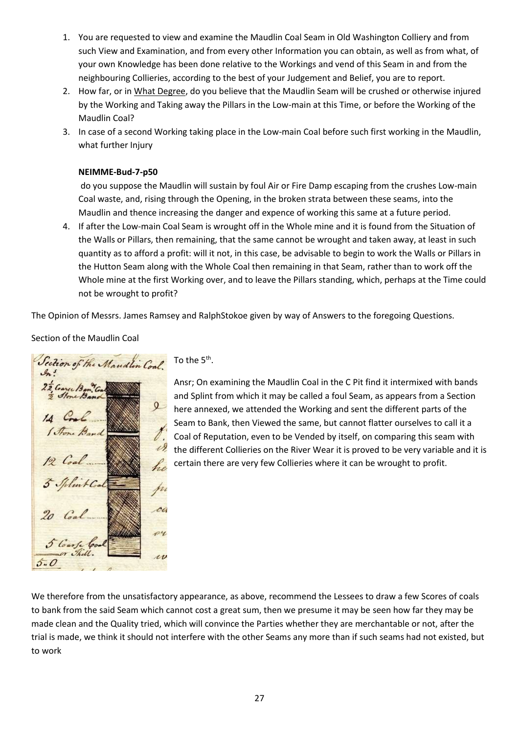1. You are requested to view and examine the Maudlin Coal Seam in Old Washington Colliery and from such View and Examination, and from every other Information you can obtain, as well as from what, of your own Knowledge has been done relative to the Workings and vend of this Seam in and from the neighbouring Collieries, according to the best of your Judgement and Belief, you are to report.
2. How far, or in What Degree, do you believe that the Maudlin Seam will be crushed or otherwise injured by the Working and Taking away the Pillars in the Low-main at this Time, or before the Working of the Maudlin Coal?
3. In case of a second Working taking place in the Low-main Coal before such first working in the Maudlin, what further Injury

   **NEIMME-Bud-7-p50**

   do you suppose the Maudlin will sustain by foul Air or Fire Damp escaping from the crushes Low-main Coal waste, and, rising through the Opening, in the broken strata between these seams, into the Maudlin and thence increasing the danger and expence of working this same at a future period.
4. If after the Low-main Coal Seam is wrought off in the Whole mine and it is found from the Situation of the Walls or Pillars, then remaining, that the same cannot be wrought and taken away, at least in such quantity as to afford a profit: will it not, in this case, be advisable to begin to work the Walls or Pillars in the Hutton Seam along with the Whole Coal then remaining in that Seam, rather than to work off the Whole mine at the first Working over, and to leave the Pillars standing, which, perhaps at the Time could not be wrought to profit?

The Opinion of Messrs. James Ramsey and RalphStokoe given by way of Answers to the foregoing Questions.

Section of the Maudlin Coal

Section of the Maudlin Coal.
In:s
22½ Coarse Band Coal
½ Stone Band
14 Coal
1 Stone Band
12 Coal
5 Splint Coal
20 Coal
5 Coarse Coal or Thill.
5.0

To the 5th.

Ansr; On examining the Maudlin Coal in the C Pit find it intermixed with bands and Splint from which it may be called a foul Seam, as appears from a Section here annexed, we attended the Working and sent the different parts of the Seam to Bank, then Viewed the same, but cannot flatter ourselves to call it a Coal of Reputation, even to be Vended by itself, on comparing this seam with the different Collieries on the River Wear it is proved to be very variable and it is certain there are very few Collieries where it can be wrought to profit.

We therefore from the unsatisfactory appearance, as above, recommend the Lessees to draw a few Scores of coals to bank from the said Seam which cannot cost a great sum, then we presume it may be seen how far they may be made clean and the Quality tried, which will convince the Parties whether they are merchantable or not, after the trial is made, we think it should not interfere with the other Seams any more than if such seams had not existed, but to work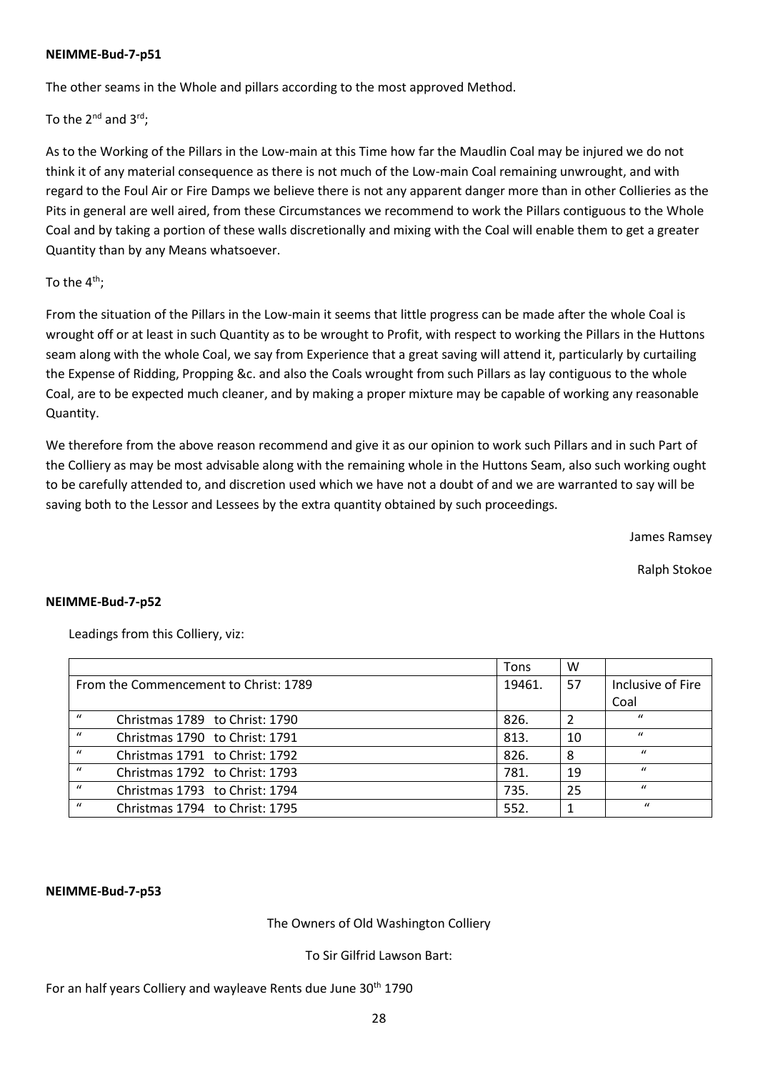**NEIMME-Bud-7-p51**

The other seams in the Whole and pillars according to the most approved Method.

To the 2nd and 3rd;

As to the Working of the Pillars in the Low-main at this Time how far the Maudlin Coal may be injured we do not think it of any material consequence as there is not much of the Low-main Coal remaining unwrought, and with regard to the Foul Air or Fire Damps we believe there is not any apparent danger more than in other Collieries as the Pits in general are well aired, from these Circumstances we recommend to work the Pillars contiguous to the Whole Coal and by taking a portion of these walls discretionally and mixing with the Coal will enable them to get a greater Quantity than by any Means whatsoever.

To the 4th;

From the situation of the Pillars in the Low-main it seems that little progress can be made after the whole Coal is wrought off or at least in such Quantity as to be wrought to Profit, with respect to working the Pillars in the Huttons seam along with the whole Coal, we say from Experience that a great saving will attend it, particularly by curtailing the Expense of Ridding, Propping &c. and also the Coals wrought from such Pillars as lay contiguous to the whole Coal, are to be expected much cleaner, and by making a proper mixture may be capable of working any reasonable Quantity.

We therefore from the above reason recommend and give it as our opinion to work such Pillars and in such Part of the Colliery as may be most advisable along with the remaining whole in the Huttons Seam, also such working ought to be carefully attended to, and discretion used which we have not a doubt of and we are warranted to say will be saving both to the Lessor and Lessees by the extra quantity obtained by such proceedings.

James Ramsey

Ralph Stokoe

**NEIMME-Bud-7-p52**

Leadings from this Colliery, viz:

| | Tons | W | |
|---|---|---|---|
| From the Commencement to Christ: 1789 | 19461. | 57 | Inclusive of Fire Coal |
| " Christmas 1789 to Christ: 1790 | 826. | 2 | " |
| " Christmas 1790 to Christ: 1791 | 813. | 10 | " |
| " Christmas 1791 to Christ: 1792 | 826. | 8 | " |
| " Christmas 1792 to Christ: 1793 | 781. | 19 | " |
| " Christmas 1793 to Christ: 1794 | 735. | 25 | " |
| " Christmas 1794 to Christ: 1795 | 552. | 1 | " |

**NEIMME-Bud-7-p53**

The Owners of Old Washington Colliery

To Sir Gilfrid Lawson Bart:

For an half years Colliery and wayleave Rents due June 30th 1790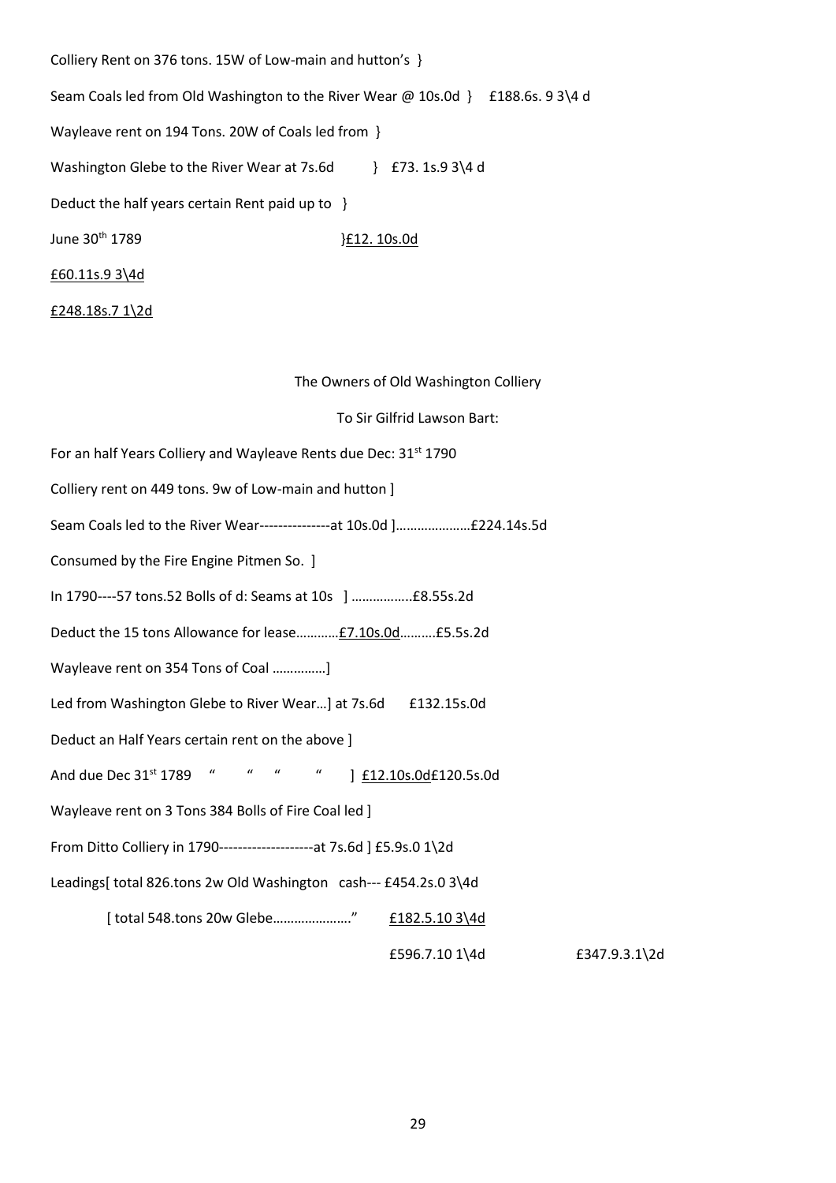Colliery Rent on 376 tons. 15W of Low-main and hutton's }

Seam Coals led from Old Washington to the River Wear @ 10s.0d } £188.6s. 9 3\4 d

Wayleave rent on 194 Tons. 20W of Coals led from }

Washington Glebe to the River Wear at 7s.6d } £73. 1s.9 3\4 d

Deduct the half years certain Rent paid up to }

June 30th 1789 }£12. 10s.0d

£60.11s.9 3\4d

£248.18s.7 1\2d

The Owners of Old Washington Colliery

To Sir Gilfrid Lawson Bart:

For an half Years Colliery and Wayleave Rents due Dec: 31st 1790

Colliery rent on 449 tons. 9w of Low-main and hutton ]

Seam Coals led to the River Wear---------------at 10s.0d ]…………………£224.14s.5d

Consumed by the Fire Engine Pitmen So. ]

In 1790----57 tons.52 Bolls of d: Seams at 10s ] ……………..£8.55s.2d

Deduct the 15 tons Allowance for lease…………£7.10s.0d……….£5.5s.2d

Wayleave rent on 354 Tons of Coal ……………]

Led from Washington Glebe to River Wear…] at 7s.6d £132.15s.0d

Deduct an Half Years certain rent on the above ]

And due Dec 31st 1789 " " " " ] £12.10s.0d£120.5s.0d

Wayleave rent on 3 Tons 384 Bolls of Fire Coal led ]

From Ditto Colliery in 1790--------------------at 7s.6d ] £5.9s.0 1\2d

Leadings[ total 826.tons 2w Old Washington cash--- £454.2s.0 3\4d

[ total 548.tons 20w Glebe…………………." £182.5.10 3\4d

£596.7.10 1\4d £347.9.3.1\2d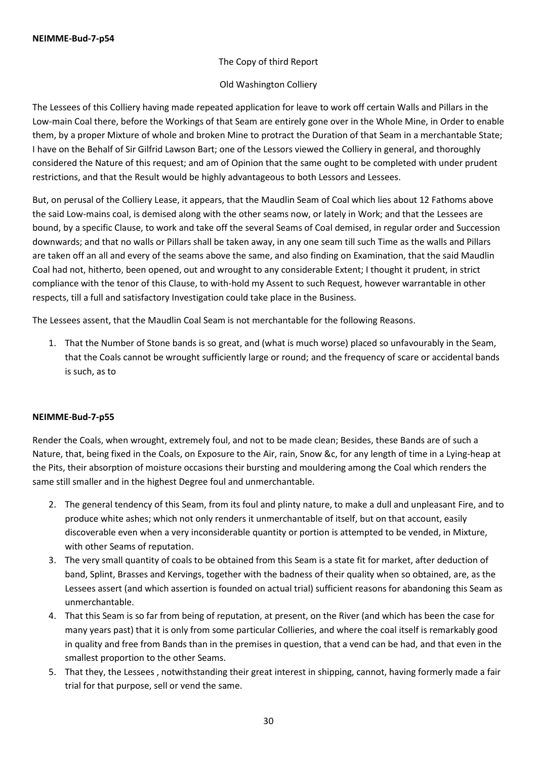**NEIMME-Bud-7-p54**

The Copy of third Report

Old Washington Colliery

The Lessees of this Colliery having made repeated application for leave to work off certain Walls and Pillars in the Low-main Coal there, before the Workings of that Seam are entirely gone over in the Whole Mine, in Order to enable them, by a proper Mixture of whole and broken Mine to protract the Duration of that Seam in a merchantable State; I have on the Behalf of Sir Gilfrid Lawson Bart; one of the Lessors viewed the Colliery in general, and thoroughly considered the Nature of this request; and am of Opinion that the same ought to be completed with under prudent restrictions, and that the Result would be highly advantageous to both Lessors and Lessees.

But, on perusal of the Colliery Lease, it appears, that the Maudlin Seam of Coal which lies about 12 Fathoms above the said Low-mains coal, is demised along with the other seams now, or lately in Work; and that the Lessees are bound, by a specific Clause, to work and take off the several Seams of Coal demised, in regular order and Succession downwards; and that no walls or Pillars shall be taken away, in any one seam till such Time as the walls and Pillars are taken off an all and every of the seams above the same, and also finding on Examination, that the said Maudlin Coal had not, hitherto, been opened, out and wrought to any considerable Extent; I thought it prudent, in strict compliance with the tenor of this Clause, to with-hold my Assent to such Request, however warrantable in other respects, till a full and satisfactory Investigation could take place in the Business.

The Lessees assent, that the Maudlin Coal Seam is not merchantable for the following Reasons.

1. That the Number of Stone bands is so great, and (what is much worse) placed so unfavourably in the Seam, that the Coals cannot be wrought sufficiently large or round; and the frequency of scare or accidental bands is such, as to

**NEIMME-Bud-7-p55**

Render the Coals, when wrought, extremely foul, and not to be made clean; Besides, these Bands are of such a Nature, that, being fixed in the Coals, on Exposure to the Air, rain, Snow &c, for any length of time in a Lying-heap at the Pits, their absorption of moisture occasions their bursting and mouldering among the Coal which renders the same still smaller and in the highest Degree foul and unmerchantable.

2. The general tendency of this Seam, from its foul and plinty nature, to make a dull and unpleasant Fire, and to produce white ashes; which not only renders it unmerchantable of itself, but on that account, easily discoverable even when a very inconsiderable quantity or portion is attempted to be vended, in Mixture, with other Seams of reputation.
3. The very small quantity of coals to be obtained from this Seam is a state fit for market, after deduction of band, Splint, Brasses and Kervings, together with the badness of their quality when so obtained, are, as the Lessees assert (and which assertion is founded on actual trial) sufficient reasons for abandoning this Seam as unmerchantable.
4. That this Seam is so far from being of reputation, at present, on the River (and which has been the case for many years past) that it is only from some particular Collieries, and where the coal itself is remarkably good in quality and free from Bands than in the premises in question, that a vend can be had, and that even in the smallest proportion to the other Seams.
5. That they, the Lessees , notwithstanding their great interest in shipping, cannot, having formerly made a fair trial for that purpose, sell or vend the same.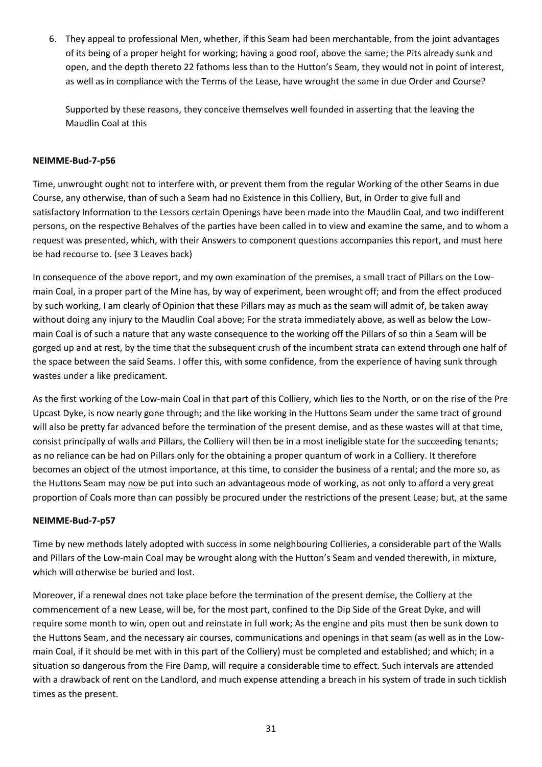6. They appeal to professional Men, whether, if this Seam had been merchantable, from the joint advantages of its being of a proper height for working; having a good roof, above the same; the Pits already sunk and open, and the depth thereto 22 fathoms less than to the Hutton's Seam, they would not in point of interest, as well as in compliance with the Terms of the Lease, have wrought the same in due Order and Course?

   Supported by these reasons, they conceive themselves well founded in asserting that the leaving the Maudlin Coal at this

**NEIMME-Bud-7-p56**

Time, unwrought ought not to interfere with, or prevent them from the regular Working of the other Seams in due Course, any otherwise, than of such a Seam had no Existence in this Colliery, But, in Order to give full and satisfactory Information to the Lessors certain Openings have been made into the Maudlin Coal, and two indifferent persons, on the respective Behalves of the parties have been called in to view and examine the same, and to whom a request was presented, which, with their Answers to component questions accompanies this report, and must here be had recourse to. (see 3 Leaves back)

In consequence of the above report, and my own examination of the premises, a small tract of Pillars on the Low-main Coal, in a proper part of the Mine has, by way of experiment, been wrought off; and from the effect produced by such working, I am clearly of Opinion that these Pillars may as much as the seam will admit of, be taken away without doing any injury to the Maudlin Coal above; For the strata immediately above, as well as below the Low-main Coal is of such a nature that any waste consequence to the working off the Pillars of so thin a Seam will be gorged up and at rest, by the time that the subsequent crush of the incumbent strata can extend through one half of the space between the said Seams. I offer this, with some confidence, from the experience of having sunk through wastes under a like predicament.

As the first working of the Low-main Coal in that part of this Colliery, which lies to the North, or on the rise of the Pre Upcast Dyke, is now nearly gone through; and the like working in the Huttons Seam under the same tract of ground will also be pretty far advanced before the termination of the present demise, and as these wastes will at that time, consist principally of walls and Pillars, the Colliery will then be in a most ineligible state for the succeeding tenants; as no reliance can be had on Pillars only for the obtaining a proper quantum of work in a Colliery. It therefore becomes an object of the utmost importance, at this time, to consider the business of a rental; and the more so, as the Huttons Seam may <u>now</u> be put into such an advantageous mode of working, as not only to afford a very great proportion of Coals more than can possibly be procured under the restrictions of the present Lease; but, at the same

**NEIMME-Bud-7-p57**

Time by new methods lately adopted with success in some neighbouring Collieries, a considerable part of the Walls and Pillars of the Low-main Coal may be wrought along with the Hutton's Seam and vended therewith, in mixture, which will otherwise be buried and lost.

Moreover, if a renewal does not take place before the termination of the present demise, the Colliery at the commencement of a new Lease, will be, for the most part, confined to the Dip Side of the Great Dyke, and will require some month to win, open out and reinstate in full work; As the engine and pits must then be sunk down to the Huttons Seam, and the necessary air courses, communications and openings in that seam (as well as in the Low-main Coal, if it should be met with in this part of the Colliery) must be completed and established; and which; in a situation so dangerous from the Fire Damp, will require a considerable time to effect. Such intervals are attended with a drawback of rent on the Landlord, and much expense attending a breach in his system of trade in such ticklish times as the present.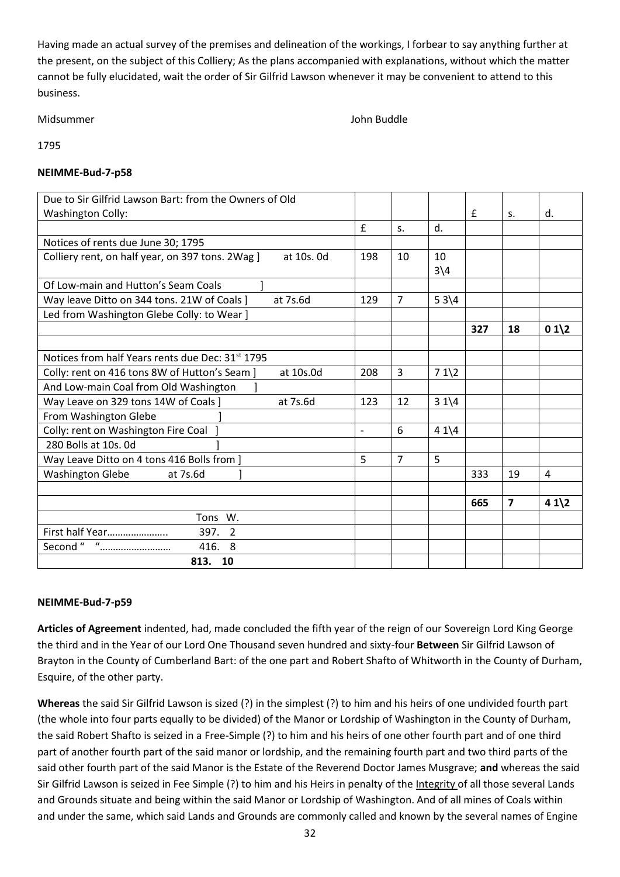Having made an actual survey of the premises and delineation of the workings, I forbear to say anything further at the present, on the subject of this Colliery; As the plans accompanied with explanations, without which the matter cannot be fully elucidated, wait the order of Sir Gilfrid Lawson whenever it may be convenient to attend to this business.

Midsummer John Buddle

1795

**NEIMME-Bud-7-p58**

| Due to Sir Gilfrid Lawson Bart: from the Owners of Old Washington Colly: | | | | £ | s. | d. |
|---|---|---|---|---|---|---|
| | £ | s. | d. | | | |
| Notices of rents due June 30; 1795 | | | | | | |
| Colliery rent, on half year, on 397 tons. 2Wag ] at 10s. 0d | 198 | 10 | 10 3\4 | | | |
| Of Low-main and Hutton's Seam Coals ] | | | | | | |
| Way leave Ditto on 344 tons. 21W of Coals ] at 7s.6d | 129 | 7 | 5 3\4 | | | |
| Led from Washington Glebe Colly: to Wear ] | | | | | | |
| | | | | **327** | **18** | **0 1\2** |
| | | | | | | |
| Notices from half Years rents due Dec: 31st 1795 | | | | | | |
| Colly: rent on 416 tons 8W of Hutton's Seam ] at 10s.0d | 208 | 3 | 7 1\2 | | | |
| And Low-main Coal from Old Washington ] | | | | | | |
| Way Leave on 329 tons 14W of Coals ] at 7s.6d | 123 | 12 | 3 1\4 | | | |
| From Washington Glebe ] | | | | | | |
| Colly: rent on Washington Fire Coal ] | - | 6 | 4 1\4 | | | |
| 280 Bolls at 10s. 0d ] | | | | | | |
| Way Leave Ditto on 4 tons 416 Bolls from ] | 5 | 7 | 5 | | | |
| Washington Glebe at 7s.6d ] | | | | 333 | 19 | 4 |
| | | | | | | |
| | | | | **665** | **7** | **4 1\2** |
| Tons W. | | | | | | |
| First half Year………………….. 397. 2 | | | | | | |
| Second " "……………………… 416. 8 | | | | | | |
| **813. 10** | | | | | | |

**NEIMME-Bud-7-p59**

**Articles of Agreement** indented, had, made concluded the fifth year of the reign of our Sovereign Lord King George the third and in the Year of our Lord One Thousand seven hundred and sixty-four **Between** Sir Gilfrid Lawson of Brayton in the County of Cumberland Bart: of the one part and Robert Shafto of Whitworth in the County of Durham, Esquire, of the other party.

**Whereas** the said Sir Gilfrid Lawson is sized (?) in the simplest (?) to him and his heirs of one undivided fourth part (the whole into four parts equally to be divided) of the Manor or Lordship of Washington in the County of Durham, the said Robert Shafto is seized in a Free-Simple (?) to him and his heirs of one other fourth part and of one third part of another fourth part of the said manor or lordship, and the remaining fourth part and two third parts of the said other fourth part of the said Manor is the Estate of the Reverend Doctor James Musgrave; **and** whereas the said Sir Gilfrid Lawson is seized in Fee Simple (?) to him and his Heirs in penalty of the Integrity of all those several Lands and Grounds situate and being within the said Manor or Lordship of Washington. And of all mines of Coals within and under the same, which said Lands and Grounds are commonly called and known by the several names of Engine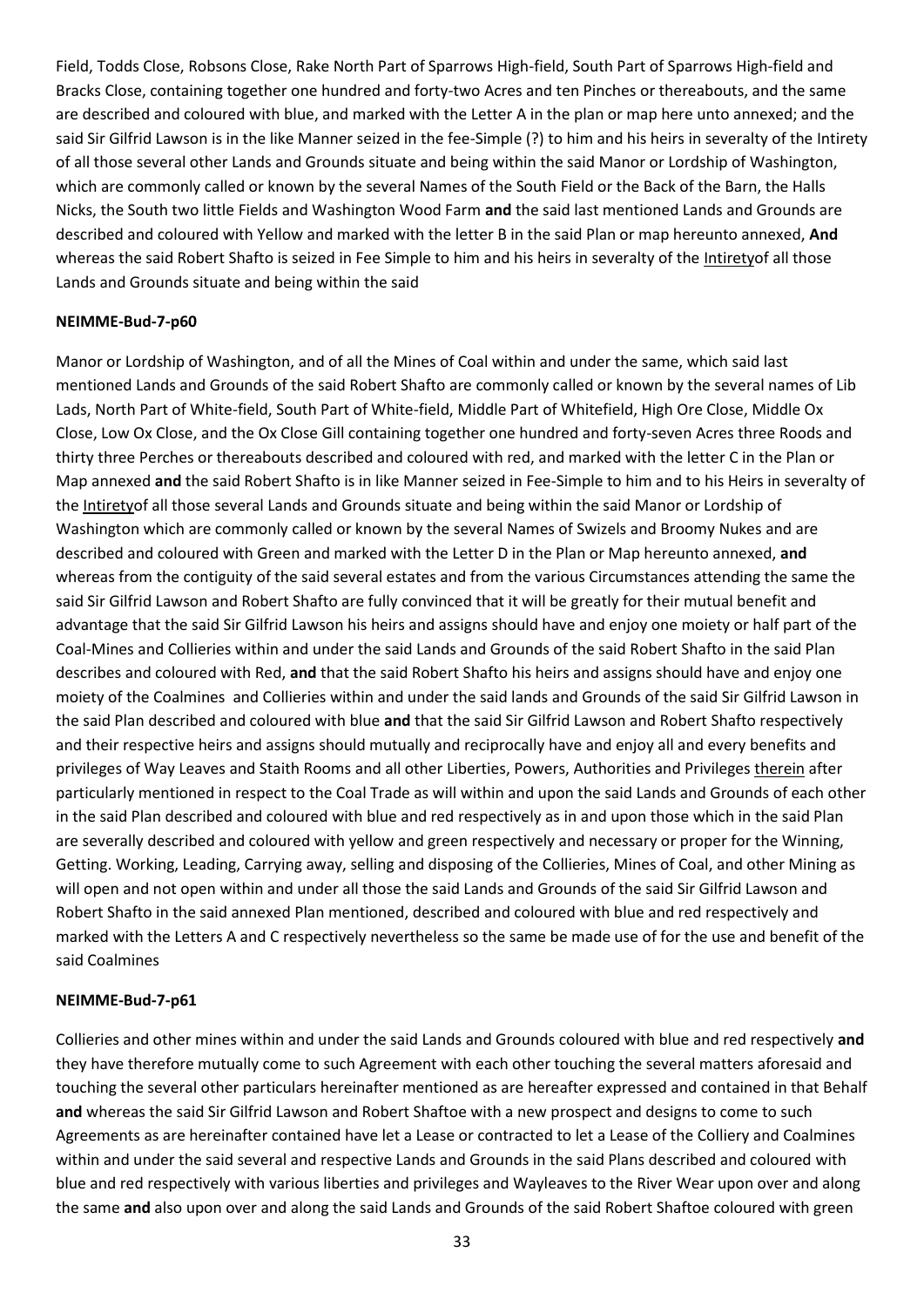Field, Todds Close, Robsons Close, Rake North Part of Sparrows High-field, South Part of Sparrows High-field and Bracks Close, containing together one hundred and forty-two Acres and ten Pinches or thereabouts, and the same are described and coloured with blue, and marked with the Letter A in the plan or map here unto annexed; and the said Sir Gilfrid Lawson is in the like Manner seized in the fee-Simple (?) to him and his heirs in severalty of the Intirety of all those several other Lands and Grounds situate and being within the said Manor or Lordship of Washington, which are commonly called or known by the several Names of the South Field or the Back of the Barn, the Halls Nicks, the South two little Fields and Washington Wood Farm **and** the said last mentioned Lands and Grounds are described and coloured with Yellow and marked with the letter B in the said Plan or map hereunto annexed, **And** whereas the said Robert Shafto is seized in Fee Simple to him and his heirs in severalty of the Intiretyof all those Lands and Grounds situate and being within the said

**NEIMME-Bud-7-p60**

Manor or Lordship of Washington, and of all the Mines of Coal within and under the same, which said last mentioned Lands and Grounds of the said Robert Shafto are commonly called or known by the several names of Lib Lads, North Part of White-field, South Part of White-field, Middle Part of Whitefield, High Ore Close, Middle Ox Close, Low Ox Close, and the Ox Close Gill containing together one hundred and forty-seven Acres three Roods and thirty three Perches or thereabouts described and coloured with red, and marked with the letter C in the Plan or Map annexed **and** the said Robert Shafto is in like Manner seized in Fee-Simple to him and to his Heirs in severalty of the Intiretyof all those several Lands and Grounds situate and being within the said Manor or Lordship of Washington which are commonly called or known by the several Names of Swizels and Broomy Nukes and are described and coloured with Green and marked with the Letter D in the Plan or Map hereunto annexed, **and** whereas from the contiguity of the said several estates and from the various Circumstances attending the same the said Sir Gilfrid Lawson and Robert Shafto are fully convinced that it will be greatly for their mutual benefit and advantage that the said Sir Gilfrid Lawson his heirs and assigns should have and enjoy one moiety or half part of the Coal-Mines and Collieries within and under the said Lands and Grounds of the said Robert Shafto in the said Plan describes and coloured with Red, **and** that the said Robert Shafto his heirs and assigns should have and enjoy one moiety of the Coalmines and Collieries within and under the said lands and Grounds of the said Sir Gilfrid Lawson in the said Plan described and coloured with blue **and** that the said Sir Gilfrid Lawson and Robert Shafto respectively and their respective heirs and assigns should mutually and reciprocally have and enjoy all and every benefits and privileges of Way Leaves and Staith Rooms and all other Liberties, Powers, Authorities and Privileges therein after particularly mentioned in respect to the Coal Trade as will within and upon the said Lands and Grounds of each other in the said Plan described and coloured with blue and red respectively as in and upon those which in the said Plan are severally described and coloured with yellow and green respectively and necessary or proper for the Winning, Getting. Working, Leading, Carrying away, selling and disposing of the Collieries, Mines of Coal, and other Mining as will open and not open within and under all those the said Lands and Grounds of the said Sir Gilfrid Lawson and Robert Shafto in the said annexed Plan mentioned, described and coloured with blue and red respectively and marked with the Letters A and C respectively nevertheless so the same be made use of for the use and benefit of the said Coalmines

**NEIMME-Bud-7-p61**

Collieries and other mines within and under the said Lands and Grounds coloured with blue and red respectively **and** they have therefore mutually come to such Agreement with each other touching the several matters aforesaid and touching the several other particulars hereinafter mentioned as are hereafter expressed and contained in that Behalf **and** whereas the said Sir Gilfrid Lawson and Robert Shaftoe with a new prospect and designs to come to such Agreements as are hereinafter contained have let a Lease or contracted to let a Lease of the Colliery and Coalmines within and under the said several and respective Lands and Grounds in the said Plans described and coloured with blue and red respectively with various liberties and privileges and Wayleaves to the River Wear upon over and along the same **and** also upon over and along the said Lands and Grounds of the said Robert Shaftoe coloured with green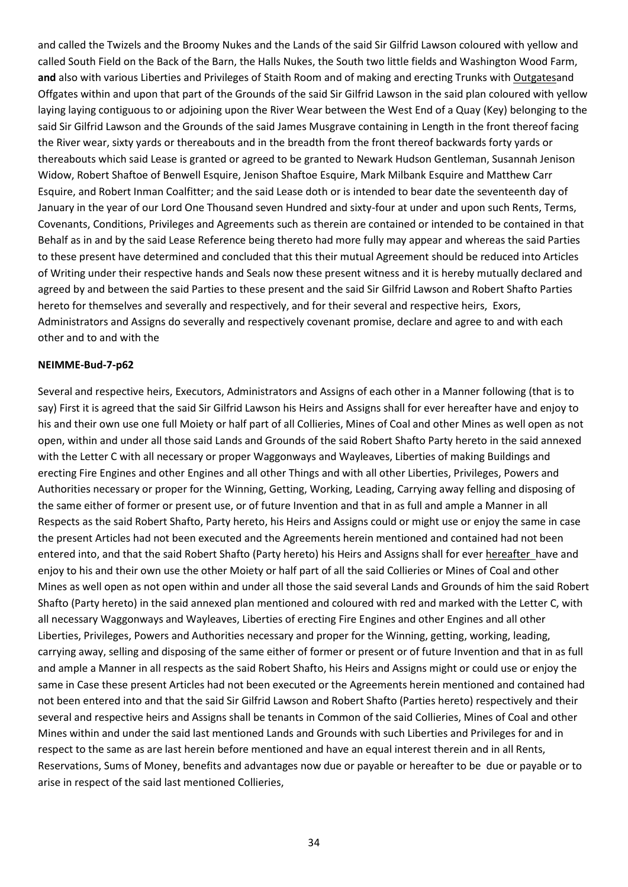and called the Twizels and the Broomy Nukes and the Lands of the said Sir Gilfrid Lawson coloured with yellow and called South Field on the Back of the Barn, the Halls Nukes, the South two little fields and Washington Wood Farm, **and** also with various Liberties and Privileges of Staith Room and of making and erecting Trunks with Outgatesand Offgates within and upon that part of the Grounds of the said Sir Gilfrid Lawson in the said plan coloured with yellow laying laying contiguous to or adjoining upon the River Wear between the West End of a Quay (Key) belonging to the said Sir Gilfrid Lawson and the Grounds of the said James Musgrave containing in Length in the front thereof facing the River wear, sixty yards or thereabouts and in the breadth from the front thereof backwards forty yards or thereabouts which said Lease is granted or agreed to be granted to Newark Hudson Gentleman, Susannah Jenison Widow, Robert Shaftoe of Benwell Esquire, Jenison Shaftoe Esquire, Mark Milbank Esquire and Matthew Carr Esquire, and Robert Inman Coalfitter; and the said Lease doth or is intended to bear date the seventeenth day of January in the year of our Lord One Thousand seven Hundred and sixty-four at under and upon such Rents, Terms, Covenants, Conditions, Privileges and Agreements such as therein are contained or intended to be contained in that Behalf as in and by the said Lease Reference being thereto had more fully may appear and whereas the said Parties to these present have determined and concluded that this their mutual Agreement should be reduced into Articles of Writing under their respective hands and Seals now these present witness and it is hereby mutually declared and agreed by and between the said Parties to these present and the said Sir Gilfrid Lawson and Robert Shafto Parties hereto for themselves and severally and respectively, and for their several and respective heirs, Exors, Administrators and Assigns do severally and respectively covenant promise, declare and agree to and with each other and to and with the

**NEIMME-Bud-7-p62**

Several and respective heirs, Executors, Administrators and Assigns of each other in a Manner following (that is to say) First it is agreed that the said Sir Gilfrid Lawson his Heirs and Assigns shall for ever hereafter have and enjoy to his and their own use one full Moiety or half part of all Collieries, Mines of Coal and other Mines as well open as not open, within and under all those said Lands and Grounds of the said Robert Shafto Party hereto in the said annexed with the Letter C with all necessary or proper Waggonways and Wayleaves, Liberties of making Buildings and erecting Fire Engines and other Engines and all other Things and with all other Liberties, Privileges, Powers and Authorities necessary or proper for the Winning, Getting, Working, Leading, Carrying away felling and disposing of the same either of former or present use, or of future Invention and that in as full and ample a Manner in all Respects as the said Robert Shafto, Party hereto, his Heirs and Assigns could or might use or enjoy the same in case the present Articles had not been executed and the Agreements herein mentioned and contained had not been entered into, and that the said Robert Shafto (Party hereto) his Heirs and Assigns shall for ever hereafter have and enjoy to his and their own use the other Moiety or half part of all the said Collieries or Mines of Coal and other Mines as well open as not open within and under all those the said several Lands and Grounds of him the said Robert Shafto (Party hereto) in the said annexed plan mentioned and coloured with red and marked with the Letter C, with all necessary Waggonways and Wayleaves, Liberties of erecting Fire Engines and other Engines and all other Liberties, Privileges, Powers and Authorities necessary and proper for the Winning, getting, working, leading, carrying away, selling and disposing of the same either of former or present or of future Invention and that in as full and ample a Manner in all respects as the said Robert Shafto, his Heirs and Assigns might or could use or enjoy the same in Case these present Articles had not been executed or the Agreements herein mentioned and contained had not been entered into and that the said Sir Gilfrid Lawson and Robert Shafto (Parties hereto) respectively and their several and respective heirs and Assigns shall be tenants in Common of the said Collieries, Mines of Coal and other Mines within and under the said last mentioned Lands and Grounds with such Liberties and Privileges for and in respect to the same as are last herein before mentioned and have an equal interest therein and in all Rents, Reservations, Sums of Money, benefits and advantages now due or payable or hereafter to be due or payable or to arise in respect of the said last mentioned Collieries,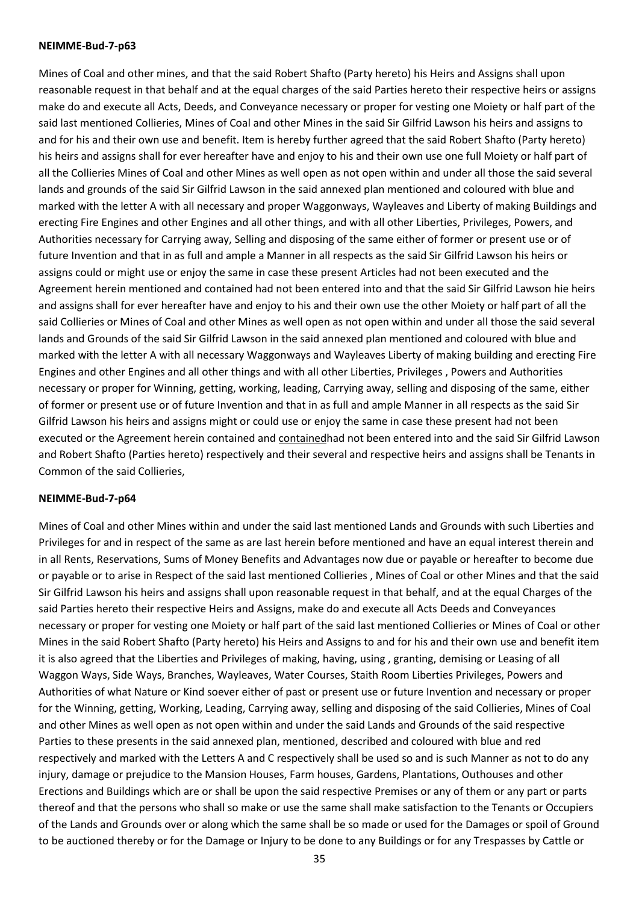**NEIMME-Bud-7-p63**

Mines of Coal and other mines, and that the said Robert Shafto (Party hereto) his Heirs and Assigns shall upon reasonable request in that behalf and at the equal charges of the said Parties hereto their respective heirs or assigns make do and execute all Acts, Deeds, and Conveyance necessary or proper for vesting one Moiety or half part of the said last mentioned Collieries, Mines of Coal and other Mines in the said Sir Gilfrid Lawson his heirs and assigns to and for his and their own use and benefit. Item is hereby further agreed that the said Robert Shafto (Party hereto) his heirs and assigns shall for ever hereafter have and enjoy to his and their own use one full Moiety or half part of all the Collieries Mines of Coal and other Mines as well open as not open within and under all those the said several lands and grounds of the said Sir Gilfrid Lawson in the said annexed plan mentioned and coloured with blue and marked with the letter A with all necessary and proper Waggonways, Wayleaves and Liberty of making Buildings and erecting Fire Engines and other Engines and all other things, and with all other Liberties, Privileges, Powers, and Authorities necessary for Carrying away, Selling and disposing of the same either of former or present use or of future Invention and that in as full and ample a Manner in all respects as the said Sir Gilfrid Lawson his heirs or assigns could or might use or enjoy the same in case these present Articles had not been executed and the Agreement herein mentioned and contained had not been entered into and that the said Sir Gilfrid Lawson hie heirs and assigns shall for ever hereafter have and enjoy to his and their own use the other Moiety or half part of all the said Collieries or Mines of Coal and other Mines as well open as not open within and under all those the said several lands and Grounds of the said Sir Gilfrid Lawson in the said annexed plan mentioned and coloured with blue and marked with the letter A with all necessary Waggonways and Wayleaves Liberty of making building and erecting Fire Engines and other Engines and all other things and with all other Liberties, Privileges , Powers and Authorities necessary or proper for Winning, getting, working, leading, Carrying away, selling and disposing of the same, either of former or present use or of future Invention and that in as full and ample Manner in all respects as the said Sir Gilfrid Lawson his heirs and assigns might or could use or enjoy the same in case these present had not been executed or the Agreement herein contained and containedhad not been entered into and the said Sir Gilfrid Lawson and Robert Shafto (Parties hereto) respectively and their several and respective heirs and assigns shall be Tenants in Common of the said Collieries,

**NEIMME-Bud-7-p64**

Mines of Coal and other Mines within and under the said last mentioned Lands and Grounds with such Liberties and Privileges for and in respect of the same as are last herein before mentioned and have an equal interest therein and in all Rents, Reservations, Sums of Money Benefits and Advantages now due or payable or hereafter to become due or payable or to arise in Respect of the said last mentioned Collieries , Mines of Coal or other Mines and that the said Sir Gilfrid Lawson his heirs and assigns shall upon reasonable request in that behalf, and at the equal Charges of the said Parties hereto their respective Heirs and Assigns, make do and execute all Acts Deeds and Conveyances necessary or proper for vesting one Moiety or half part of the said last mentioned Collieries or Mines of Coal or other Mines in the said Robert Shafto (Party hereto) his Heirs and Assigns to and for his and their own use and benefit item it is also agreed that the Liberties and Privileges of making, having, using , granting, demising or Leasing of all Waggon Ways, Side Ways, Branches, Wayleaves, Water Courses, Staith Room Liberties Privileges, Powers and Authorities of what Nature or Kind soever either of past or present use or future Invention and necessary or proper for the Winning, getting, Working, Leading, Carrying away, selling and disposing of the said Collieries, Mines of Coal and other Mines as well open as not open within and under the said Lands and Grounds of the said respective Parties to these presents in the said annexed plan, mentioned, described and coloured with blue and red respectively and marked with the Letters A and C respectively shall be used so and is such Manner as not to do any injury, damage or prejudice to the Mansion Houses, Farm houses, Gardens, Plantations, Outhouses and other Erections and Buildings which are or shall be upon the said respective Premises or any of them or any part or parts thereof and that the persons who shall so make or use the same shall make satisfaction to the Tenants or Occupiers of the Lands and Grounds over or along which the same shall be so made or used for the Damages or spoil of Ground to be auctioned thereby or for the Damage or Injury to be done to any Buildings or for any Trespasses by Cattle or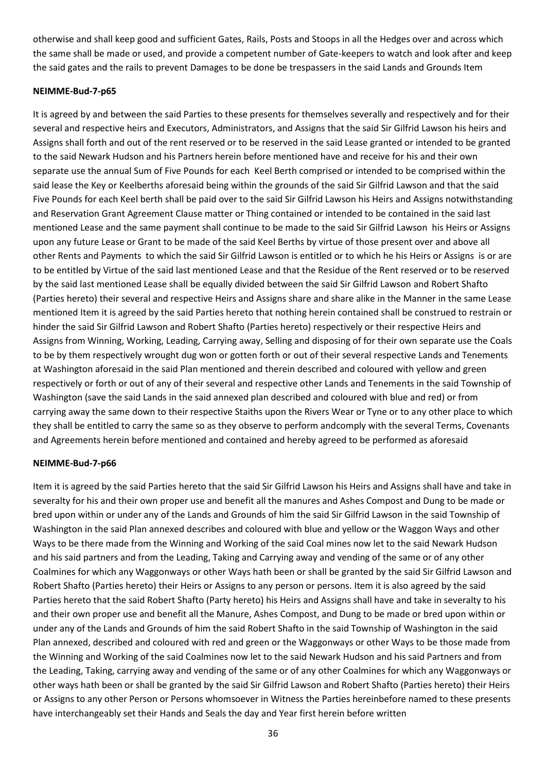otherwise and shall keep good and sufficient Gates, Rails, Posts and Stoops in all the Hedges over and across which the same shall be made or used, and provide a competent number of Gate-keepers to watch and look after and keep the said gates and the rails to prevent Damages to be done be trespassers in the said Lands and Grounds Item

**NEIMME-Bud-7-p65**

It is agreed by and between the said Parties to these presents for themselves severally and respectively and for their several and respective heirs and Executors, Administrators, and Assigns that the said Sir Gilfrid Lawson his heirs and Assigns shall forth and out of the rent reserved or to be reserved in the said Lease granted or intended to be granted to the said Newark Hudson and his Partners herein before mentioned have and receive for his and their own separate use the annual Sum of Five Pounds for each Keel Berth comprised or intended to be comprised within the said lease the Key or Keelberths aforesaid being within the grounds of the said Sir Gilfrid Lawson and that the said Five Pounds for each Keel berth shall be paid over to the said Sir Gilfrid Lawson his Heirs and Assigns notwithstanding and Reservation Grant Agreement Clause matter or Thing contained or intended to be contained in the said last mentioned Lease and the same payment shall continue to be made to the said Sir Gilfrid Lawson his Heirs or Assigns upon any future Lease or Grant to be made of the said Keel Berths by virtue of those present over and above all other Rents and Payments to which the said Sir Gilfrid Lawson is entitled or to which he his Heirs or Assigns is or are to be entitled by Virtue of the said last mentioned Lease and that the Residue of the Rent reserved or to be reserved by the said last mentioned Lease shall be equally divided between the said Sir Gilfrid Lawson and Robert Shafto (Parties hereto) their several and respective Heirs and Assigns share and share alike in the Manner in the same Lease mentioned Item it is agreed by the said Parties hereto that nothing herein contained shall be construed to restrain or hinder the said Sir Gilfrid Lawson and Robert Shafto (Parties hereto) respectively or their respective Heirs and Assigns from Winning, Working, Leading, Carrying away, Selling and disposing of for their own separate use the Coals to be by them respectively wrought dug won or gotten forth or out of their several respective Lands and Tenements at Washington aforesaid in the said Plan mentioned and therein described and coloured with yellow and green respectively or forth or out of any of their several and respective other Lands and Tenements in the said Township of Washington (save the said Lands in the said annexed plan described and coloured with blue and red) or from carrying away the same down to their respective Staiths upon the Rivers Wear or Tyne or to any other place to which they shall be entitled to carry the same so as they observe to perform andcomply with the several Terms, Covenants and Agreements herein before mentioned and contained and hereby agreed to be performed as aforesaid

**NEIMME-Bud-7-p66**

Item it is agreed by the said Parties hereto that the said Sir Gilfrid Lawson his Heirs and Assigns shall have and take in severalty for his and their own proper use and benefit all the manures and Ashes Compost and Dung to be made or bred upon within or under any of the Lands and Grounds of him the said Sir Gilfrid Lawson in the said Township of Washington in the said Plan annexed describes and coloured with blue and yellow or the Waggon Ways and other Ways to be there made from the Winning and Working of the said Coal mines now let to the said Newark Hudson and his said partners and from the Leading, Taking and Carrying away and vending of the same or of any other Coalmines for which any Waggonways or other Ways hath been or shall be granted by the said Sir Gilfrid Lawson and Robert Shafto (Parties hereto) their Heirs or Assigns to any person or persons. Item it is also agreed by the said Parties hereto that the said Robert Shafto (Party hereto) his Heirs and Assigns shall have and take in severalty to his and their own proper use and benefit all the Manure, Ashes Compost, and Dung to be made or bred upon within or under any of the Lands and Grounds of him the said Robert Shafto in the said Township of Washington in the said Plan annexed, described and coloured with red and green or the Waggonways or other Ways to be those made from the Winning and Working of the said Coalmines now let to the said Newark Hudson and his said Partners and from the Leading, Taking, carrying away and vending of the same or of any other Coalmines for which any Waggonways or other ways hath been or shall be granted by the said Sir Gilfrid Lawson and Robert Shafto (Parties hereto) their Heirs or Assigns to any other Person or Persons whomsoever in Witness the Parties hereinbefore named to these presents have interchangeably set their Hands and Seals the day and Year first herein before written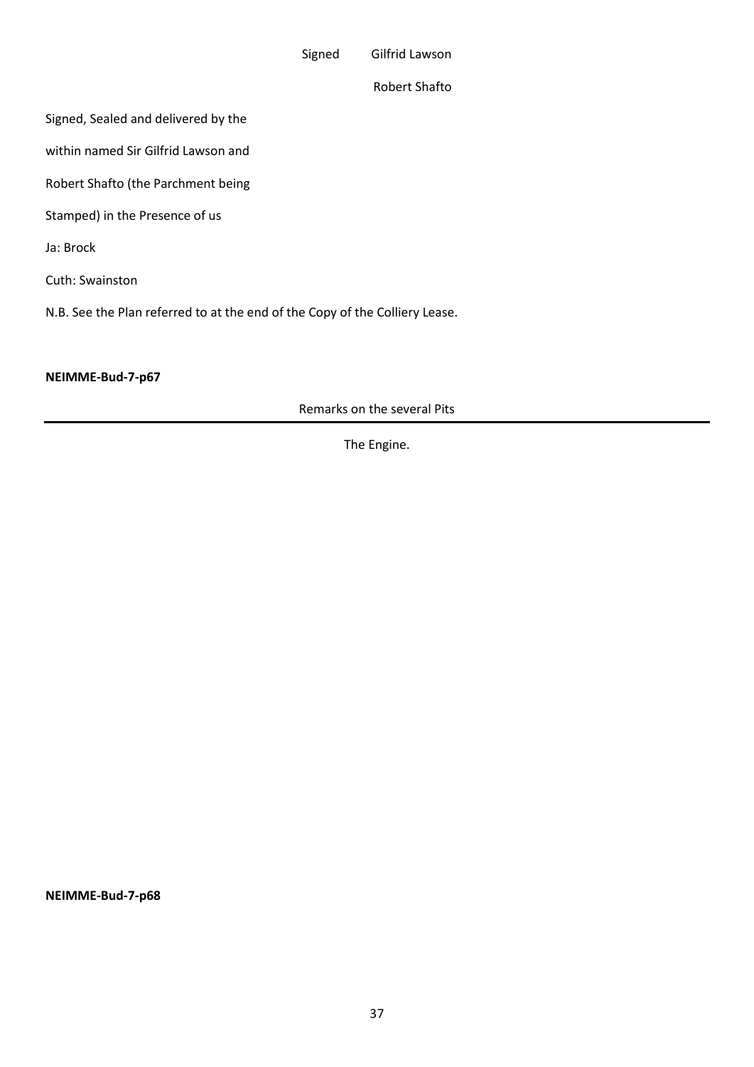Signed Gilfrid Lawson

Robert Shafto

Signed, Sealed and delivered by the

within named Sir Gilfrid Lawson and

Robert Shafto (the Parchment being

Stamped) in the Presence of us

Ja: Brock

Cuth: Swainston

N.B. See the Plan referred to at the end of the Copy of the Colliery Lease.

**NEIMME-Bud-7-p67**

Remarks on the several Pits

---

The Engine.

**NEIMME-Bud-7-p68**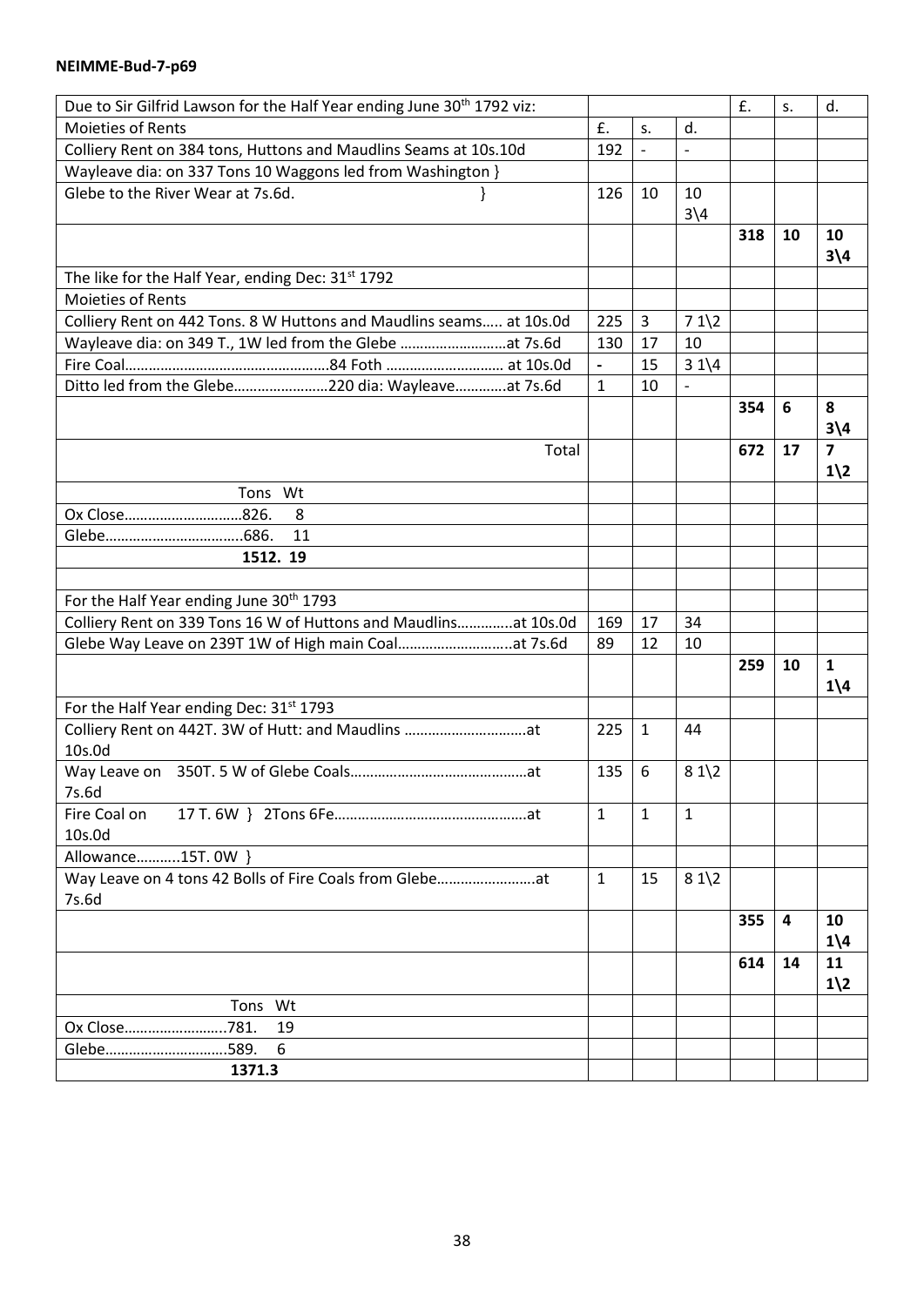**NEIMME-Bud-7-p69**

| Due to Sir Gilfrid Lawson for the Half Year ending June 30th 1792 viz: | | | | £. | s. | d. |
|---|---|---|---|---|---|---|
| Moieties of Rents | £. | s. | d. | | | |
| Colliery Rent on 384 tons, Huttons and Maudlins Seams at 10s.10d | 192 | - | - | | | |
| Wayleave dia: on 337 Tons 10 Waggons led from Washington } | | | | | | |
| Glebe to the River Wear at 7s.6d. } | 126 | 10 | 10 3\4 | | | |
| | | | | **318** | **10** | **10 3\4** |
| The like for the Half Year, ending Dec: 31st 1792 | | | | | | |
| Moieties of Rents | | | | | | |
| Colliery Rent on 442 Tons. 8 W Huttons and Maudlins seams….. at 10s.0d | 225 | 3 | 7 1\2 | | | |
| Wayleave dia: on 349 T., 1W led from the Glebe ………………………at 7s.6d | 130 | 17 | 10 | | | |
| Fire Coal……………………………………………84 Foth ………………………… at 10s.0d | - | 15 | 3 1\4 | | | |
| Ditto led from the Glebe……………………220 dia: Wayleave………….at 7s.6d | 1 | 10 | - | | | |
| | | | | **354** | **6** | **8 3\4** |
| Total | | | | **672** | **17** | **7 1\2** |
| Tons Wt | | | | | | |
| Ox Close…………………………826. 8 | | | | | | |
| Glebe……………………………..686. 11 | | | | | | |
| **1512. 19** | | | | | | |
| | | | | | | |
| For the Half Year ending June 30th 1793 | | | | | | |
| Colliery Rent on 339 Tons 16 W of Huttons and Maudlins…………..at 10s.0d | 169 | 17 | 34 | | | |
| Glebe Way Leave on 239T 1W of High main Coal………………………..at 7s.6d | 89 | 12 | 10 | | | |
| | | | | **259** | **10** | **1 1\4** |
| For the Half Year ending Dec: 31st 1793 | | | | | | |
| Colliery Rent on 442T. 3W of Hutt: and Maudlins …………………………at 10s.0d | 225 | 1 | 44 | | | |
| Way Leave on 350T. 5 W of Glebe Coals………………………………………at 7s.6d | 135 | 6 | 8 1\2 | | | |
| Fire Coal on 17 T. 6W } 2Tons 6Fe…………………………………………at 10s.0d | 1 | 1 | 1 | | | |
| Allowance………..15T. 0W } | | | | | | |
| Way Leave on 4 tons 42 Bolls of Fire Coals from Glebe……………………at 7s.6d | 1 | 15 | 8 1\2 | | | |
| | | | | **355** | **4** | **10 1\4** |
| | | | | **614** | **14** | **11 1\2** |
| Tons Wt | | | | | | |
| Ox Close……………………..781. 19 | | | | | | |
| Glebe…………………………589. 6 | | | | | | |
| **1371.3** | | | | | | |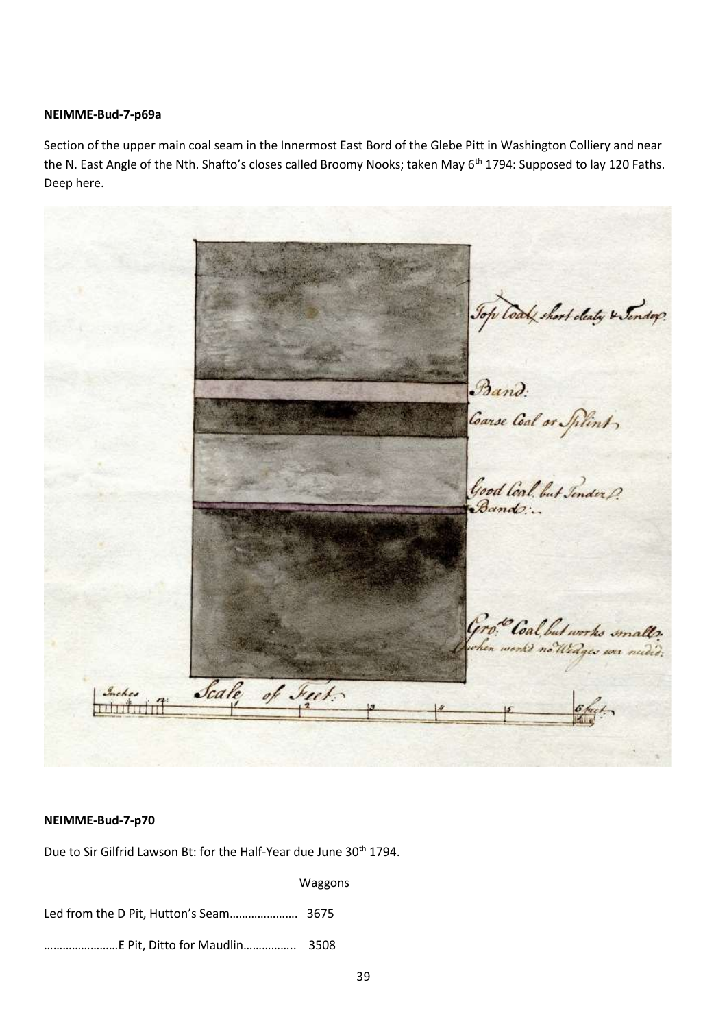**NEIMME-Bud-7-p69a**

Section of the upper main coal seam in the Innermost East Bord of the Glebe Pitt in Washington Colliery and near the N. East Angle of the Nth. Shafto's closes called Broomy Nooks; taken May 6th 1794: Supposed to lay 120 Faths. Deep here.

**NEIMME-Bud-7-p70**

Due to Sir Gilfrid Lawson Bt: for the Half-Year due June 30th 1794.

Waggons

Led from the D Pit, Hutton's Seam…………………. 3675

……………………E Pit, Ditto for Maudlin……………. 3508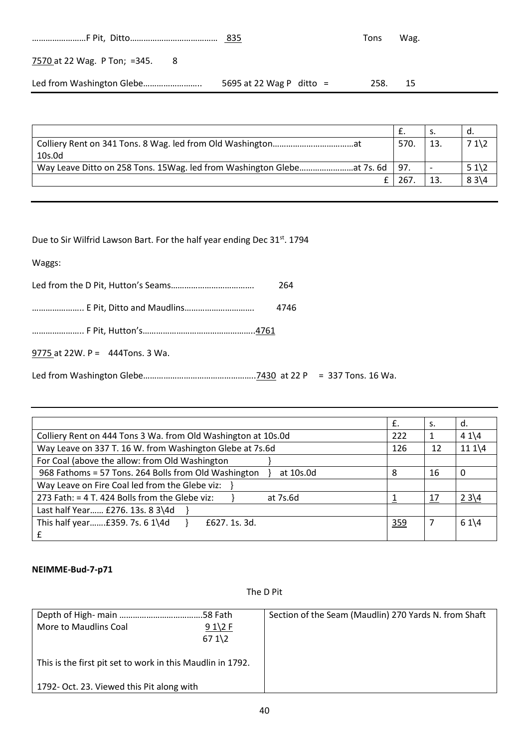……………………F Pit, Ditto………………………………… 835 Tons Wag.

7570 at 22 Wag. P Ton; =345. 8

Led from Washington Glebe…………………….. 5695 at 22 Wag P ditto = 258. 15

---

| | £. | s. | d. |
|---|---|---|---|
| Colliery Rent on 341 Tons. 8 Wag. led from Old Washington………………………………at 10s.0d | 570. | 13. | 7 1\2 |
| Way Leave Ditto on 258 Tons. 15Wag. led from Washington Glebe……………………at 7s. 6d | 97. | - | 5 1\2 |
| £ | 267. | 13. | 8 3\4 |

---

Due to Sir Wilfrid Lawson Bart. For the half year ending Dec 31st. 1794

Waggs:

Led from the D Pit, Hutton's Seams……………………………… 264

………………….. E Pit, Ditto and Maudlins………………………… 4746

………………….. F Pit, Hutton's…………………………………………..4761

9775 at 22W. P = 444Tons. 3 Wa.

Led from Washington Glebe…………………………………………..7430 at 22 P = 337 Tons. 16 Wa.

---

| | £. | s. | d. |
|---|---|---|---|
| Colliery Rent on 444 Tons 3 Wa. from Old Washington at 10s.0d | 222 | 1 | 4 1\4 |
| Way Leave on 337 T. 16 W. from Washington Glebe at 7s.6d | 126 | 12 | 11 1\4 |
| For Coal (above the allow: from Old Washington } | | | |
| 968 Fathoms = 57 Tons. 264 Bolls from Old Washington } at 10s.0d | 8 | 16 | 0 |
| Way Leave on Fire Coal led from the Glebe viz: } | | | |
| 273 Fath: = 4 T. 424 Bolls from the Glebe viz: } at 7s.6d | 1 | 17 | 2 3\4 |
| Last half Year…… £276. 13s. 8 3\4d } | | | |
| This half year…….£359. 7s. 6 1\4d } £627. 1s. 3d. £ | 359 | 7 | 6 1\4 |

**NEIMME-Bud-7-p71**

The D Pit

| | |
|---|---|
| Depth of High- main ………………………………58 Fath<br>More to Maudlins Coal 9 1\2 F<br>67 1\2<br><br>This is the first pit set to work in this Maudlin in 1792.<br><br>1792- Oct. 23. Viewed this Pit along with | Section of the Seam (Maudlin) 270 Yards N. from Shaft |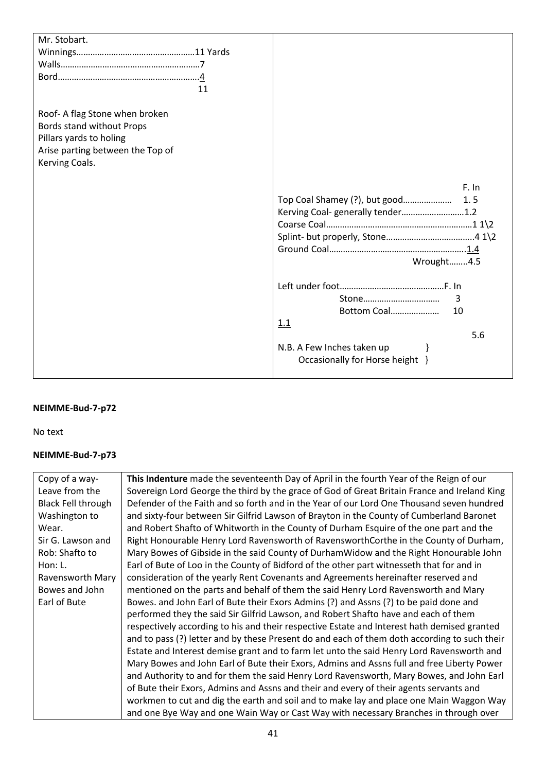| Mr. Stobart.<br>Winnings……………………………………………11 Yards<br>Walls……………………………………………………7<br>Bord……………………………………………………4<br>11<br><br>Roof- A flag Stone when broken<br>Bords stand without Props<br>Pillars yards to holing<br>Arise parting between the Top of<br>Kerving Coals. | |
|---|---|
| | F. In<br>Top Coal Shamey (?), but good………………… 1. 5<br>Kerving Coal- generally tender………………………1.2<br>Coarse Coal………………………………………………………1 1\2<br>Splint- but properly, Stone……………………………….4 1\2<br>Ground Coal……………………………………………………1.4<br>Wrought……..4.5<br><br>Left under foot………………………………………F. In<br>Stone…………………………… 3<br>Bottom Coal………………… 10<br>1.1<br>5.6<br>N.B. A Few Inches taken up }<br>Occasionally for Horse height } |

**NEIMME-Bud-7-p72**

No text

**NEIMME-Bud-7-p73**

| Copy of a way-Leave from the Black Fell through Washington to Wear.<br>Sir G. Lawson and Rob: Shafto to Hon: L. Ravensworth Mary Bowes and John Earl of Bute | **This Indenture** made the seventeenth Day of April in the fourth Year of the Reign of our Sovereign Lord George the third by the grace of God of Great Britain France and Ireland King Defender of the Faith and so forth and in the Year of our Lord One Thousand seven hundred and sixty-four between Sir Gilfrid Lawson of Brayton in the County of Cumberland Baronet and Robert Shafto of Whitworth in the County of Durham Esquire of the one part and the Right Honourable Henry Lord Ravensworth of RavensworthCorthe in the County of Durham, Mary Bowes of Gibside in the said County of DurhamWidow and the Right Honourable John Earl of Bute of Loo in the County of Bidford of the other part witnesseth that for and in consideration of the yearly Rent Covenants and Agreements hereinafter reserved and mentioned on the parts and behalf of them the said Henry Lord Ravensworth and Mary Bowes. and John Earl of Bute their Exors Admins (?) and Assns (?) to be paid done and performed they the said Sir Gilfrid Lawson, and Robert Shafto have and each of them respectively according to his and their respective Estate and Interest hath demised granted and to pass (?) letter and by these Present do and each of them doth according to such their Estate and Interest demise grant and to farm let unto the said Henry Lord Ravensworth and Mary Bowes and John Earl of Bute their Exors, Admins and Assns full and free Liberty Power and Authority to and for them the said Henry Lord Ravensworth, Mary Bowes, and John Earl of Bute their Exors, Admins and Assns and their and every of their agents servants and workmen to cut and dig the earth and soil and to make lay and place one Main Waggon Way and one Bye Way and one Wain Way or Cast Way with necessary Branches in through over |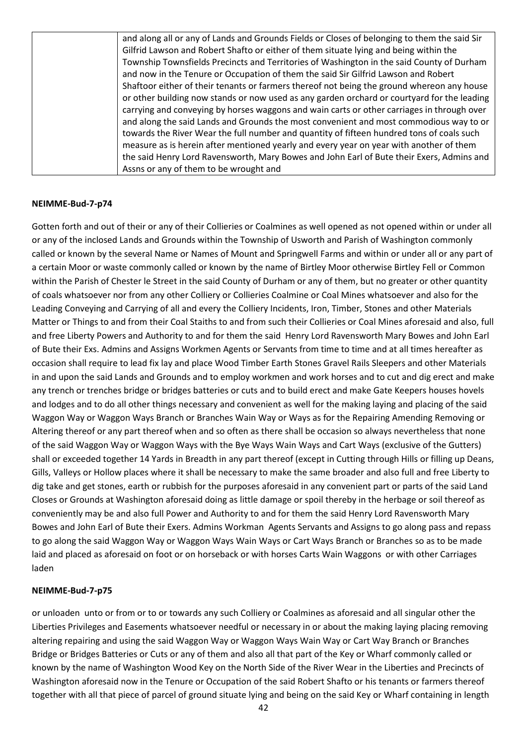| | and along all or any of Lands and Grounds Fields or Closes of belonging to them the said Sir Gilfrid Lawson and Robert Shafto or either of them situate lying and being within the Township Townsfields Precincts and Territories of Washington in the said County of Durham and now in the Tenure or Occupation of them the said Sir Gilfrid Lawson and Robert Shaftoor either of their tenants or farmers thereof not being the ground whereon any house or other building now stands or now used as any garden orchard or courtyard for the leading carrying and conveying by horses waggons and wain carts or other carriages in through over and along the said Lands and Grounds the most convenient and most commodious way to or towards the River Wear the full number and quantity of fifteen hundred tons of coals such measure as is herein after mentioned yearly and every year on year with another of them the said Henry Lord Ravensworth, Mary Bowes and John Earl of Bute their Exers, Admins and Assns or any of them to be wrought and |
|---|---|

**NEIMME-Bud-7-p74**

Gotten forth and out of their or any of their Collieries or Coalmines as well opened as not opened within or under all or any of the inclosed Lands and Grounds within the Township of Usworth and Parish of Washington commonly called or known by the several Name or Names of Mount and Springwell Farms and within or under all or any part of a certain Moor or waste commonly called or known by the name of Birtley Moor otherwise Birtley Fell or Common within the Parish of Chester le Street in the said County of Durham or any of them, but no greater or other quantity of coals whatsoever nor from any other Colliery or Collieries Coalmine or Coal Mines whatsoever and also for the Leading Conveying and Carrying of all and every the Colliery Incidents, Iron, Timber, Stones and other Materials Matter or Things to and from their Coal Staiths to and from such their Collieries or Coal Mines aforesaid and also, full and free Liberty Powers and Authority to and for them the said Henry Lord Ravensworth Mary Bowes and John Earl of Bute their Exs. Admins and Assigns Workmen Agents or Servants from time to time and at all times hereafter as occasion shall require to lead fix lay and place Wood Timber Earth Stones Gravel Rails Sleepers and other Materials in and upon the said Lands and Grounds and to employ workmen and work horses and to cut and dig erect and make any trench or trenches bridge or bridges batteries or cuts and to build erect and make Gate Keepers houses hovels and lodges and to do all other things necessary and convenient as well for the making laying and placing of the said Waggon Way or Waggon Ways Branch or Branches Wain Way or Ways as for the Repairing Amending Removing or Altering thereof or any part thereof when and so often as there shall be occasion so always nevertheless that none of the said Waggon Way or Waggon Ways with the Bye Ways Wain Ways and Cart Ways (exclusive of the Gutters) shall or exceeded together 14 Yards in Breadth in any part thereof (except in Cutting through Hills or filling up Deans, Gills, Valleys or Hollow places where it shall be necessary to make the same broader and also full and free Liberty to dig take and get stones, earth or rubbish for the purposes aforesaid in any convenient part or parts of the said Land Closes or Grounds at Washington aforesaid doing as little damage or spoil thereby in the herbage or soil thereof as conveniently may be and also full Power and Authority to and for them the said Henry Lord Ravensworth Mary Bowes and John Earl of Bute their Exers. Admins Workman Agents Servants and Assigns to go along pass and repass to go along the said Waggon Way or Waggon Ways Wain Ways or Cart Ways Branch or Branches so as to be made laid and placed as aforesaid on foot or on horseback or with horses Carts Wain Waggons or with other Carriages laden

**NEIMME-Bud-7-p75**

or unloaden unto or from or to or towards any such Colliery or Coalmines as aforesaid and all singular other the Liberties Privileges and Easements whatsoever needful or necessary in or about the making laying placing removing altering repairing and using the said Waggon Way or Waggon Ways Wain Way or Cart Way Branch or Branches Bridge or Bridges Batteries or Cuts or any of them and also all that part of the Key or Wharf commonly called or known by the name of Washington Wood Key on the North Side of the River Wear in the Liberties and Precincts of Washington aforesaid now in the Tenure or Occupation of the said Robert Shafto or his tenants or farmers thereof together with all that piece of parcel of ground situate lying and being on the said Key or Wharf containing in length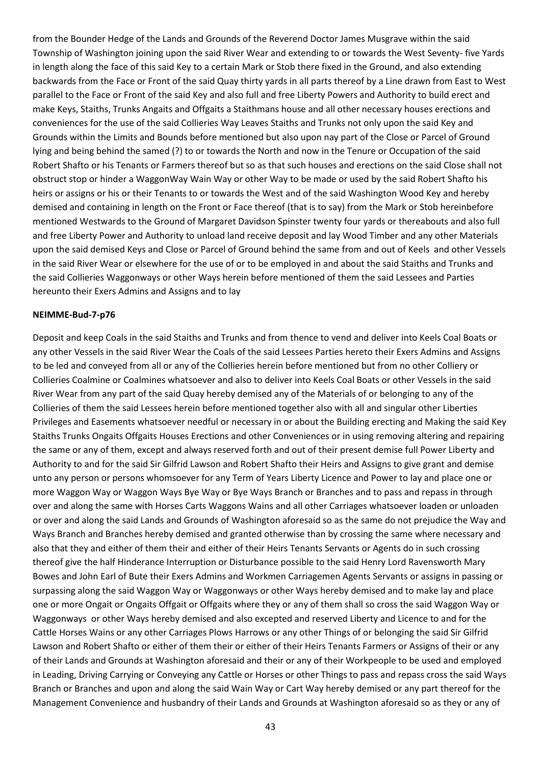from the Bounder Hedge of the Lands and Grounds of the Reverend Doctor James Musgrave within the said Township of Washington joining upon the said River Wear and extending to or towards the West Seventy- five Yards in length along the face of this said Key to a certain Mark or Stob there fixed in the Ground, and also extending backwards from the Face or Front of the said Quay thirty yards in all parts thereof by a Line drawn from East to West parallel to the Face or Front of the said Key and also full and free Liberty Powers and Authority to build erect and make Keys, Staiths, Trunks Angaits and Offgaits a Staithmans house and all other necessary houses erections and conveniences for the use of the said Collieries Way Leaves Staiths and Trunks not only upon the said Key and Grounds within the Limits and Bounds before mentioned but also upon nay part of the Close or Parcel of Ground lying and being behind the samed (?) to or towards the North and now in the Tenure or Occupation of the said Robert Shafto or his Tenants or Farmers thereof but so as that such houses and erections on the said Close shall not obstruct stop or hinder a WaggonWay Wain Way or other Way to be made or used by the said Robert Shafto his heirs or assigns or his or their Tenants to or towards the West and of the said Washington Wood Key and hereby demised and containing in length on the Front or Face thereof (that is to say) from the Mark or Stob hereinbefore mentioned Westwards to the Ground of Margaret Davidson Spinster twenty four yards or thereabouts and also full and free Liberty Power and Authority to unload land receive deposit and lay Wood Timber and any other Materials upon the said demised Keys and Close or Parcel of Ground behind the same from and out of Keels and other Vessels in the said River Wear or elsewhere for the use of or to be employed in and about the said Staiths and Trunks and the said Collieries Waggonways or other Ways herein before mentioned of them the said Lessees and Parties hereunto their Exers Admins and Assigns and to lay

**NEIMME-Bud-7-p76**

Deposit and keep Coals in the said Staiths and Trunks and from thence to vend and deliver into Keels Coal Boats or any other Vessels in the said River Wear the Coals of the said Lessees Parties hereto their Exers Admins and Assigns to be led and conveyed from all or any of the Collieries herein before mentioned but from no other Colliery or Collieries Coalmine or Coalmines whatsoever and also to deliver into Keels Coal Boats or other Vessels in the said River Wear from any part of the said Quay hereby demised any of the Materials of or belonging to any of the Collieries of them the said Lessees herein before mentioned together also with all and singular other Liberties Privileges and Easements whatsoever needful or necessary in or about the Building erecting and Making the said Key Staiths Trunks Ongaits Offgaits Houses Erections and other Conveniences or in using removing altering and repairing the same or any of them, except and always reserved forth and out of their present demise full Power Liberty and Authority to and for the said Sir Gilfrid Lawson and Robert Shafto their Heirs and Assigns to give grant and demise unto any person or persons whomsoever for any Term of Years Liberty Licence and Power to lay and place one or more Waggon Way or Waggon Ways Bye Way or Bye Ways Branch or Branches and to pass and repass in through over and along the same with Horses Carts Waggons Wains and all other Carriages whatsoever loaden or unloaden or over and along the said Lands and Grounds of Washington aforesaid so as the same do not prejudice the Way and Ways Branch and Branches hereby demised and granted otherwise than by crossing the same where necessary and also that they and either of them their and either of their Heirs Tenants Servants or Agents do in such crossing thereof give the half Hinderance Interruption or Disturbance possible to the said Henry Lord Ravensworth Mary Bowes and John Earl of Bute their Exers Admins and Workmen Carriagemen Agents Servants or assigns in passing or surpassing along the said Waggon Way or Waggonways or other Ways hereby demised and to make lay and place one or more Ongait or Ongaits Offgait or Offgaits where they or any of them shall so cross the said Waggon Way or Waggonways or other Ways hereby demised and also excepted and reserved Liberty and Licence to and for the Cattle Horses Wains or any other Carriages Plows Harrows or any other Things of or belonging the said Sir Gilfrid Lawson and Robert Shafto or either of them their or either of their Heirs Tenants Farmers or Assigns of their or any of their Lands and Grounds at Washington aforesaid and their or any of their Workpeople to be used and employed in Leading, Driving Carrying or Conveying any Cattle or Horses or other Things to pass and repass cross the said Ways Branch or Branches and upon and along the said Wain Way or Cart Way hereby demised or any part thereof for the Management Convenience and husbandry of their Lands and Grounds at Washington aforesaid so as they or any of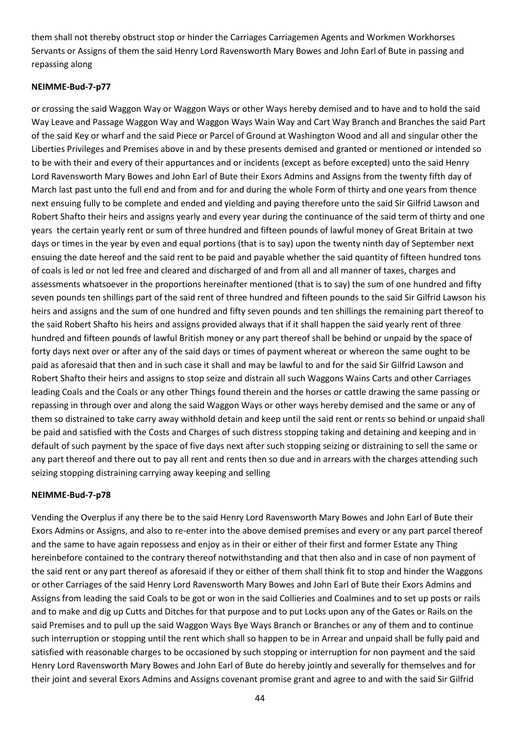them shall not thereby obstruct stop or hinder the Carriages Carriagemen Agents and Workmen Workhorses Servants or Assigns of them the said Henry Lord Ravensworth Mary Bowes and John Earl of Bute in passing and repassing along

**NEIMME-Bud-7-p77**

or crossing the said Waggon Way or Waggon Ways or other Ways hereby demised and to have and to hold the said Way Leave and Passage Waggon Way and Waggon Ways Wain Way and Cart Way Branch and Branches the said Part of the said Key or wharf and the said Piece or Parcel of Ground at Washington Wood and all and singular other the Liberties Privileges and Premises above in and by these presents demised and granted or mentioned or intended so to be with their and every of their appurtances and or incidents (except as before excepted) unto the said Henry Lord Ravensworth Mary Bowes and John Earl of Bute their Exors Admins and Assigns from the twenty fifth day of March last past unto the full end and from and for and during the whole Form of thirty and one years from thence next ensuing fully to be complete and ended and yielding and paying therefore unto the said Sir Gilfrid Lawson and Robert Shafto their heirs and assigns yearly and every year during the continuance of the said term of thirty and one years the certain yearly rent or sum of three hundred and fifteen pounds of lawful money of Great Britain at two days or times in the year by even and equal portions (that is to say) upon the twenty ninth day of September next ensuing the date hereof and the said rent to be paid and payable whether the said quantity of fifteen hundred tons of coals is led or not led free and cleared and discharged of and from all and all manner of taxes, charges and assessments whatsoever in the proportions hereinafter mentioned (that is to say) the sum of one hundred and fifty seven pounds ten shillings part of the said rent of three hundred and fifteen pounds to the said Sir Gilfrid Lawson his heirs and assigns and the sum of one hundred and fifty seven pounds and ten shillings the remaining part thereof to the said Robert Shafto his heirs and assigns provided always that if it shall happen the said yearly rent of three hundred and fifteen pounds of lawful British money or any part thereof shall be behind or unpaid by the space of forty days next over or after any of the said days or times of payment whereat or whereon the same ought to be paid as aforesaid that then and in such case it shall and may be lawful to and for the said Sir Gilfrid Lawson and Robert Shafto their heirs and assigns to stop seize and distrain all such Waggons Wains Carts and other Carriages leading Coals and the Coals or any other Things found therein and the horses or cattle drawing the same passing or repassing in through over and along the said Waggon Ways or other ways hereby demised and the same or any of them so distrained to take carry away withhold detain and keep until the said rent or rents so behind or unpaid shall be paid and satisfied with the Costs and Charges of such distress stopping taking and detaining and keeping and in default of such payment by the space of five days next after such stopping seizing or distraining to sell the same or any part thereof and there out to pay all rent and rents then so due and in arrears with the charges attending such seizing stopping distraining carrying away keeping and selling

**NEIMME-Bud-7-p78**

Vending the Overplus if any there be to the said Henry Lord Ravensworth Mary Bowes and John Earl of Bute their Exors Admins or Assigns, and also to re-enter into the above demised premises and every or any part parcel thereof and the same to have again repossess and enjoy as in their or either of their first and former Estate any Thing hereinbefore contained to the contrary thereof notwithstanding and that then also and in case of non payment of the said rent or any part thereof as aforesaid if they or either of them shall think fit to stop and hinder the Waggons or other Carriages of the said Henry Lord Ravensworth Mary Bowes and John Earl of Bute their Exors Admins and Assigns from leading the said Coals to be got or won in the said Collieries and Coalmines and to set up posts or rails and to make and dig up Cutts and Ditches for that purpose and to put Locks upon any of the Gates or Rails on the said Premises and to pull up the said Waggon Ways Bye Ways Branch or Branches or any of them and to continue such interruption or stopping until the rent which shall so happen to be in Arrear and unpaid shall be fully paid and satisfied with reasonable charges to be occasioned by such stopping or interruption for non payment and the said Henry Lord Ravensworth Mary Bowes and John Earl of Bute do hereby jointly and severally for themselves and for their joint and several Exors Admins and Assigns covenant promise grant and agree to and with the said Sir Gilfrid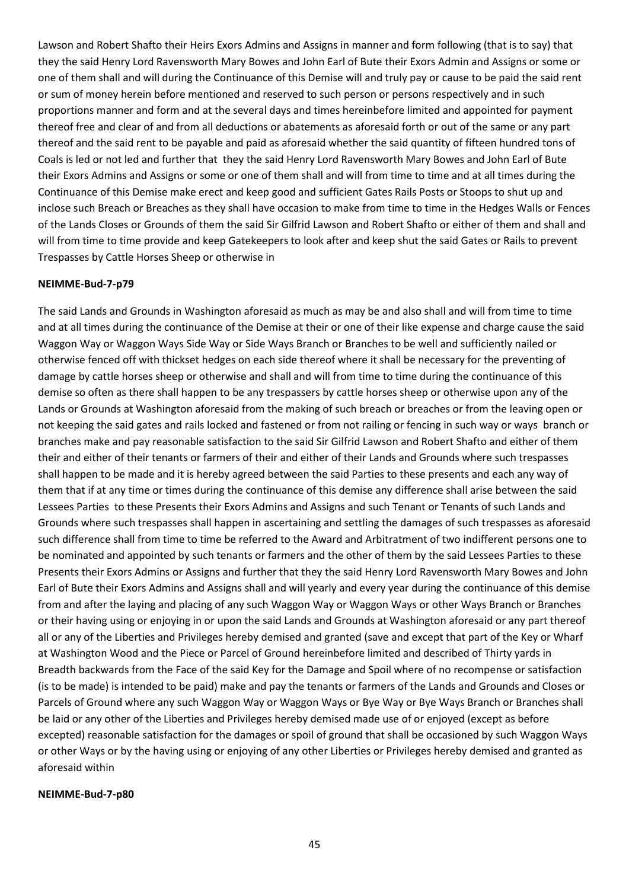Lawson and Robert Shafto their Heirs Exors Admins and Assigns in manner and form following (that is to say) that they the said Henry Lord Ravensworth Mary Bowes and John Earl of Bute their Exors Admin and Assigns or some or one of them shall and will during the Continuance of this Demise will and truly pay or cause to be paid the said rent or sum of money herein before mentioned and reserved to such person or persons respectively and in such proportions manner and form and at the several days and times hereinbefore limited and appointed for payment thereof free and clear of and from all deductions or abatements as aforesaid forth or out of the same or any part thereof and the said rent to be payable and paid as aforesaid whether the said quantity of fifteen hundred tons of Coals is led or not led and further that they the said Henry Lord Ravensworth Mary Bowes and John Earl of Bute their Exors Admins and Assigns or some or one of them shall and will from time to time and at all times during the Continuance of this Demise make erect and keep good and sufficient Gates Rails Posts or Stoops to shut up and inclose such Breach or Breaches as they shall have occasion to make from time to time in the Hedges Walls or Fences of the Lands Closes or Grounds of them the said Sir Gilfrid Lawson and Robert Shafto or either of them and shall and will from time to time provide and keep Gatekeepers to look after and keep shut the said Gates or Rails to prevent Trespasses by Cattle Horses Sheep or otherwise in

**NEIMME-Bud-7-p79**

The said Lands and Grounds in Washington aforesaid as much as may be and also shall and will from time to time and at all times during the continuance of the Demise at their or one of their like expense and charge cause the said Waggon Way or Waggon Ways Side Way or Side Ways Branch or Branches to be well and sufficiently nailed or otherwise fenced off with thickset hedges on each side thereof where it shall be necessary for the preventing of damage by cattle horses sheep or otherwise and shall and will from time to time during the continuance of this demise so often as there shall happen to be any trespassers by cattle horses sheep or otherwise upon any of the Lands or Grounds at Washington aforesaid from the making of such breach or breaches or from the leaving open or not keeping the said gates and rails locked and fastened or from not railing or fencing in such way or ways branch or branches make and pay reasonable satisfaction to the said Sir Gilfrid Lawson and Robert Shafto and either of them their and either of their tenants or farmers of their and either of their Lands and Grounds where such trespasses shall happen to be made and it is hereby agreed between the said Parties to these presents and each any way of them that if at any time or times during the continuance of this demise any difference shall arise between the said Lessees Parties to these Presents their Exors Admins and Assigns and such Tenant or Tenants of such Lands and Grounds where such trespasses shall happen in ascertaining and settling the damages of such trespasses as aforesaid such difference shall from time to time be referred to the Award and Arbitratment of two indifferent persons one to be nominated and appointed by such tenants or farmers and the other of them by the said Lessees Parties to these Presents their Exors Admins or Assigns and further that they the said Henry Lord Ravensworth Mary Bowes and John Earl of Bute their Exors Admins and Assigns shall and will yearly and every year during the continuance of this demise from and after the laying and placing of any such Waggon Way or Waggon Ways or other Ways Branch or Branches or their having using or enjoying in or upon the said Lands and Grounds at Washington aforesaid or any part thereof all or any of the Liberties and Privileges hereby demised and granted (save and except that part of the Key or Wharf at Washington Wood and the Piece or Parcel of Ground hereinbefore limited and described of Thirty yards in Breadth backwards from the Face of the said Key for the Damage and Spoil where of no recompense or satisfaction (is to be made) is intended to be paid) make and pay the tenants or farmers of the Lands and Grounds and Closes or Parcels of Ground where any such Waggon Way or Waggon Ways or Bye Way or Bye Ways Branch or Branches shall be laid or any other of the Liberties and Privileges hereby demised made use of or enjoyed (except as before excepted) reasonable satisfaction for the damages or spoil of ground that shall be occasioned by such Waggon Ways or other Ways or by the having using or enjoying of any other Liberties or Privileges hereby demised and granted as aforesaid within

**NEIMME-Bud-7-p80**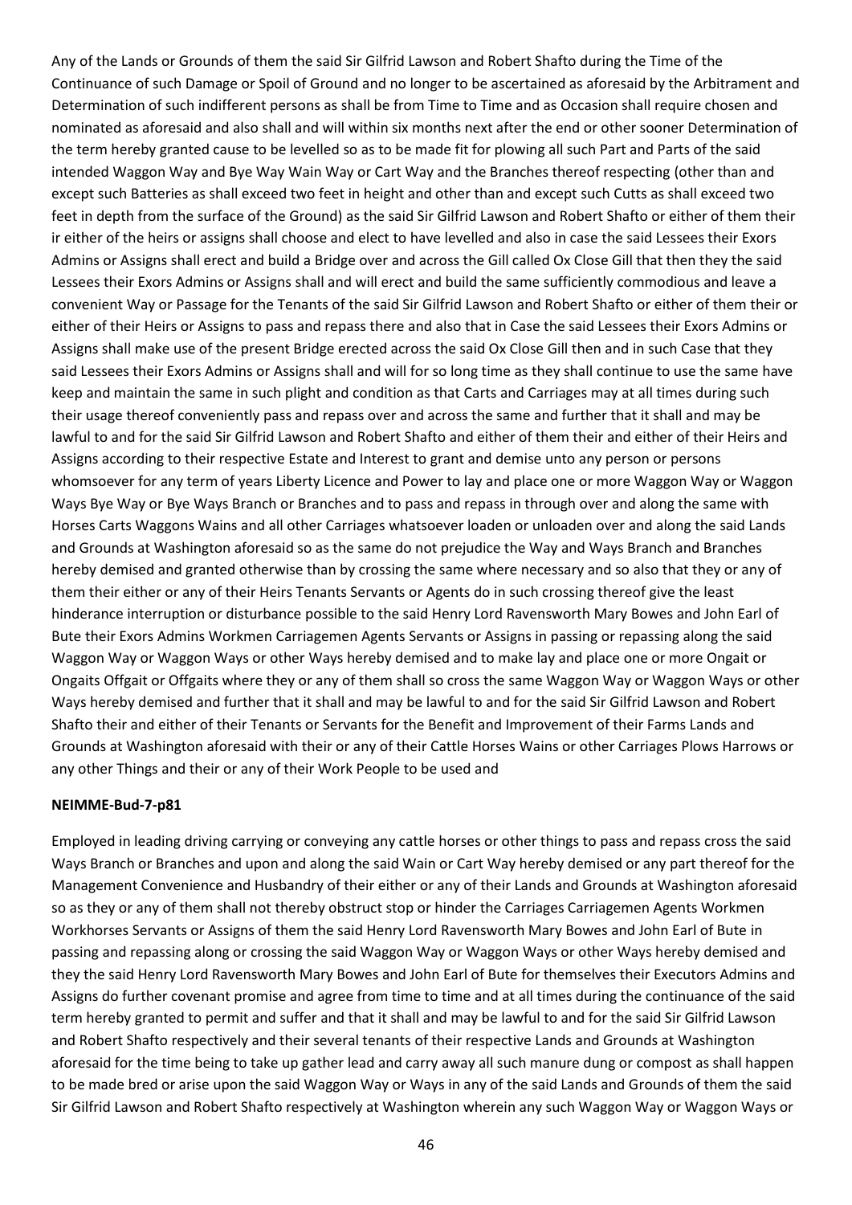Any of the Lands or Grounds of them the said Sir Gilfrid Lawson and Robert Shafto during the Time of the Continuance of such Damage or Spoil of Ground and no longer to be ascertained as aforesaid by the Arbitrament and Determination of such indifferent persons as shall be from Time to Time and as Occasion shall require chosen and nominated as aforesaid and also shall and will within six months next after the end or other sooner Determination of the term hereby granted cause to be levelled so as to be made fit for plowing all such Part and Parts of the said intended Waggon Way and Bye Way Wain Way or Cart Way and the Branches thereof respecting (other than and except such Batteries as shall exceed two feet in height and other than and except such Cutts as shall exceed two feet in depth from the surface of the Ground) as the said Sir Gilfrid Lawson and Robert Shafto or either of them their ir either of the heirs or assigns shall choose and elect to have levelled and also in case the said Lessees their Exors Admins or Assigns shall erect and build a Bridge over and across the Gill called Ox Close Gill that then they the said Lessees their Exors Admins or Assigns shall and will erect and build the same sufficiently commodious and leave a convenient Way or Passage for the Tenants of the said Sir Gilfrid Lawson and Robert Shafto or either of them their or either of their Heirs or Assigns to pass and repass there and also that in Case the said Lessees their Exors Admins or Assigns shall make use of the present Bridge erected across the said Ox Close Gill then and in such Case that they said Lessees their Exors Admins or Assigns shall and will for so long time as they shall continue to use the same have keep and maintain the same in such plight and condition as that Carts and Carriages may at all times during such their usage thereof conveniently pass and repass over and across the same and further that it shall and may be lawful to and for the said Sir Gilfrid Lawson and Robert Shafto and either of them their and either of their Heirs and Assigns according to their respective Estate and Interest to grant and demise unto any person or persons whomsoever for any term of years Liberty Licence and Power to lay and place one or more Waggon Way or Waggon Ways Bye Way or Bye Ways Branch or Branches and to pass and repass in through over and along the same with Horses Carts Waggons Wains and all other Carriages whatsoever loaden or unloaden over and along the said Lands and Grounds at Washington aforesaid so as the same do not prejudice the Way and Ways Branch and Branches hereby demised and granted otherwise than by crossing the same where necessary and so also that they or any of them their either or any of their Heirs Tenants Servants or Agents do in such crossing thereof give the least hinderance interruption or disturbance possible to the said Henry Lord Ravensworth Mary Bowes and John Earl of Bute their Exors Admins Workmen Carriagemen Agents Servants or Assigns in passing or repassing along the said Waggon Way or Waggon Ways or other Ways hereby demised and to make lay and place one or more Ongait or Ongaits Offgait or Offgaits where they or any of them shall so cross the same Waggon Way or Waggon Ways or other Ways hereby demised and further that it shall and may be lawful to and for the said Sir Gilfrid Lawson and Robert Shafto their and either of their Tenants or Servants for the Benefit and Improvement of their Farms Lands and Grounds at Washington aforesaid with their or any of their Cattle Horses Wains or other Carriages Plows Harrows or any other Things and their or any of their Work People to be used and

**NEIMME-Bud-7-p81**

Employed in leading driving carrying or conveying any cattle horses or other things to pass and repass cross the said Ways Branch or Branches and upon and along the said Wain or Cart Way hereby demised or any part thereof for the Management Convenience and Husbandry of their either or any of their Lands and Grounds at Washington aforesaid so as they or any of them shall not thereby obstruct stop or hinder the Carriages Carriagemen Agents Workmen Workhorses Servants or Assigns of them the said Henry Lord Ravensworth Mary Bowes and John Earl of Bute in passing and repassing along or crossing the said Waggon Way or Waggon Ways or other Ways hereby demised and they the said Henry Lord Ravensworth Mary Bowes and John Earl of Bute for themselves their Executors Admins and Assigns do further covenant promise and agree from time to time and at all times during the continuance of the said term hereby granted to permit and suffer and that it shall and may be lawful to and for the said Sir Gilfrid Lawson and Robert Shafto respectively and their several tenants of their respective Lands and Grounds at Washington aforesaid for the time being to take up gather lead and carry away all such manure dung or compost as shall happen to be made bred or arise upon the said Waggon Way or Ways in any of the said Lands and Grounds of them the said Sir Gilfrid Lawson and Robert Shafto respectively at Washington wherein any such Waggon Way or Waggon Ways or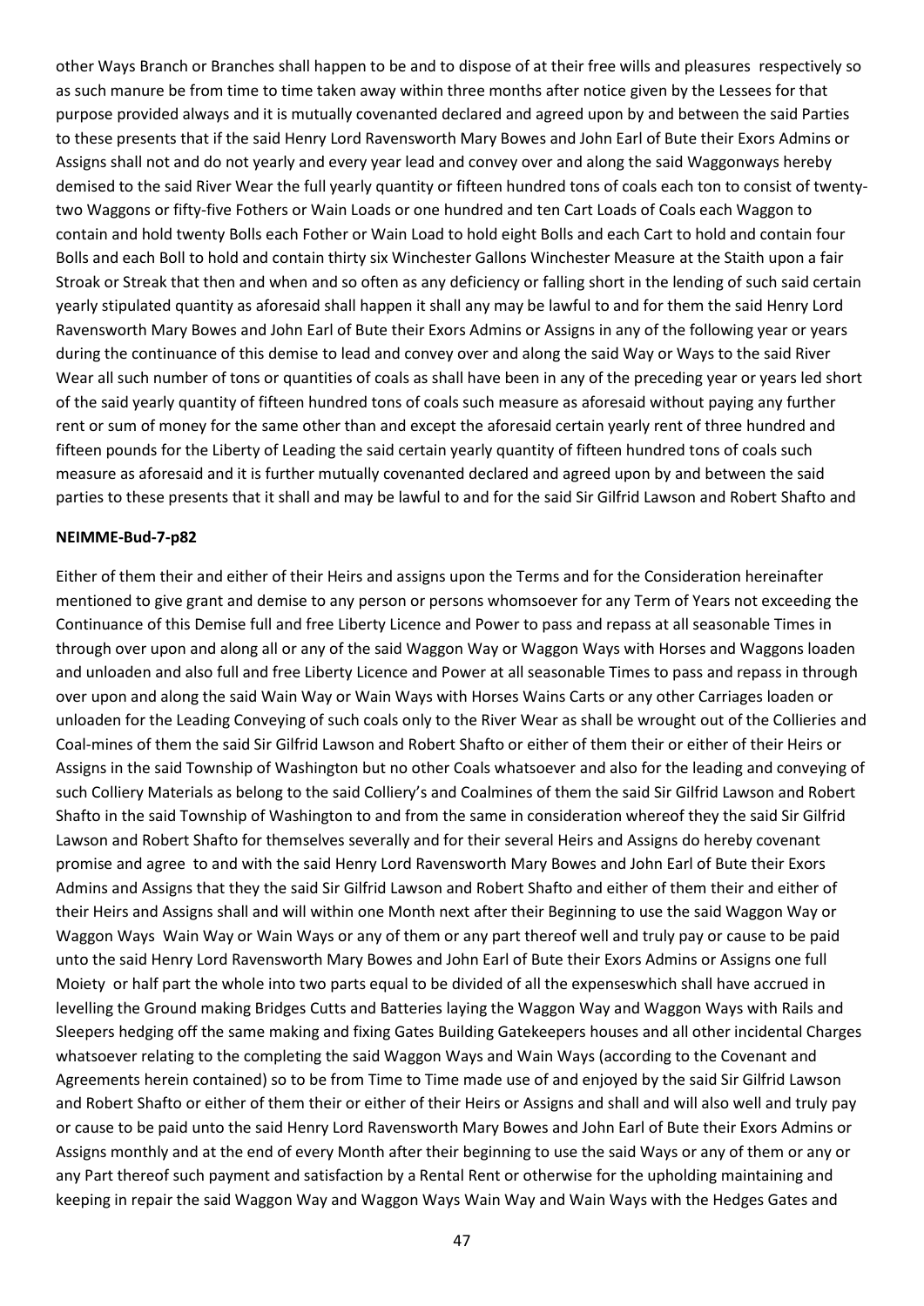other Ways Branch or Branches shall happen to be and to dispose of at their free wills and pleasures respectively so as such manure be from time to time taken away within three months after notice given by the Lessees for that purpose provided always and it is mutually covenanted declared and agreed upon by and between the said Parties to these presents that if the said Henry Lord Ravensworth Mary Bowes and John Earl of Bute their Exors Admins or Assigns shall not and do not yearly and every year lead and convey over and along the said Waggonways hereby demised to the said River Wear the full yearly quantity or fifteen hundred tons of coals each ton to consist of twenty-two Waggons or fifty-five Fothers or Wain Loads or one hundred and ten Cart Loads of Coals each Waggon to contain and hold twenty Bolls each Fother or Wain Load to hold eight Bolls and each Cart to hold and contain four Bolls and each Boll to hold and contain thirty six Winchester Gallons Winchester Measure at the Staith upon a fair Stroak or Streak that then and when and so often as any deficiency or falling short in the lending of such said certain yearly stipulated quantity as aforesaid shall happen it shall any may be lawful to and for them the said Henry Lord Ravensworth Mary Bowes and John Earl of Bute their Exors Admins or Assigns in any of the following year or years during the continuance of this demise to lead and convey over and along the said Way or Ways to the said River Wear all such number of tons or quantities of coals as shall have been in any of the preceding year or years led short of the said yearly quantity of fifteen hundred tons of coals such measure as aforesaid without paying any further rent or sum of money for the same other than and except the aforesaid certain yearly rent of three hundred and fifteen pounds for the Liberty of Leading the said certain yearly quantity of fifteen hundred tons of coals such measure as aforesaid and it is further mutually covenanted declared and agreed upon by and between the said parties to these presents that it shall and may be lawful to and for the said Sir Gilfrid Lawson and Robert Shafto and

**NEIMME-Bud-7-p82**

Either of them their and either of their Heirs and assigns upon the Terms and for the Consideration hereinafter mentioned to give grant and demise to any person or persons whomsoever for any Term of Years not exceeding the Continuance of this Demise full and free Liberty Licence and Power to pass and repass at all seasonable Times in through over upon and along all or any of the said Waggon Way or Waggon Ways with Horses and Waggons loaden and unloaden and also full and free Liberty Licence and Power at all seasonable Times to pass and repass in through over upon and along the said Wain Way or Wain Ways with Horses Wains Carts or any other Carriages loaden or unloaden for the Leading Conveying of such coals only to the River Wear as shall be wrought out of the Collieries and Coal-mines of them the said Sir Gilfrid Lawson and Robert Shafto or either of them their or either of their Heirs or Assigns in the said Township of Washington but no other Coals whatsoever and also for the leading and conveying of such Colliery Materials as belong to the said Colliery's and Coalmines of them the said Sir Gilfrid Lawson and Robert Shafto in the said Township of Washington to and from the same in consideration whereof they the said Sir Gilfrid Lawson and Robert Shafto for themselves severally and for their several Heirs and Assigns do hereby covenant promise and agree to and with the said Henry Lord Ravensworth Mary Bowes and John Earl of Bute their Exors Admins and Assigns that they the said Sir Gilfrid Lawson and Robert Shafto and either of them their and either of their Heirs and Assigns shall and will within one Month next after their Beginning to use the said Waggon Way or Waggon Ways Wain Way or Wain Ways or any of them or any part thereof well and truly pay or cause to be paid unto the said Henry Lord Ravensworth Mary Bowes and John Earl of Bute their Exors Admins or Assigns one full Moiety or half part the whole into two parts equal to be divided of all the expenseswhich shall have accrued in levelling the Ground making Bridges Cutts and Batteries laying the Waggon Way and Waggon Ways with Rails and Sleepers hedging off the same making and fixing Gates Building Gatekeepers houses and all other incidental Charges whatsoever relating to the completing the said Waggon Ways and Wain Ways (according to the Covenant and Agreements herein contained) so to be from Time to Time made use of and enjoyed by the said Sir Gilfrid Lawson and Robert Shafto or either of them their or either of their Heirs or Assigns and shall and will also well and truly pay or cause to be paid unto the said Henry Lord Ravensworth Mary Bowes and John Earl of Bute their Exors Admins or Assigns monthly and at the end of every Month after their beginning to use the said Ways or any of them or any or any Part thereof such payment and satisfaction by a Rental Rent or otherwise for the upholding maintaining and keeping in repair the said Waggon Way and Waggon Ways Wain Way and Wain Ways with the Hedges Gates and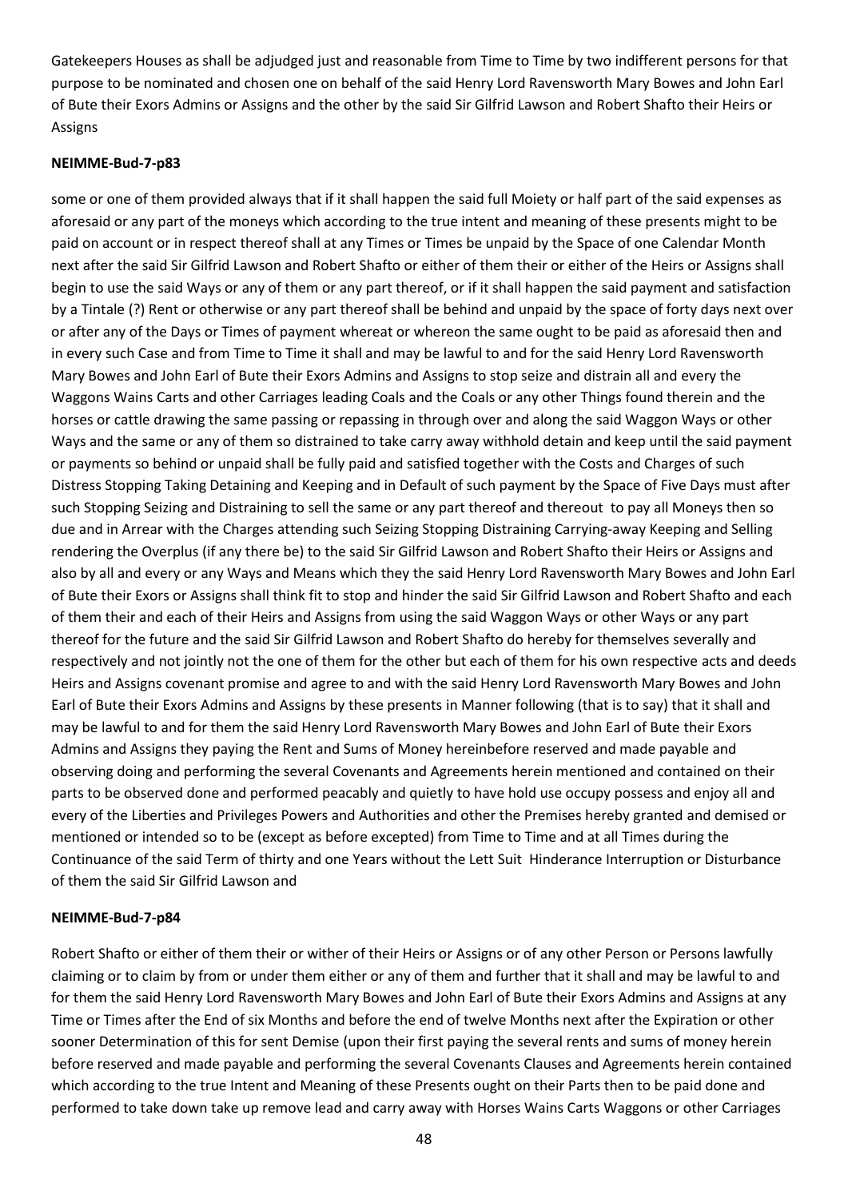Gatekeepers Houses as shall be adjudged just and reasonable from Time to Time by two indifferent persons for that purpose to be nominated and chosen one on behalf of the said Henry Lord Ravensworth Mary Bowes and John Earl of Bute their Exors Admins or Assigns and the other by the said Sir Gilfrid Lawson and Robert Shafto their Heirs or Assigns

**NEIMME-Bud-7-p83**

some or one of them provided always that if it shall happen the said full Moiety or half part of the said expenses as aforesaid or any part of the moneys which according to the true intent and meaning of these presents might to be paid on account or in respect thereof shall at any Times or Times be unpaid by the Space of one Calendar Month next after the said Sir Gilfrid Lawson and Robert Shafto or either of them their or either of the Heirs or Assigns shall begin to use the said Ways or any of them or any part thereof, or if it shall happen the said payment and satisfaction by a Tintale (?) Rent or otherwise or any part thereof shall be behind and unpaid by the space of forty days next over or after any of the Days or Times of payment whereat or whereon the same ought to be paid as aforesaid then and in every such Case and from Time to Time it shall and may be lawful to and for the said Henry Lord Ravensworth Mary Bowes and John Earl of Bute their Exors Admins and Assigns to stop seize and distrain all and every the Waggons Wains Carts and other Carriages leading Coals and the Coals or any other Things found therein and the horses or cattle drawing the same passing or repassing in through over and along the said Waggon Ways or other Ways and the same or any of them so distrained to take carry away withhold detain and keep until the said payment or payments so behind or unpaid shall be fully paid and satisfied together with the Costs and Charges of such Distress Stopping Taking Detaining and Keeping and in Default of such payment by the Space of Five Days must after such Stopping Seizing and Distraining to sell the same or any part thereof and thereout to pay all Moneys then so due and in Arrear with the Charges attending such Seizing Stopping Distraining Carrying-away Keeping and Selling rendering the Overplus (if any there be) to the said Sir Gilfrid Lawson and Robert Shafto their Heirs or Assigns and also by all and every or any Ways and Means which they the said Henry Lord Ravensworth Mary Bowes and John Earl of Bute their Exors or Assigns shall think fit to stop and hinder the said Sir Gilfrid Lawson and Robert Shafto and each of them their and each of their Heirs and Assigns from using the said Waggon Ways or other Ways or any part thereof for the future and the said Sir Gilfrid Lawson and Robert Shafto do hereby for themselves severally and respectively and not jointly not the one of them for the other but each of them for his own respective acts and deeds Heirs and Assigns covenant promise and agree to and with the said Henry Lord Ravensworth Mary Bowes and John Earl of Bute their Exors Admins and Assigns by these presents in Manner following (that is to say) that it shall and may be lawful to and for them the said Henry Lord Ravensworth Mary Bowes and John Earl of Bute their Exors Admins and Assigns they paying the Rent and Sums of Money hereinbefore reserved and made payable and observing doing and performing the several Covenants and Agreements herein mentioned and contained on their parts to be observed done and performed peacably and quietly to have hold use occupy possess and enjoy all and every of the Liberties and Privileges Powers and Authorities and other the Premises hereby granted and demised or mentioned or intended so to be (except as before excepted) from Time to Time and at all Times during the Continuance of the said Term of thirty and one Years without the Lett Suit Hinderance Interruption or Disturbance of them the said Sir Gilfrid Lawson and

**NEIMME-Bud-7-p84**

Robert Shafto or either of them their or wither of their Heirs or Assigns or of any other Person or Persons lawfully claiming or to claim by from or under them either or any of them and further that it shall and may be lawful to and for them the said Henry Lord Ravensworth Mary Bowes and John Earl of Bute their Exors Admins and Assigns at any Time or Times after the End of six Months and before the end of twelve Months next after the Expiration or other sooner Determination of this for sent Demise (upon their first paying the several rents and sums of money herein before reserved and made payable and performing the several Covenants Clauses and Agreements herein contained which according to the true Intent and Meaning of these Presents ought on their Parts then to be paid done and performed to take down take up remove lead and carry away with Horses Wains Carts Waggons or other Carriages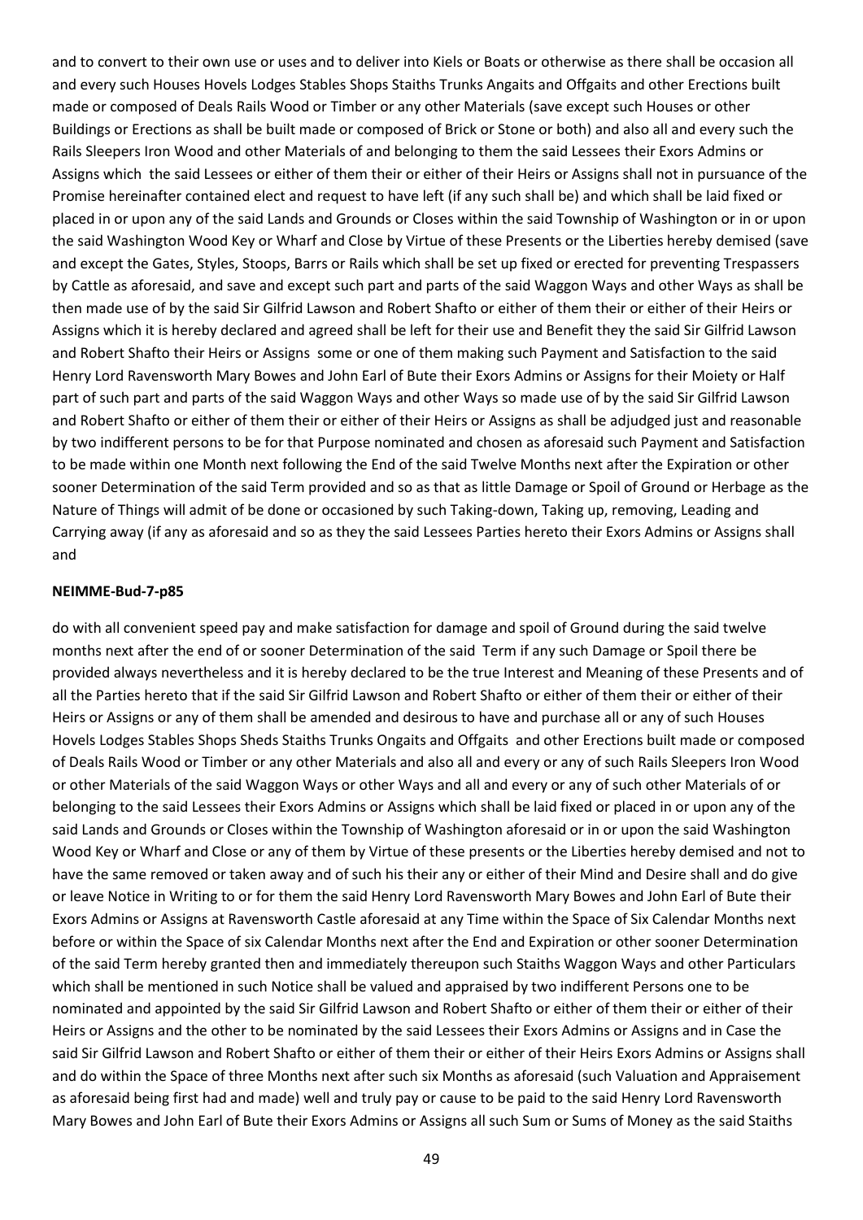and to convert to their own use or uses and to deliver into Kiels or Boats or otherwise as there shall be occasion all and every such Houses Hovels Lodges Stables Shops Staiths Trunks Angaits and Offgaits and other Erections built made or composed of Deals Rails Wood or Timber or any other Materials (save except such Houses or other Buildings or Erections as shall be built made or composed of Brick or Stone or both) and also all and every such the Rails Sleepers Iron Wood and other Materials of and belonging to them the said Lessees their Exors Admins or Assigns which the said Lessees or either of them their or either of their Heirs or Assigns shall not in pursuance of the Promise hereinafter contained elect and request to have left (if any such shall be) and which shall be laid fixed or placed in or upon any of the said Lands and Grounds or Closes within the said Township of Washington or in or upon the said Washington Wood Key or Wharf and Close by Virtue of these Presents or the Liberties hereby demised (save and except the Gates, Styles, Stoops, Barrs or Rails which shall be set up fixed or erected for preventing Trespassers by Cattle as aforesaid, and save and except such part and parts of the said Waggon Ways and other Ways as shall be then made use of by the said Sir Gilfrid Lawson and Robert Shafto or either of them their or either of their Heirs or Assigns which it is hereby declared and agreed shall be left for their use and Benefit they the said Sir Gilfrid Lawson and Robert Shafto their Heirs or Assigns some or one of them making such Payment and Satisfaction to the said Henry Lord Ravensworth Mary Bowes and John Earl of Bute their Exors Admins or Assigns for their Moiety or Half part of such part and parts of the said Waggon Ways and other Ways so made use of by the said Sir Gilfrid Lawson and Robert Shafto or either of them their or either of their Heirs or Assigns as shall be adjudged just and reasonable by two indifferent persons to be for that Purpose nominated and chosen as aforesaid such Payment and Satisfaction to be made within one Month next following the End of the said Twelve Months next after the Expiration or other sooner Determination of the said Term provided and so as that as little Damage or Spoil of Ground or Herbage as the Nature of Things will admit of be done or occasioned by such Taking-down, Taking up, removing, Leading and Carrying away (if any as aforesaid and so as they the said Lessees Parties hereto their Exors Admins or Assigns shall and

**NEIMME-Bud-7-p85**

do with all convenient speed pay and make satisfaction for damage and spoil of Ground during the said twelve months next after the end of or sooner Determination of the said Term if any such Damage or Spoil there be provided always nevertheless and it is hereby declared to be the true Interest and Meaning of these Presents and of all the Parties hereto that if the said Sir Gilfrid Lawson and Robert Shafto or either of them their or either of their Heirs or Assigns or any of them shall be amended and desirous to have and purchase all or any of such Houses Hovels Lodges Stables Shops Sheds Staiths Trunks Ongaits and Offgaits and other Erections built made or composed of Deals Rails Wood or Timber or any other Materials and also all and every or any of such Rails Sleepers Iron Wood or other Materials of the said Waggon Ways or other Ways and all and every or any of such other Materials of or belonging to the said Lessees their Exors Admins or Assigns which shall be laid fixed or placed in or upon any of the said Lands and Grounds or Closes within the Township of Washington aforesaid or in or upon the said Washington Wood Key or Wharf and Close or any of them by Virtue of these presents or the Liberties hereby demised and not to have the same removed or taken away and of such his their any or either of their Mind and Desire shall and do give or leave Notice in Writing to or for them the said Henry Lord Ravensworth Mary Bowes and John Earl of Bute their Exors Admins or Assigns at Ravensworth Castle aforesaid at any Time within the Space of Six Calendar Months next before or within the Space of six Calendar Months next after the End and Expiration or other sooner Determination of the said Term hereby granted then and immediately thereupon such Staiths Waggon Ways and other Particulars which shall be mentioned in such Notice shall be valued and appraised by two indifferent Persons one to be nominated and appointed by the said Sir Gilfrid Lawson and Robert Shafto or either of them their or either of their Heirs or Assigns and the other to be nominated by the said Lessees their Exors Admins or Assigns and in Case the said Sir Gilfrid Lawson and Robert Shafto or either of them their or either of their Heirs Exors Admins or Assigns shall and do within the Space of three Months next after such six Months as aforesaid (such Valuation and Appraisement as aforesaid being first had and made) well and truly pay or cause to be paid to the said Henry Lord Ravensworth Mary Bowes and John Earl of Bute their Exors Admins or Assigns all such Sum or Sums of Money as the said Staiths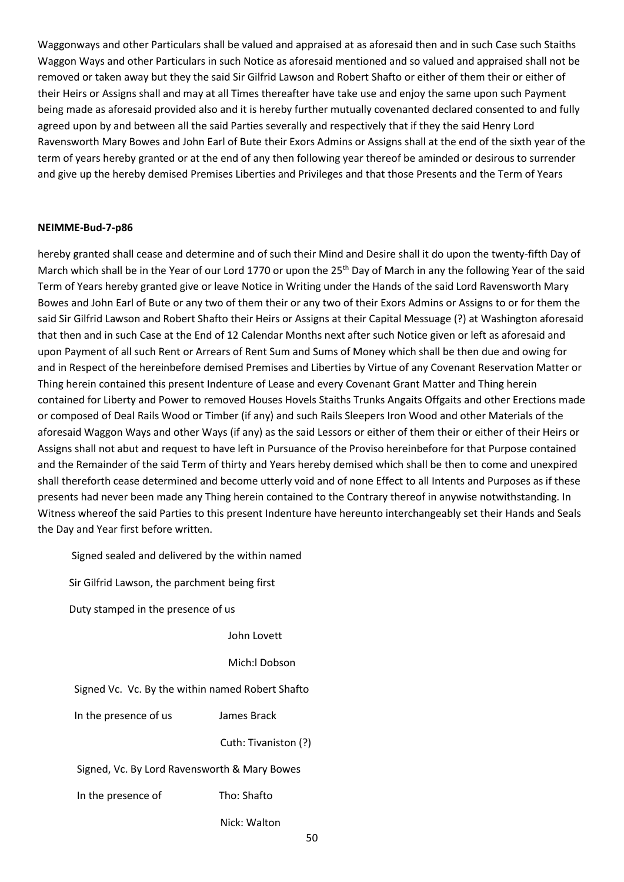Waggonways and other Particulars shall be valued and appraised at as aforesaid then and in such Case such Staiths Waggon Ways and other Particulars in such Notice as aforesaid mentioned and so valued and appraised shall not be removed or taken away but they the said Sir Gilfrid Lawson and Robert Shafto or either of them their or either of their Heirs or Assigns shall and may at all Times thereafter have take use and enjoy the same upon such Payment being made as aforesaid provided also and it is hereby further mutually covenanted declared consented to and fully agreed upon by and between all the said Parties severally and respectively that if they the said Henry Lord Ravensworth Mary Bowes and John Earl of Bute their Exors Admins or Assigns shall at the end of the sixth year of the term of years hereby granted or at the end of any then following year thereof be aminded or desirous to surrender and give up the hereby demised Premises Liberties and Privileges and that those Presents and the Term of Years

**NEIMME-Bud-7-p86**

hereby granted shall cease and determine and of such their Mind and Desire shall it do upon the twenty-fifth Day of March which shall be in the Year of our Lord 1770 or upon the 25th Day of March in any the following Year of the said Term of Years hereby granted give or leave Notice in Writing under the Hands of the said Lord Ravensworth Mary Bowes and John Earl of Bute or any two of them their or any two of their Exors Admins or Assigns to or for them the said Sir Gilfrid Lawson and Robert Shafto their Heirs or Assigns at their Capital Messuage (?) at Washington aforesaid that then and in such Case at the End of 12 Calendar Months next after such Notice given or left as aforesaid and upon Payment of all such Rent or Arrears of Rent Sum and Sums of Money which shall be then due and owing for and in Respect of the hereinbefore demised Premises and Liberties by Virtue of any Covenant Reservation Matter or Thing herein contained this present Indenture of Lease and every Covenant Grant Matter and Thing herein contained for Liberty and Power to removed Houses Hovels Staiths Trunks Angaits Offgaits and other Erections made or composed of Deal Rails Wood or Timber (if any) and such Rails Sleepers Iron Wood and other Materials of the aforesaid Waggon Ways and other Ways (if any) as the said Lessors or either of them their or either of their Heirs or Assigns shall not abut and request to have left in Pursuance of the Proviso hereinbefore for that Purpose contained and the Remainder of the said Term of thirty and Years hereby demised which shall be then to come and unexpired shall thereforth cease determined and become utterly void and of none Effect to all Intents and Purposes as if these presents had never been made any Thing herein contained to the Contrary thereof in anywise notwithstanding. In Witness whereof the said Parties to this present Indenture have hereunto interchangeably set their Hands and Seals the Day and Year first before written.

Signed sealed and delivered by the within named

Sir Gilfrid Lawson, the parchment being first

Duty stamped in the presence of us

John Lovett

Mich:l Dobson

Signed Vc. Vc. By the within named Robert Shafto

In the presence of us James Brack

Cuth: Tivaniston (?)

Signed, Vc. By Lord Ravensworth & Mary Bowes

In the presence of Tho: Shafto

Nick: Walton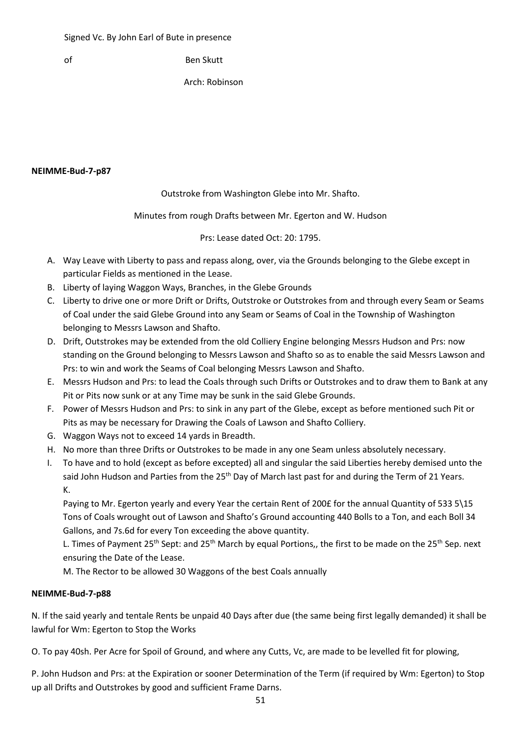Signed Vc. By John Earl of Bute in presence

of Ben Skutt

Arch: Robinson

**NEIMME-Bud-7-p87**

Outstroke from Washington Glebe into Mr. Shafto.

Minutes from rough Drafts between Mr. Egerton and W. Hudson

Prs: Lease dated Oct: 20: 1795.

A. Way Leave with Liberty to pass and repass along, over, via the Grounds belonging to the Glebe except in particular Fields as mentioned in the Lease.
B. Liberty of laying Waggon Ways, Branches, in the Glebe Grounds
C. Liberty to drive one or more Drift or Drifts, Outstroke or Outstrokes from and through every Seam or Seams of Coal under the said Glebe Ground into any Seam or Seams of Coal in the Township of Washington belonging to Messrs Lawson and Shafto.
D. Drift, Outstrokes may be extended from the old Colliery Engine belonging Messrs Hudson and Prs: now standing on the Ground belonging to Messrs Lawson and Shafto so as to enable the said Messrs Lawson and Prs: to win and work the Seams of Coal belonging Messrs Lawson and Shafto.
E. Messrs Hudson and Prs: to lead the Coals through such Drifts or Outstrokes and to draw them to Bank at any Pit or Pits now sunk or at any Time may be sunk in the said Glebe Grounds.
F. Power of Messrs Hudson and Prs: to sink in any part of the Glebe, except as before mentioned such Pit or Pits as may be necessary for Drawing the Coals of Lawson and Shafto Colliery.
G. Waggon Ways not to exceed 14 yards in Breadth.
H. No more than three Drifts or Outstrokes to be made in any one Seam unless absolutely necessary.
I. To have and to hold (except as before excepted) all and singular the said Liberties hereby demised unto the said John Hudson and Parties from the 25th Day of March last past for and during the Term of 21 Years.
K.

Paying to Mr. Egerton yearly and every Year the certain Rent of 200£ for the annual Quantity of 533 5\15 Tons of Coals wrought out of Lawson and Shafto's Ground accounting 440 Bolls to a Ton, and each Boll 34 Gallons, and 7s.6d for every Ton exceeding the above quantity.

L. Times of Payment 25th Sept: and 25th March by equal Portions,, the first to be made on the 25th Sep. next ensuring the Date of the Lease.

M. The Rector to be allowed 30 Waggons of the best Coals annually

**NEIMME-Bud-7-p88**

N. If the said yearly and tentale Rents be unpaid 40 Days after due (the same being first legally demanded) it shall be lawful for Wm: Egerton to Stop the Works

O. To pay 40sh. Per Acre for Spoil of Ground, and where any Cutts, Vc, are made to be levelled fit for plowing,

P. John Hudson and Prs: at the Expiration or sooner Determination of the Term (if required by Wm: Egerton) to Stop up all Drifts and Outstrokes by good and sufficient Frame Darns.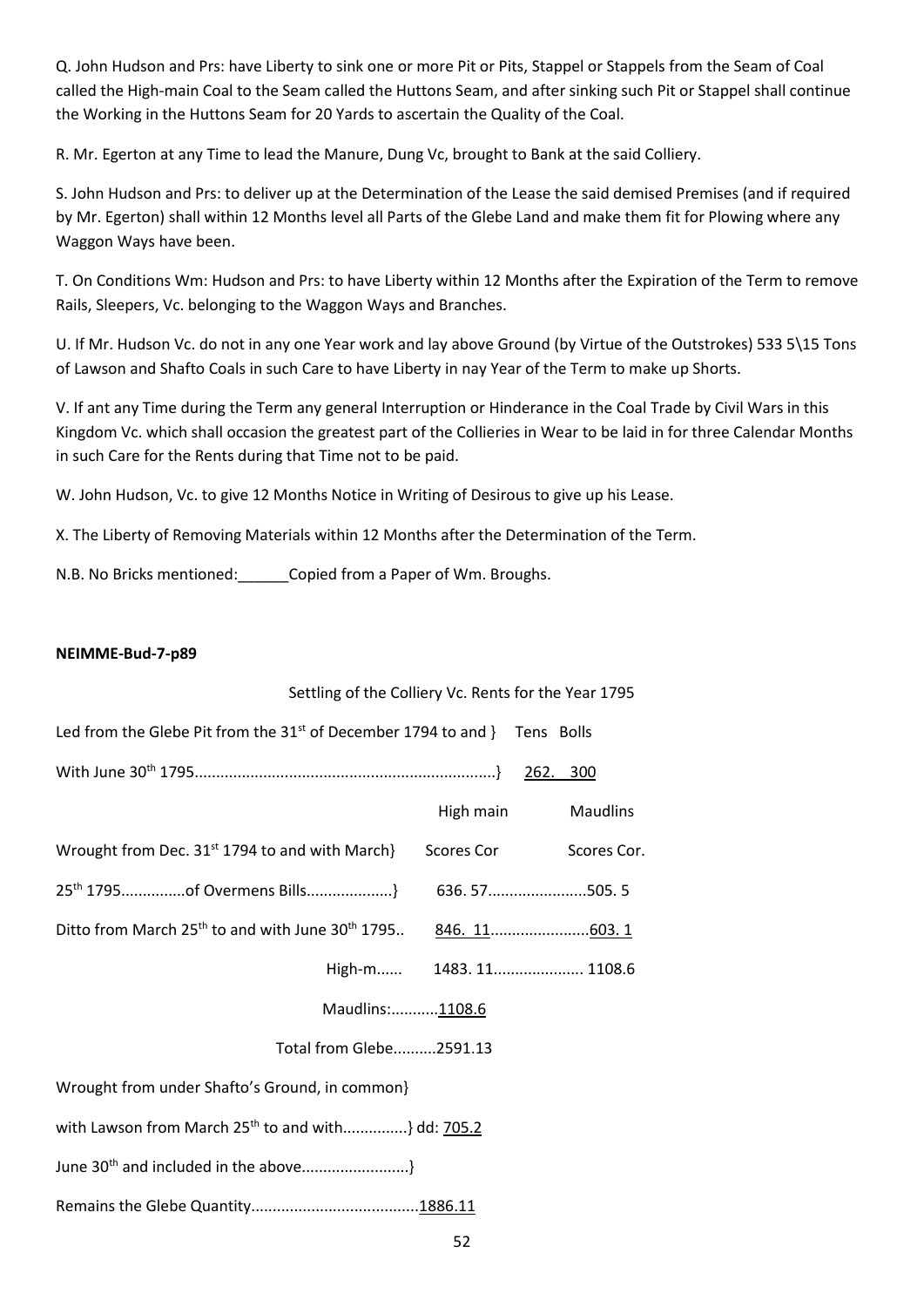Q. John Hudson and Prs: have Liberty to sink one or more Pit or Pits, Stappel or Stappels from the Seam of Coal called the High-main Coal to the Seam called the Huttons Seam, and after sinking such Pit or Stappel shall continue the Working in the Huttons Seam for 20 Yards to ascertain the Quality of the Coal.

R. Mr. Egerton at any Time to lead the Manure, Dung Vc, brought to Bank at the said Colliery.

S. John Hudson and Prs: to deliver up at the Determination of the Lease the said demised Premises (and if required by Mr. Egerton) shall within 12 Months level all Parts of the Glebe Land and make them fit for Plowing where any Waggon Ways have been.

T. On Conditions Wm: Hudson and Prs: to have Liberty within 12 Months after the Expiration of the Term to remove Rails, Sleepers, Vc. belonging to the Waggon Ways and Branches.

U. If Mr. Hudson Vc. do not in any one Year work and lay above Ground (by Virtue of the Outstrokes) 533 5\15 Tons of Lawson and Shafto Coals in such Care to have Liberty in nay Year of the Term to make up Shorts.

V. If ant any Time during the Term any general Interruption or Hinderance in the Coal Trade by Civil Wars in this Kingdom Vc. which shall occasion the greatest part of the Collieries in Wear to be laid in for three Calendar Months in such Care for the Rents during that Time not to be paid.

W. John Hudson, Vc. to give 12 Months Notice in Writing of Desirous to give up his Lease.

X. The Liberty of Removing Materials within 12 Months after the Determination of the Term.

N.B. No Bricks mentioned:______Copied from a Paper of Wm. Broughs.

**NEIMME-Bud-7-p89**

Settling of the Colliery Vc. Rents for the Year 1795

Led from the Glebe Pit from the 31st of December 1794 to and } Tens Bolls

With June 30th 1795......................................................................} 262. 300

| | High main | Maudlins |
|---|---|---|
| | Scores Cor | Scores Cor. |
| Wrought from Dec. 31st 1794 to and with March} 25th 1795...............of Overmens Bills...................} | 636. 57 | 505. 5 |
| Ditto from March 25th to and with June 30th 1795.. | 846. 11 | 603. 1 |
| High-m...... | 1483. 11 | 1108.6 |
| Maudlins:........... | 1108.6 | |
| Total from Glebe.......... | 2591.13 | |

Wrought from under Shafto's Ground, in common}

with Lawson from March 25th to and with...............} dd: 705.2

June 30th and included in the above.........................}

Remains the Glebe Quantity......................................1886.11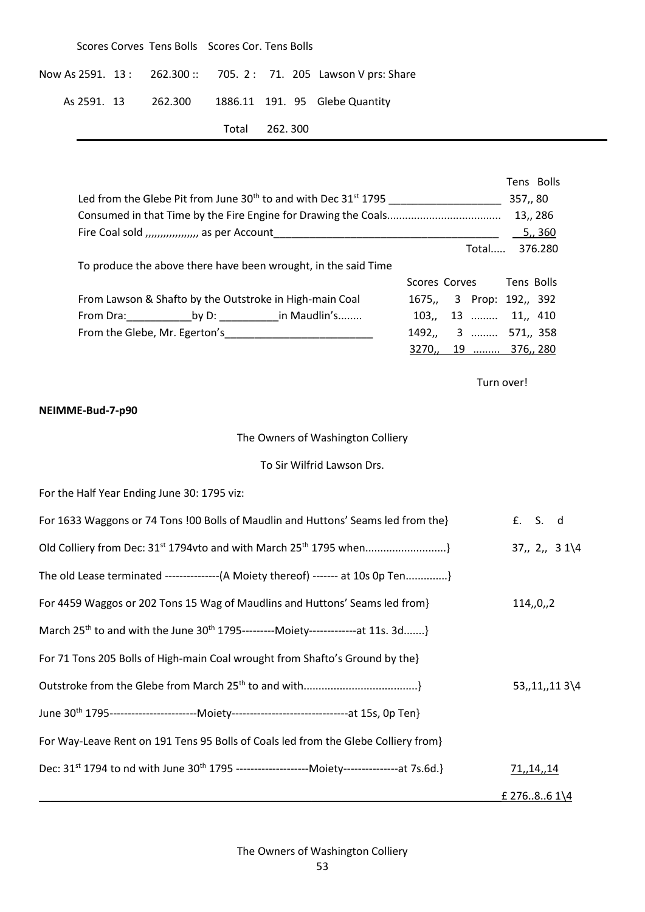| | Scores | Corves | Tens | Bolls | Scores | Cor. | Tens | Bolls | |
|---|---|---|---|---|---|---|---|---|---|
| Now As | 2591. | 13 : | 262.300 :: | | 705. | 2 : | 71. | 205 | Lawson V prs: Share |
| As | 2591. | 13 | 262.300 | | 1886.11 | | 191. | 95 | Glebe Quantity |
| | | | | | Total | | 262. 300 | | |

---

| | Tens Bolls |
|---|---|
| Led from the Glebe Pit from June 30th to and with Dec 31st 1795 ___________________ | 357,, 80 |
| Consumed in that Time by the Fire Engine for Drawing the Coals...................................... | 13,, 286 |
| Fire Coal sold ,,,,,,,,,,,,,,,,, as per Account_______________________________________ | 5,, 360 |
| Total..... | 376.280 |

To produce the above there have been wrought, in the said Time

| | Scores Corves | | Tens Bolls |
|---|---|---|---|
| From Lawson & Shafto by the Outstroke in High-main Coal | 1675,, 3 | Prop: | 192,, 392 |
| From Dra:___________by D: __________in Maudlin's........ | 103,, 13 | ......... | 11,, 410 |
| From the Glebe, Mr. Egerton's_________________________ | 1492,, 3 | ......... | 571,, 358 |
| | 3270,, 19 | ......... | 376,, 280 |

Turn over!

**NEIMME-Bud-7-p90**

The Owners of Washington Colliery

To Sir Wilfrid Lawson Drs.

For the Half Year Ending June 30: 1795 viz:

| | £. S. d |
|---|---|
| For 1633 Waggons or 74 Tons !00 Bolls of Maudlin and Huttons' Seams led from the} | |
| Old Colliery from Dec: 31st 1794vto and with March 25th 1795 when...........................} | 37,, 2,, 3 1\4 |
| The old Lease terminated ---------------(A Moiety thereof) ------- at 10s 0p Ten..............} | |
| For 4459 Waggos or 202 Tons 15 Wag of Maudlins and Huttons' Seams led from} | 114,,0,,2 |
| March 25th to and with the June 30th 1795---------Moiety-------------at 11s. 3d.......} | |
| For 71 Tons 205 Bolls of High-main Coal wrought from Shafto's Ground by the} | |
| Outstroke from the Glebe from March 25th to and with.....................................} | 53,,11,,11 3\4 |
| June 30th 1795------------------------Moiety--------------------------------at 15s, 0p Ten} | |
| For Way-Leave Rent on 191 Tens 95 Bolls of Coals led from the Glebe Colliery from} | |
| Dec: 31st 1794 to nd with June 30th 1795 --------------------Moiety---------------at 7s.6d.} | 71,,14,,14 |
| | £ 276..8..6 1\4 |

The Owners of Washington Colliery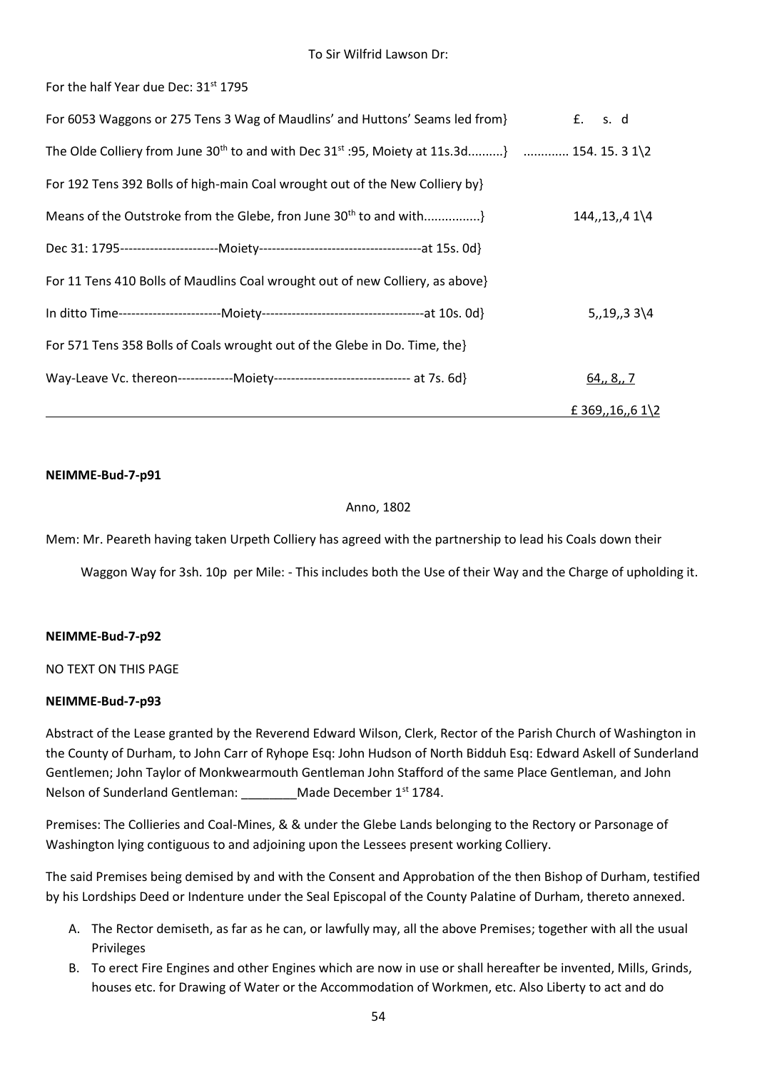To Sir Wilfrid Lawson Dr:

For the half Year due Dec: 31st 1795

| | £. s. d |
|---|---|
| For 6053 Waggons or 275 Tens 3 Wag of Maudlins' and Huttons' Seams led from} The Olde Colliery from June 30th to and with Dec 31st :95, Moiety at 11s.3d..........} | ............ 154. 15. 3 1\2 |
| For 192 Tens 392 Bolls of high-main Coal wrought out of the New Colliery by} Means of the Outstroke from the Glebe, fron June 30th to and with................} Dec 31: 1795-----------------------Moiety--------------------------------------at 15s. 0d} | 144,,13,,4 1\4 |
| For 11 Tens 410 Bolls of Maudlins Coal wrought out of new Colliery, as above} In ditto Time------------------------Moiety--------------------------------------at 10s. 0d} | 5,,19,,3 3\4 |
| For 571 Tens 358 Bolls of Coals wrought out of the Glebe in Do. Time, the} Way-Leave Vc. thereon-------------Moiety-------------------------------- at 7s. 6d} | 64,, 8,, 7 |
| | £ 369,,16,,6 1\2 |

**NEIMME-Bud-7-p91**

Anno, 1802

Mem: Mr. Peareth having taken Urpeth Colliery has agreed with the partnership to lead his Coals down their Waggon Way for 3sh. 10p per Mile: - This includes both the Use of their Way and the Charge of upholding it.

**NEIMME-Bud-7-p92**

NO TEXT ON THIS PAGE

**NEIMME-Bud-7-p93**

Abstract of the Lease granted by the Reverend Edward Wilson, Clerk, Rector of the Parish Church of Washington in the County of Durham, to John Carr of Ryhope Esq: John Hudson of North Bidduh Esq: Edward Askell of Sunderland Gentlemen; John Taylor of Monkwearmouth Gentleman John Stafford of the same Place Gentleman, and John Nelson of Sunderland Gentleman: ________Made December 1st 1784.

Premises: The Collieries and Coal-Mines, & & under the Glebe Lands belonging to the Rectory or Parsonage of Washington lying contiguous to and adjoining upon the Lessees present working Colliery.

The said Premises being demised by and with the Consent and Approbation of the then Bishop of Durham, testified by his Lordships Deed or Indenture under the Seal Episcopal of the County Palatine of Durham, thereto annexed.

A. The Rector demiseth, as far as he can, or lawfully may, all the above Premises; together with all the usual Privileges
B. To erect Fire Engines and other Engines which are now in use or shall hereafter be invented, Mills, Grinds, houses etc. for Drawing of Water or the Accommodation of Workmen, etc. Also Liberty to act and do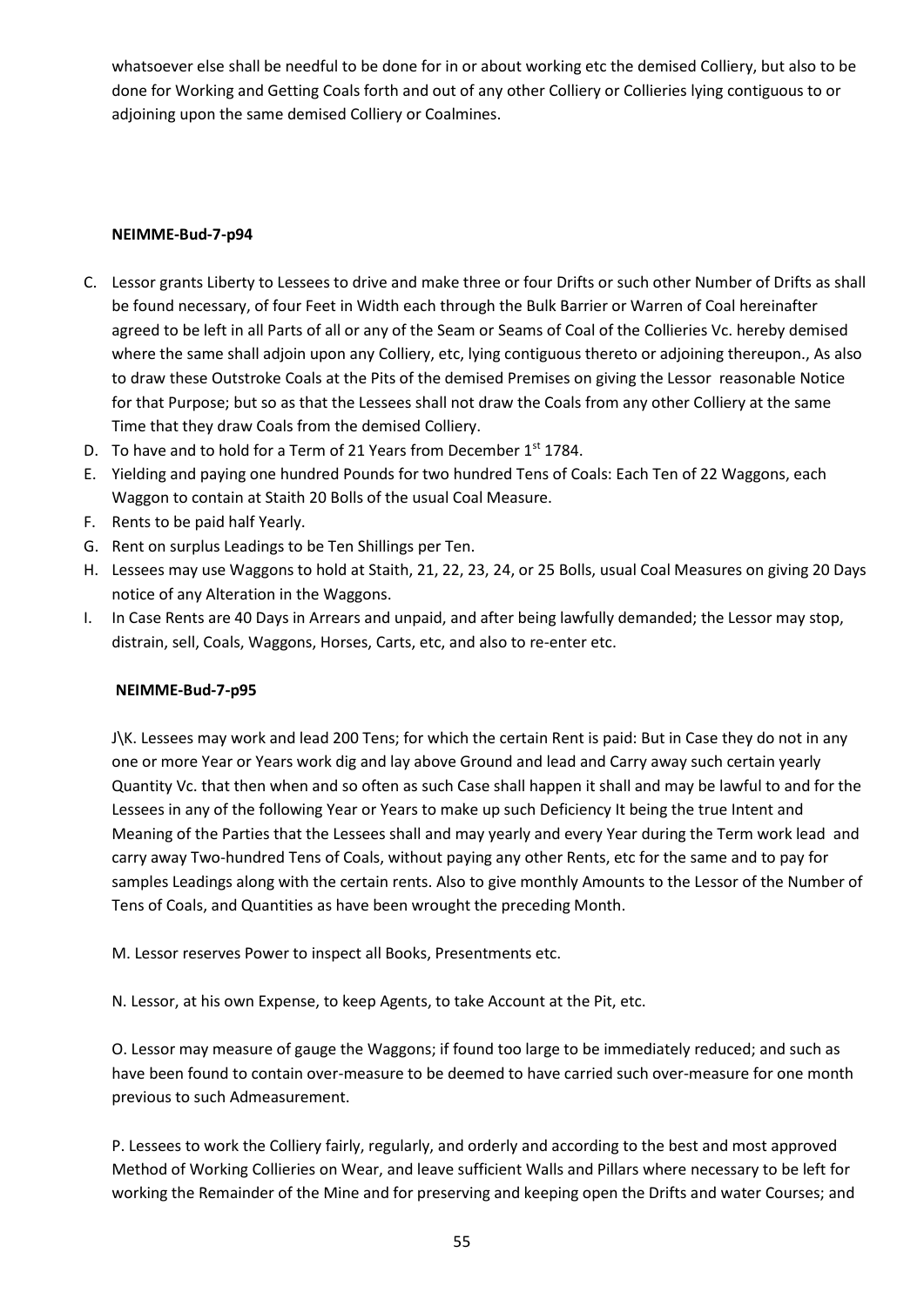whatsoever else shall be needful to be done for in or about working etc the demised Colliery, but also to be done for Working and Getting Coals forth and out of any other Colliery or Collieries lying contiguous to or adjoining upon the same demised Colliery or Coalmines.

**NEIMME-Bud-7-p94**

C. Lessor grants Liberty to Lessees to drive and make three or four Drifts or such other Number of Drifts as shall be found necessary, of four Feet in Width each through the Bulk Barrier or Warren of Coal hereinafter agreed to be left in all Parts of all or any of the Seam or Seams of Coal of the Collieries Vc. hereby demised where the same shall adjoin upon any Colliery, etc, lying contiguous thereto or adjoining thereupon., As also to draw these Outstroke Coals at the Pits of the demised Premises on giving the Lessor reasonable Notice for that Purpose; but so as that the Lessees shall not draw the Coals from any other Colliery at the same Time that they draw Coals from the demised Colliery.
D. To have and to hold for a Term of 21 Years from December 1st 1784.
E. Yielding and paying one hundred Pounds for two hundred Tens of Coals: Each Ten of 22 Waggons, each Waggon to contain at Staith 20 Bolls of the usual Coal Measure.
F. Rents to be paid half Yearly.
G. Rent on surplus Leadings to be Ten Shillings per Ten.
H. Lessees may use Waggons to hold at Staith, 21, 22, 23, 24, or 25 Bolls, usual Coal Measures on giving 20 Days notice of any Alteration in the Waggons.
I. In Case Rents are 40 Days in Arrears and unpaid, and after being lawfully demanded; the Lessor may stop, distrain, sell, Coals, Waggons, Horses, Carts, etc, and also to re-enter etc.

**NEIMME-Bud-7-p95**

J\K. Lessees may work and lead 200 Tens; for which the certain Rent is paid: But in Case they do not in any one or more Year or Years work dig and lay above Ground and lead and Carry away such certain yearly Quantity Vc. that then when and so often as such Case shall happen it shall and may be lawful to and for the Lessees in any of the following Year or Years to make up such Deficiency It being the true Intent and Meaning of the Parties that the Lessees shall and may yearly and every Year during the Term work lead and carry away Two-hundred Tens of Coals, without paying any other Rents, etc for the same and to pay for samples Leadings along with the certain rents. Also to give monthly Amounts to the Lessor of the Number of Tens of Coals, and Quantities as have been wrought the preceding Month.

M. Lessor reserves Power to inspect all Books, Presentments etc.

N. Lessor, at his own Expense, to keep Agents, to take Account at the Pit, etc.

O. Lessor may measure of gauge the Waggons; if found too large to be immediately reduced; and such as have been found to contain over-measure to be deemed to have carried such over-measure for one month previous to such Admeasurement.

P. Lessees to work the Colliery fairly, regularly, and orderly and according to the best and most approved Method of Working Collieries on Wear, and leave sufficient Walls and Pillars where necessary to be left for working the Remainder of the Mine and for preserving and keeping open the Drifts and water Courses; and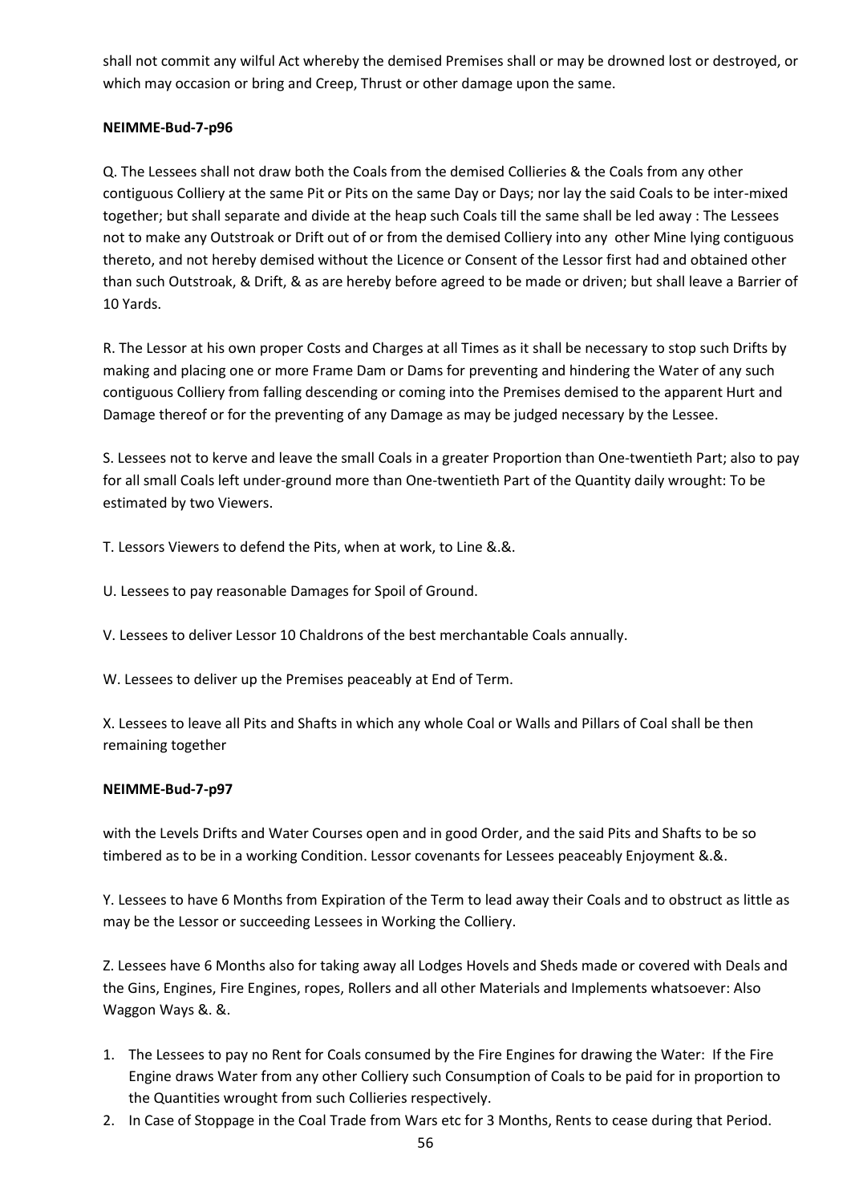shall not commit any wilful Act whereby the demised Premises shall or may be drowned lost or destroyed, or which may occasion or bring and Creep, Thrust or other damage upon the same.

**NEIMME-Bud-7-p96**

Q. The Lessees shall not draw both the Coals from the demised Collieries & the Coals from any other contiguous Colliery at the same Pit or Pits on the same Day or Days; nor lay the said Coals to be inter-mixed together; but shall separate and divide at the heap such Coals till the same shall be led away : The Lessees not to make any Outstroak or Drift out of or from the demised Colliery into any other Mine lying contiguous thereto, and not hereby demised without the Licence or Consent of the Lessor first had and obtained other than such Outstroak, & Drift, & as are hereby before agreed to be made or driven; but shall leave a Barrier of 10 Yards.

R. The Lessor at his own proper Costs and Charges at all Times as it shall be necessary to stop such Drifts by making and placing one or more Frame Dam or Dams for preventing and hindering the Water of any such contiguous Colliery from falling descending or coming into the Premises demised to the apparent Hurt and Damage thereof or for the preventing of any Damage as may be judged necessary by the Lessee.

S. Lessees not to kerve and leave the small Coals in a greater Proportion than One-twentieth Part; also to pay for all small Coals left under-ground more than One-twentieth Part of the Quantity daily wrought: To be estimated by two Viewers.

T. Lessors Viewers to defend the Pits, when at work, to Line &.&.

U. Lessees to pay reasonable Damages for Spoil of Ground.

V. Lessees to deliver Lessor 10 Chaldrons of the best merchantable Coals annually.

W. Lessees to deliver up the Premises peaceably at End of Term.

X. Lessees to leave all Pits and Shafts in which any whole Coal or Walls and Pillars of Coal shall be then remaining together

**NEIMME-Bud-7-p97**

with the Levels Drifts and Water Courses open and in good Order, and the said Pits and Shafts to be so timbered as to be in a working Condition. Lessor covenants for Lessees peaceably Enjoyment &.&.

Y. Lessees to have 6 Months from Expiration of the Term to lead away their Coals and to obstruct as little as may be the Lessor or succeeding Lessees in Working the Colliery.

Z. Lessees have 6 Months also for taking away all Lodges Hovels and Sheds made or covered with Deals and the Gins, Engines, Fire Engines, ropes, Rollers and all other Materials and Implements whatsoever: Also Waggon Ways &. &.

1. The Lessees to pay no Rent for Coals consumed by the Fire Engines for drawing the Water: If the Fire Engine draws Water from any other Colliery such Consumption of Coals to be paid for in proportion to the Quantities wrought from such Collieries respectively.
2. In Case of Stoppage in the Coal Trade from Wars etc for 3 Months, Rents to cease during that Period.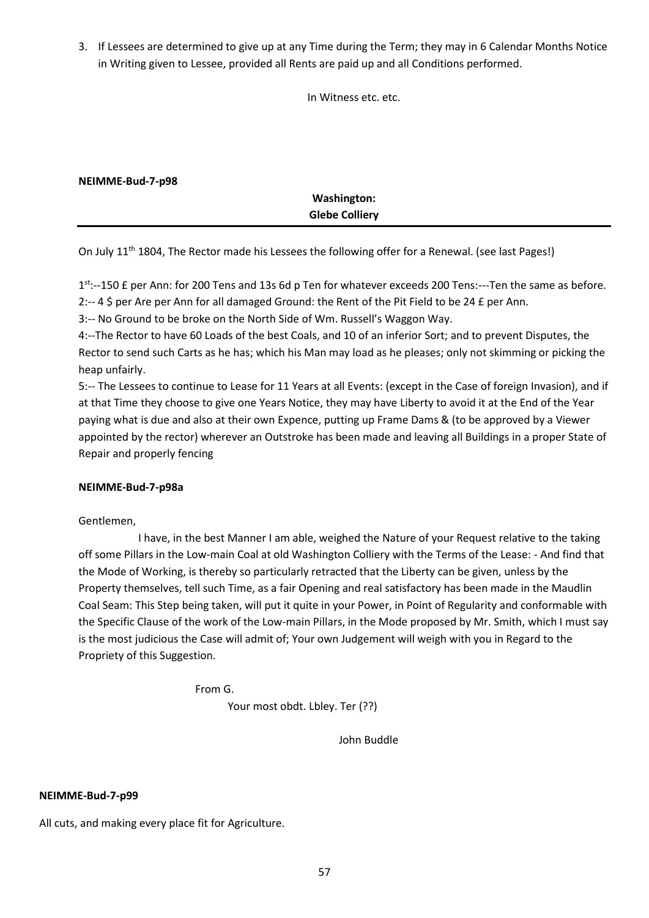3. If Lessees are determined to give up at any Time during the Term; they may in 6 Calendar Months Notice in Writing given to Lessee, provided all Rents are paid up and all Conditions performed.

In Witness etc. etc.

**NEIMME-Bud-7-p98**

**Washington:**
**Glebe Colliery**

On July 11th 1804, The Rector made his Lessees the following offer for a Renewal. (see last Pages!)

1st:--150 £ per Ann: for 200 Tens and 13s 6d p Ten for whatever exceeds 200 Tens:---Ten the same as before.
2:-- 4 $ per Are per Ann for all damaged Ground: the Rent of the Pit Field to be 24 £ per Ann.
3:-- No Ground to be broke on the North Side of Wm. Russell's Waggon Way.
4:--The Rector to have 60 Loads of the best Coals, and 10 of an inferior Sort; and to prevent Disputes, the Rector to send such Carts as he has; which his Man may load as he pleases; only not skimming or picking the heap unfairly.
5:-- The Lessees to continue to Lease for 11 Years at all Events: (except in the Case of foreign Invasion), and if at that Time they choose to give one Years Notice, they may have Liberty to avoid it at the End of the Year paying what is due and also at their own Expence, putting up Frame Dams & (to be approved by a Viewer appointed by the rector) wherever an Outstroke has been made and leaving all Buildings in a proper State of Repair and properly fencing

**NEIMME-Bud-7-p98a**

Gentlemen,

I have, in the best Manner I am able, weighed the Nature of your Request relative to the taking off some Pillars in the Low-main Coal at old Washington Colliery with the Terms of the Lease: - And find that the Mode of Working, is thereby so particularly retracted that the Liberty can be given, unless by the Property themselves, tell such Time, as a fair Opening and real satisfactory has been made in the Maudlin Coal Seam: This Step being taken, will put it quite in your Power, in Point of Regularity and conformable with the Specific Clause of the work of the Low-main Pillars, in the Mode proposed by Mr. Smith, which I must say is the most judicious the Case will admit of; Your own Judgement will weigh with you in Regard to the Propriety of this Suggestion.

From G.
Your most obdt. Lbley. Ter (??)

John Buddle

**NEIMME-Bud-7-p99**

All cuts, and making every place fit for Agriculture.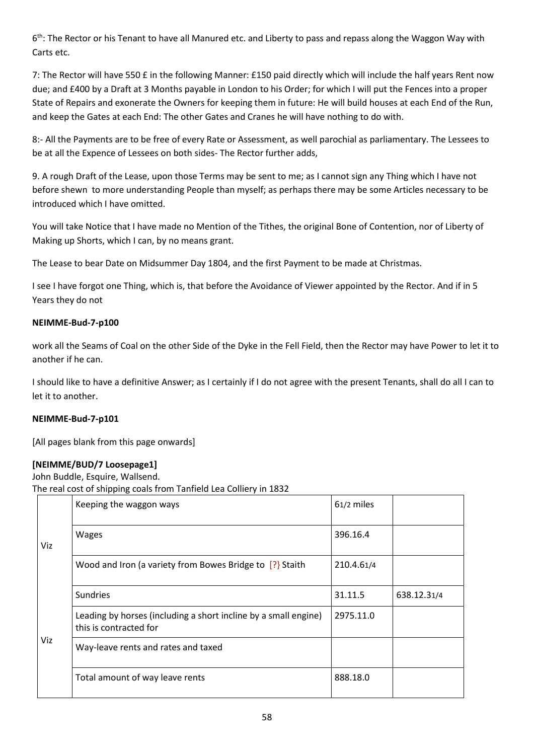6th: The Rector or his Tenant to have all Manured etc. and Liberty to pass and repass along the Waggon Way with Carts etc.

7: The Rector will have 550 £ in the following Manner: £150 paid directly which will include the half years Rent now due; and £400 by a Draft at 3 Months payable in London to his Order; for which I will put the Fences into a proper State of Repairs and exonerate the Owners for keeping them in future: He will build houses at each End of the Run, and keep the Gates at each End: The other Gates and Cranes he will have nothing to do with.

8:- All the Payments are to be free of every Rate or Assessment, as well parochial as parliamentary. The Lessees to be at all the Expence of Lessees on both sides- The Rector further adds,

9. A rough Draft of the Lease, upon those Terms may be sent to me; as I cannot sign any Thing which I have not before shewn to more understanding People than myself; as perhaps there may be some Articles necessary to be introduced which I have omitted.

You will take Notice that I have made no Mention of the Tithes, the original Bone of Contention, nor of Liberty of Making up Shorts, which I can, by no means grant.

The Lease to bear Date on Midsummer Day 1804, and the first Payment to be made at Christmas.

I see I have forgot one Thing, which is, that before the Avoidance of Viewer appointed by the Rector. And if in 5 Years they do not

**NEIMME-Bud-7-p100**

work all the Seams of Coal on the other Side of the Dyke in the Fell Field, then the Rector may have Power to let it to another if he can.

I should like to have a definitive Answer; as I certainly if I do not agree with the present Tenants, shall do all I can to let it to another.

**NEIMME-Bud-7-p101**

[All pages blank from this page onwards]

**[NEIMME/BUD/7 Loosepage1]**

John Buddle, Esquire, Wallsend.

The real cost of shipping coals from Tanfield Lea Colliery in 1832

| | | | |
|---|---|---|---|
| | Keeping the waggon ways | 6 1/2 miles | |
| Viz | Wages | 396.16.4 | |
| | Wood and Iron (a variety from Bowes Bridge to [?] Staith | 210.4.6 1/4 | |
| | Sundries | 31.11.5 | 638.12.3 1/4 |
| | Leading by horses (including a short incline by a small engine) this is contracted for | 2975.11.0 | |
| Viz | Way-leave rents and rates and taxed | | |
| | Total amount of way leave rents | 888.18.0 | |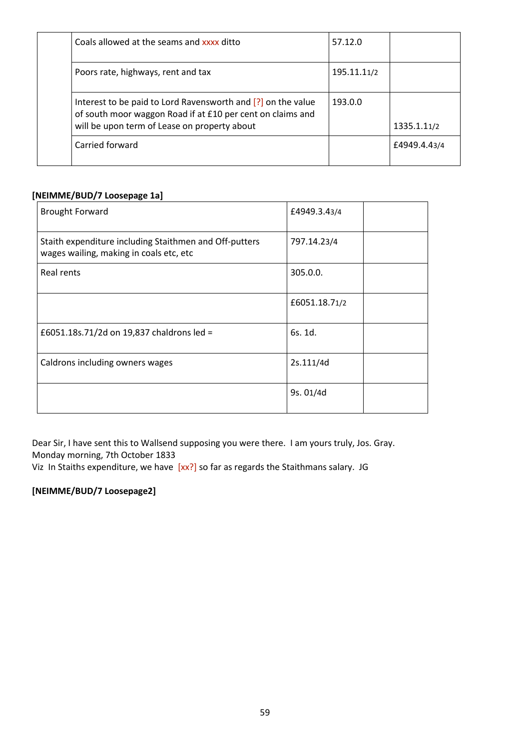|  | Coals allowed at the seams and xxxx ditto | 57.12.0 |  |
|---|---|---|---|
|  | Poors rate, highways, rent and tax | 195.11.11/2 |  |
|  | Interest to be paid to Lord Ravensworth and [?] on the value of south moor waggon Road if at £10 per cent on claims and will be upon term of Lease on property about | 193.0.0 | 1335.1.11/2 |
|  | Carried forward |  | £4949.4.43/4 |

**[NEIMME/BUD/7 Loosepage 1a]**

| Brought Forward | £4949.3.43/4 |  |
|---|---|---|
| Staith expenditure including Staithmen and Off-putters wages wailing, making in coals etc, etc | 797.14.23/4 |  |
| Real rents | 305.0.0. |  |
|  | £6051.18.71/2 |  |
| £6051.18s.71/2d on 19,837 chaldrons led = | 6s. 1d. |  |
| Caldrons including owners wages | 2s.111/4d |  |
|  | 9s. 01/4d |  |

Dear Sir, I have sent this to Wallsend supposing you were there. I am yours truly, Jos. Gray.
Monday morning, 7th October 1833
Viz In Staiths expenditure, we have [xx?] so far as regards the Staithmans salary. JG

**[NEIMME/BUD/7 Loosepage2]**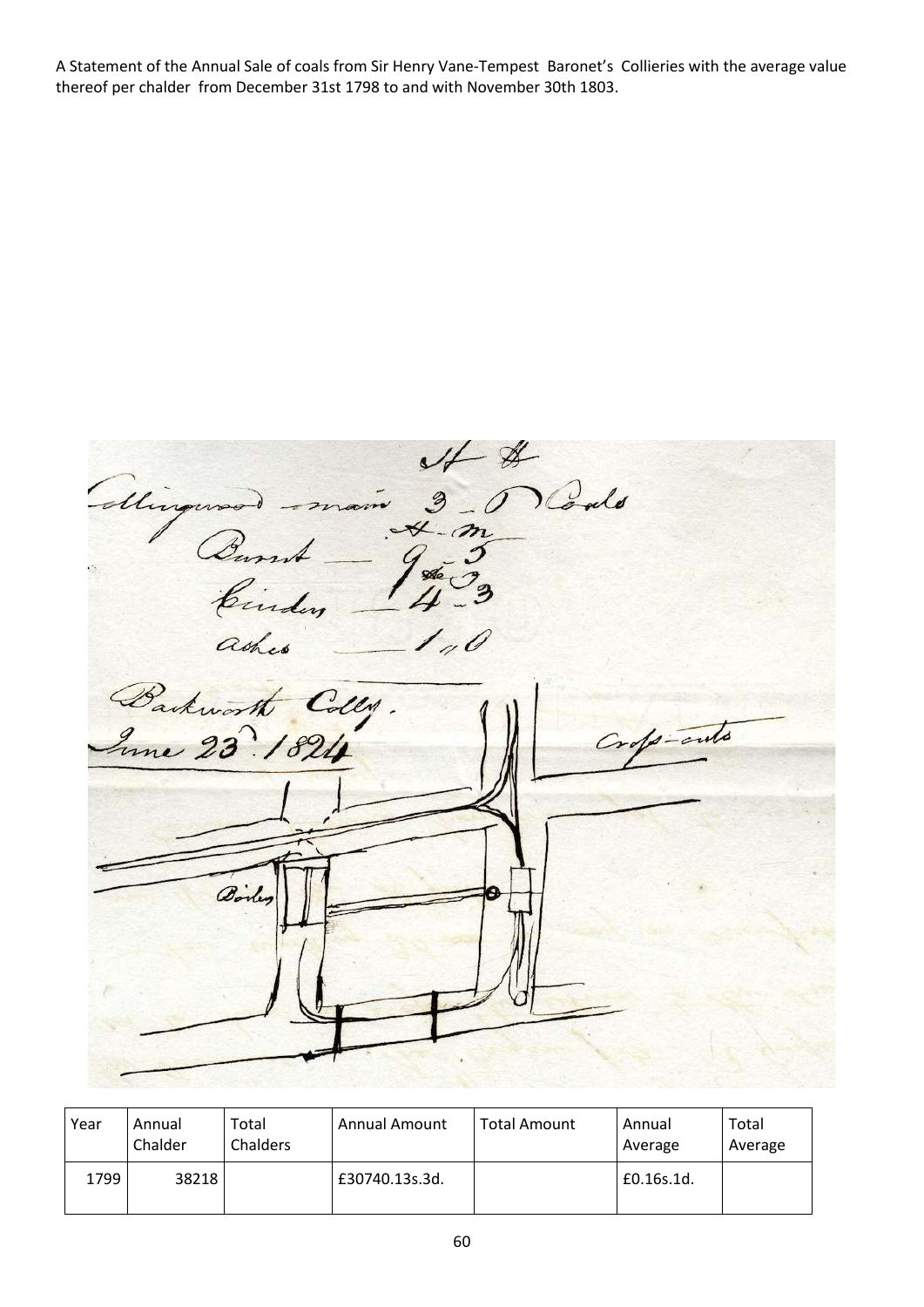A Statement of the Annual Sale of coals from Sir Henry Vane-Tempest Baronet's Collieries with the average value thereof per chalder from December 31st 1798 to and with November 30th 1803.

| Year | Annual Chalder | Total Chalders | Annual Amount | Total Amount | Annual Average | Total Average |
|---|---|---|---|---|---|---|
| 1799 | 38218 | | £30740.13s.3d. | | £0.16s.1d. | |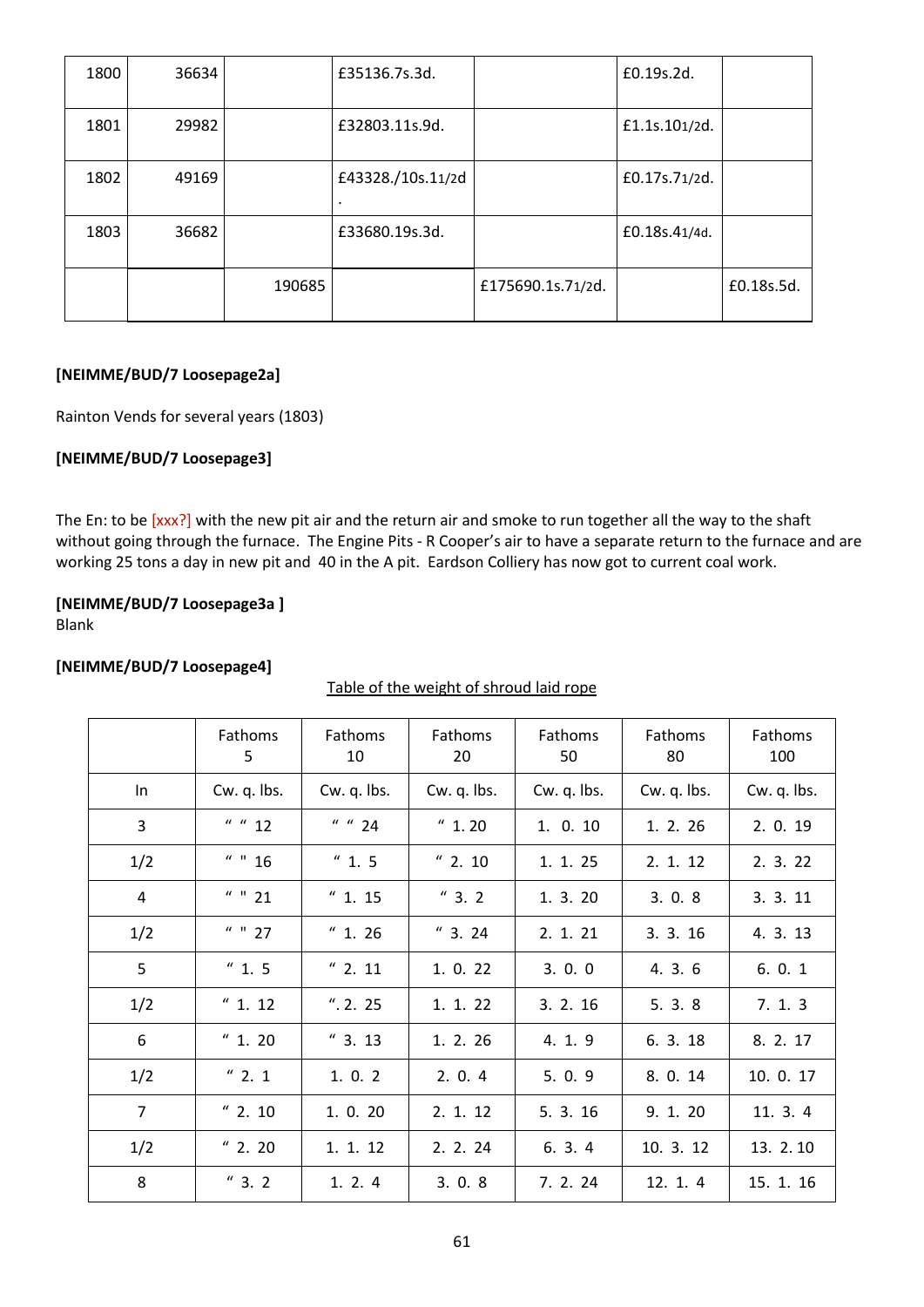| | | | | | | |
|---|---|---|---|---|---|---|
| 1800 | 36634 | | £35136.7s.3d. | | £0.19s.2d. | |
| 1801 | 29982 | | £32803.11s.9d. | | £1.1s.101/2d. | |
| 1802 | 49169 | | £43328./10s.11/2d . | | £0.17s.71/2d. | |
| 1803 | 36682 | | £33680.19s.3d. | | £0.18s.41/4d. | |
| | | 190685 | | £175690.1s.71/2d. | | £0.18s.5d. |

**[NEIMME/BUD/7 Loosepage2a]**

Rainton Vends for several years (1803)

**[NEIMME/BUD/7 Loosepage3]**

The En: to be [xxx?] with the new pit air and the return air and smoke to run together all the way to the shaft without going through the furnace. The Engine Pits - R Cooper's air to have a separate return to the furnace and are working 25 tons a day in new pit and 40 in the A pit. Eardson Colliery has now got to current coal work.

**[NEIMME/BUD/7 Loosepage3a ]**
Blank

**[NEIMME/BUD/7 Loosepage4]**

Table of the weight of shroud laid rope

| | Fathoms 5 | Fathoms 10 | Fathoms 20 | Fathoms 50 | Fathoms 80 | Fathoms 100 |
|---|---|---|---|---|---|---|
| In | Cw. q. lbs. | Cw. q. lbs. | Cw. q. lbs. | Cw. q. lbs. | Cw. q. lbs. | Cw. q. lbs. |
| 3 | " " 12 | " " 24 | " 1. 20 | 1. 0. 10 | 1. 2. 26 | 2. 0. 19 |
| 1/2 | " " 16 | " 1. 5 | " 2. 10 | 1. 1. 25 | 2. 1. 12 | 2. 3. 22 |
| 4 | " " 21 | " 1. 15 | " 3. 2 | 1. 3. 20 | 3. 0. 8 | 3. 3. 11 |
| 1/2 | " " 27 | " 1. 26 | " 3. 24 | 2. 1. 21 | 3. 3. 16 | 4. 3. 13 |
| 5 | " 1. 5 | " 2. 11 | 1. 0. 22 | 3. 0. 0 | 4. 3. 6 | 6. 0. 1 |
| 1/2 | " 1. 12 | ". 2. 25 | 1. 1. 22 | 3. 2. 16 | 5. 3. 8 | 7. 1. 3 |
| 6 | " 1. 20 | " 3. 13 | 1. 2. 26 | 4. 1. 9 | 6. 3. 18 | 8. 2. 17 |
| 1/2 | " 2. 1 | 1. 0. 2 | 2. 0. 4 | 5. 0. 9 | 8. 0. 14 | 10. 0. 17 |
| 7 | " 2. 10 | 1. 0. 20 | 2. 1. 12 | 5. 3. 16 | 9. 1. 20 | 11. 3. 4 |
| 1/2 | " 2. 20 | 1. 1. 12 | 2. 2. 24 | 6. 3. 4 | 10. 3. 12 | 13. 2. 10 |
| 8 | " 3. 2 | 1. 2. 4 | 3. 0. 8 | 7. 2. 24 | 12. 1. 4 | 15. 1. 16 |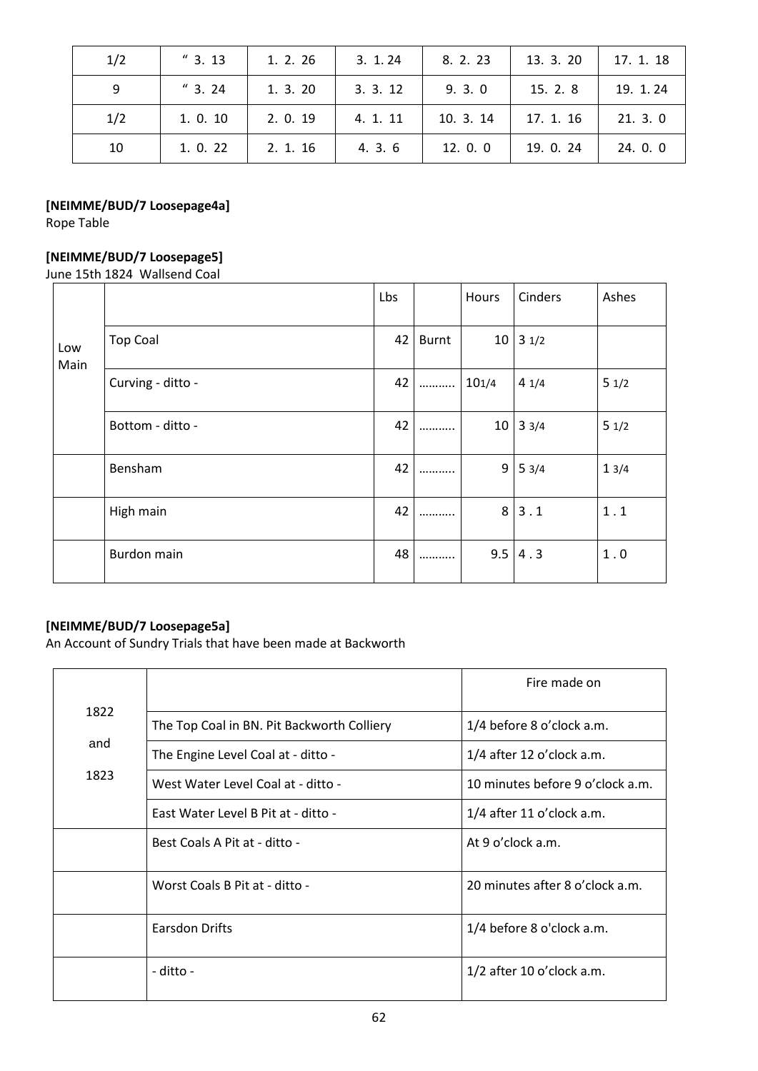| 1/2 | " 3. 13 | 1. 2. 26 | 3. 1. 24 | 8. 2. 23 | 13. 3. 20 | 17. 1. 18 |
|---|---|---|---|---|---|---|
| 9 | " 3. 24 | 1. 3. 20 | 3. 3. 12 | 9. 3. 0 | 15. 2. 8 | 19. 1. 24 |
| 1/2 | 1. 0. 10 | 2. 0. 19 | 4. 1. 11 | 10. 3. 14 | 17. 1. 16 | 21. 3. 0 |
| 10 | 1. 0. 22 | 2. 1. 16 | 4. 3. 6 | 12. 0. 0 | 19. 0. 24 | 24. 0. 0 |

**[NEIMME/BUD/7 Loosepage4a]**
Rope Table

**[NEIMME/BUD/7 Loosepage5]**
June 15th 1824 Wallsend Coal

| | | Lbs | | Hours | Cinders | Ashes |
|---|---|---|---|---|---|---|
| Low Main | Top Coal | 42 | Burnt | 10 | 3 1/2 | |
| | Curving - ditto - | 42 | ……….. | 101/4 | 4 1/4 | 5 1/2 |
| | Bottom - ditto - | 42 | ……….. | 10 | 3 3/4 | 5 1/2 |
| | Bensham | 42 | ……….. | 9 | 5 3/4 | 1 3/4 |
| | High main | 42 | ……….. | 8 | 3 . 1 | 1 . 1 |
| | Burdon main | 48 | ……….. | 9.5 | 4 . 3 | 1 . 0 |

**[NEIMME/BUD/7 Loosepage5a]**
An Account of Sundry Trials that have been made at Backworth

| | | Fire made on |
|---|---|---|
| 1822 and 1823 | The Top Coal in BN. Pit Backworth Colliery | 1/4 before 8 o'clock a.m. |
| | The Engine Level Coal at - ditto - | 1/4 after 12 o'clock a.m. |
| | West Water Level Coal at - ditto - | 10 minutes before 9 o'clock a.m. |
| | East Water Level B Pit at - ditto - | 1/4 after 11 o'clock a.m. |
| | Best Coals A Pit at - ditto - | At 9 o'clock a.m. |
| | Worst Coals B Pit at - ditto - | 20 minutes after 8 o'clock a.m. |
| | Earsdon Drifts | 1/4 before 8 o'clock a.m. |
| | - ditto - | 1/2 after 10 o'clock a.m. |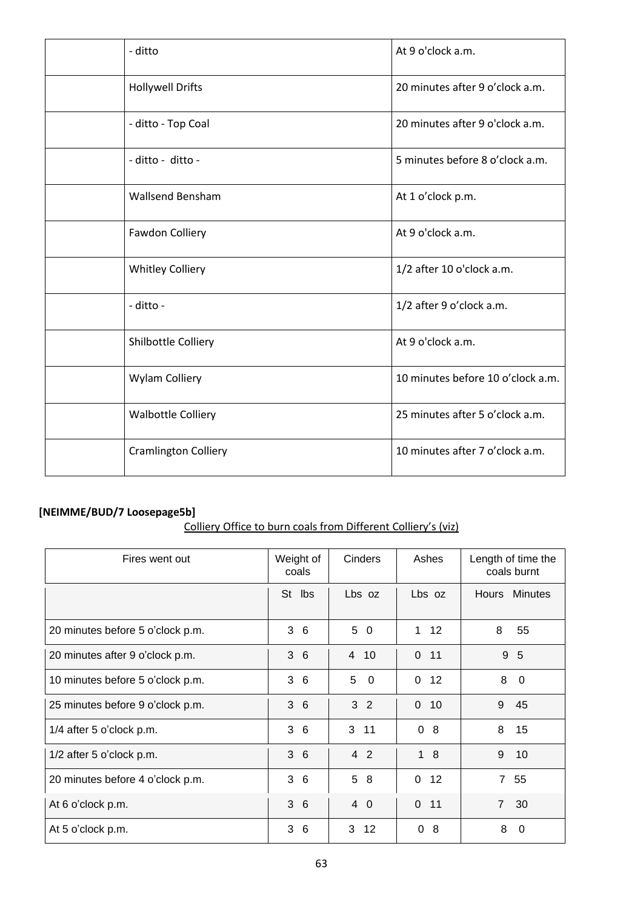| | | |
|---|---|---|
| | - ditto | At 9 o'clock a.m. |
| | Hollywell Drifts | 20 minutes after 9 o'clock a.m. |
| | - ditto - Top Coal | 20 minutes after 9 o'clock a.m. |
| | - ditto - ditto - | 5 minutes before 8 o'clock a.m. |
| | Wallsend Bensham | At 1 o'clock p.m. |
| | Fawdon Colliery | At 9 o'clock a.m. |
| | Whitley Colliery | 1/2 after 10 o'clock a.m. |
| | - ditto - | 1/2 after 9 o'clock a.m. |
| | Shilbottle Colliery | At 9 o'clock a.m. |
| | Wylam Colliery | 10 minutes before 10 o'clock a.m. |
| | Walbottle Colliery | 25 minutes after 5 o'clock a.m. |
| | Cramlington Colliery | 10 minutes after 7 o'clock a.m. |

**[NEIMME/BUD/7 Loosepage5b]**

Colliery Office to burn coals from Different Colliery's (viz)

| Fires went out | Weight of coals | Cinders | Ashes | Length of time the coals burnt |
|---|---|---|---|---|
| | St lbs | Lbs oz | Lbs oz | Hours Minutes |
| 20 minutes before 5 o'clock p.m. | 3 6 | 5 0 | 1 12 | 8 55 |
| 20 minutes after 9 o'clock p.m. | 3 6 | 4 10 | 0 11 | 9 5 |
| 10 minutes before 5 o'clock p.m. | 3 6 | 5 0 | 0 12 | 8 0 |
| 25 minutes before 9 o'clock p.m. | 3 6 | 3 2 | 0 10 | 9 45 |
| 1/4 after 5 o'clock p.m. | 3 6 | 3 11 | 0 8 | 8 15 |
| 1/2 after 5 o'clock p.m. | 3 6 | 4 2 | 1 8 | 9 10 |
| 20 minutes before 4 o'clock p.m. | 3 6 | 5 8 | 0 12 | 7 55 |
| At 6 o'clock p.m. | 3 6 | 4 0 | 0 11 | 7 30 |
| At 5 o'clock p.m. | 3 6 | 3 12 | 0 8 | 8 0 |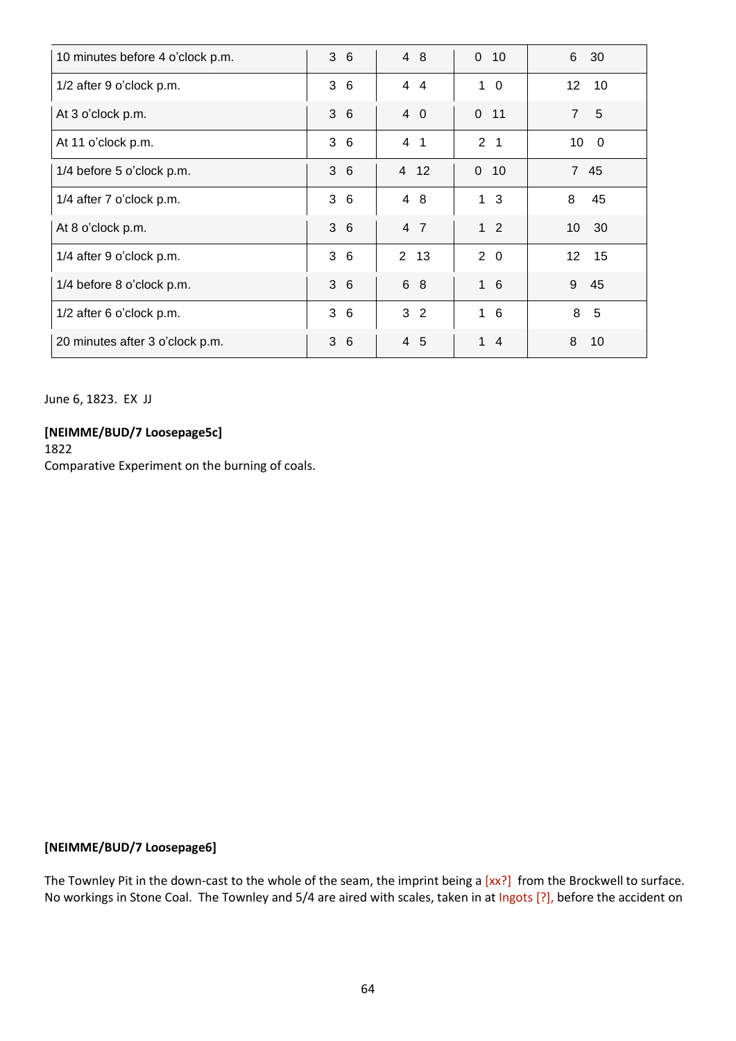| | | | | |
|---|---|---|---|---|
| 10 minutes before 4 o'clock p.m. | 3 6 | 4 8 | 0 10 | 6 30 |
| 1/2 after 9 o'clock p.m. | 3 6 | 4 4 | 1 0 | 12 10 |
| At 3 o'clock p.m. | 3 6 | 4 0 | 0 11 | 7 5 |
| At 11 o'clock p.m. | 3 6 | 4 1 | 2 1 | 10 0 |
| 1/4 before 5 o'clock p.m. | 3 6 | 4 12 | 0 10 | 7 45 |
| 1/4 after 7 o'clock p.m. | 3 6 | 4 8 | 1 3 | 8 45 |
| At 8 o'clock p.m. | 3 6 | 4 7 | 1 2 | 10 30 |
| 1/4 after 9 o'clock p.m. | 3 6 | 2 13 | 2 0 | 12 15 |
| 1/4 before 8 o'clock p.m. | 3 6 | 6 8 | 1 6 | 9 45 |
| 1/2 after 6 o'clock p.m. | 3 6 | 3 2 | 1 6 | 8 5 |
| 20 minutes after 3 o'clock p.m. | 3 6 | 4 5 | 1 4 | 8 10 |

June 6, 1823. EX JJ

**[NEIMME/BUD/7 Loosepage5c]**

1822

Comparative Experiment on the burning of coals.

**[NEIMME/BUD/7 Loosepage6]**

The Townley Pit in the down-cast to the whole of the seam, the imprint being a [xx?] from the Brockwell to surface. No workings in Stone Coal. The Townley and 5/4 are aired with scales, taken in at Ingots [?], before the accident on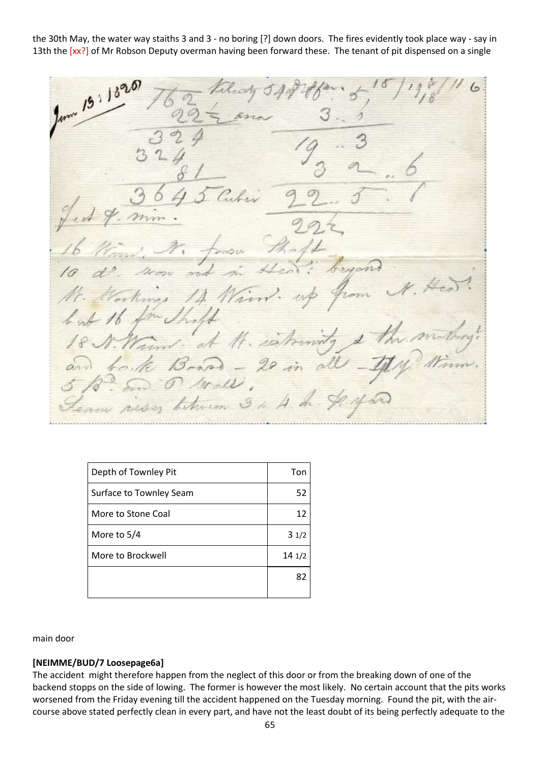the 30th May, the water way staiths 3 and 3 - no boring [?] down doors. The fires evidently took place way - say in 13th the [xx?] of Mr Robson Deputy overman having been forward these. The tenant of pit dispensed on a single

| Depth of Townley Pit | Ton |
|---|---|
| Surface to Townley Seam | 52 |
| More to Stone Coal | 12 |
| More to 5/4 | 3 1/2 |
| More to Brockwell | 14 1/2 |
| | 82 |

main door

**[NEIMME/BUD/7 Loosepage6a]**

The accident might therefore happen from the neglect of this door or from the breaking down of one of the backend stopps on the side of lowing. The former is however the most likely. No certain account that the pits works worsened from the Friday evening till the accident happened on the Tuesday morning. Found the pit, with the air-course above stated perfectly clean in every part, and have not the least doubt of its being perfectly adequate to the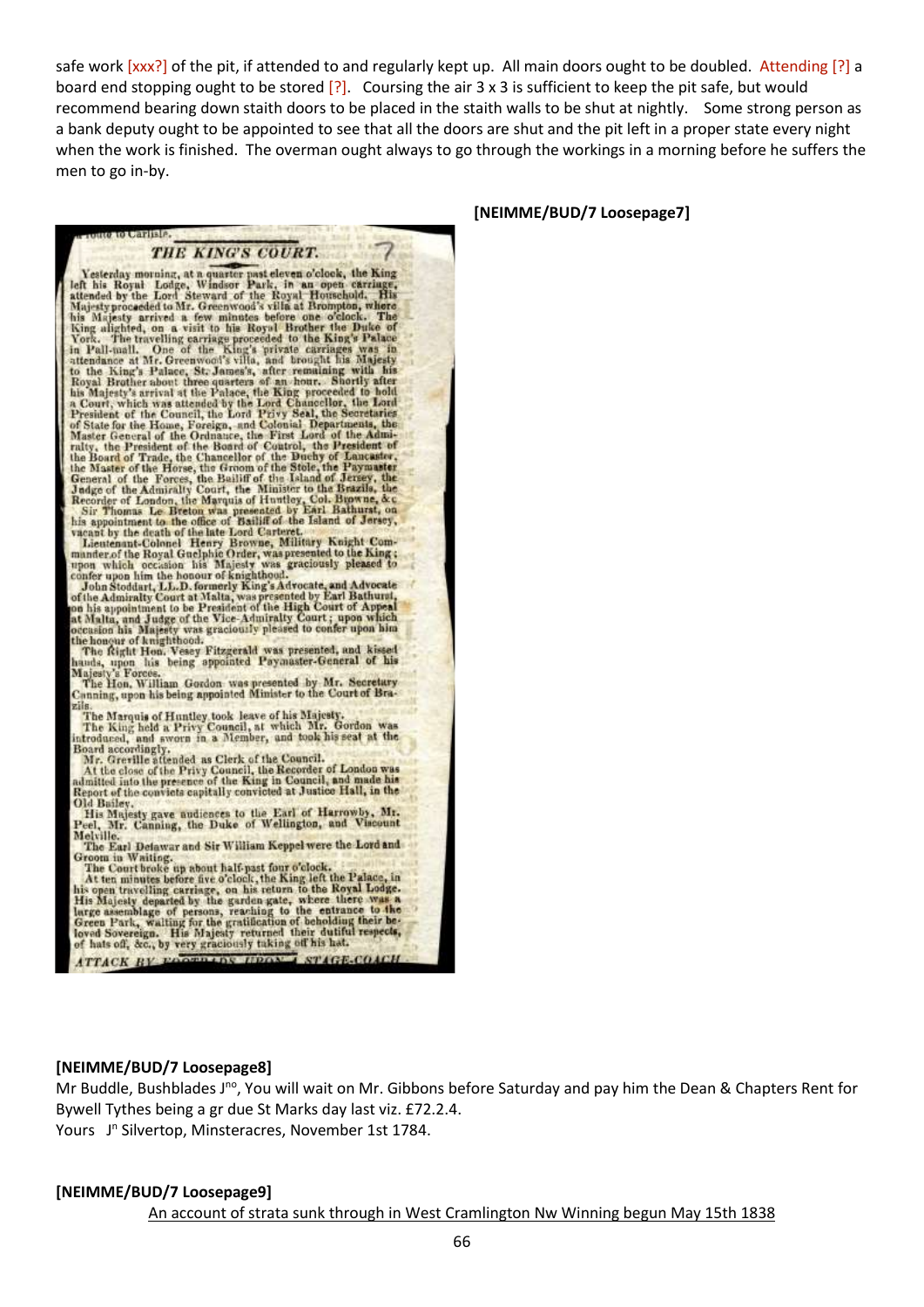safe work [xxx?] of the pit, if attended to and regularly kept up. All main doors ought to be doubled. Attending [?] a board end stopping ought to be stored [?]. Coursing the air 3 x 3 is sufficient to keep the pit safe, but would recommend bearing down staith doors to be placed in the staith walls to be shut at nightly. Some strong person as a bank deputy ought to be appointed to see that all the doors are shut and the pit left in a proper state every night when the work is finished. The overman ought always to go through the workings in a morning before he suffers the men to go in-by.

**[NEIMME/BUD/7 Loosepage7]**

...route to Carlisle.

7

## THE KING'S COURT.

Yesterday morning, at a quarter past eleven o'clock, the King left his Royal Lodge, Windsor Park, in an open carriage, attended by the Lord Steward of the Royal Household. His Majesty proceeded to Mr. Greenwood's villa at Brompton, where his Majesty arrived a few minutes before one o'clock. The King alighted, on a visit to his Royal Brother the Duke of York. The travelling carriage proceeded to the King's Palace in Pall-mall. One of the King's private carriages was in attendance at Mr. Greenwood's villa, and brought his Majesty to the King's Palace, St. James's, after remaining with his Royal Brother about three quarters of an hour. Shortly after his Majesty's arrival at the Palace, the King proceeded to hold a Court, which was attended by the Lord Chancellor, the Lord President of the Council, the Lord Privy Seal, the Secretaries of State for the Home, Foreign, and Colonial Departments, the Master General of the Ordnance, the First Lord of the Admiralty, the President of the Board of Control, the President of the Board of Trade, the Chancellor of the Duchy of Lancaster, the Master of the Horse, the Groom of the Stole, the Paymaster General of the Forces, the Bailiff of the Island of Jersey, the Judge of the Admiralty Court, the Minister to the Brazils, the Recorder of London, the Marquis of Huntley, Col. Browne, &c.

Sir Thomas Le Breton was presented by Earl Bathurst, on his appointment to the office of Bailiff of the Island of Jersey, vacant by the death of the late Lord Carteret.

Lieutenant-Colonel Henry Browne, Military Knight Commander of the Royal Guelphic Order, was presented to the King; upon which occasion his Majesty was graciously pleased to confer upon him the honour of knighthood.

John Stoddart, LL.D. formerly King's Advocate, and Advocate of the Admiralty Court at Malta, was presented by Earl Bathurst, on his appointment to be President of the High Court of Appeal at Malta, and Judge of the Vice-Admiralty Court; upon which occasion his Majesty was graciously pleased to confer upon him the honour of knighthood.

The Right Hon. Vesey Fitzgerald was presented, and kissed hands, upon his being appointed Paymaster-General of his Majesty's Forces.

The Hon. William Gordon was presented by Mr. Secretary Canning, upon his being appointed Minister to the Court of Brazils.

The Marquis of Huntley took leave of his Majesty.

The King held a Privy Council, at which Mr. Gordon was introduced, and sworn in a Member, and took his seat at the Board accordingly.

Mr. Greville attended as Clerk of the Council.

At the close of the Privy Council, the Recorder of London was admitted into the presence of the King in Council, and made his Report of the convicts capitally convicted at Justice Hall, in the Old Bailey.

His Majesty gave audiences to the Earl of Harrowby, Mr. Peel, Mr. Canning, the Duke of Wellington, and Viscount Melville.

The Earl Delawar and Sir William Keppel were the Lord and Groom in Waiting.

The Court broke up about half-past four o'clock.

At ten minutes before five o'clock, the King left the Palace, in his open travelling carriage, on his return to the Royal Lodge. His Majesty departed by the garden gate, where there was a large assemblage of persons, reaching to the entrance to the Green Park, waiting for the gratification of beholding their beloved Sovereign. His Majesty returned their dutiful respects, of hats off, &c., by very graciously taking off his hat.

ATTACK BY FOOTPADS UPON A STAGE-COACH.

**[NEIMME/BUD/7 Loosepage8]**

Mr Buddle, Bushblades Jno, You will wait on Mr. Gibbons before Saturday and pay him the Dean & Chapters Rent for Bywell Tythes being a gr due St Marks day last viz. £72.2.4.

Yours Jn Silvertop, Minsteracres, November 1st 1784.

**[NEIMME/BUD/7 Loosepage9]**

An account of strata sunk through in West Cramlington Nw Winning begun May 15th 1838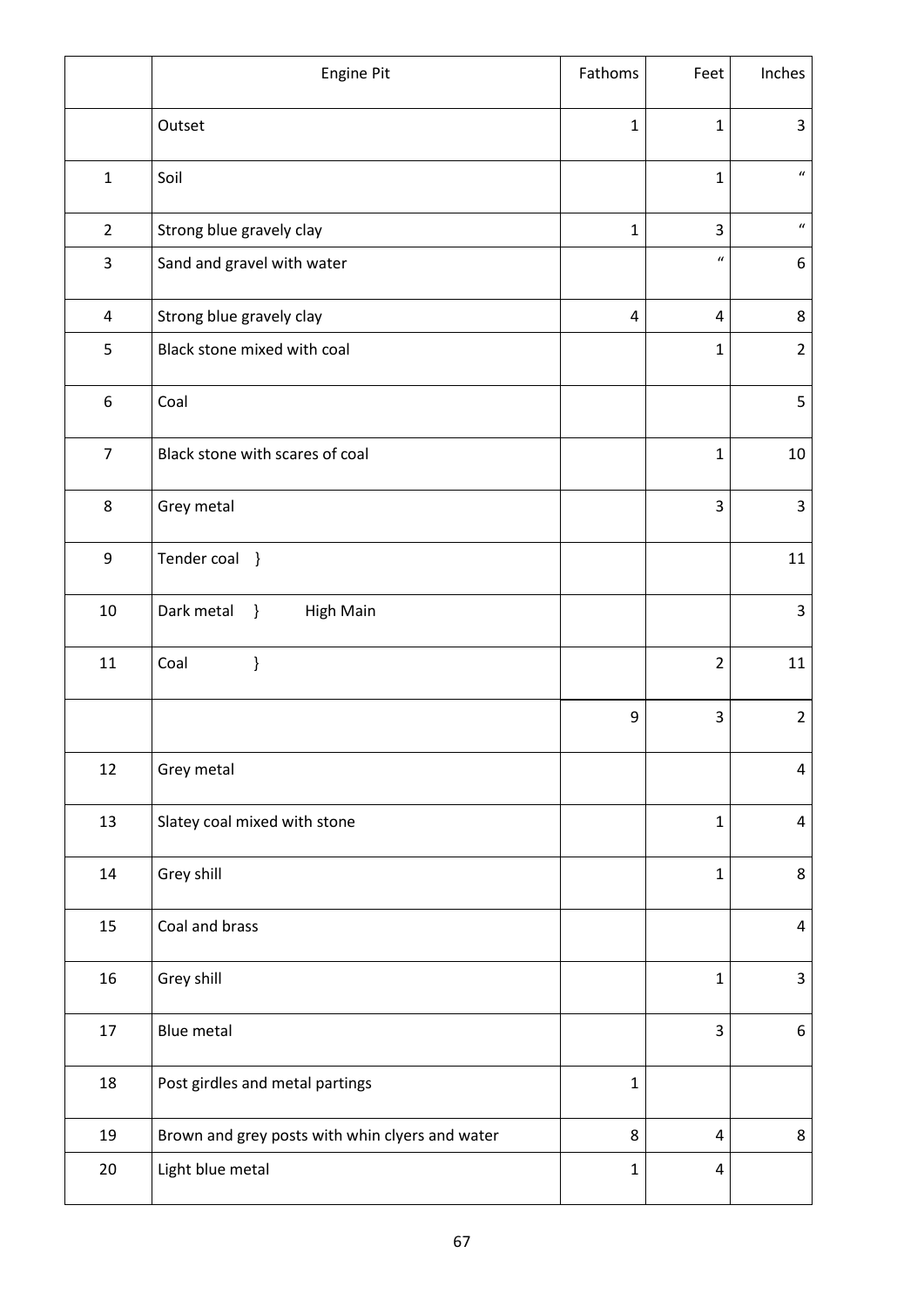| | Engine Pit | Fathoms | Feet | Inches |
|---|---|---|---|---|
| | Outset | 1 | 1 | 3 |
| 1 | Soil | | 1 | " |
| 2 | Strong blue gravely clay | 1 | 3 | " |
| 3 | Sand and gravel with water | | " | 6 |
| 4 | Strong blue gravely clay | 4 | 4 | 8 |
| 5 | Black stone mixed with coal | | 1 | 2 |
| 6 | Coal | | | 5 |
| 7 | Black stone with scares of coal | | 1 | 10 |
| 8 | Grey metal | | 3 | 3 |
| 9 | Tender coal } | | | 11 |
| 10 | Dark metal } High Main | | | 3 |
| 11 | Coal } | | 2 | 11 |
| | | 9 | 3 | 2 |
| 12 | Grey metal | | | 4 |
| 13 | Slatey coal mixed with stone | | 1 | 4 |
| 14 | Grey shill | | 1 | 8 |
| 15 | Coal and brass | | | 4 |
| 16 | Grey shill | | 1 | 3 |
| 17 | Blue metal | | 3 | 6 |
| 18 | Post girdles and metal partings | 1 | | |
| 19 | Brown and grey posts with whin clyers and water | 8 | 4 | 8 |
| 20 | Light blue metal | 1 | 4 | |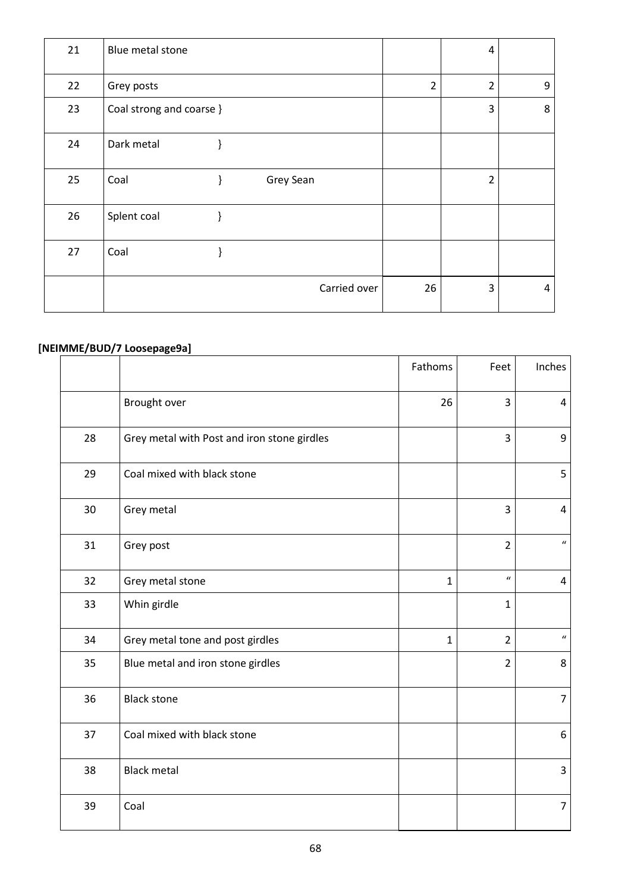| | | | | |
|---|---|---|---|---|
| 21 | Blue metal stone | | 4 | |
| 22 | Grey posts | 2 | 2 | 9 |
| 23 | Coal strong and coarse } | | 3 | 8 |
| 24 | Dark metal } | | | |
| 25 | Coal } Grey Sean | | 2 | |
| 26 | Splent coal } | | | |
| 27 | Coal } | | | |
| | Carried over | 26 | 3 | 4 |

**[NEIMME/BUD/7 Loosepage9a]**

| | | Fathoms | Feet | Inches |
|---|---|---|---|---|
| | Brought over | 26 | 3 | 4 |
| 28 | Grey metal with Post and iron stone girdles | | 3 | 9 |
| 29 | Coal mixed with black stone | | | 5 |
| 30 | Grey metal | | 3 | 4 |
| 31 | Grey post | | 2 | " |
| 32 | Grey metal stone | 1 | " | 4 |
| 33 | Whin girdle | | 1 | |
| 34 | Grey metal tone and post girdles | 1 | 2 | " |
| 35 | Blue metal and iron stone girdles | | 2 | 8 |
| 36 | Black stone | | | 7 |
| 37 | Coal mixed with black stone | | | 6 |
| 38 | Black metal | | | 3 |
| 39 | Coal | | | 7 |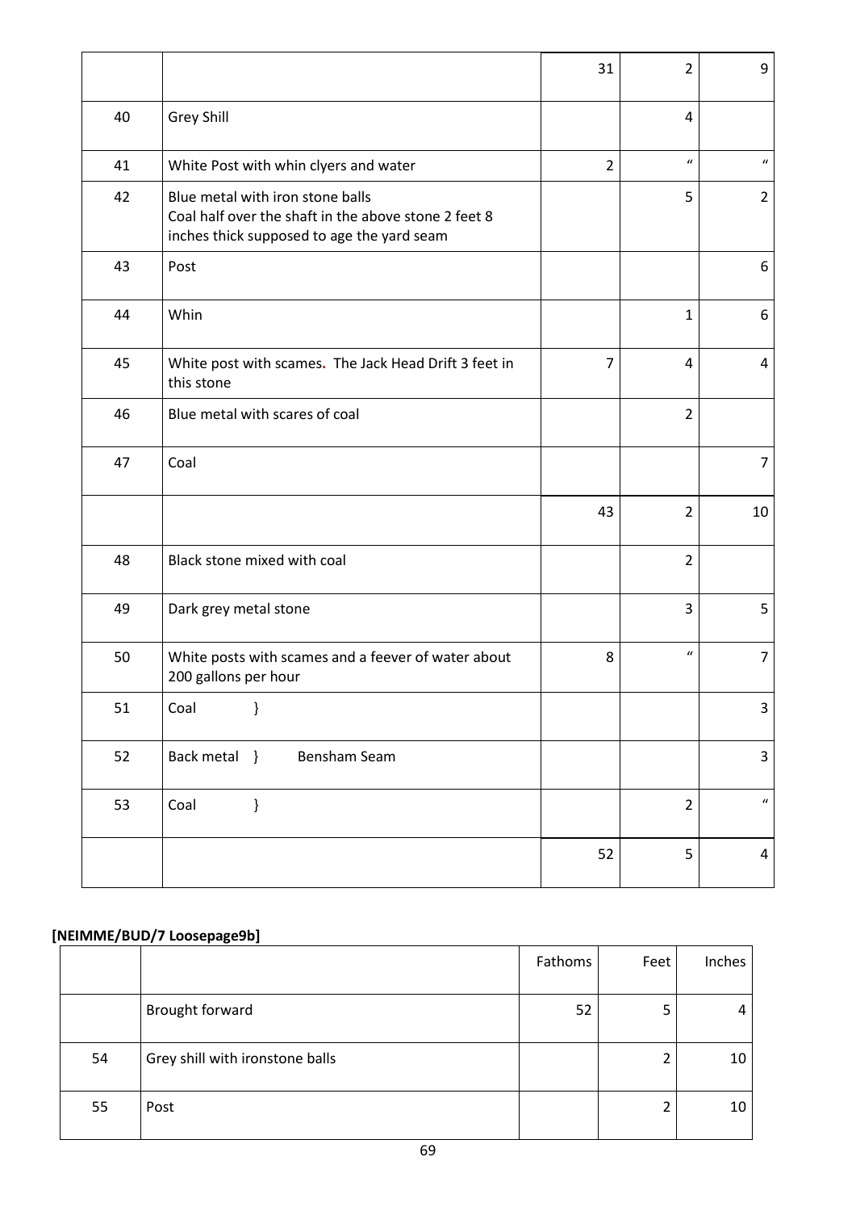| | | | | |
|---|---|---|---|---|
| | | 31 | 2 | 9 |
| 40 | Grey Shill | | 4 | |
| 41 | White Post with whin clyers and water | 2 | " | " |
| 42 | Blue metal with iron stone balls<br>Coal half over the shaft in the above stone 2 feet 8 inches thick supposed to age the yard seam | | 5 | 2 |
| 43 | Post | | | 6 |
| 44 | Whin | | 1 | 6 |
| 45 | White post with scames. The Jack Head Drift 3 feet in this stone | 7 | 4 | 4 |
| 46 | Blue metal with scares of coal | | 2 | |
| 47 | Coal | | | 7 |
| | | 43 | 2 | 10 |
| 48 | Black stone mixed with coal | | 2 | |
| 49 | Dark grey metal stone | | 3 | 5 |
| 50 | White posts with scames and a feever of water about 200 gallons per hour | 8 | " | 7 |
| 51 | Coal } | | | 3 |
| 52 | Back metal } Bensham Seam | | | 3 |
| 53 | Coal } | | 2 | " |
| | | 52 | 5 | 4 |

**[NEIMME/BUD/7 Loosepage9b]**

| | | Fathoms | Feet | Inches |
|---|---|---|---|---|
| | Brought forward | 52 | 5 | 4 |
| 54 | Grey shill with ironstone balls | | 2 | 10 |
| 55 | Post | | 2 | 10 |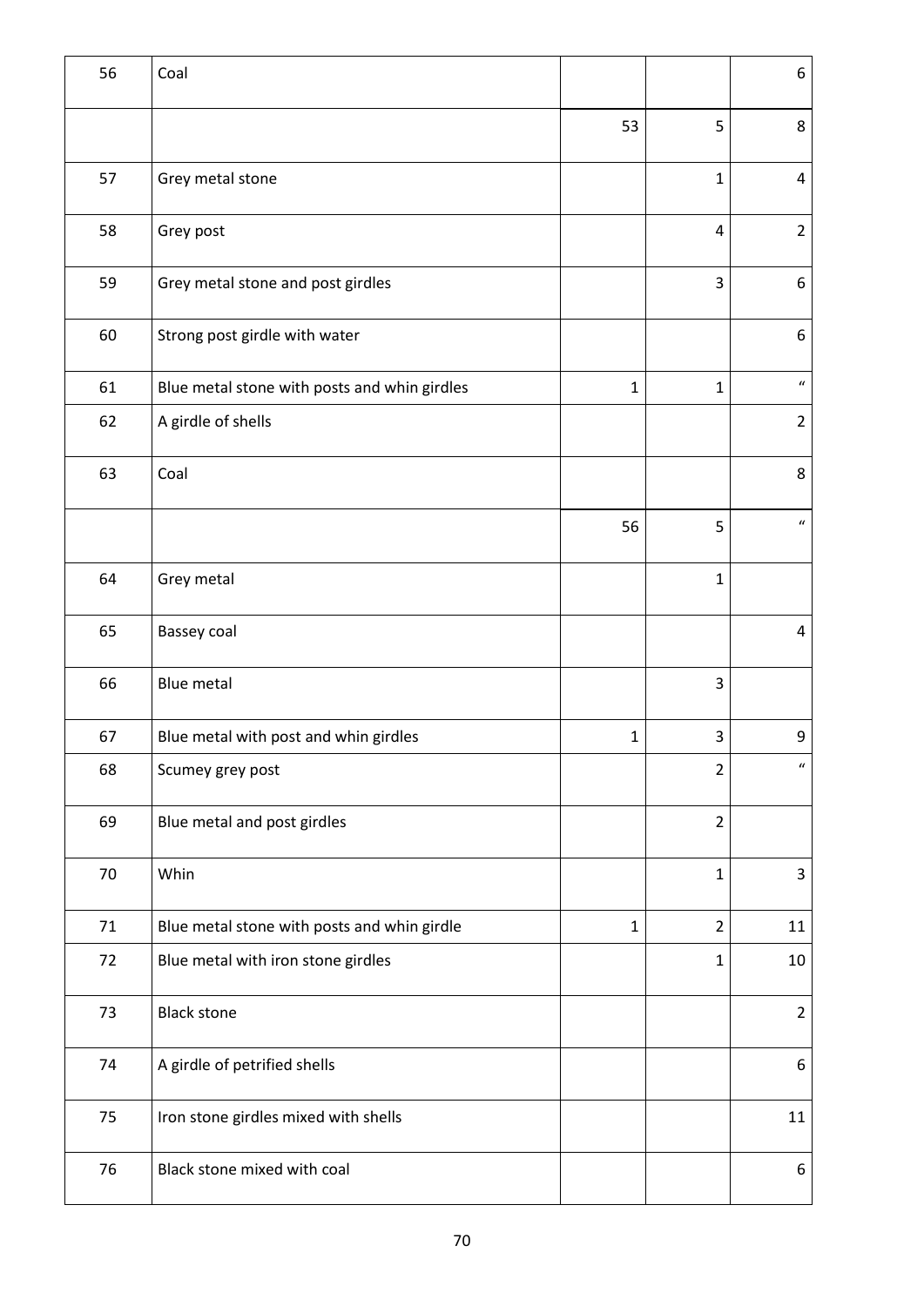| 56 | Coal | | | 6 |
|---|---|---|---|---|
| | | 53 | 5 | 8 |
| 57 | Grey metal stone | | 1 | 4 |
| 58 | Grey post | | 4 | 2 |
| 59 | Grey metal stone and post girdles | | 3 | 6 |
| 60 | Strong post girdle with water | | | 6 |
| 61 | Blue metal stone with posts and whin girdles | 1 | 1 | " |
| 62 | A girdle of shells | | | 2 |
| 63 | Coal | | | 8 |
| | | 56 | 5 | " |
| 64 | Grey metal | | 1 | |
| 65 | Bassey coal | | | 4 |
| 66 | Blue metal | | 3 | |
| 67 | Blue metal with post and whin girdles | 1 | 3 | 9 |
| 68 | Scumey grey post | | 2 | " |
| 69 | Blue metal and post girdles | | 2 | |
| 70 | Whin | | 1 | 3 |
| 71 | Blue metal stone with posts and whin girdle | 1 | 2 | 11 |
| 72 | Blue metal with iron stone girdles | | 1 | 10 |
| 73 | Black stone | | | 2 |
| 74 | A girdle of petrified shells | | | 6 |
| 75 | Iron stone girdles mixed with shells | | | 11 |
| 76 | Black stone mixed with coal | | | 6 |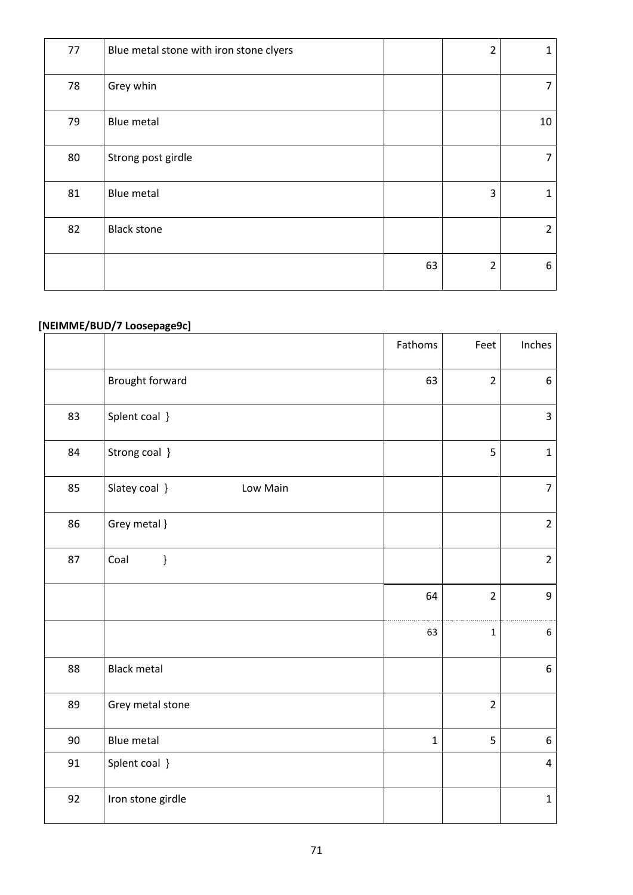| | | | | |
|---|---|---|---|---|
| 77 | Blue metal stone with iron stone clyers | | 2 | 1 |
| 78 | Grey whin | | | 7 |
| 79 | Blue metal | | | 10 |
| 80 | Strong post girdle | | | 7 |
| 81 | Blue metal | | 3 | 1 |
| 82 | Black stone | | | 2 |
| | | 63 | 2 | 6 |

**[NEIMME/BUD/7 Loosepage9c]**

| | | Fathoms | Feet | Inches |
|---|---|---|---|---|
| | Brought forward | 63 | 2 | 6 |
| 83 | Splent coal } | | | 3 |
| 84 | Strong coal } | | 5 | 1 |
| 85 | Slatey coal } Low Main | | | 7 |
| 86 | Grey metal } | | | 2 |
| 87 | Coal } | | | 2 |
| | | 64 | 2 | 9 |
| | | 63 | 1 | 6 |
| 88 | Black metal | | | 6 |
| 89 | Grey metal stone | | 2 | |
| 90 | Blue metal | 1 | 5 | 6 |
| 91 | Splent coal } | | | 4 |
| 92 | Iron stone girdle | | | 1 |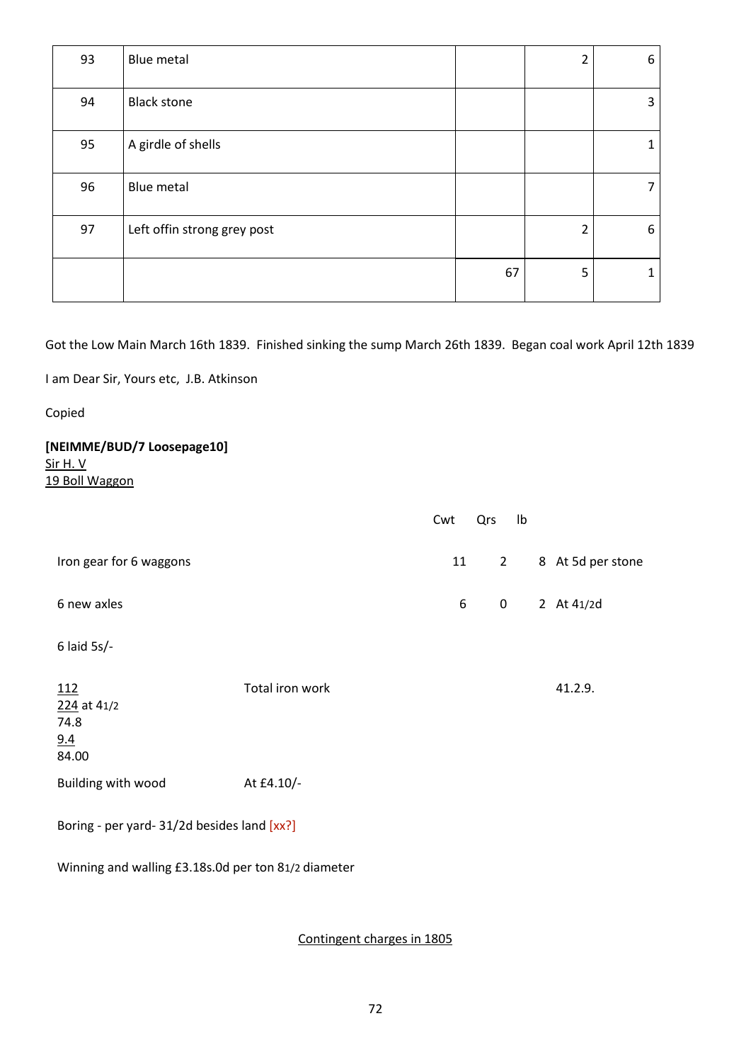| 93 | Blue metal | | 2 | 6 |
|---|---|---|---|---|
| 94 | Black stone | | | 3 |
| 95 | A girdle of shells | | | 1 |
| 96 | Blue metal | | | 7 |
| 97 | Left offin strong grey post | | 2 | 6 |
| | | 67 | 5 | 1 |

Got the Low Main March 16th 1839. Finished sinking the sump March 26th 1839. Began coal work April 12th 1839

I am Dear Sir, Yours etc, J.B. Atkinson

Copied

**[NEIMME/BUD/7 Loosepage10]**
Sir H. V
19 Boll Waggon

| | | Cwt | Qrs | lb | |
|---|---|---|---|---|---|
| Iron gear for 6 waggons | | 11 | 2 | 8 | At 5d per stone |
| 6 new axles | | 6 | 0 | 2 | At 41/2d |
| 6 laid 5s/- | | | | | |
| 112<br>224 at 41/2<br>74.8<br>9.4<br>84.00 | Total iron work | | | | 41.2.9. |
| Building with wood | At £4.10/- | | | | |

Boring - per yard- 31/2d besides land [xx?]

Winning and walling £3.18s.0d per ton 81/2 diameter

Contingent charges in 1805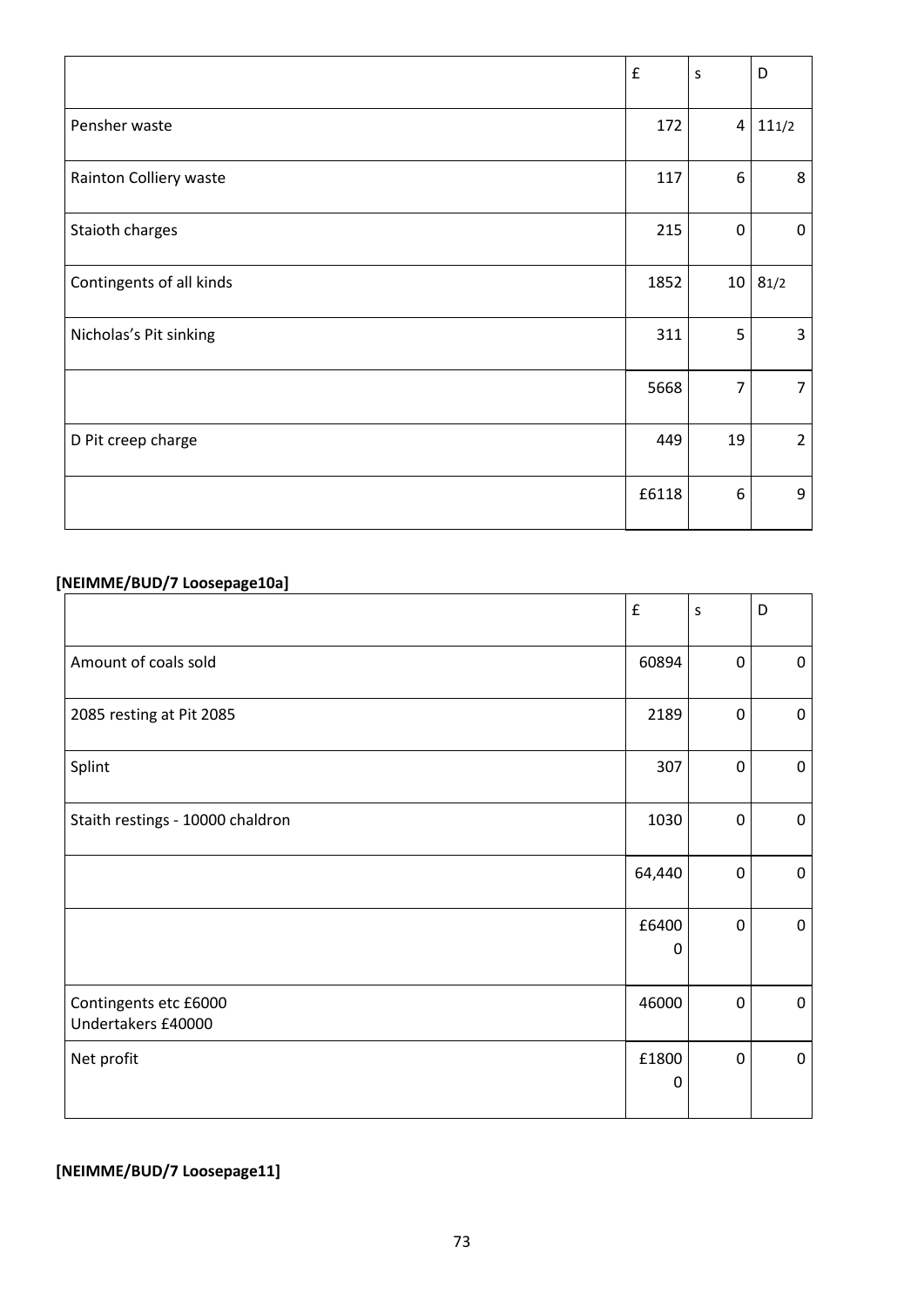| | £ | s | D |
|---|---|---|---|
| Pensher waste | 172 | 4 | 11 1/2 |
| Rainton Colliery waste | 117 | 6 | 8 |
| Staioth charges | 215 | 0 | 0 |
| Contingents of all kinds | 1852 | 10 | 8 1/2 |
| Nicholas's Pit sinking | 311 | 5 | 3 |
| | 5668 | 7 | 7 |
| D Pit creep charge | 449 | 19 | 2 |
| | £6118 | 6 | 9 |

**[NEIMME/BUD/7 Loosepage10a]**

| | £ | s | D |
|---|---|---|---|
| Amount of coals sold | 60894 | 0 | 0 |
| 2085 resting at Pit 2085 | 2189 | 0 | 0 |
| Splint | 307 | 0 | 0 |
| Staith restings - 10000 chaldron | 1030 | 0 | 0 |
| | 64,440 | 0 | 0 |
| | £64000 | 0 | 0 |
| Contingents etc £6000<br>Undertakers £40000 | 46000 | 0 | 0 |
| Net profit | £18000 | 0 | 0 |

**[NEIMME/BUD/7 Loosepage11]**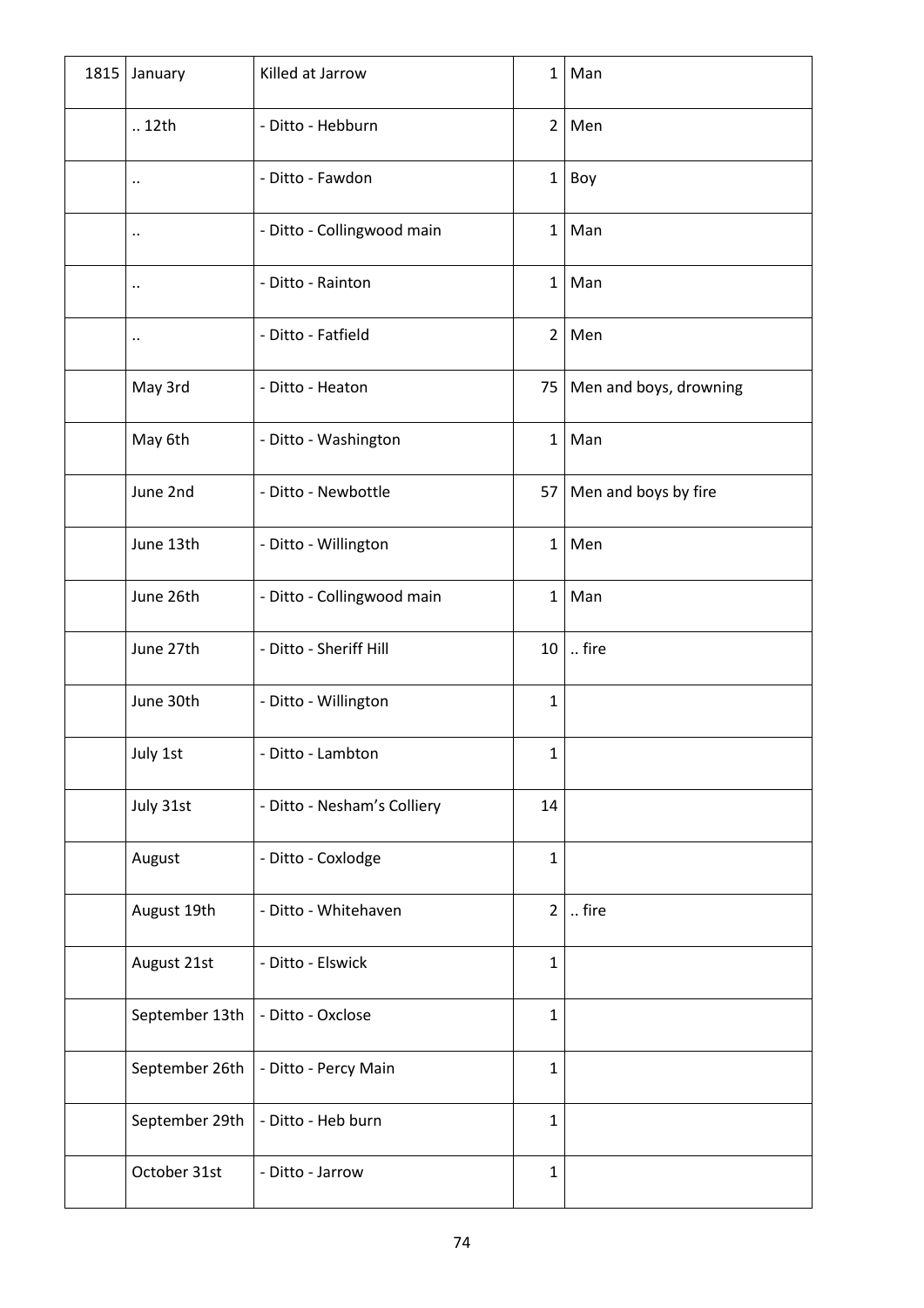| 1815 | January | Killed at Jarrow | 1 | Man |
|---|---|---|---|---|
| | .. 12th | - Ditto - Hebburn | 2 | Men |
| | .. | - Ditto - Fawdon | 1 | Boy |
| | .. | - Ditto - Collingwood main | 1 | Man |
| | .. | - Ditto - Rainton | 1 | Man |
| | .. | - Ditto - Fatfield | 2 | Men |
| | May 3rd | - Ditto - Heaton | 75 | Men and boys, drowning |
| | May 6th | - Ditto - Washington | 1 | Man |
| | June 2nd | - Ditto - Newbottle | 57 | Men and boys by fire |
| | June 13th | - Ditto - Willington | 1 | Men |
| | June 26th | - Ditto - Collingwood main | 1 | Man |
| | June 27th | - Ditto - Sheriff Hill | 10 | .. fire |
| | June 30th | - Ditto - Willington | 1 | |
| | July 1st | - Ditto - Lambton | 1 | |
| | July 31st | - Ditto - Nesham's Colliery | 14 | |
| | August | - Ditto - Coxlodge | 1 | |
| | August 19th | - Ditto - Whitehaven | 2 | .. fire |
| | August 21st | - Ditto - Elswick | 1 | |
| | September 13th | - Ditto - Oxclose | 1 | |
| | September 26th | - Ditto - Percy Main | 1 | |
| | September 29th | - Ditto - Heb burn | 1 | |
| | October 31st | - Ditto - Jarrow | 1 | |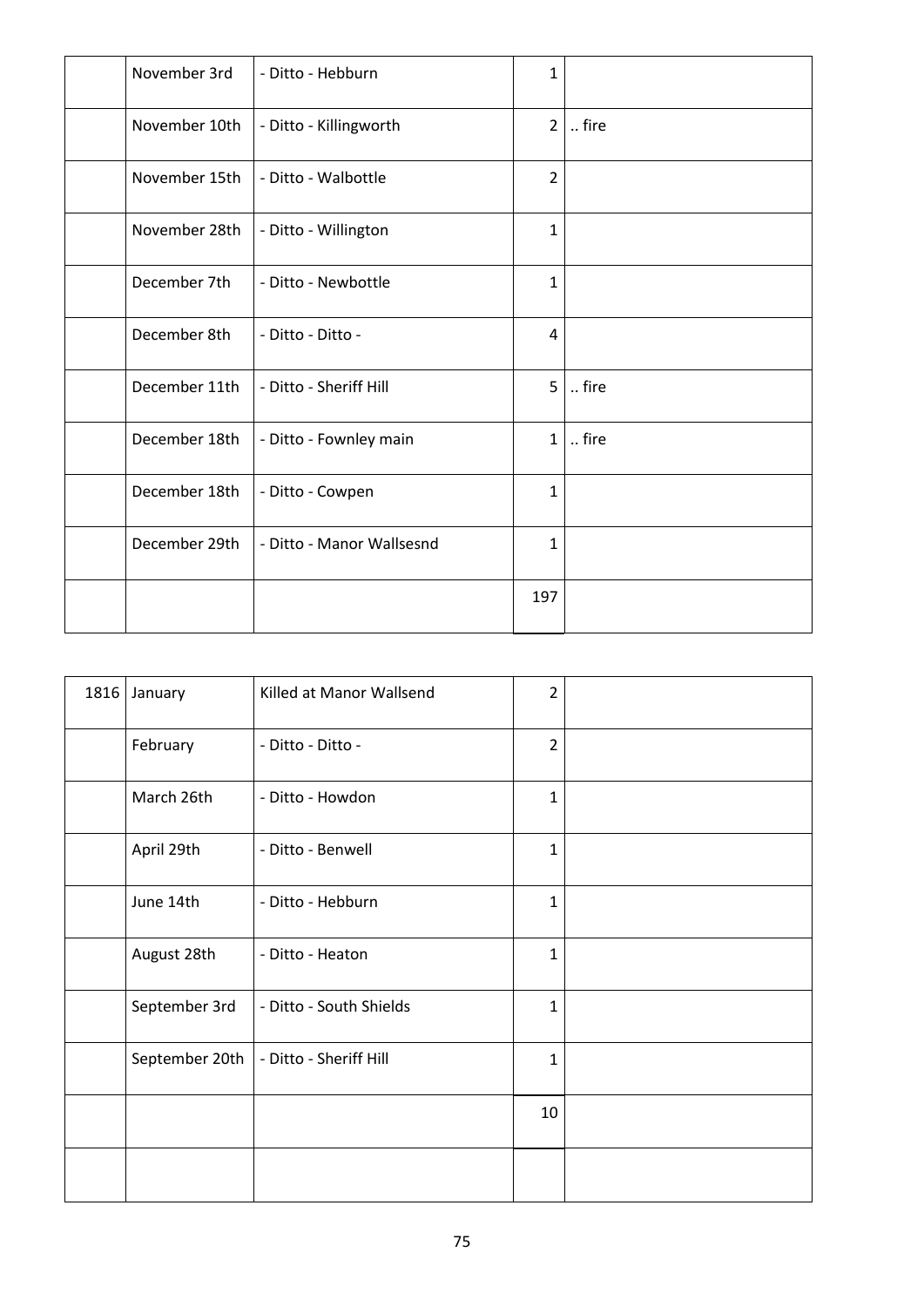| | | | | |
|---|---|---|---|---|
| | November 3rd | - Ditto - Hebburn | 1 | |
| | November 10th | - Ditto - Killingworth | 2 | .. fire |
| | November 15th | - Ditto - Walbottle | 2 | |
| | November 28th | - Ditto - Willington | 1 | |
| | December 7th | - Ditto - Newbottle | 1 | |
| | December 8th | - Ditto - Ditto - | 4 | |
| | December 11th | - Ditto - Sheriff Hill | 5 | .. fire |
| | December 18th | - Ditto - Fownley main | 1 | .. fire |
| | December 18th | - Ditto - Cowpen | 1 | |
| | December 29th | - Ditto - Manor Wallsesnd | 1 | |
| | | | 197 | |

| | | | | |
|---|---|---|---|---|
| 1816 | January | Killed at Manor Wallsend | 2 | |
| | February | - Ditto - Ditto - | 2 | |
| | March 26th | - Ditto - Howdon | 1 | |
| | April 29th | - Ditto - Benwell | 1 | |
| | June 14th | - Ditto - Hebburn | 1 | |
| | August 28th | - Ditto - Heaton | 1 | |
| | September 3rd | - Ditto - South Shields | 1 | |
| | September 20th | - Ditto - Sheriff Hill | 1 | |
| | | | 10 | |
| | | | | |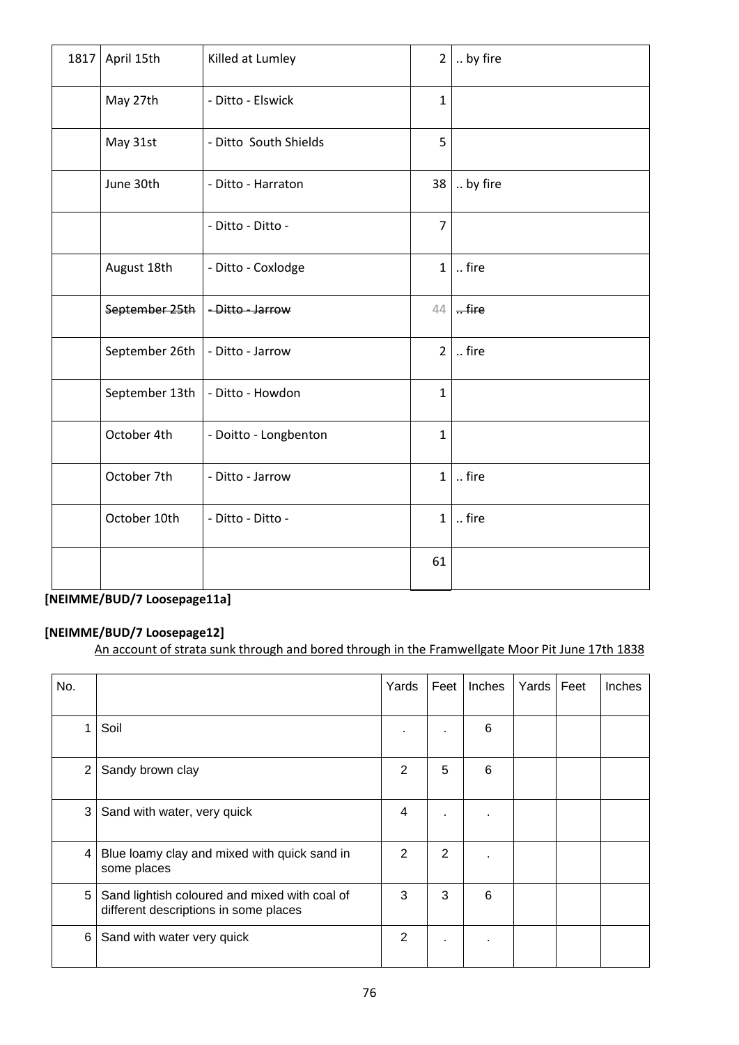| 1817 | April 15th | Killed at Lumley | 2 | .. by fire |
|---|---|---|---|---|
| | May 27th | - Ditto - Elswick | 1 | |
| | May 31st | - Ditto South Shields | 5 | |
| | June 30th | - Ditto - Harraton | 38 | .. by fire |
| | | - Ditto - Ditto - | 7 | |
| | August 18th | - Ditto - Coxlodge | 1 | .. fire |
| | ~~September 25th~~ | ~~- Ditto - Jarrow~~ | 44 | ~~.. fire~~ |
| | September 26th | - Ditto - Jarrow | 2 | .. fire |
| | September 13th | - Ditto - Howdon | 1 | |
| | October 4th | - Doitto - Longbenton | 1 | |
| | October 7th | - Ditto - Jarrow | 1 | .. fire |
| | October 10th | - Ditto - Ditto - | 1 | .. fire |
| | | | 61 | |

**[NEIMME/BUD/7 Loosepage11a]**

**[NEIMME/BUD/7 Loosepage12]**

An account of strata sunk through and bored through in the Framwellgate Moor Pit June 17th 1838

| No. | | Yards | Feet | Inches | Yards | Feet | Inches |
|---|---|---|---|---|---|---|---|
| 1 | Soil | . | . | 6 | | | |
| 2 | Sandy brown clay | 2 | 5 | 6 | | | |
| 3 | Sand with water, very quick | 4 | . | . | | | |
| 4 | Blue loamy clay and mixed with quick sand in some places | 2 | 2 | . | | | |
| 5 | Sand lightish coloured and mixed with coal of different descriptions in some places | 3 | 3 | 6 | | | |
| 6 | Sand with water very quick | 2 | . | . | | | |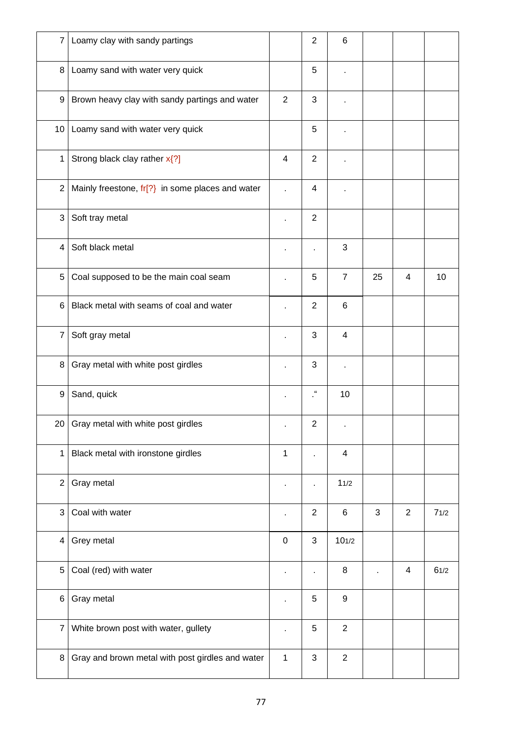| 7 | Loamy clay with sandy partings | | 2 | 6 | | | |
|---|---|---|---|---|---|---|---|
| 8 | Loamy sand with water very quick | | 5 | . | | | |
| 9 | Brown heavy clay with sandy partings and water | 2 | 3 | . | | | |
| 10 | Loamy sand with water very quick | | 5 | . | | | |
| 1 | Strong black clay rather x{?] | 4 | 2 | . | | | |
| 2 | Mainly freestone, fr[?} in some places and water | . | 4 | . | | | |
| 3 | Soft tray metal | . | 2 | | | | |
| 4 | Soft black metal | . | . | 3 | | | |
| 5 | Coal supposed to be the main coal seam | . | 5 | 7 | 25 | 4 | 10 |
| 6 | Black metal with seams of coal and water | . | 2 | 6 | | | |
| 7 | Soft gray metal | . | 3 | 4 | | | |
| 8 | Gray metal with white post girdles | . | 3 | . | | | |
| 9 | Sand, quick | . | ." | 10 | | | |
| 20 | Gray metal with white post girdles | . | 2 | . | | | |
| 1 | Black metal with ironstone girdles | 1 | . | 4 | | | |
| 2 | Gray metal | . | . | 11/2 | | | |
| 3 | Coal with water | . | 2 | 6 | 3 | 2 | 71/2 |
| 4 | Grey metal | 0 | 3 | 101/2 | | | |
| 5 | Coal (red) with water | . | . | 8 | . | 4 | 61/2 |
| 6 | Gray metal | . | 5 | 9 | | | |
| 7 | White brown post with water, gullety | . | 5 | 2 | | | |
| 8 | Gray and brown metal with post girdles and water | 1 | 3 | 2 | | | |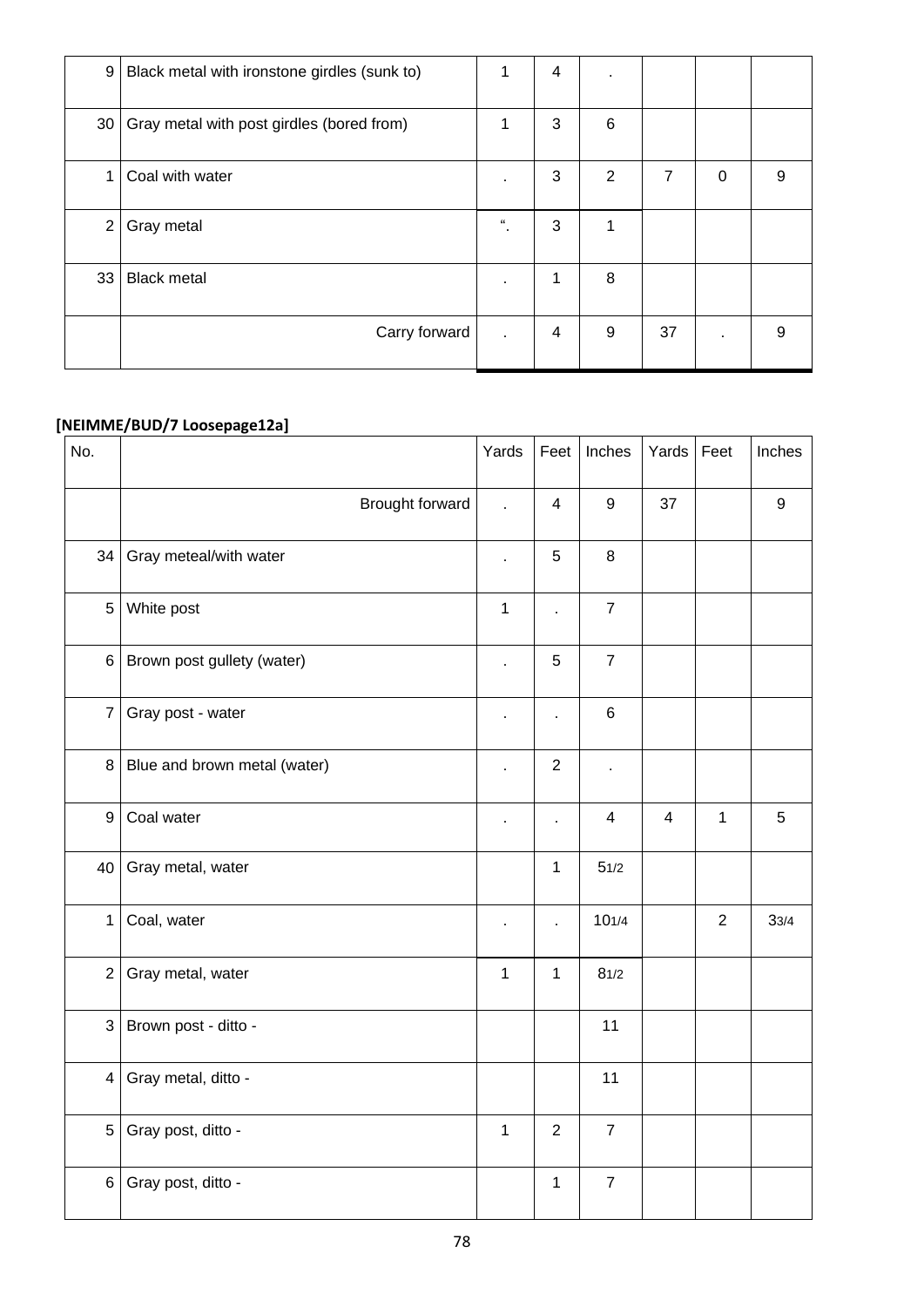| | | | | | | | |
|---|---|---|---|---|---|---|---|
| 9 | Black metal with ironstone girdles (sunk to) | 1 | 4 | . | | | |
| 30 | Gray metal with post girdles (bored from) | 1 | 3 | 6 | | | |
| 1 | Coal with water | . | 3 | 2 | 7 | 0 | 9 |
| 2 | Gray metal | “. | 3 | 1 | | | |
| 33 | Black metal | . | 1 | 8 | | | |
| | Carry forward | . | 4 | 9 | 37 | . | 9 |

**[NEIMME/BUD/7 Loosepage12a]**

| No. | | Yards | Feet | Inches | Yards | Feet | Inches |
|---|---|---|---|---|---|---|---|
| | Brought forward | . | 4 | 9 | 37 | | 9 |
| 34 | Gray meteal/with water | . | 5 | 8 | | | |
| 5 | White post | 1 | . | 7 | | | |
| 6 | Brown post gullety (water) | . | 5 | 7 | | | |
| 7 | Gray post - water | . | . | 6 | | | |
| 8 | Blue and brown metal (water) | . | 2 | . | | | |
| 9 | Coal water | . | . | 4 | 4 | 1 | 5 |
| 40 | Gray metal, water | | 1 | 5 1/2 | | | |
| 1 | Coal, water | . | . | 10 1/4 | | 2 | 3 3/4 |
| 2 | Gray metal, water | 1 | 1 | 8 1/2 | | | |
| 3 | Brown post - ditto - | | | 11 | | | |
| 4 | Gray metal, ditto - | | | 11 | | | |
| 5 | Gray post, ditto - | 1 | 2 | 7 | | | |
| 6 | Gray post, ditto - | | 1 | 7 | | | |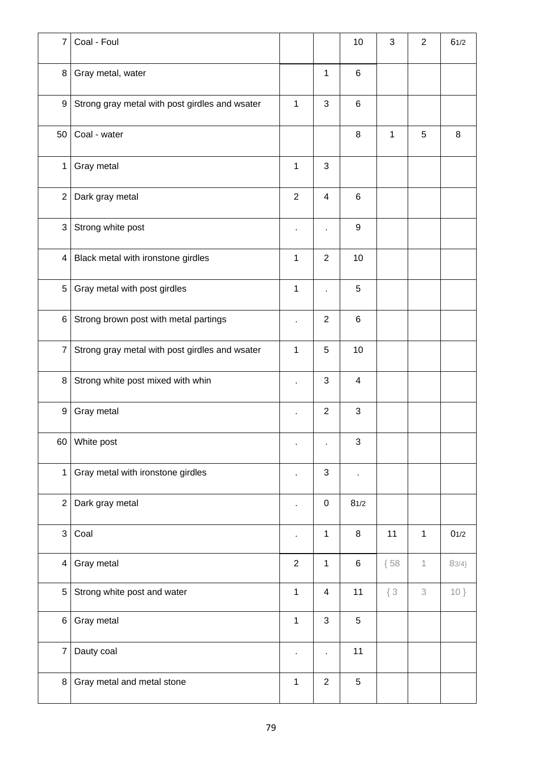| | | | | | | | |
|---|---|---|---|---|---|---|---|
| 7 | Coal - Foul | | | 10 | 3 | 2 | 6 1/2 |
| 8 | Gray metal, water | | 1 | 6 | | | |
| 9 | Strong gray metal with post girdles and wsater | 1 | 3 | 6 | | | |
| 50 | Coal - water | | | 8 | 1 | 5 | 8 |
| 1 | Gray metal | 1 | 3 | | | | |
| 2 | Dark gray metal | 2 | 4 | 6 | | | |
| 3 | Strong white post | . | . | 9 | | | |
| 4 | Black metal with ironstone girdles | 1 | 2 | 10 | | | |
| 5 | Gray metal with post girdles | 1 | . | 5 | | | |
| 6 | Strong brown post with metal partings | . | 2 | 6 | | | |
| 7 | Strong gray metal with post girdles and wsater | 1 | 5 | 10 | | | |
| 8 | Strong white post mixed with whin | . | 3 | 4 | | | |
| 9 | Gray metal | . | 2 | 3 | | | |
| 60 | White post | . | . | 3 | | | |
| 1 | Gray metal with ironstone girdles | . | 3 | . | | | |
| 2 | Dark gray metal | . | 0 | 8 1/2 | | | |
| 3 | Coal | . | 1 | 8 | 11 | 1 | 0 1/2 |
| 4 | Gray metal | 2 | 1 | 6 | { 58 | 1 | 8 3/4} |
| 5 | Strong white post and water | 1 | 4 | 11 | { 3 | 3 | 10 } |
| 6 | Gray metal | 1 | 3 | 5 | | | |
| 7 | Dauty coal | . | . | 11 | | | |
| 8 | Gray metal and metal stone | 1 | 2 | 5 | | | |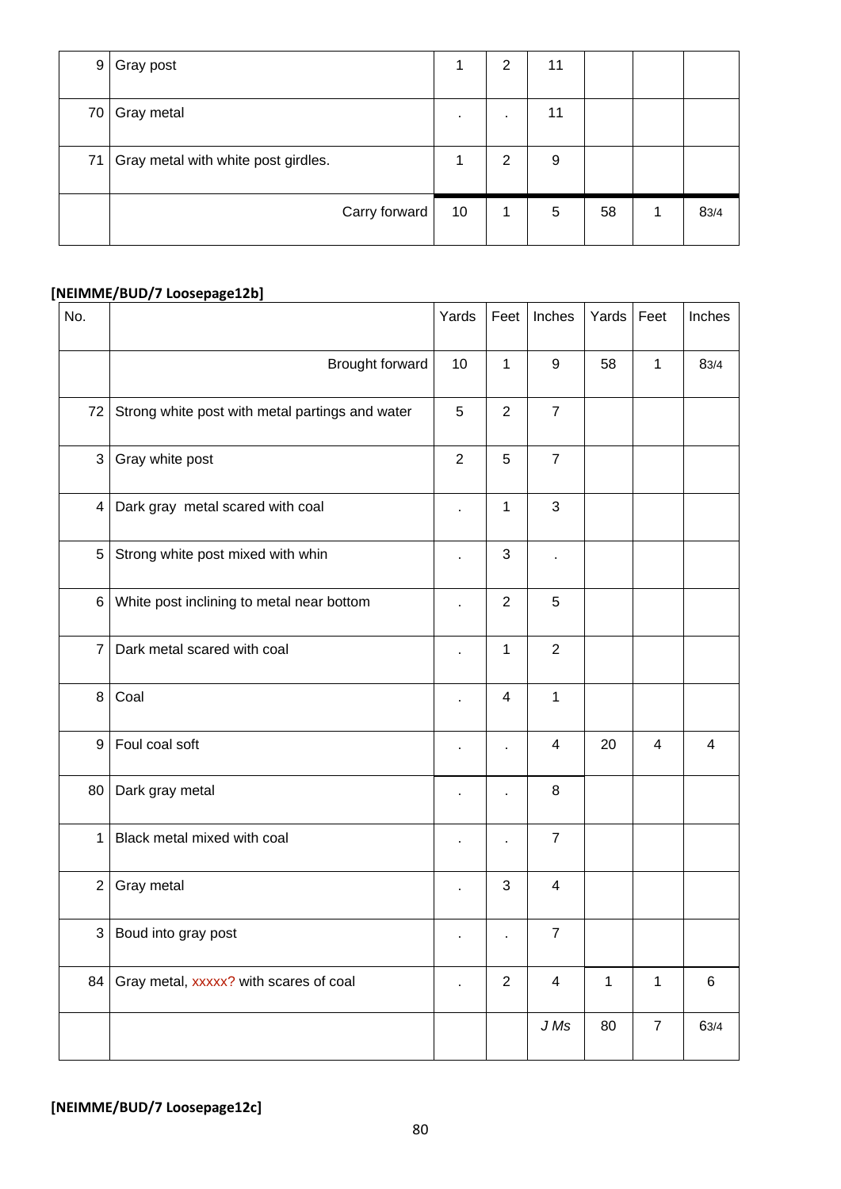| | | | | | | | |
|---|---|---|---|---|---|---|---|
| 9 | Gray post | 1 | 2 | 11 | | | |
| 70 | Gray metal | . | . | 11 | | | |
| 71 | Gray metal with white post girdles. | 1 | 2 | 9 | | | |
| | Carry forward | 10 | 1 | 5 | 58 | 1 | 8 3/4 |

**[NEIMME/BUD/7 Loosepage12b]**

| No. | | Yards | Feet | Inches | Yards | Feet | Inches |
|---|---|---|---|---|---|---|---|
| | Brought forward | 10 | 1 | 9 | 58 | 1 | 8 3/4 |
| 72 | Strong white post with metal partings and water | 5 | 2 | 7 | | | |
| 3 | Gray white post | 2 | 5 | 7 | | | |
| 4 | Dark gray metal scared with coal | . | 1 | 3 | | | |
| 5 | Strong white post mixed with whin | . | 3 | . | | | |
| 6 | White post inclining to metal near bottom | . | 2 | 5 | | | |
| 7 | Dark metal scared with coal | . | 1 | 2 | | | |
| 8 | Coal | . | 4 | 1 | | | |
| 9 | Foul coal soft | . | . | 4 | 20 | 4 | 4 |
| 80 | Dark gray metal | . | . | 8 | | | |
| 1 | Black metal mixed with coal | . | . | 7 | | | |
| 2 | Gray metal | . | 3 | 4 | | | |
| 3 | Boud into gray post | . | . | 7 | | | |
| 84 | Gray metal, xxxxx? with scares of coal | . | 2 | 4 | 1 | 1 | 6 |
| | | | | *J Ms* | 80 | 7 | 6 3/4 |

**[NEIMME/BUD/7 Loosepage12c]**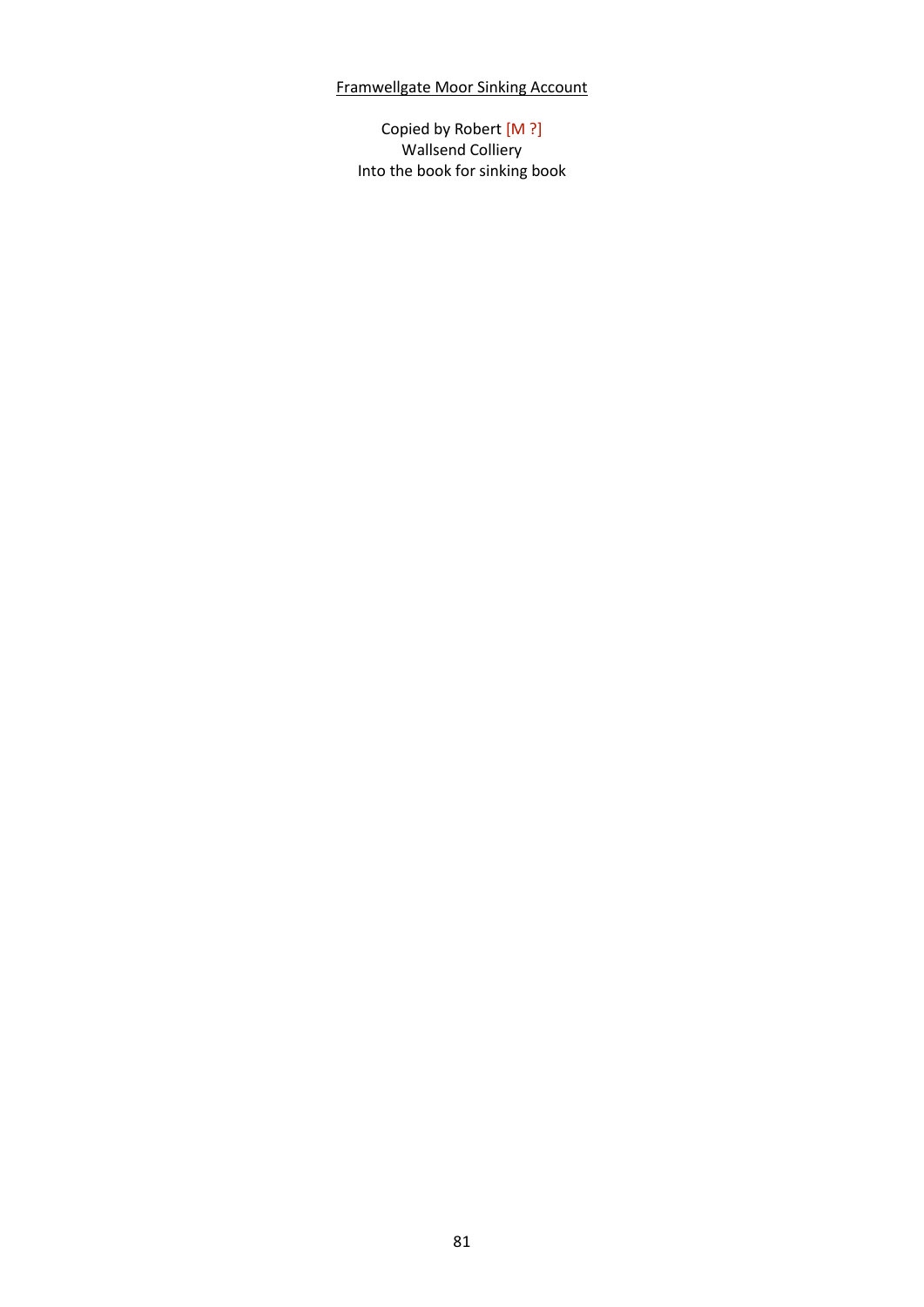Framwellgate Moor Sinking Account

Copied by Robert [M ?]
Wallsend Colliery
Into the book for sinking book